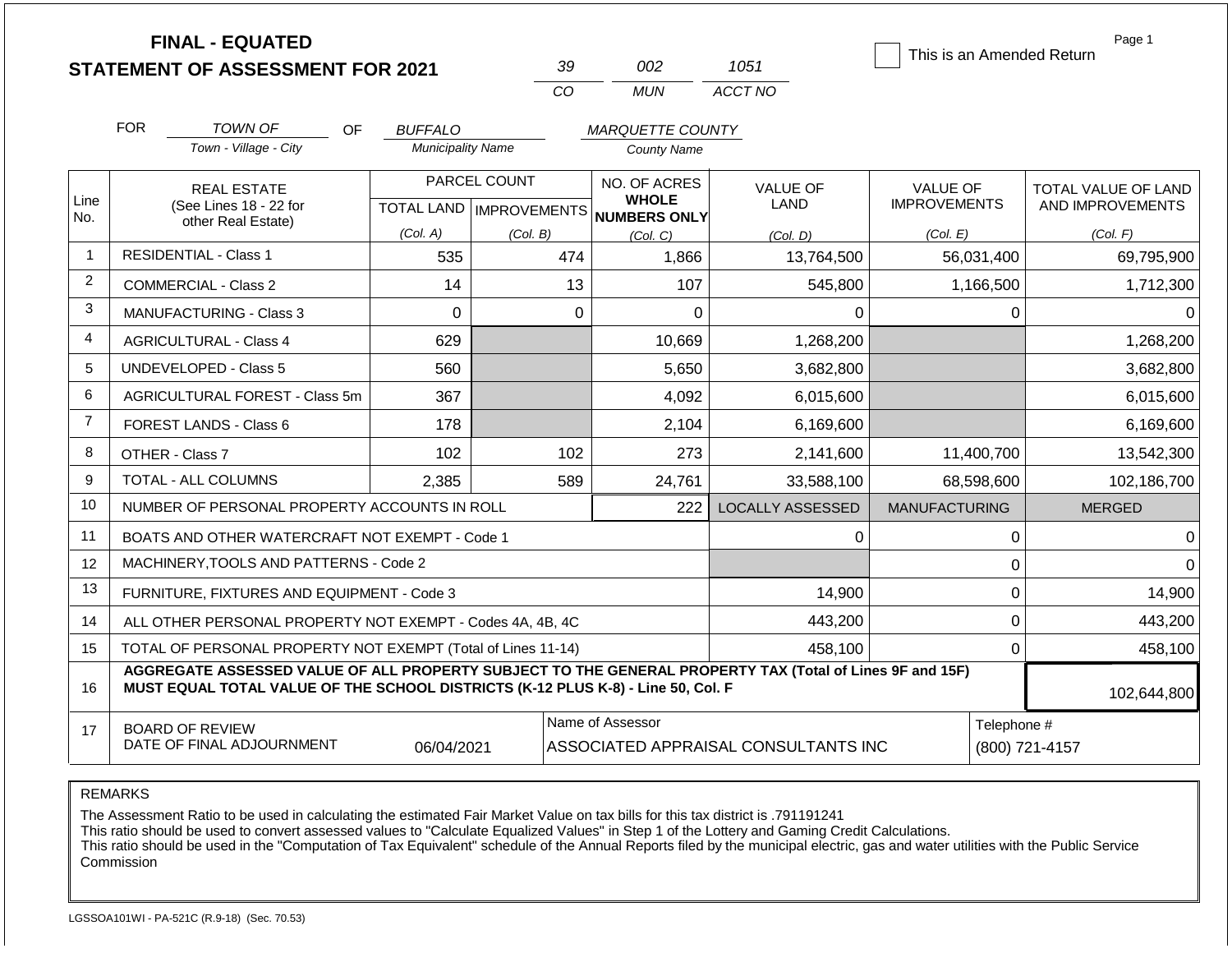# FINAL - EQUATED STATEMENT OF ASSESSMENT FOR 2021

| 39 | 002 | 1051 |
|---|---|---|
| CO | MUN | ACCT NO |

☐ This is an Amended Return

FOR *TOWN OF* (Town - Village - City) OF *BUFFALO* (Municipality Name) *MARQUETTE COUNTY* (County Name)

| Line No. | REAL ESTATE (See Lines 18 - 22 for other Real Estate) | PARCEL COUNT TOTAL LAND (Col. A) | PARCEL COUNT IMPROVEMENTS (Col. B) | NO. OF ACRES WHOLE NUMBERS ONLY (Col. C) | VALUE OF LAND (Col. D) | VALUE OF IMPROVEMENTS (Col. E) | TOTAL VALUE OF LAND AND IMPROVEMENTS (Col. F) |
|---|---|---|---|---|---|---|---|
| 1 | RESIDENTIAL - Class 1 | 535 | 474 | 1,866 | 13,764,500 | 56,031,400 | 69,795,900 |
| 2 | COMMERCIAL - Class 2 | 14 | 13 | 107 | 545,800 | 1,166,500 | 1,712,300 |
| 3 | MANUFACTURING - Class 3 | 0 | 0 | 0 | 0 | 0 | 0 |
| 4 | AGRICULTURAL - Class 4 | 629 | | 10,669 | 1,268,200 | | 1,268,200 |
| 5 | UNDEVELOPED - Class 5 | 560 | | 5,650 | 3,682,800 | | 3,682,800 |
| 6 | AGRICULTURAL FOREST - Class 5m | 367 | | 4,092 | 6,015,600 | | 6,015,600 |
| 7 | FOREST LANDS - Class 6 | 178 | | 2,104 | 6,169,600 | | 6,169,600 |
| 8 | OTHER - Class 7 | 102 | 102 | 273 | 2,141,600 | 11,400,700 | 13,542,300 |
| 9 | TOTAL - ALL COLUMNS | 2,385 | 589 | 24,761 | 33,588,100 | 68,598,600 | 102,186,700 |
| 10 | NUMBER OF PERSONAL PROPERTY ACCOUNTS IN ROLL | | | 222 | LOCALLY ASSESSED | MANUFACTURING | MERGED |
| 11 | BOATS AND OTHER WATERCRAFT NOT EXEMPT - Code 1 | | | | 0 | 0 | 0 |
| 12 | MACHINERY,TOOLS AND PATTERNS - Code 2 | | | | | 0 | 0 |
| 13 | FURNITURE, FIXTURES AND EQUIPMENT - Code 3 | | | | 14,900 | 0 | 14,900 |
| 14 | ALL OTHER PERSONAL PROPERTY NOT EXEMPT - Codes 4A, 4B, 4C | | | | 443,200 | 0 | 443,200 |
| 15 | TOTAL OF PERSONAL PROPERTY NOT EXEMPT (Total of Lines 11-14) | | | | 458,100 | 0 | 458,100 |
| 16 | **AGGREGATE ASSESSED VALUE OF ALL PROPERTY SUBJECT TO THE GENERAL PROPERTY TAX (Total of Lines 9F and 15F) MUST EQUAL TOTAL VALUE OF THE SCHOOL DISTRICTS (K-12 PLUS K-8) - Line 50, Col. F** | | | | | | 102,644,800 |
| 17 | BOARD OF REVIEW DATE OF FINAL ADJOURNMENT | 06/04/2021 | | Name of Assessor: ASSOCIATED APPRAISAL CONSULTANTS INC | | Telephone #: (800) 721-4157 | |

REMARKS

The Assessment Ratio to be used in calculating the estimated Fair Market Value on tax bills for this tax district is .791191241
This ratio should be used to convert assessed values to "Calculate Equalized Values" in Step 1 of the Lottery and Gaming Credit Calculations.
This ratio should be used in the "Computation of Tax Equivalent" schedule of the Annual Reports filed by the municipal electric, gas and water utilities with the Public Service Commission

LGSSOA101WI - PA-521C (R.9-18) (Sec. 70.53)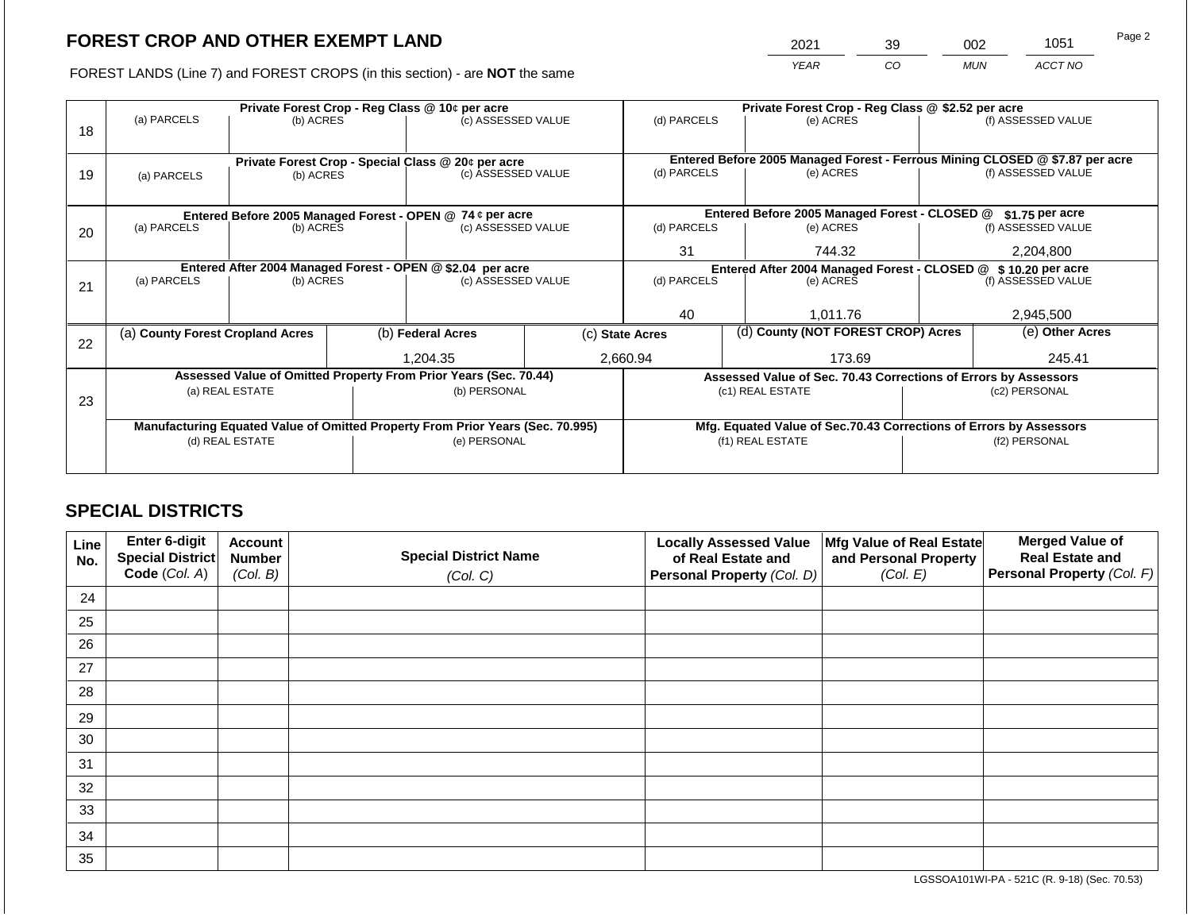# FOREST CROP AND OTHER EXEMPT LAND

FOREST LANDS (Line 7) and FOREST CROPS (in this section) - are **NOT** the same

| 2021 | 39 | 002 | 1051 |
|---|---|---|---|
| YEAR | CO | MUN | ACCT NO |

| Line | Private Forest Crop - Reg Class @ 10¢ per acre | | | Private Forest Crop - Reg Class @ $2.52 per acre | | |
|---|---|---|---|---|---|---|
| 18 | (a) PARCELS | (b) ACRES | (c) ASSESSED VALUE | (d) PARCELS | (e) ACRES | (f) ASSESSED VALUE |
| | | | | | | |
| | **Private Forest Crop - Special Class @ 20¢ per acre** | | | **Entered Before 2005 Managed Forest - Ferrous Mining CLOSED @ $7.87 per acre** | | |
| 19 | (a) PARCELS | (b) ACRES | (c) ASSESSED VALUE | (d) PARCELS | (e) ACRES | (f) ASSESSED VALUE |
| | | | | | | |
| | **Entered Before 2005 Managed Forest - OPEN @ 74 ¢ per acre** | | | **Entered Before 2005 Managed Forest - CLOSED @ $1.75 per acre** | | |
| 20 | (a) PARCELS | (b) ACRES | (c) ASSESSED VALUE | (d) PARCELS | (e) ACRES | (f) ASSESSED VALUE |
| | | | | 31 | 744.32 | 2,204,800 |
| | **Entered After 2004 Managed Forest - OPEN @ $2.04 per acre** | | | **Entered After 2004 Managed Forest - CLOSED @ $ 10.20 per acre** | | |
| 21 | (a) PARCELS | (b) ACRES | (c) ASSESSED VALUE | (d) PARCELS | (e) ACRES | (f) ASSESSED VALUE |
| | | | | 40 | 1,011.76 | 2,945,500 |

| Line | (a) County Forest Cropland Acres | (b) Federal Acres | (c) State Acres | (d) County (NOT FOREST CROP) Acres | (e) Other Acres |
|---|---|---|---|---|---|
| 22 | | 1,204.35 | 2,660.94 | 173.69 | 245.41 |

| Line | Assessed Value of Omitted Property From Prior Years (Sec. 70.44) | | Assessed Value of Sec. 70.43 Corrections of Errors by Assessors | |
|---|---|---|---|---|
| 23 | (a) REAL ESTATE | (b) PERSONAL | (c1) REAL ESTATE | (c2) PERSONAL |
| | | | | |
| | **Manufacturing Equated Value of Omitted Property From Prior Years (Sec. 70.995)** | | **Mfg. Equated Value of Sec.70.43 Corrections of Errors by Assessors** | |
| | (d) REAL ESTATE | (e) PERSONAL | (f1) REAL ESTATE | (f2) PERSONAL |
| | | | | |

## SPECIAL DISTRICTS

| Line No. | Enter 6-digit Special District Code (Col. A) | Account Number (Col. B) | Special District Name (Col. C) | Locally Assessed Value of Real Estate and Personal Property (Col. D) | Mfg Value of Real Estate and Personal Property (Col. E) | Merged Value of Real Estate and Personal Property (Col. F) |
|---|---|---|---|---|---|---|
| 24 | | | | | | |
| 25 | | | | | | |
| 26 | | | | | | |
| 27 | | | | | | |
| 28 | | | | | | |
| 29 | | | | | | |
| 30 | | | | | | |
| 31 | | | | | | |
| 32 | | | | | | |
| 33 | | | | | | |
| 34 | | | | | | |
| 35 | | | | | | |

LGSSOA101WI-PA - 521C (R. 9-18) (Sec. 70.53)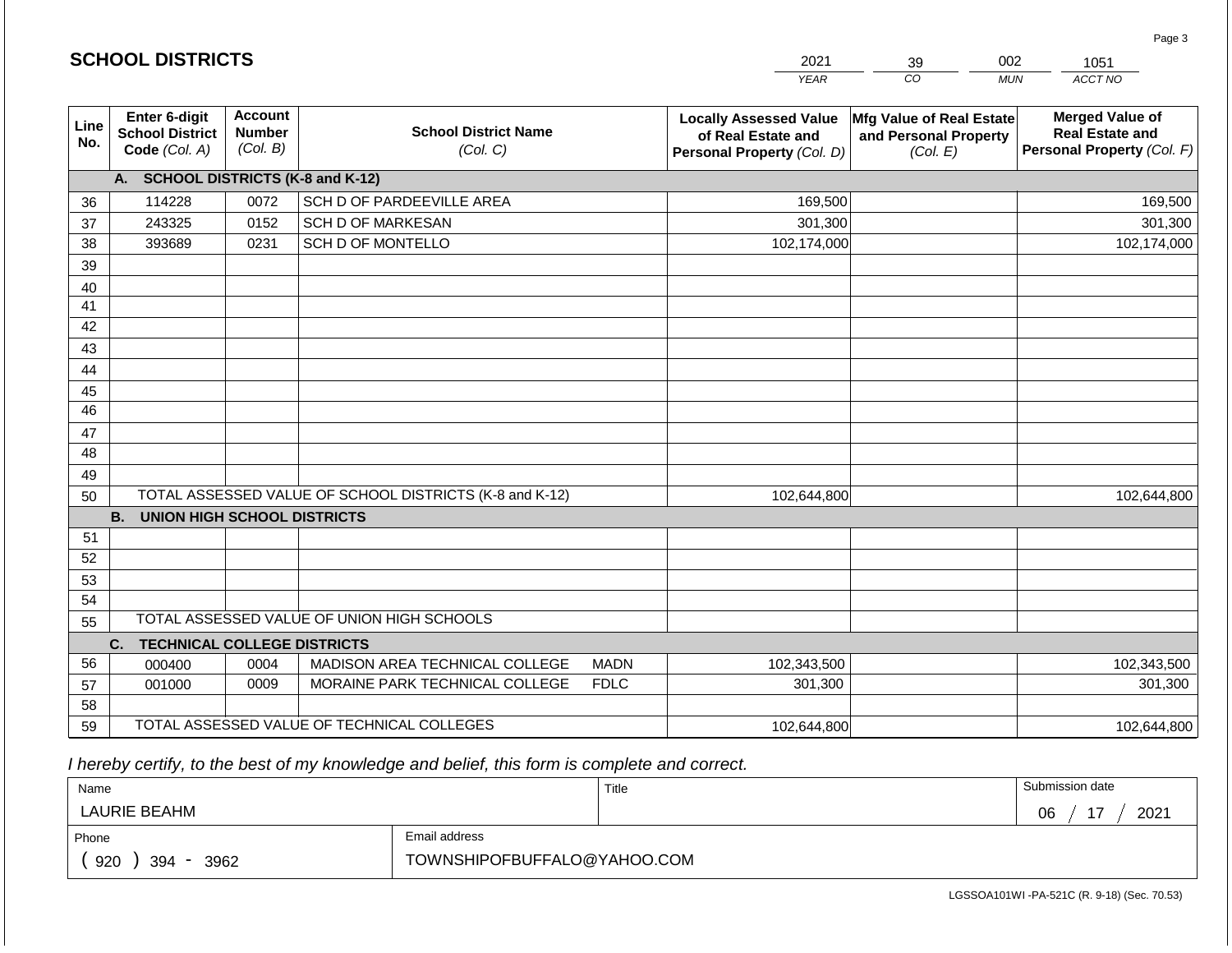## SCHOOL DISTRICTS

| 2021 | 39 | 002 | 1051 |
|---|---|---|---|
| YEAR | CO | MUN | ACCT NO |

| Line No. | Enter 6-digit School District Code (Col. A) | Account Number (Col. B) | School District Name (Col. C) | Locally Assessed Value of Real Estate and Personal Property (Col. D) | Mfg Value of Real Estate and Personal Property (Col. E) | Merged Value of Real Estate and Personal Property (Col. F) |
|---|---|---|---|---|---|---|
| | **A. SCHOOL DISTRICTS (K-8 and K-12)** | | | | | |
| 36 | 114228 | 0072 | SCH D OF PARDEEVILLE AREA | 169,500 | | 169,500 |
| 37 | 243325 | 0152 | SCH D OF MARKESAN | 301,300 | | 301,300 |
| 38 | 393689 | 0231 | SCH D OF MONTELLO | 102,174,000 | | 102,174,000 |
| 39 | | | | | | |
| 40 | | | | | | |
| 41 | | | | | | |
| 42 | | | | | | |
| 43 | | | | | | |
| 44 | | | | | | |
| 45 | | | | | | |
| 46 | | | | | | |
| 47 | | | | | | |
| 48 | | | | | | |
| 49 | | | | | | |
| 50 | TOTAL ASSESSED VALUE OF SCHOOL DISTRICTS (K-8 and K-12) | | | 102,644,800 | | 102,644,800 |
| | **B. UNION HIGH SCHOOL DISTRICTS** | | | | | |
| 51 | | | | | | |
| 52 | | | | | | |
| 53 | | | | | | |
| 54 | | | | | | |
| 55 | TOTAL ASSESSED VALUE OF UNION HIGH SCHOOLS | | | | | |
| | **C. TECHNICAL COLLEGE DISTRICTS** | | | | | |
| 56 | 000400 | 0004 | MADISON AREA TECHNICAL COLLEGE MADN | 102,343,500 | | 102,343,500 |
| 57 | 001000 | 0009 | MORAINE PARK TECHNICAL COLLEGE FDLC | 301,300 | | 301,300 |
| 58 | | | | | | |
| 59 | TOTAL ASSESSED VALUE OF TECHNICAL COLLEGES | | | 102,644,800 | | 102,644,800 |

*I hereby certify, to the best of my knowledge and belief, this form is complete and correct.*

| Name | Title | Submission date |
|---|---|---|
| LAURIE BEAHM | | 06 / 17 / 2021 |
| Phone | Email address | |
| ( 920 ) 394 - 3962 | TOWNSHIPOFBUFFALO@YAHOO.COM | |

LGSSOA101WI -PA-521C (R. 9-18) (Sec. 70.53)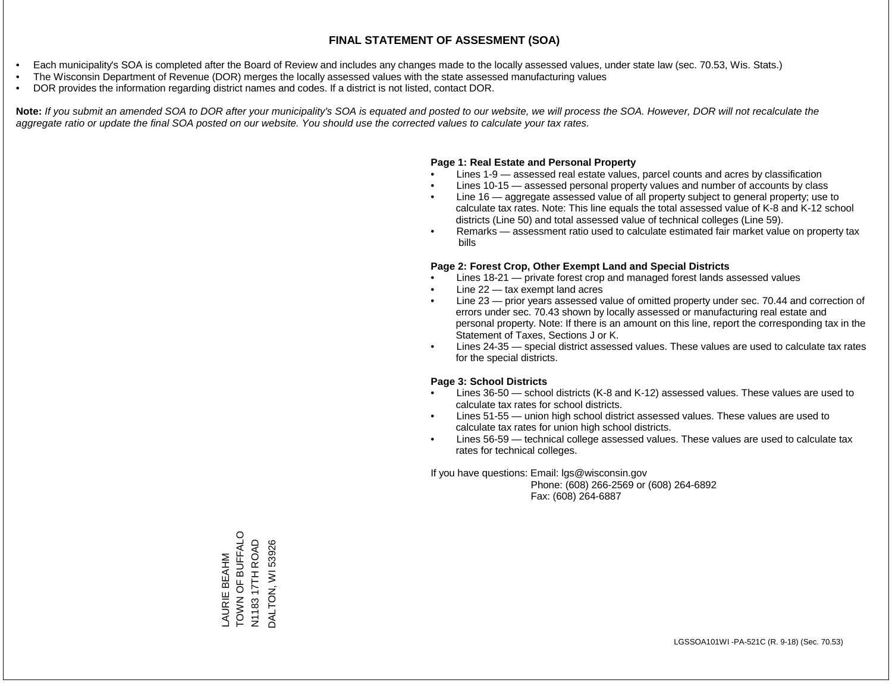# FINAL STATEMENT OF ASSESMENT (SOA)

- Each municipality's SOA is completed after the Board of Review and includes any changes made to the locally assessed values, under state law (sec. 70.53, Wis. Stats.)
- The Wisconsin Department of Revenue (DOR) merges the locally assessed values with the state assessed manufacturing values
- DOR provides the information regarding district names and codes. If a district is not listed, contact DOR.

**Note:** *If you submit an amended SOA to DOR after your municipality's SOA is equated and posted to our website, we will process the SOA. However, DOR will not recalculate the aggregate ratio or update the final SOA posted on our website. You should use the corrected values to calculate your tax rates.*

**Page 1: Real Estate and Personal Property**

- Lines 1-9 — assessed real estate values, parcel counts and acres by classification
- Lines 10-15 — assessed personal property values and number of accounts by class
- Line 16 — aggregate assessed value of all property subject to general property; use to calculate tax rates. Note: This line equals the total assessed value of K-8 and K-12 school districts (Line 50) and total assessed value of technical colleges (Line 59).
- Remarks — assessment ratio used to calculate estimated fair market value on property tax bills

**Page 2: Forest Crop, Other Exempt Land and Special Districts**

- Lines 18-21 — private forest crop and managed forest lands assessed values
- Line 22 — tax exempt land acres
- Line 23 — prior years assessed value of omitted property under sec. 70.44 and correction of errors under sec. 70.43 shown by locally assessed or manufacturing real estate and personal property. Note: If there is an amount on this line, report the corresponding tax in the Statement of Taxes, Sections J or K.
- Lines 24-35 — special district assessed values. These values are used to calculate tax rates for the special districts.

**Page 3: School Districts**

- Lines 36-50 — school districts (K-8 and K-12) assessed values. These values are used to calculate tax rates for school districts.
- Lines 51-55 — union high school district assessed values. These values are used to calculate tax rates for union high school districts.
- Lines 56-59 — technical college assessed values. These values are used to calculate tax rates for technical colleges.

If you have questions: Email: lgs@wisconsin.gov
Phone: (608) 266-2569 or (608) 264-6892
Fax: (608) 264-6887

LAURIE BEAHM
TOWN OF BUFFALO
N1183 17TH ROAD
DALTON, WI 53926

LGSSOA101WI -PA-521C (R. 9-18) (Sec. 70.53)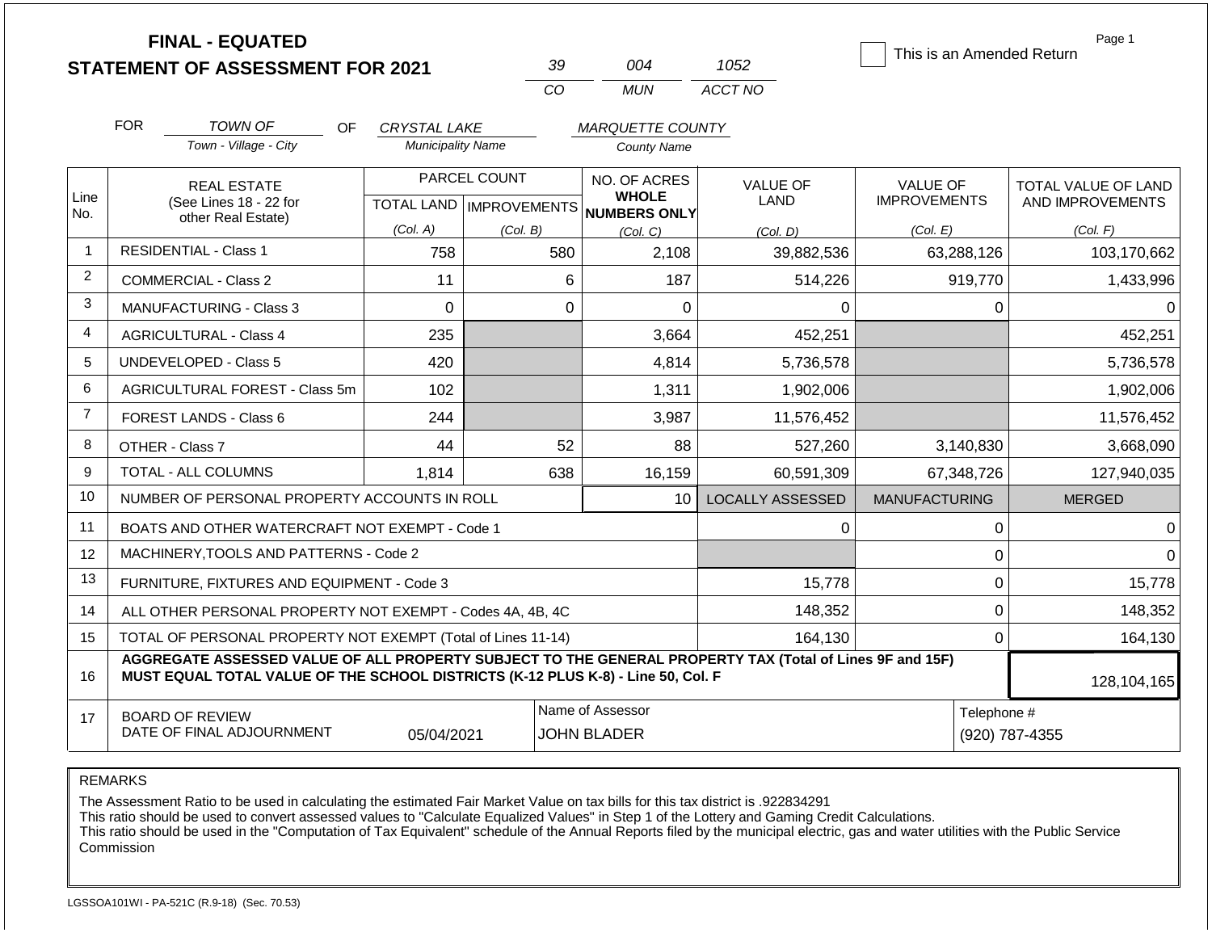# FINAL - EQUATED
# STATEMENT OF ASSESSMENT FOR 2021

| 39 | 004 | 1052 |
|---|---|---|
| CO | MUN | ACCT NO |

☐ This is an Amended Return

Page 1

FOR *TOWN OF* (Town - Village - City) OF *CRYSTAL LAKE* (Municipality Name) *MARQUETTE COUNTY* (County Name)

| Line No. | REAL ESTATE (See Lines 18 - 22 for other Real Estate) | PARCEL COUNT TOTAL LAND (Col. A) | PARCEL COUNT IMPROVEMENTS (Col. B) | NO. OF ACRES WHOLE NUMBERS ONLY (Col. C) | VALUE OF LAND (Col. D) | VALUE OF IMPROVEMENTS (Col. E) | TOTAL VALUE OF LAND AND IMPROVEMENTS (Col. F) |
|---|---|---|---|---|---|---|---|
| 1 | RESIDENTIAL - Class 1 | 758 | 580 | 2,108 | 39,882,536 | 63,288,126 | 103,170,662 |
| 2 | COMMERCIAL - Class 2 | 11 | 6 | 187 | 514,226 | 919,770 | 1,433,996 |
| 3 | MANUFACTURING - Class 3 | 0 | 0 | 0 | 0 | 0 | 0 |
| 4 | AGRICULTURAL - Class 4 | 235 | | 3,664 | 452,251 | | 452,251 |
| 5 | UNDEVELOPED - Class 5 | 420 | | 4,814 | 5,736,578 | | 5,736,578 |
| 6 | AGRICULTURAL FOREST - Class 5m | 102 | | 1,311 | 1,902,006 | | 1,902,006 |
| 7 | FOREST LANDS - Class 6 | 244 | | 3,987 | 11,576,452 | | 11,576,452 |
| 8 | OTHER - Class 7 | 44 | 52 | 88 | 527,260 | 3,140,830 | 3,668,090 |
| 9 | TOTAL - ALL COLUMNS | 1,814 | 638 | 16,159 | 60,591,309 | 67,348,726 | 127,940,035 |
| 10 | NUMBER OF PERSONAL PROPERTY ACCOUNTS IN ROLL | | | 10 | LOCALLY ASSESSED | MANUFACTURING | MERGED |
| 11 | BOATS AND OTHER WATERCRAFT NOT EXEMPT - Code 1 | | | | 0 | 0 | 0 |
| 12 | MACHINERY,TOOLS AND PATTERNS - Code 2 | | | | | 0 | 0 |
| 13 | FURNITURE, FIXTURES AND EQUIPMENT - Code 3 | | | | 15,778 | 0 | 15,778 |
| 14 | ALL OTHER PERSONAL PROPERTY NOT EXEMPT - Codes 4A, 4B, 4C | | | | 148,352 | 0 | 148,352 |
| 15 | TOTAL OF PERSONAL PROPERTY NOT EXEMPT (Total of Lines 11-14) | | | | 164,130 | 0 | 164,130 |
| 16 | **AGGREGATE ASSESSED VALUE OF ALL PROPERTY SUBJECT TO THE GENERAL PROPERTY TAX (Total of Lines 9F and 15F) MUST EQUAL TOTAL VALUE OF THE SCHOOL DISTRICTS (K-12 PLUS K-8) - Line 50, Col. F** | | | | | | 128,104,165 |
| 17 | BOARD OF REVIEW DATE OF FINAL ADJOURNMENT | 05/04/2021 | | Name of Assessor: JOHN BLADER | | Telephone #: (920) 787-4355 | |

REMARKS

The Assessment Ratio to be used in calculating the estimated Fair Market Value on tax bills for this tax district is .922834291
This ratio should be used to convert assessed values to "Calculate Equalized Values" in Step 1 of the Lottery and Gaming Credit Calculations.
This ratio should be used in the "Computation of Tax Equivalent" schedule of the Annual Reports filed by the municipal electric, gas and water utilities with the Public Service Commission

LGSSOA101WI - PA-521C (R.9-18) (Sec. 70.53)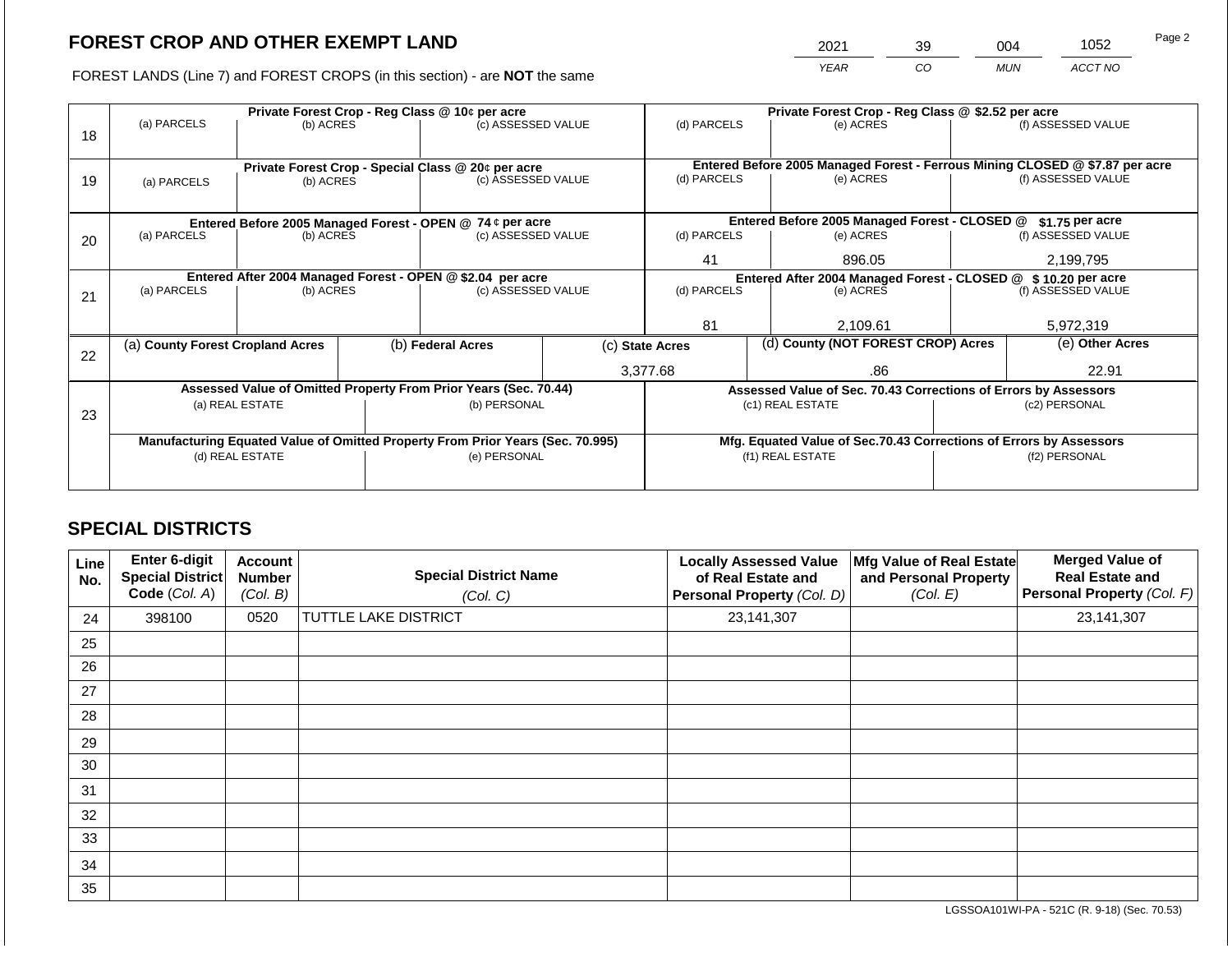# FOREST CROP AND OTHER EXEMPT LAND

FOREST LANDS (Line 7) and FOREST CROPS (in this section) - are **NOT** the same

| YEAR | CO | MUN | ACCT NO |
|---|---|---|---|
| 2021 | 39 | 004 | 1052 |

| Line | Private Forest Crop - Reg Class @ 10¢ per acre | | | Private Forest Crop - Reg Class @ $2.52 per acre | | |
|---|---|---|---|---|---|---|
| 18 | (a) PARCELS | (b) ACRES | (c) ASSESSED VALUE | (d) PARCELS | (e) ACRES | (f) ASSESSED VALUE |
| | | | | | | |
| | **Private Forest Crop - Special Class @ 20¢ per acre** | | | **Entered Before 2005 Managed Forest - Ferrous Mining CLOSED @ $7.87 per acre** | | |
| 19 | (a) PARCELS | (b) ACRES | (c) ASSESSED VALUE | (d) PARCELS | (e) ACRES | (f) ASSESSED VALUE |
| | | | | | | |
| | **Entered Before 2005 Managed Forest - OPEN @ 74 ¢ per acre** | | | **Entered Before 2005 Managed Forest - CLOSED @ $1.75 per acre** | | |
| 20 | (a) PARCELS | (b) ACRES | (c) ASSESSED VALUE | (d) PARCELS | (e) ACRES | (f) ASSESSED VALUE |
| | | | | 41 | 896.05 | 2,199,795 |
| | **Entered After 2004 Managed Forest - OPEN @ $2.04 per acre** | | | **Entered After 2004 Managed Forest - CLOSED @ $ 10.20 per acre** | | |
| 21 | (a) PARCELS | (b) ACRES | (c) ASSESSED VALUE | (d) PARCELS | (e) ACRES | (f) ASSESSED VALUE |
| | | | | 81 | 2,109.61 | 5,972,319 |

| Line | (a) County Forest Cropland Acres | (b) Federal Acres | (c) State Acres | (d) County (NOT FOREST CROP) Acres | (e) Other Acres |
|---|---|---|---|---|---|
| 22 | | | 3,377.68 | .86 | 22.91 |

| Line | Assessed Value of Omitted Property From Prior Years (Sec. 70.44) | | Assessed Value of Sec. 70.43 Corrections of Errors by Assessors | |
|---|---|---|---|---|
| 23 | (a) REAL ESTATE | (b) PERSONAL | (c1) REAL ESTATE | (c2) PERSONAL |
| | | | | |
| | **Manufacturing Equated Value of Omitted Property From Prior Years (Sec. 70.995)** | | **Mfg. Equated Value of Sec.70.43 Corrections of Errors by Assessors** | |
| | (d) REAL ESTATE | (e) PERSONAL | (f1) REAL ESTATE | (f2) PERSONAL |
| | | | | |

## SPECIAL DISTRICTS

| Line No. | Enter 6-digit Special District Code (Col. A) | Account Number (Col. B) | Special District Name (Col. C) | Locally Assessed Value of Real Estate and Personal Property (Col. D) | Mfg Value of Real Estate and Personal Property (Col. E) | Merged Value of Real Estate and Personal Property (Col. F) |
|---|---|---|---|---|---|---|
| 24 | 398100 | 0520 | TUTTLE LAKE DISTRICT | 23,141,307 | | 23,141,307 |
| 25 | | | | | | |
| 26 | | | | | | |
| 27 | | | | | | |
| 28 | | | | | | |
| 29 | | | | | | |
| 30 | | | | | | |
| 31 | | | | | | |
| 32 | | | | | | |
| 33 | | | | | | |
| 34 | | | | | | |
| 35 | | | | | | |

LGSSOA101WI-PA - 521C (R. 9-18) (Sec. 70.53)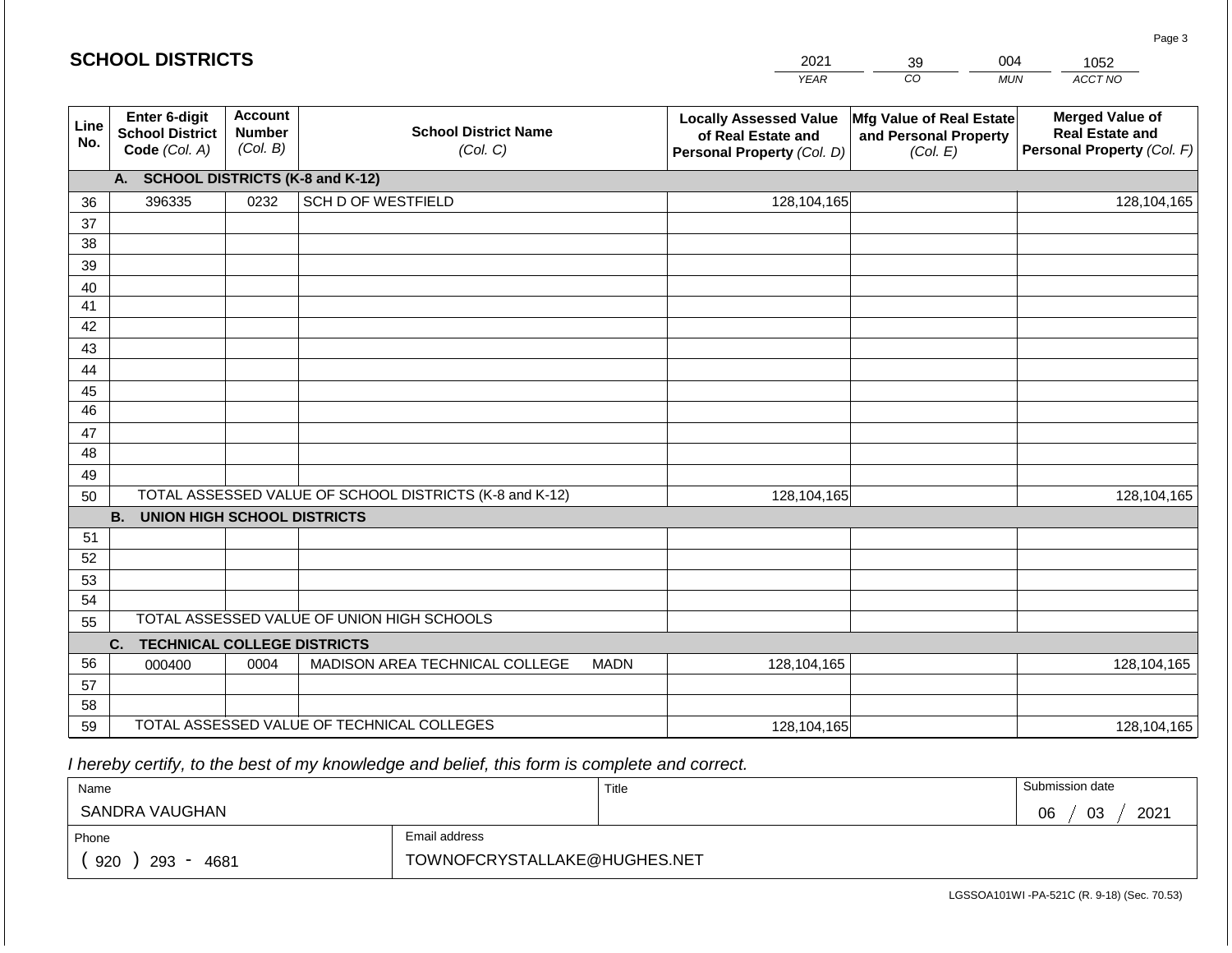## SCHOOL DISTRICTS

| 2021 | 39 | 004 | 1052 |
|---|---|---|---|
| YEAR | CO | MUN | ACCT NO |

| Line No. | Enter 6-digit School District Code (Col. A) | Account Number (Col. B) | School District Name (Col. C) | Locally Assessed Value of Real Estate and Personal Property (Col. D) | Mfg Value of Real Estate and Personal Property (Col. E) | Merged Value of Real Estate and Personal Property (Col. F) |
|---|---|---|---|---|---|---|
| | **A. SCHOOL DISTRICTS (K-8 and K-12)** | | | | | |
| 36 | 396335 | 0232 | SCH D OF WESTFIELD | 128,104,165 | | 128,104,165 |
| 37 | | | | | | |
| 38 | | | | | | |
| 39 | | | | | | |
| 40 | | | | | | |
| 41 | | | | | | |
| 42 | | | | | | |
| 43 | | | | | | |
| 44 | | | | | | |
| 45 | | | | | | |
| 46 | | | | | | |
| 47 | | | | | | |
| 48 | | | | | | |
| 49 | | | | | | |
| 50 | TOTAL ASSESSED VALUE OF SCHOOL DISTRICTS (K-8 and K-12) | | | 128,104,165 | | 128,104,165 |
| | **B. UNION HIGH SCHOOL DISTRICTS** | | | | | |
| 51 | | | | | | |
| 52 | | | | | | |
| 53 | | | | | | |
| 54 | | | | | | |
| 55 | TOTAL ASSESSED VALUE OF UNION HIGH SCHOOLS | | | | | |
| | **C. TECHNICAL COLLEGE DISTRICTS** | | | | | |
| 56 | 000400 | 0004 | MADISON AREA TECHNICAL COLLEGE MADN | 128,104,165 | | 128,104,165 |
| 57 | | | | | | |
| 58 | | | | | | |
| 59 | TOTAL ASSESSED VALUE OF TECHNICAL COLLEGES | | | 128,104,165 | | 128,104,165 |

*I hereby certify, to the best of my knowledge and belief, this form is complete and correct.*

| Name | Title | Submission date |
|---|---|---|
| SANDRA VAUGHAN | | 06 / 03 / 2021 |
| **Phone** | **Email address** | |
| ( 920 ) 293 - 4681 | TOWNOFCRYSTALLAKE@HUGHES.NET | |

LGSSOA101WI -PA-521C (R. 9-18) (Sec. 70.53)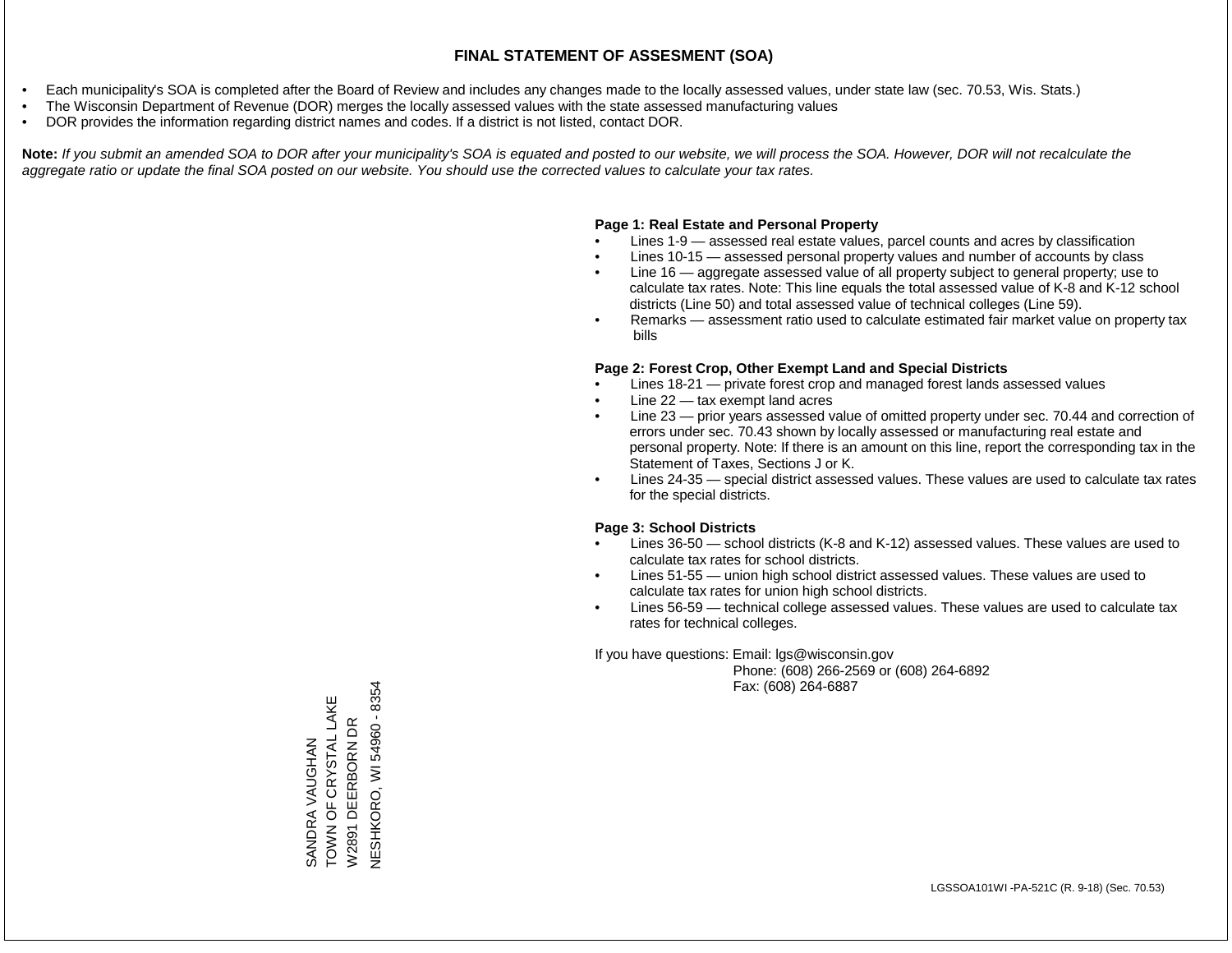# FINAL STATEMENT OF ASSESMENT (SOA)

- Each municipality's SOA is completed after the Board of Review and includes any changes made to the locally assessed values, under state law (sec. 70.53, Wis. Stats.)
- The Wisconsin Department of Revenue (DOR) merges the locally assessed values with the state assessed manufacturing values
- DOR provides the information regarding district names and codes. If a district is not listed, contact DOR.

**Note:** *If you submit an amended SOA to DOR after your municipality's SOA is equated and posted to our website, we will process the SOA. However, DOR will not recalculate the aggregate ratio or update the final SOA posted on our website. You should use the corrected values to calculate your tax rates.*

**Page 1: Real Estate and Personal Property**

- Lines 1-9 — assessed real estate values, parcel counts and acres by classification
- Lines 10-15 — assessed personal property values and number of accounts by class
- Line 16 — aggregate assessed value of all property subject to general property; use to calculate tax rates. Note: This line equals the total assessed value of K-8 and K-12 school districts (Line 50) and total assessed value of technical colleges (Line 59).
- Remarks — assessment ratio used to calculate estimated fair market value on property tax bills

**Page 2: Forest Crop, Other Exempt Land and Special Districts**

- Lines 18-21 — private forest crop and managed forest lands assessed values
- Line 22 — tax exempt land acres
- Line 23 — prior years assessed value of omitted property under sec. 70.44 and correction of errors under sec. 70.43 shown by locally assessed or manufacturing real estate and personal property. Note: If there is an amount on this line, report the corresponding tax in the Statement of Taxes, Sections J or K.
- Lines 24-35 — special district assessed values. These values are used to calculate tax rates for the special districts.

**Page 3: School Districts**

- Lines 36-50 — school districts (K-8 and K-12) assessed values. These values are used to calculate tax rates for school districts.
- Lines 51-55 — union high school district assessed values. These values are used to calculate tax rates for union high school districts.
- Lines 56-59 — technical college assessed values. These values are used to calculate tax rates for technical colleges.

If you have questions: Email: lgs@wisconsin.gov
Phone: (608) 266-2569 or (608) 264-6892
Fax: (608) 264-6887

SANDRA VAUGHAN
TOWN OF CRYSTAL LAKE
W2891 DEERBORN DR
NESHKORO, WI 54960 - 8354

LGSSOA101WI -PA-521C (R. 9-18) (Sec. 70.53)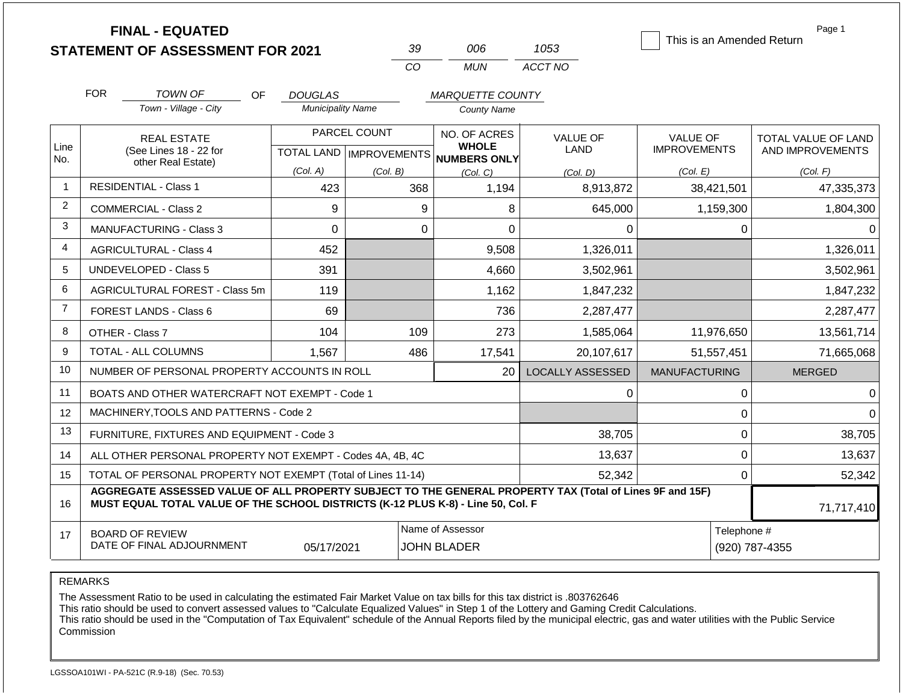# FINAL - EQUATED
## STATEMENT OF ASSESSMENT FOR 2021

| 39 | 006 | 1053 |
|---|---|---|
| CO | MUN | ACCT NO |

☐ This is an Amended Return

Page 1

FOR TOWN OF (Town - Village - City) OF DOUGLAS (Municipality Name) MARQUETTE COUNTY (County Name)

| Line No. | REAL ESTATE (See Lines 18 - 22 for other Real Estate) | PARCEL COUNT TOTAL LAND (Col. A) | PARCEL COUNT IMPROVEMENTS (Col. B) | NO. OF ACRES WHOLE NUMBERS ONLY (Col. C) | VALUE OF LAND (Col. D) | VALUE OF IMPROVEMENTS (Col. E) | TOTAL VALUE OF LAND AND IMPROVEMENTS (Col. F) |
|---|---|---|---|---|---|---|---|
| 1 | RESIDENTIAL - Class 1 | 423 | 368 | 1,194 | 8,913,872 | 38,421,501 | 47,335,373 |
| 2 | COMMERCIAL - Class 2 | 9 | 9 | 8 | 645,000 | 1,159,300 | 1,804,300 |
| 3 | MANUFACTURING - Class 3 | 0 | 0 | 0 | 0 | 0 | 0 |
| 4 | AGRICULTURAL - Class 4 | 452 | | 9,508 | 1,326,011 | | 1,326,011 |
| 5 | UNDEVELOPED - Class 5 | 391 | | 4,660 | 3,502,961 | | 3,502,961 |
| 6 | AGRICULTURAL FOREST - Class 5m | 119 | | 1,162 | 1,847,232 | | 1,847,232 |
| 7 | FOREST LANDS - Class 6 | 69 | | 736 | 2,287,477 | | 2,287,477 |
| 8 | OTHER - Class 7 | 104 | 109 | 273 | 1,585,064 | 11,976,650 | 13,561,714 |
| 9 | TOTAL - ALL COLUMNS | 1,567 | 486 | 17,541 | 20,107,617 | 51,557,451 | 71,665,068 |
| 10 | NUMBER OF PERSONAL PROPERTY ACCOUNTS IN ROLL | | | 20 | LOCALLY ASSESSED | MANUFACTURING | MERGED |
| 11 | BOATS AND OTHER WATERCRAFT NOT EXEMPT - Code 1 | | | | 0 | 0 | 0 |
| 12 | MACHINERY,TOOLS AND PATTERNS - Code 2 | | | | | 0 | 0 |
| 13 | FURNITURE, FIXTURES AND EQUIPMENT - Code 3 | | | | 38,705 | 0 | 38,705 |
| 14 | ALL OTHER PERSONAL PROPERTY NOT EXEMPT - Codes 4A, 4B, 4C | | | | 13,637 | 0 | 13,637 |
| 15 | TOTAL OF PERSONAL PROPERTY NOT EXEMPT (Total of Lines 11-14) | | | | 52,342 | 0 | 52,342 |
| 16 | **AGGREGATE ASSESSED VALUE OF ALL PROPERTY SUBJECT TO THE GENERAL PROPERTY TAX (Total of Lines 9F and 15F) MUST EQUAL TOTAL VALUE OF THE SCHOOL DISTRICTS (K-12 PLUS K-8) - Line 50, Col. F** | | | | | | 71,717,410 |
| 17 | BOARD OF REVIEW DATE OF FINAL ADJOURNMENT | 05/17/2021 | | Name of Assessor: JOHN BLADER | | Telephone #: (920) 787-4355 | |

REMARKS

The Assessment Ratio to be used in calculating the estimated Fair Market Value on tax bills for this tax district is .803762646
This ratio should be used to convert assessed values to "Calculate Equalized Values" in Step 1 of the Lottery and Gaming Credit Calculations.
This ratio should be used in the "Computation of Tax Equivalent" schedule of the Annual Reports filed by the municipal electric, gas and water utilities with the Public Service Commission

LGSSOA101WI - PA-521C (R.9-18) (Sec. 70.53)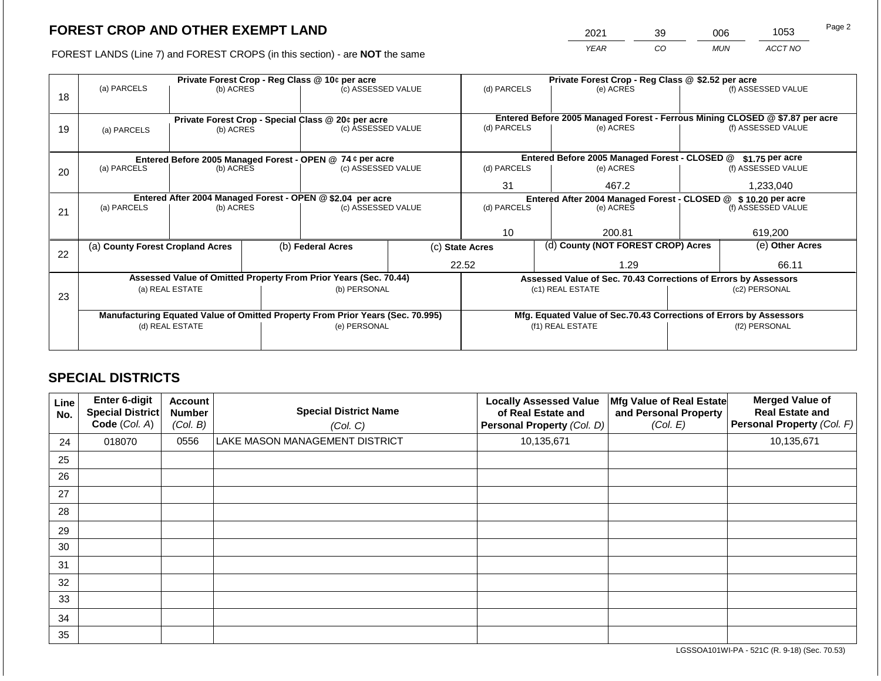## FOREST CROP AND OTHER EXEMPT LAND

| 2021 | 39 | 006 | 1053 |
|---|---|---|---|
| YEAR | CO | MUN | ACCT NO |

FOREST LANDS (Line 7) and FOREST CROPS (in this section) - are **NOT** the same

| Line | Private Forest Crop - Reg Class @ 10¢ per acre | | | Private Forest Crop - Reg Class @ $2.52 per acre | | |
|---|---|---|---|---|---|---|
| | (a) PARCELS | (b) ACRES | (c) ASSESSED VALUE | (d) PARCELS | (e) ACRES | (f) ASSESSED VALUE |
| 18 | | | | | | |
| | **Private Forest Crop - Special Class @ 20¢ per acre** | | | **Entered Before 2005 Managed Forest - Ferrous Mining CLOSED @ $7.87 per acre** | | |
| | (a) PARCELS | (b) ACRES | (c) ASSESSED VALUE | (d) PARCELS | (e) ACRES | (f) ASSESSED VALUE |
| 19 | | | | | | |
| | **Entered Before 2005 Managed Forest - OPEN @ 74 ¢ per acre** | | | **Entered Before 2005 Managed Forest - CLOSED @ $1.75 per acre** | | |
| | (a) PARCELS | (b) ACRES | (c) ASSESSED VALUE | (d) PARCELS | (e) ACRES | (f) ASSESSED VALUE |
| 20 | | | | 31 | 467.2 | 1,233,040 |
| | **Entered After 2004 Managed Forest - OPEN @ $2.04 per acre** | | | **Entered After 2004 Managed Forest - CLOSED @ $ 10.20 per acre** | | |
| | (a) PARCELS | (b) ACRES | (c) ASSESSED VALUE | (d) PARCELS | (e) ACRES | (f) ASSESSED VALUE |
| 21 | | | | 10 | 200.81 | 619,200 |

| Line | (a) County Forest Cropland Acres | (b) Federal Acres | (c) State Acres | (d) County (NOT FOREST CROP) Acres | (e) Other Acres |
|---|---|---|---|---|---|
| 22 | | | 22.52 | 1.29 | 66.11 |

| Line | Assessed Value of Omitted Property From Prior Years (Sec. 70.44) | | Assessed Value of Sec. 70.43 Corrections of Errors by Assessors | |
|---|---|---|---|---|
| | (a) REAL ESTATE | (b) PERSONAL | (c1) REAL ESTATE | (c2) PERSONAL |
| 23 | | | | |
| | **Manufacturing Equated Value of Omitted Property From Prior Years (Sec. 70.995)** | | **Mfg. Equated Value of Sec.70.43 Corrections of Errors by Assessors** | |
| | (d) REAL ESTATE | (e) PERSONAL | (f1) REAL ESTATE | (f2) PERSONAL |
| | | | | |

## SPECIAL DISTRICTS

| Line No. | Enter 6-digit Special District Code (Col. A) | Account Number (Col. B) | Special District Name (Col. C) | Locally Assessed Value of Real Estate and Personal Property (Col. D) | Mfg Value of Real Estate and Personal Property (Col. E) | Merged Value of Real Estate and Personal Property (Col. F) |
|---|---|---|---|---|---|---|
| 24 | 018070 | 0556 | LAKE MASON MANAGEMENT DISTRICT | 10,135,671 | | 10,135,671 |
| 25 | | | | | | |
| 26 | | | | | | |
| 27 | | | | | | |
| 28 | | | | | | |
| 29 | | | | | | |
| 30 | | | | | | |
| 31 | | | | | | |
| 32 | | | | | | |
| 33 | | | | | | |
| 34 | | | | | | |
| 35 | | | | | | |

LGSSOA101WI-PA - 521C (R. 9-18) (Sec. 70.53)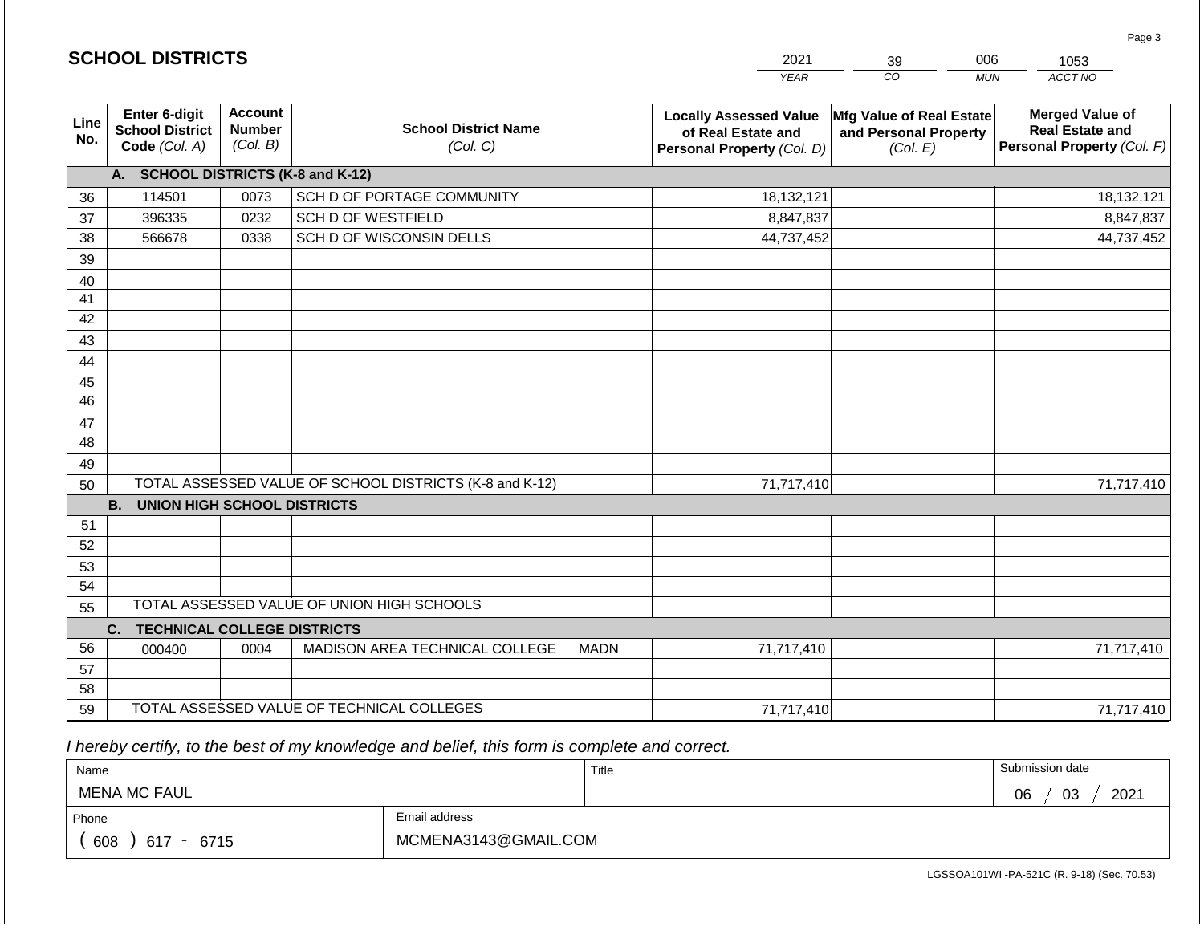# SCHOOL DISTRICTS

| 2021 | 39 | 006 | 1053 |
|---|---|---|---|
| *YEAR* | *CO* | *MUN* | *ACCT NO* |

| Line No. | Enter 6-digit School District Code *(Col. A)* | Account Number *(Col. B)* | School District Name *(Col. C)* | Locally Assessed Value of Real Estate and Personal Property *(Col. D)* | Mfg Value of Real Estate and Personal Property *(Col. E)* | Merged Value of Real Estate and Personal Property *(Col. F)* |
|---|---|---|---|---|---|---|
| | **A. SCHOOL DISTRICTS (K-8 and K-12)** | | | | | |
| 36 | 114501 | 0073 | SCH D OF PORTAGE COMMUNITY | 18,132,121 | | 18,132,121 |
| 37 | 396335 | 0232 | SCH D OF WESTFIELD | 8,847,837 | | 8,847,837 |
| 38 | 566678 | 0338 | SCH D OF WISCONSIN DELLS | 44,737,452 | | 44,737,452 |
| 39 | | | | | | |
| 40 | | | | | | |
| 41 | | | | | | |
| 42 | | | | | | |
| 43 | | | | | | |
| 44 | | | | | | |
| 45 | | | | | | |
| 46 | | | | | | |
| 47 | | | | | | |
| 48 | | | | | | |
| 49 | | | | | | |
| 50 | TOTAL ASSESSED VALUE OF SCHOOL DISTRICTS (K-8 and K-12) | | | 71,717,410 | | 71,717,410 |
| | **B. UNION HIGH SCHOOL DISTRICTS** | | | | | |
| 51 | | | | | | |
| 52 | | | | | | |
| 53 | | | | | | |
| 54 | | | | | | |
| 55 | TOTAL ASSESSED VALUE OF UNION HIGH SCHOOLS | | | | | |
| | **C. TECHNICAL COLLEGE DISTRICTS** | | | | | |
| 56 | 000400 | 0004 | MADISON AREA TECHNICAL COLLEGE MADN | 71,717,410 | | 71,717,410 |
| 57 | | | | | | |
| 58 | | | | | | |
| 59 | TOTAL ASSESSED VALUE OF TECHNICAL COLLEGES | | | 71,717,410 | | 71,717,410 |

*I hereby certify, to the best of my knowledge and belief, this form is complete and correct.*

| Name | Title | Submission date |
|---|---|---|
| MENA MC FAUL | | 06 / 03 / 2021 |

| Phone | Email address |
|---|---|
| ( 608 ) 617 - 6715 | MCMENA3143@GMAIL.COM |

LGSSOA101WI -PA-521C (R. 9-18) (Sec. 70.53)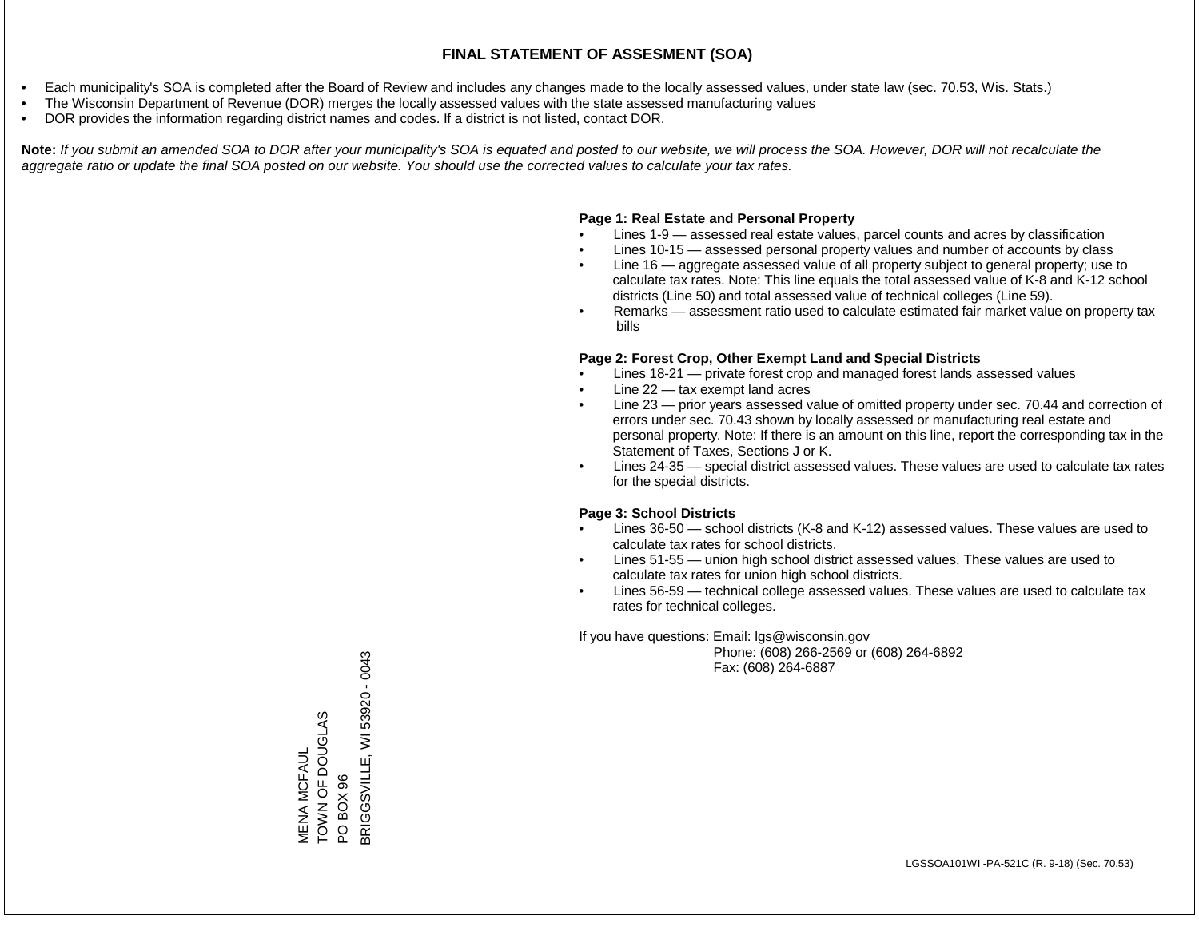# FINAL STATEMENT OF ASSESMENT (SOA)

- Each municipality's SOA is completed after the Board of Review and includes any changes made to the locally assessed values, under state law (sec. 70.53, Wis. Stats.)
- The Wisconsin Department of Revenue (DOR) merges the locally assessed values with the state assessed manufacturing values
- DOR provides the information regarding district names and codes. If a district is not listed, contact DOR.

**Note:** *If you submit an amended SOA to DOR after your municipality's SOA is equated and posted to our website, we will process the SOA. However, DOR will not recalculate the aggregate ratio or update the final SOA posted on our website. You should use the corrected values to calculate your tax rates.*

**Page 1: Real Estate and Personal Property**

- Lines 1-9 — assessed real estate values, parcel counts and acres by classification
- Lines 10-15 — assessed personal property values and number of accounts by class
- Line 16 — aggregate assessed value of all property subject to general property; use to calculate tax rates. Note: This line equals the total assessed value of K-8 and K-12 school districts (Line 50) and total assessed value of technical colleges (Line 59).
- Remarks — assessment ratio used to calculate estimated fair market value on property tax bills

**Page 2: Forest Crop, Other Exempt Land and Special Districts**

- Lines 18-21 — private forest crop and managed forest lands assessed values
- Line 22 — tax exempt land acres
- Line 23 — prior years assessed value of omitted property under sec. 70.44 and correction of errors under sec. 70.43 shown by locally assessed or manufacturing real estate and personal property. Note: If there is an amount on this line, report the corresponding tax in the Statement of Taxes, Sections J or K.
- Lines 24-35 — special district assessed values. These values are used to calculate tax rates for the special districts.

**Page 3: School Districts**

- Lines 36-50 — school districts (K-8 and K-12) assessed values. These values are used to calculate tax rates for school districts.
- Lines 51-55 — union high school district assessed values. These values are used to calculate tax rates for union high school districts.
- Lines 56-59 — technical college assessed values. These values are used to calculate tax rates for technical colleges.

If you have questions: Email: lgs@wisconsin.gov
Phone: (608) 266-2569 or (608) 264-6892
Fax: (608) 264-6887

MENA MCFAUL
TOWN OF DOUGLAS
PO BOX 96
BRIGGSVILLE, WI 53920 - 0043

LGSSOA101WI -PA-521C (R. 9-18) (Sec. 70.53)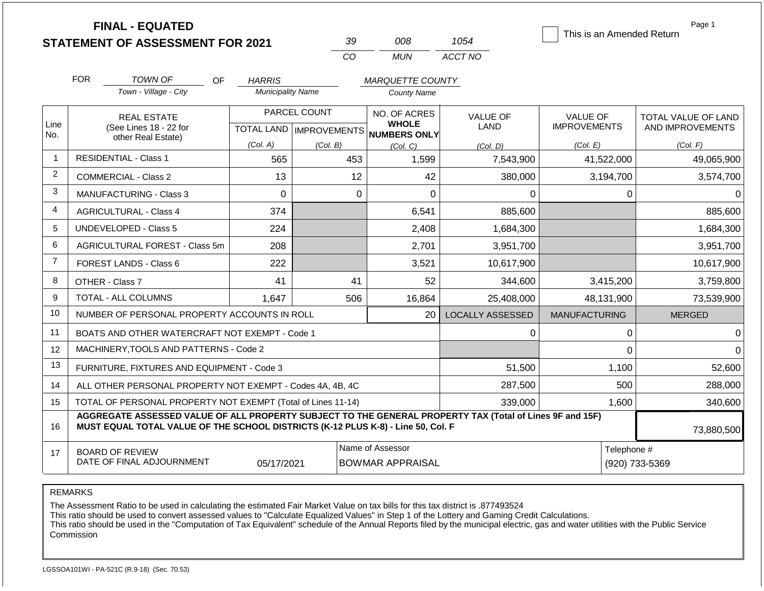# FINAL - EQUATED
# STATEMENT OF ASSESSMENT FOR 2021

| 39 | 008 | 1054 |
|---|---|---|
| CO | MUN | ACCT NO |

☐ This is an Amended Return

Page 1

FOR *TOWN OF* (Town - Village - City) OF *HARRIS* (Municipality Name) *MARQUETTE COUNTY* (County Name)

| Line No. | REAL ESTATE (See Lines 18 - 22 for other Real Estate) | PARCEL COUNT TOTAL LAND (Col. A) | PARCEL COUNT IMPROVEMENTS (Col. B) | NO. OF ACRES WHOLE NUMBERS ONLY (Col. C) | VALUE OF LAND (Col. D) | VALUE OF IMPROVEMENTS (Col. E) | TOTAL VALUE OF LAND AND IMPROVEMENTS (Col. F) |
|---|---|---|---|---|---|---|---|
| 1 | RESIDENTIAL - Class 1 | 565 | 453 | 1,599 | 7,543,900 | 41,522,000 | 49,065,900 |
| 2 | COMMERCIAL - Class 2 | 13 | 12 | 42 | 380,000 | 3,194,700 | 3,574,700 |
| 3 | MANUFACTURING - Class 3 | 0 | 0 | 0 | 0 | 0 | 0 |
| 4 | AGRICULTURAL - Class 4 | 374 | | 6,541 | 885,600 | | 885,600 |
| 5 | UNDEVELOPED - Class 5 | 224 | | 2,408 | 1,684,300 | | 1,684,300 |
| 6 | AGRICULTURAL FOREST - Class 5m | 208 | | 2,701 | 3,951,700 | | 3,951,700 |
| 7 | FOREST LANDS - Class 6 | 222 | | 3,521 | 10,617,900 | | 10,617,900 |
| 8 | OTHER - Class 7 | 41 | 41 | 52 | 344,600 | 3,415,200 | 3,759,800 |
| 9 | TOTAL - ALL COLUMNS | 1,647 | 506 | 16,864 | 25,408,000 | 48,131,900 | 73,539,900 |
| 10 | NUMBER OF PERSONAL PROPERTY ACCOUNTS IN ROLL | | | 20 | LOCALLY ASSESSED | MANUFACTURING | MERGED |
| 11 | BOATS AND OTHER WATERCRAFT NOT EXEMPT - Code 1 | | | | 0 | 0 | 0 |
| 12 | MACHINERY,TOOLS AND PATTERNS - Code 2 | | | | | 0 | 0 |
| 13 | FURNITURE, FIXTURES AND EQUIPMENT - Code 3 | | | | 51,500 | 1,100 | 52,600 |
| 14 | ALL OTHER PERSONAL PROPERTY NOT EXEMPT - Codes 4A, 4B, 4C | | | | 287,500 | 500 | 288,000 |
| 15 | TOTAL OF PERSONAL PROPERTY NOT EXEMPT (Total of Lines 11-14) | | | | 339,000 | 1,600 | 340,600 |
| 16 | **AGGREGATE ASSESSED VALUE OF ALL PROPERTY SUBJECT TO THE GENERAL PROPERTY TAX (Total of Lines 9F and 15F) MUST EQUAL TOTAL VALUE OF THE SCHOOL DISTRICTS (K-12 PLUS K-8) - Line 50, Col. F** | | | | | | 73,880,500 |
| 17 | BOARD OF REVIEW DATE OF FINAL ADJOURNMENT | 05/17/2021 | | Name of Assessor: BOWMAR APPRAISAL | | | Telephone #: (920) 733-5369 |

REMARKS

The Assessment Ratio to be used in calculating the estimated Fair Market Value on tax bills for this tax district is .877493524
This ratio should be used to convert assessed values to "Calculate Equalized Values" in Step 1 of the Lottery and Gaming Credit Calculations.
This ratio should be used in the "Computation of Tax Equivalent" schedule of the Annual Reports filed by the municipal electric, gas and water utilities with the Public Service Commission

LGSSOA101WI - PA-521C (R.9-18) (Sec. 70.53)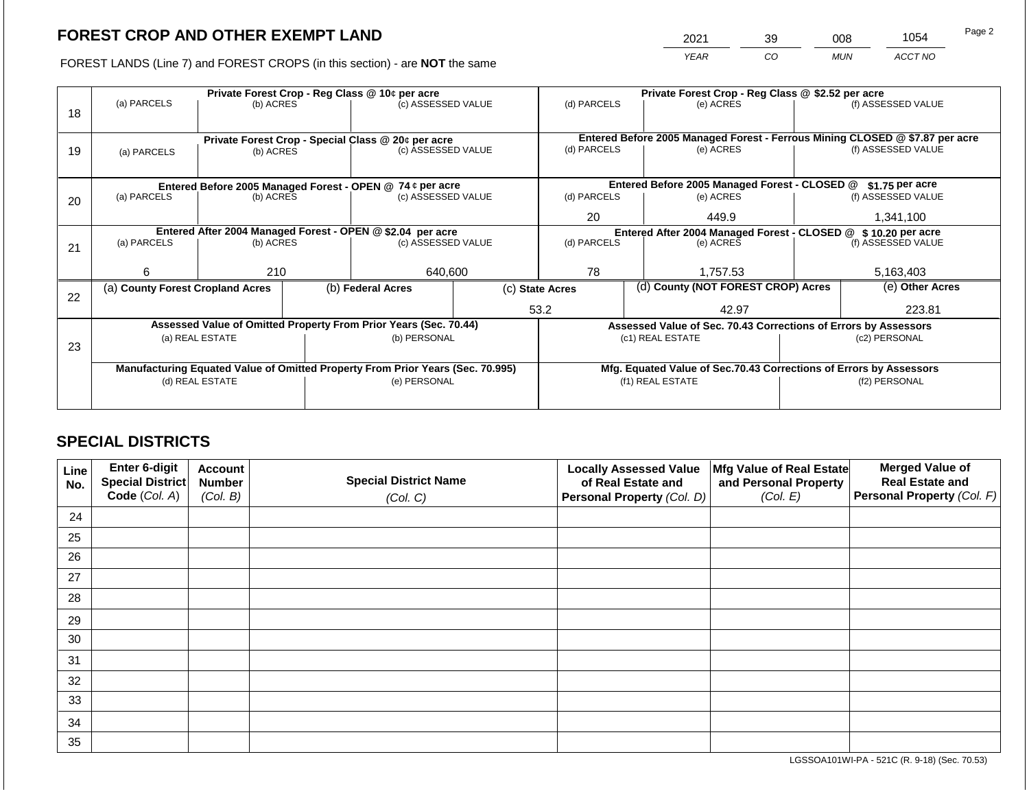# FOREST CROP AND OTHER EXEMPT LAND

FOREST LANDS (Line 7) and FOREST CROPS (in this section) - are **NOT** the same

| YEAR | CO | MUN | ACCT NO |
|---|---|---|---|
| 2021 | 39 | 008 | 1054 |

| Line | Private Forest Crop - Reg Class @ 10¢ per acre | | | Private Forest Crop - Reg Class @ $2.52 per acre | | |
|---|---|---|---|---|---|---|
| | (a) PARCELS | (b) ACRES | (c) ASSESSED VALUE | (d) PARCELS | (e) ACRES | (f) ASSESSED VALUE |
| 18 | | | | | | |
| | **Private Forest Crop - Special Class @ 20¢ per acre** | | | **Entered Before 2005 Managed Forest - Ferrous Mining CLOSED @ $7.87 per acre** | | |
| | (a) PARCELS | (b) ACRES | (c) ASSESSED VALUE | (d) PARCELS | (e) ACRES | (f) ASSESSED VALUE |
| 19 | | | | | | |
| | **Entered Before 2005 Managed Forest - OPEN @ 74 ¢ per acre** | | | **Entered Before 2005 Managed Forest - CLOSED @ $1.75 per acre** | | |
| | (a) PARCELS | (b) ACRES | (c) ASSESSED VALUE | (d) PARCELS | (e) ACRES | (f) ASSESSED VALUE |
| 20 | | | | 20 | 449.9 | 1,341,100 |
| | **Entered After 2004 Managed Forest - OPEN @ $2.04 per acre** | | | **Entered After 2004 Managed Forest - CLOSED @ $ 10.20 per acre** | | |
| | (a) PARCELS | (b) ACRES | (c) ASSESSED VALUE | (d) PARCELS | (e) ACRES | (f) ASSESSED VALUE |
| 21 | 6 | 210 | 640,600 | 78 | 1,757.53 | 5,163,403 |

| Line | (a) County Forest Cropland Acres | (b) Federal Acres | (c) State Acres | (d) County (NOT FOREST CROP) Acres | (e) Other Acres |
|---|---|---|---|---|---|
| 22 | | | 53.2 | 42.97 | 223.81 |

| Line | Assessed Value of Omitted Property From Prior Years (Sec. 70.44) | | Assessed Value of Sec. 70.43 Corrections of Errors by Assessors | |
|---|---|---|---|---|
| | (a) REAL ESTATE | (b) PERSONAL | (c1) REAL ESTATE | (c2) PERSONAL |
| 23 | | | | |
| | **Manufacturing Equated Value of Omitted Property From Prior Years (Sec. 70.995)** | | **Mfg. Equated Value of Sec.70.43 Corrections of Errors by Assessors** | |
| | (d) REAL ESTATE | (e) PERSONAL | (f1) REAL ESTATE | (f2) PERSONAL |
| | | | | |

## SPECIAL DISTRICTS

| Line No. | Enter 6-digit Special District Code (Col. A) | Account Number (Col. B) | Special District Name (Col. C) | Locally Assessed Value of Real Estate and Personal Property (Col. D) | Mfg Value of Real Estate and Personal Property (Col. E) | Merged Value of Real Estate and Personal Property (Col. F) |
|---|---|---|---|---|---|---|
| 24 | | | | | | |
| 25 | | | | | | |
| 26 | | | | | | |
| 27 | | | | | | |
| 28 | | | | | | |
| 29 | | | | | | |
| 30 | | | | | | |
| 31 | | | | | | |
| 32 | | | | | | |
| 33 | | | | | | |
| 34 | | | | | | |
| 35 | | | | | | |

LGSSOA101WI-PA - 521C (R. 9-18) (Sec. 70.53)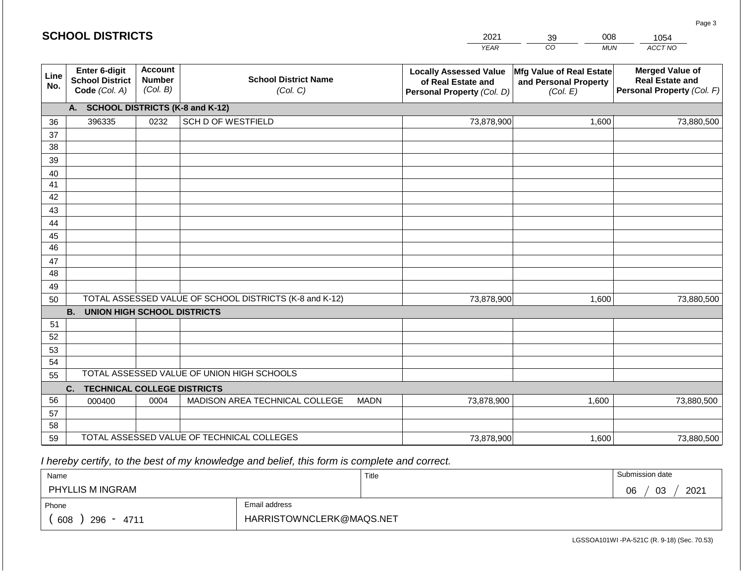## SCHOOL DISTRICTS

| 2021 | 39 | 008 | 1054 |
|---|---|---|---|
| *YEAR* | *CO* | *MUN* | *ACCT NO* |

| Line No. | Enter 6-digit School District Code *(Col. A)* | Account Number *(Col. B)* | School District Name *(Col. C)* | Locally Assessed Value of Real Estate and Personal Property *(Col. D)* | Mfg Value of Real Estate and Personal Property *(Col. E)* | Merged Value of Real Estate and Personal Property *(Col. F)* |
|---|---|---|---|---|---|---|
| | **A. SCHOOL DISTRICTS (K-8 and K-12)** | | | | | |
| 36 | 396335 | 0232 | SCH D OF WESTFIELD | 73,878,900 | 1,600 | 73,880,500 |
| 37 | | | | | | |
| 38 | | | | | | |
| 39 | | | | | | |
| 40 | | | | | | |
| 41 | | | | | | |
| 42 | | | | | | |
| 43 | | | | | | |
| 44 | | | | | | |
| 45 | | | | | | |
| 46 | | | | | | |
| 47 | | | | | | |
| 48 | | | | | | |
| 49 | | | | | | |
| 50 | TOTAL ASSESSED VALUE OF SCHOOL DISTRICTS (K-8 and K-12) | | | 73,878,900 | 1,600 | 73,880,500 |
| | **B. UNION HIGH SCHOOL DISTRICTS** | | | | | |
| 51 | | | | | | |
| 52 | | | | | | |
| 53 | | | | | | |
| 54 | | | | | | |
| 55 | TOTAL ASSESSED VALUE OF UNION HIGH SCHOOLS | | | | | |
| | **C. TECHNICAL COLLEGE DISTRICTS** | | | | | |
| 56 | 000400 | 0004 | MADISON AREA TECHNICAL COLLEGE MADN | 73,878,900 | 1,600 | 73,880,500 |
| 57 | | | | | | |
| 58 | | | | | | |
| 59 | TOTAL ASSESSED VALUE OF TECHNICAL COLLEGES | | | 73,878,900 | 1,600 | 73,880,500 |

*I hereby certify, to the best of my knowledge and belief, this form is complete and correct.*

| Name | Title | Submission date |
|---|---|---|
| PHYLLIS M INGRAM | | 06 / 03 / 2021 |
| **Phone** | **Email address** | |
| ( 608 ) 296 - 4711 | HARRISTOWNCLERK@MAQS.NET | |

LGSSOA101WI -PA-521C (R. 9-18) (Sec. 70.53)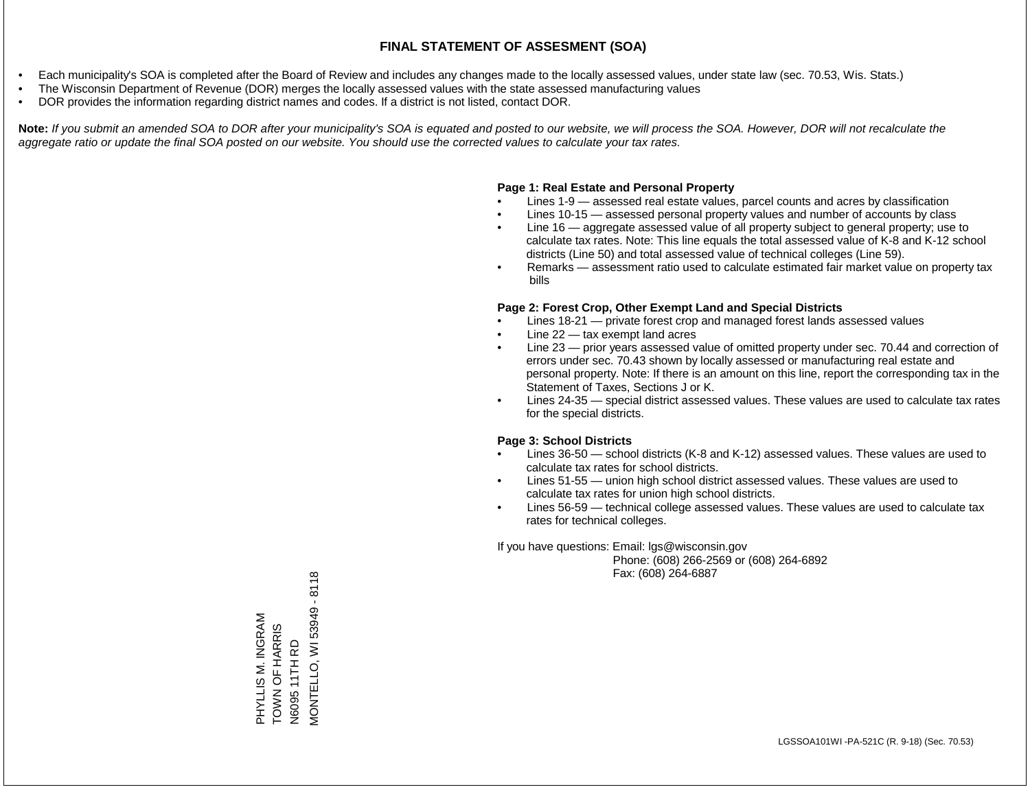# FINAL STATEMENT OF ASSESMENT (SOA)

- Each municipality's SOA is completed after the Board of Review and includes any changes made to the locally assessed values, under state law (sec. 70.53, Wis. Stats.)
- The Wisconsin Department of Revenue (DOR) merges the locally assessed values with the state assessed manufacturing values
- DOR provides the information regarding district names and codes. If a district is not listed, contact DOR.

**Note:** *If you submit an amended SOA to DOR after your municipality's SOA is equated and posted to our website, we will process the SOA. However, DOR will not recalculate the aggregate ratio or update the final SOA posted on our website. You should use the corrected values to calculate your tax rates.*

**Page 1: Real Estate and Personal Property**

- Lines 1-9 — assessed real estate values, parcel counts and acres by classification
- Lines 10-15 — assessed personal property values and number of accounts by class
- Line 16 — aggregate assessed value of all property subject to general property; use to calculate tax rates. Note: This line equals the total assessed value of K-8 and K-12 school districts (Line 50) and total assessed value of technical colleges (Line 59).
- Remarks — assessment ratio used to calculate estimated fair market value on property tax bills

**Page 2: Forest Crop, Other Exempt Land and Special Districts**

- Lines 18-21 — private forest crop and managed forest lands assessed values
- Line 22 — tax exempt land acres
- Line 23 — prior years assessed value of omitted property under sec. 70.44 and correction of errors under sec. 70.43 shown by locally assessed or manufacturing real estate and personal property. Note: If there is an amount on this line, report the corresponding tax in the Statement of Taxes, Sections J or K.
- Lines 24-35 — special district assessed values. These values are used to calculate tax rates for the special districts.

**Page 3: School Districts**

- Lines 36-50 — school districts (K-8 and K-12) assessed values. These values are used to calculate tax rates for school districts.
- Lines 51-55 — union high school district assessed values. These values are used to calculate tax rates for union high school districts.
- Lines 56-59 — technical college assessed values. These values are used to calculate tax rates for technical colleges.

If you have questions: Email: lgs@wisconsin.gov
Phone: (608) 266-2569 or (608) 264-6892
Fax: (608) 264-6887

PHYLLIS M. INGRAM
TOWN OF HARRIS
N6095 11TH RD
MONTELLO, WI 53949 - 8118

LGSSOA101WI -PA-521C (R. 9-18) (Sec. 70.53)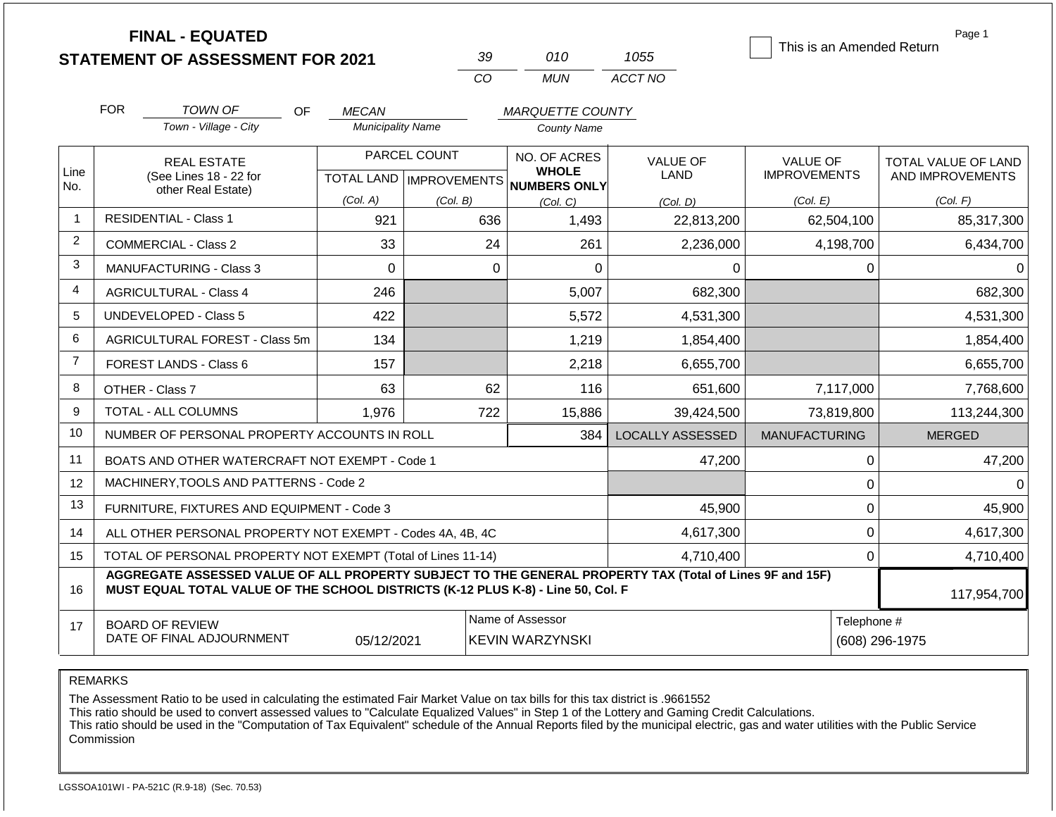# FINAL - EQUATED
# STATEMENT OF ASSESSMENT FOR 2021

| 39 | 010 | 1055 |
|---|---|---|
| CO | MUN | ACCT NO |

☐ This is an Amended Return

Page 1

FOR *TOWN OF* (Town - Village - City) OF *MECAN* (Municipality Name) *MARQUETTE COUNTY* (County Name)

| Line No. | REAL ESTATE (See Lines 18 - 22 for other Real Estate) | PARCEL COUNT TOTAL LAND (Col. A) | PARCEL COUNT IMPROVEMENTS (Col. B) | NO. OF ACRES WHOLE NUMBERS ONLY (Col. C) | VALUE OF LAND (Col. D) | VALUE OF IMPROVEMENTS (Col. E) | TOTAL VALUE OF LAND AND IMPROVEMENTS (Col. F) |
|---|---|---|---|---|---|---|---|
| 1 | RESIDENTIAL - Class 1 | 921 | 636 | 1,493 | 22,813,200 | 62,504,100 | 85,317,300 |
| 2 | COMMERCIAL - Class 2 | 33 | 24 | 261 | 2,236,000 | 4,198,700 | 6,434,700 |
| 3 | MANUFACTURING - Class 3 | 0 | 0 | 0 | 0 | 0 | 0 |
| 4 | AGRICULTURAL - Class 4 | 246 | | 5,007 | 682,300 | | 682,300 |
| 5 | UNDEVELOPED - Class 5 | 422 | | 5,572 | 4,531,300 | | 4,531,300 |
| 6 | AGRICULTURAL FOREST - Class 5m | 134 | | 1,219 | 1,854,400 | | 1,854,400 |
| 7 | FOREST LANDS - Class 6 | 157 | | 2,218 | 6,655,700 | | 6,655,700 |
| 8 | OTHER - Class 7 | 63 | 62 | 116 | 651,600 | 7,117,000 | 7,768,600 |
| 9 | TOTAL - ALL COLUMNS | 1,976 | 722 | 15,886 | 39,424,500 | 73,819,800 | 113,244,300 |
| 10 | NUMBER OF PERSONAL PROPERTY ACCOUNTS IN ROLL | | | 384 | LOCALLY ASSESSED | MANUFACTURING | MERGED |
| 11 | BOATS AND OTHER WATERCRAFT NOT EXEMPT - Code 1 | | | | 47,200 | 0 | 47,200 |
| 12 | MACHINERY,TOOLS AND PATTERNS - Code 2 | | | | | 0 | 0 |
| 13 | FURNITURE, FIXTURES AND EQUIPMENT - Code 3 | | | | 45,900 | 0 | 45,900 |
| 14 | ALL OTHER PERSONAL PROPERTY NOT EXEMPT - Codes 4A, 4B, 4C | | | | 4,617,300 | 0 | 4,617,300 |
| 15 | TOTAL OF PERSONAL PROPERTY NOT EXEMPT (Total of Lines 11-14) | | | | 4,710,400 | 0 | 4,710,400 |
| 16 | **AGGREGATE ASSESSED VALUE OF ALL PROPERTY SUBJECT TO THE GENERAL PROPERTY TAX (Total of Lines 9F and 15F) MUST EQUAL TOTAL VALUE OF THE SCHOOL DISTRICTS (K-12 PLUS K-8) - Line 50, Col. F** | | | | | | 117,954,700 |
| 17 | BOARD OF REVIEW DATE OF FINAL ADJOURNMENT | 05/12/2021 | | Name of Assessor: KEVIN WARZYNSKI | | | Telephone #: (608) 296-1975 |

REMARKS

The Assessment Ratio to be used in calculating the estimated Fair Market Value on tax bills for this tax district is .9661552
This ratio should be used to convert assessed values to "Calculate Equalized Values" in Step 1 of the Lottery and Gaming Credit Calculations.
This ratio should be used in the "Computation of Tax Equivalent" schedule of the Annual Reports filed by the municipal electric, gas and water utilities with the Public Service Commission

LGSSOA101WI - PA-521C (R.9-18) (Sec. 70.53)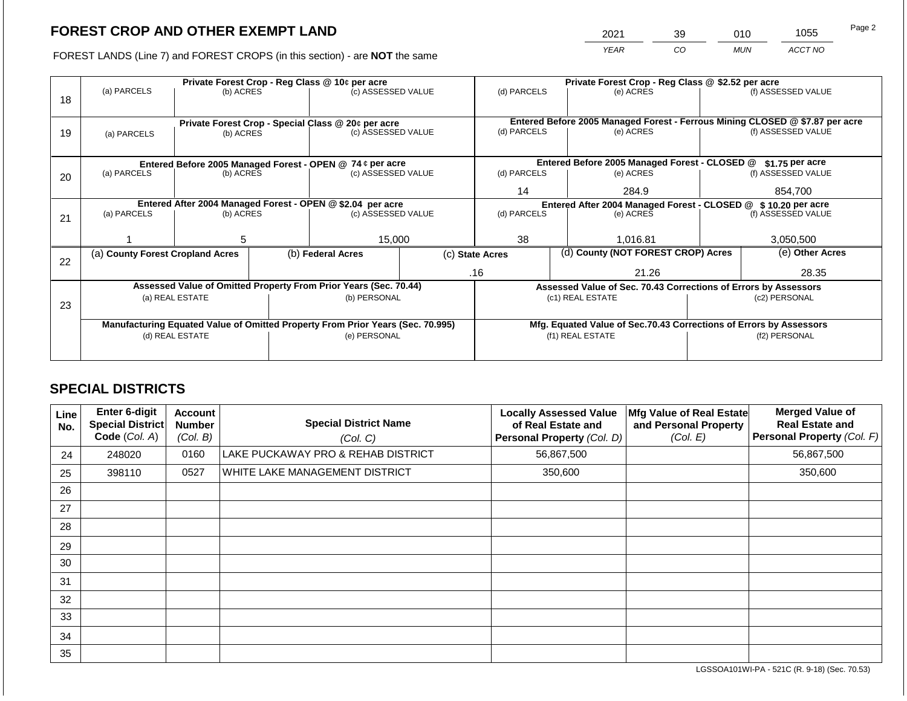## FOREST CROP AND OTHER EXEMPT LAND

FOREST LANDS (Line 7) and FOREST CROPS (in this section) - are **NOT** the same

| YEAR | CO | MUN | ACCT NO |
|---|---|---|---|
| 2021 | 39 | 010 | 1055 |

| Line | Private Forest Crop - Reg Class @ 10¢ per acre | | | Private Forest Crop - Reg Class @ $2.52 per acre | | |
|---|---|---|---|---|---|---|
| | (a) PARCELS | (b) ACRES | (c) ASSESSED VALUE | (d) PARCELS | (e) ACRES | (f) ASSESSED VALUE |
| 18 | | | | | | |
| | **Private Forest Crop - Special Class @ 20¢ per acre** | | | **Entered Before 2005 Managed Forest - Ferrous Mining CLOSED @ $7.87 per acre** | | |
| | (a) PARCELS | (b) ACRES | (c) ASSESSED VALUE | (d) PARCELS | (e) ACRES | (f) ASSESSED VALUE |
| 19 | | | | | | |
| | **Entered Before 2005 Managed Forest - OPEN @ 74 ¢ per acre** | | | **Entered Before 2005 Managed Forest - CLOSED @ $1.75 per acre** | | |
| | (a) PARCELS | (b) ACRES | (c) ASSESSED VALUE | (d) PARCELS | (e) ACRES | (f) ASSESSED VALUE |
| 20 | | | | 14 | 284.9 | 854,700 |
| | **Entered After 2004 Managed Forest - OPEN @ $2.04 per acre** | | | **Entered After 2004 Managed Forest - CLOSED @ $ 10.20 per acre** | | |
| | (a) PARCELS | (b) ACRES | (c) ASSESSED VALUE | (d) PARCELS | (e) ACRES | (f) ASSESSED VALUE |
| 21 | 1 | 5 | 15,000 | 38 | 1,016.81 | 3,050,500 |

| Line | (a) County Forest Cropland Acres | (b) Federal Acres | (c) State Acres | (d) County (NOT FOREST CROP) Acres | (e) Other Acres |
|---|---|---|---|---|---|
| 22 | | | .16 | 21.26 | 28.35 |

| Line | Assessed Value of Omitted Property From Prior Years (Sec. 70.44) | | Assessed Value of Sec. 70.43 Corrections of Errors by Assessors | |
|---|---|---|---|---|
| 23 | (a) REAL ESTATE | (b) PERSONAL | (c1) REAL ESTATE | (c2) PERSONAL |
| | | | | |
| | **Manufacturing Equated Value of Omitted Property From Prior Years (Sec. 70.995)** | | **Mfg. Equated Value of Sec.70.43 Corrections of Errors by Assessors** | |
| | (d) REAL ESTATE | (e) PERSONAL | (f1) REAL ESTATE | (f2) PERSONAL |
| | | | | |

## SPECIAL DISTRICTS

| Line No. | Enter 6-digit Special District Code (Col. A) | Account Number (Col. B) | Special District Name (Col. C) | Locally Assessed Value of Real Estate and Personal Property (Col. D) | Mfg Value of Real Estate and Personal Property (Col. E) | Merged Value of Real Estate and Personal Property (Col. F) |
|---|---|---|---|---|---|---|
| 24 | 248020 | 0160 | LAKE PUCKAWAY PRO & REHAB DISTRICT | 56,867,500 | | 56,867,500 |
| 25 | 398110 | 0527 | WHITE LAKE MANAGEMENT DISTRICT | 350,600 | | 350,600 |
| 26 | | | | | | |
| 27 | | | | | | |
| 28 | | | | | | |
| 29 | | | | | | |
| 30 | | | | | | |
| 31 | | | | | | |
| 32 | | | | | | |
| 33 | | | | | | |
| 34 | | | | | | |
| 35 | | | | | | |

LGSSOA101WI-PA - 521C (R. 9-18) (Sec. 70.53)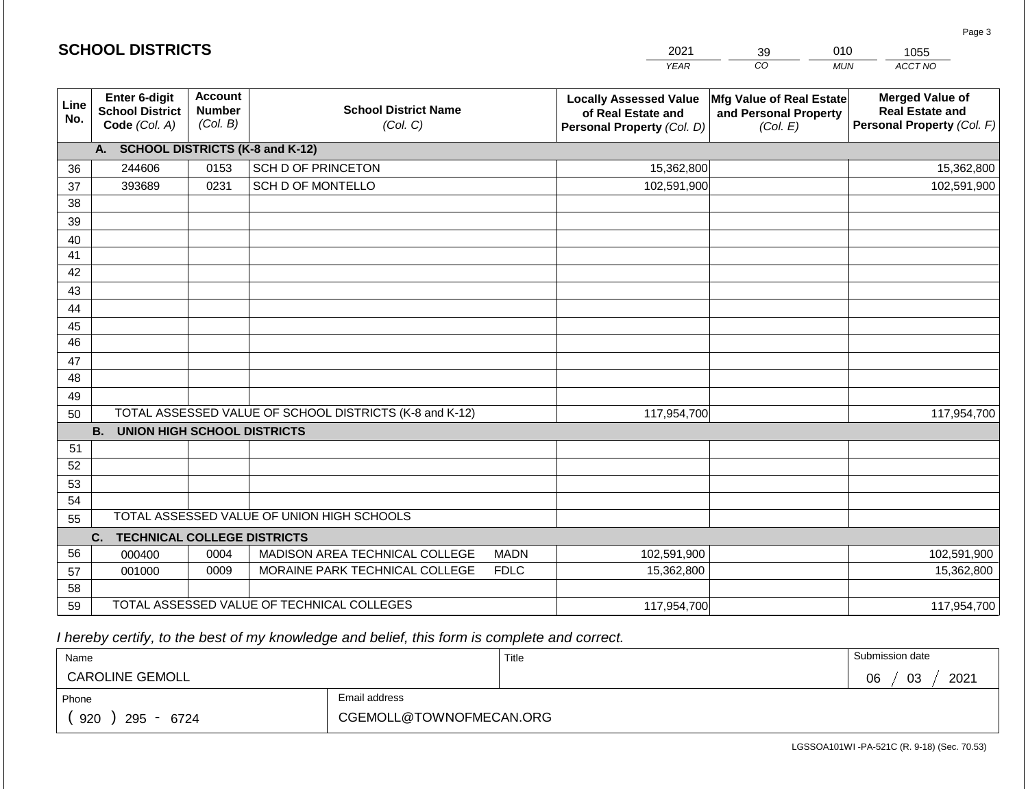## SCHOOL DISTRICTS

| 2021 | 39 | 010 | 1055 |
|---|---|---|---|
| *YEAR* | *CO* | *MUN* | *ACCT NO* |

| Line No. | Enter 6-digit School District Code *(Col. A)* | Account Number *(Col. B)* | School District Name *(Col. C)* | Locally Assessed Value of Real Estate and Personal Property *(Col. D)* | Mfg Value of Real Estate and Personal Property *(Col. E)* | Merged Value of Real Estate and Personal Property *(Col. F)* |
|---|---|---|---|---|---|---|
| **A. SCHOOL DISTRICTS (K-8 and K-12)** | | | | | | |
| 36 | 244606 | 0153 | SCH D OF PRINCETON | 15,362,800 | | 15,362,800 |
| 37 | 393689 | 0231 | SCH D OF MONTELLO | 102,591,900 | | 102,591,900 |
| 38 | | | | | | |
| 39 | | | | | | |
| 40 | | | | | | |
| 41 | | | | | | |
| 42 | | | | | | |
| 43 | | | | | | |
| 44 | | | | | | |
| 45 | | | | | | |
| 46 | | | | | | |
| 47 | | | | | | |
| 48 | | | | | | |
| 49 | | | | | | |
| 50 | TOTAL ASSESSED VALUE OF SCHOOL DISTRICTS (K-8 and K-12) | | | 117,954,700 | | 117,954,700 |
| **B. UNION HIGH SCHOOL DISTRICTS** | | | | | | |
| 51 | | | | | | |
| 52 | | | | | | |
| 53 | | | | | | |
| 54 | | | | | | |
| 55 | TOTAL ASSESSED VALUE OF UNION HIGH SCHOOLS | | | | | |
| **C. TECHNICAL COLLEGE DISTRICTS** | | | | | | |
| 56 | 000400 | 0004 | MADISON AREA TECHNICAL COLLEGE MADN | 102,591,900 | | 102,591,900 |
| 57 | 001000 | 0009 | MORAINE PARK TECHNICAL COLLEGE FDLC | 15,362,800 | | 15,362,800 |
| 58 | | | | | | |
| 59 | TOTAL ASSESSED VALUE OF TECHNICAL COLLEGES | | | 117,954,700 | | 117,954,700 |

*I hereby certify, to the best of my knowledge and belief, this form is complete and correct.*

| Name | Title | Submission date |
|---|---|---|
| CAROLINE GEMOLL | | 06 / 03 / 2021 |

| Phone | Email address |
|---|---|
| ( 920 ) 295 - 6724 | CGEMOLL@TOWNOFMECAN.ORG |

LGSSOA101WI -PA-521C (R. 9-18) (Sec. 70.53)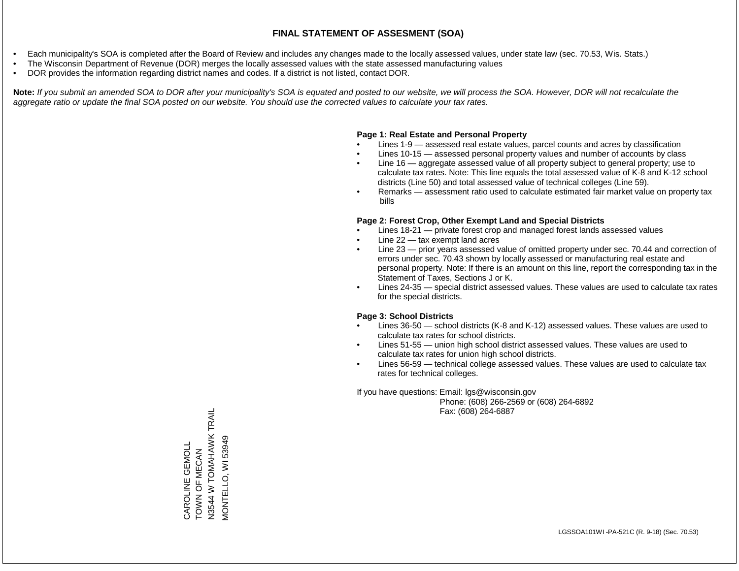# FINAL STATEMENT OF ASSESMENT (SOA)

- Each municipality's SOA is completed after the Board of Review and includes any changes made to the locally assessed values, under state law (sec. 70.53, Wis. Stats.)
- The Wisconsin Department of Revenue (DOR) merges the locally assessed values with the state assessed manufacturing values
- DOR provides the information regarding district names and codes. If a district is not listed, contact DOR.

**Note:** *If you submit an amended SOA to DOR after your municipality's SOA is equated and posted to our website, we will process the SOA. However, DOR will not recalculate the aggregate ratio or update the final SOA posted on our website. You should use the corrected values to calculate your tax rates.*

**Page 1: Real Estate and Personal Property**

- Lines 1-9 — assessed real estate values, parcel counts and acres by classification
- Lines 10-15 — assessed personal property values and number of accounts by class
- Line 16 — aggregate assessed value of all property subject to general property; use to calculate tax rates. Note: This line equals the total assessed value of K-8 and K-12 school districts (Line 50) and total assessed value of technical colleges (Line 59).
- Remarks — assessment ratio used to calculate estimated fair market value on property tax bills

**Page 2: Forest Crop, Other Exempt Land and Special Districts**

- Lines 18-21 — private forest crop and managed forest lands assessed values
- Line 22 — tax exempt land acres
- Line 23 — prior years assessed value of omitted property under sec. 70.44 and correction of errors under sec. 70.43 shown by locally assessed or manufacturing real estate and personal property. Note: If there is an amount on this line, report the corresponding tax in the Statement of Taxes, Sections J or K.
- Lines 24-35 — special district assessed values. These values are used to calculate tax rates for the special districts.

**Page 3: School Districts**

- Lines 36-50 — school districts (K-8 and K-12) assessed values. These values are used to calculate tax rates for school districts.
- Lines 51-55 — union high school district assessed values. These values are used to calculate tax rates for union high school districts.
- Lines 56-59 — technical college assessed values. These values are used to calculate tax rates for technical colleges.

If you have questions: Email: lgs@wisconsin.gov
Phone: (608) 266-2569 or (608) 264-6892
Fax: (608) 264-6887

CAROLINE GEMOLL
TOWN OF MECAN
N3544 W TOMAHAWK TRAIL
MONTELLO, WI 53949

LGSSOA101WI -PA-521C (R. 9-18) (Sec. 70.53)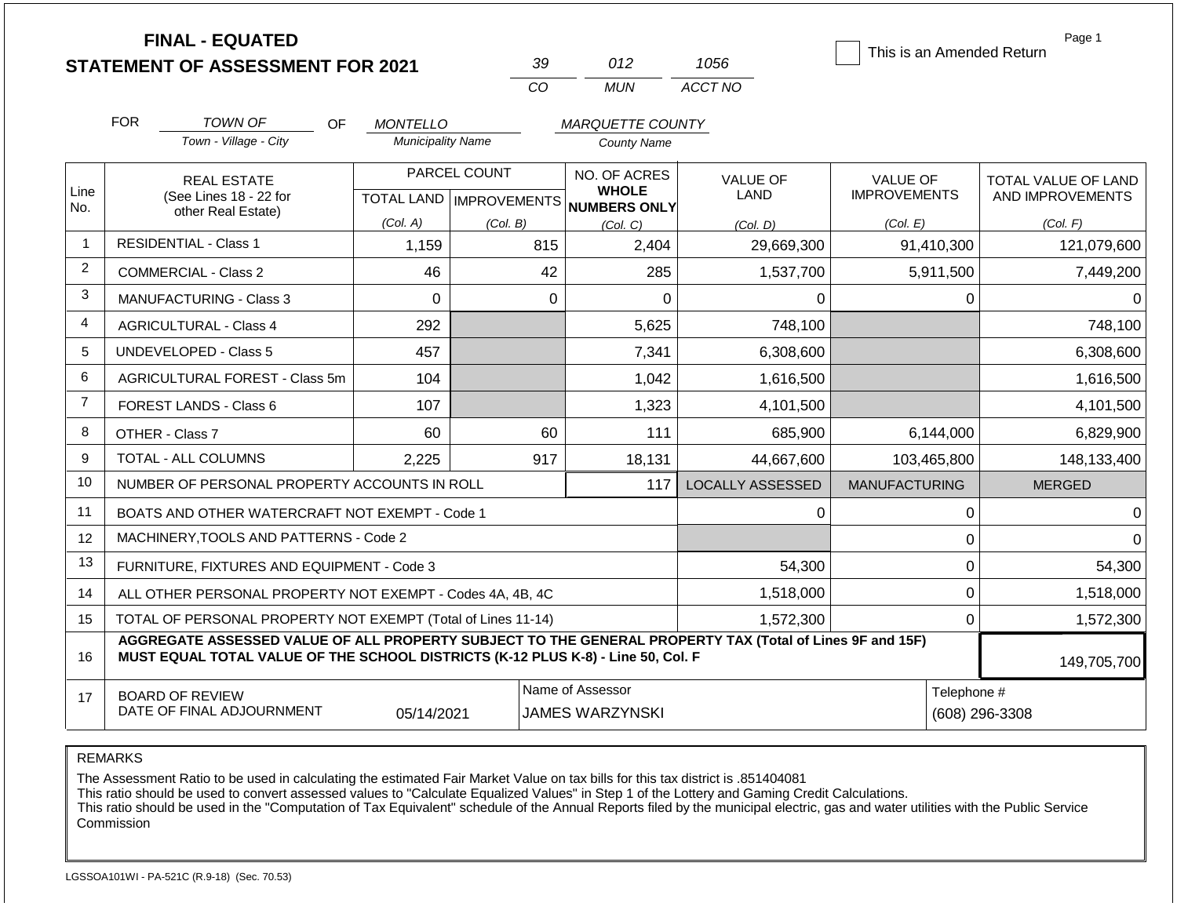# FINAL - EQUATED
## STATEMENT OF ASSESSMENT FOR 2021

| 39 | 012 | 1056 |
|---|---|---|
| CO | MUN | ACCT NO |

☐ This is an Amended Return

FOR *TOWN OF* (Town - Village - City) OF *MONTELLO* (Municipality Name) *MARQUETTE COUNTY* (County Name)

| Line No. | REAL ESTATE (See Lines 18 - 22 for other Real Estate) | PARCEL COUNT TOTAL LAND (Col. A) | PARCEL COUNT IMPROVEMENTS (Col. B) | NO. OF ACRES WHOLE NUMBERS ONLY (Col. C) | VALUE OF LAND (Col. D) | VALUE OF IMPROVEMENTS (Col. E) | TOTAL VALUE OF LAND AND IMPROVEMENTS (Col. F) |
|---|---|---|---|---|---|---|---|
| 1 | RESIDENTIAL - Class 1 | 1,159 | 815 | 2,404 | 29,669,300 | 91,410,300 | 121,079,600 |
| 2 | COMMERCIAL - Class 2 | 46 | 42 | 285 | 1,537,700 | 5,911,500 | 7,449,200 |
| 3 | MANUFACTURING - Class 3 | 0 | 0 | 0 | 0 | 0 | 0 |
| 4 | AGRICULTURAL - Class 4 | 292 | | 5,625 | 748,100 | | 748,100 |
| 5 | UNDEVELOPED - Class 5 | 457 | | 7,341 | 6,308,600 | | 6,308,600 |
| 6 | AGRICULTURAL FOREST - Class 5m | 104 | | 1,042 | 1,616,500 | | 1,616,500 |
| 7 | FOREST LANDS - Class 6 | 107 | | 1,323 | 4,101,500 | | 4,101,500 |
| 8 | OTHER - Class 7 | 60 | 60 | 111 | 685,900 | 6,144,000 | 6,829,900 |
| 9 | TOTAL - ALL COLUMNS | 2,225 | 917 | 18,131 | 44,667,600 | 103,465,800 | 148,133,400 |
| 10 | NUMBER OF PERSONAL PROPERTY ACCOUNTS IN ROLL | | | 117 | LOCALLY ASSESSED | MANUFACTURING | MERGED |
| 11 | BOATS AND OTHER WATERCRAFT NOT EXEMPT - Code 1 | | | | 0 | 0 | 0 |
| 12 | MACHINERY,TOOLS AND PATTERNS - Code 2 | | | | | 0 | 0 |
| 13 | FURNITURE, FIXTURES AND EQUIPMENT - Code 3 | | | | 54,300 | 0 | 54,300 |
| 14 | ALL OTHER PERSONAL PROPERTY NOT EXEMPT - Codes 4A, 4B, 4C | | | | 1,518,000 | 0 | 1,518,000 |
| 15 | TOTAL OF PERSONAL PROPERTY NOT EXEMPT (Total of Lines 11-14) | | | | 1,572,300 | 0 | 1,572,300 |
| 16 | **AGGREGATE ASSESSED VALUE OF ALL PROPERTY SUBJECT TO THE GENERAL PROPERTY TAX (Total of Lines 9F and 15F) MUST EQUAL TOTAL VALUE OF THE SCHOOL DISTRICTS (K-12 PLUS K-8) - Line 50, Col. F** | | | | | | 149,705,700 |
| 17 | BOARD OF REVIEW DATE OF FINAL ADJOURNMENT | 05/14/2021 | | Name of Assessor: JAMES WARZYNSKI | | | Telephone #: (608) 296-3308 |

REMARKS

The Assessment Ratio to be used in calculating the estimated Fair Market Value on tax bills for this tax district is .851404081
This ratio should be used to convert assessed values to "Calculate Equalized Values" in Step 1 of the Lottery and Gaming Credit Calculations.
This ratio should be used in the "Computation of Tax Equivalent" schedule of the Annual Reports filed by the municipal electric, gas and water utilities with the Public Service Commission

LGSSOA101WI - PA-521C (R.9-18) (Sec. 70.53)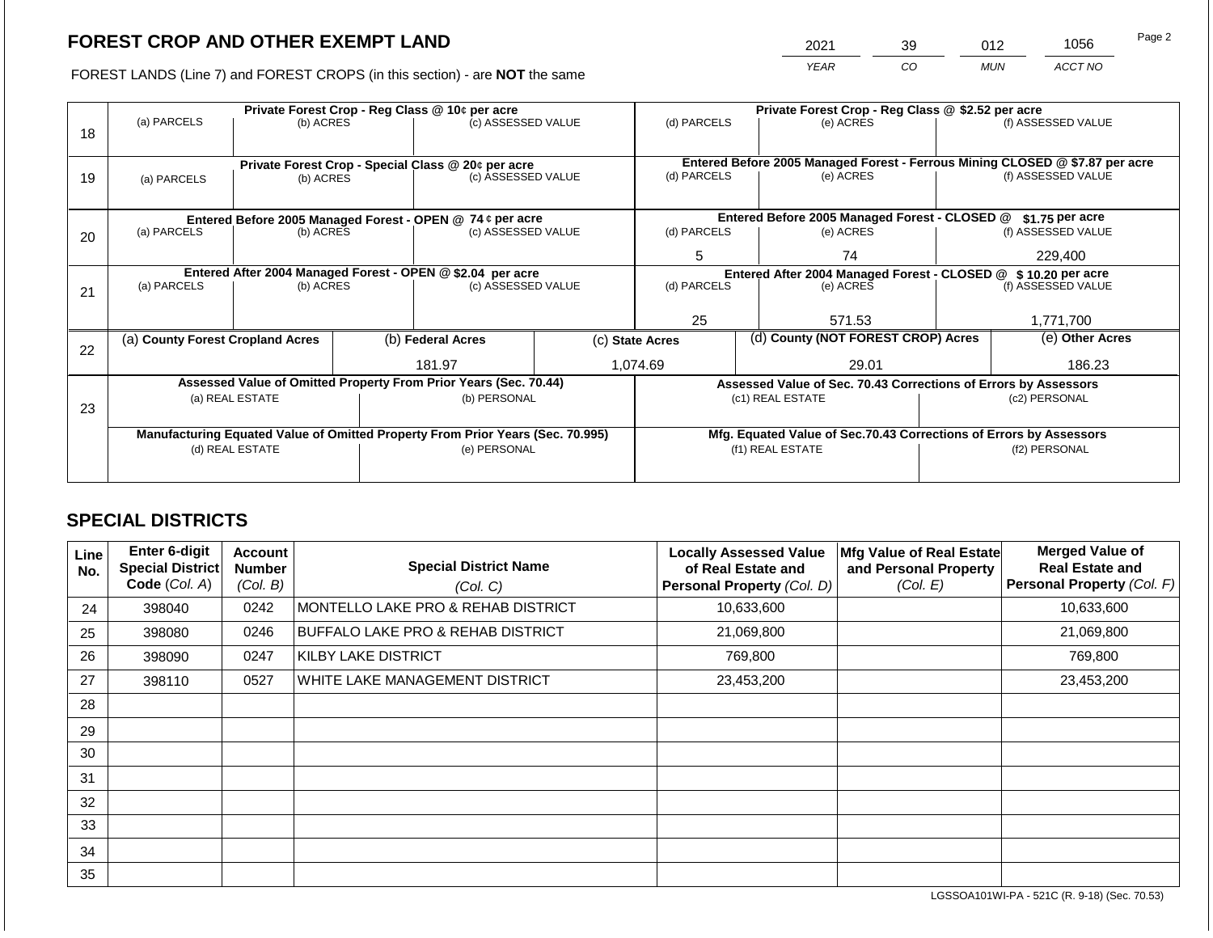## FOREST CROP AND OTHER EXEMPT LAND

FOREST LANDS (Line 7) and FOREST CROPS (in this section) - are **NOT** the same

| YEAR | CO | MUN | ACCT NO |
|---|---|---|---|
| 2021 | 39 | 012 | 1056 |

| Line | Private Forest Crop - Reg Class @ 10¢ per acre | | | Private Forest Crop - Reg Class @ $2.52 per acre | | |
|---|---|---|---|---|---|---|
| | (a) PARCELS | (b) ACRES | (c) ASSESSED VALUE | (d) PARCELS | (e) ACRES | (f) ASSESSED VALUE |
| 18 | | | | | | |
| | **Private Forest Crop - Special Class @ 20¢ per acre** | | | **Entered Before 2005 Managed Forest - Ferrous Mining CLOSED @ $7.87 per acre** | | |
| | (a) PARCELS | (b) ACRES | (c) ASSESSED VALUE | (d) PARCELS | (e) ACRES | (f) ASSESSED VALUE |
| 19 | | | | | | |
| | **Entered Before 2005 Managed Forest - OPEN @ 74 ¢ per acre** | | | **Entered Before 2005 Managed Forest - CLOSED @ $1.75 per acre** | | |
| | (a) PARCELS | (b) ACRES | (c) ASSESSED VALUE | (d) PARCELS | (e) ACRES | (f) ASSESSED VALUE |
| 20 | | | | 5 | 74 | 229,400 |
| | **Entered After 2004 Managed Forest - OPEN @ $2.04 per acre** | | | **Entered After 2004 Managed Forest - CLOSED @ $ 10.20 per acre** | | |
| | (a) PARCELS | (b) ACRES | (c) ASSESSED VALUE | (d) PARCELS | (e) ACRES | (f) ASSESSED VALUE |
| 21 | | | | 25 | 571.53 | 1,771,700 |

| Line | (a) County Forest Cropland Acres | (b) Federal Acres | (c) State Acres | (d) County (NOT FOREST CROP) Acres | (e) Other Acres |
|---|---|---|---|---|---|
| 22 | | 181.97 | 1,074.69 | 29.01 | 186.23 |

| Line | Assessed Value of Omitted Property From Prior Years (Sec. 70.44) | | Assessed Value of Sec. 70.43 Corrections of Errors by Assessors | |
|---|---|---|---|---|
| | (a) REAL ESTATE | (b) PERSONAL | (c1) REAL ESTATE | (c2) PERSONAL |
| 23 | | | | |
| | **Manufacturing Equated Value of Omitted Property From Prior Years (Sec. 70.995)** | | **Mfg. Equated Value of Sec.70.43 Corrections of Errors by Assessors** | |
| | (d) REAL ESTATE | (e) PERSONAL | (f1) REAL ESTATE | (f2) PERSONAL |
| | | | | |

## SPECIAL DISTRICTS

| Line No. | Enter 6-digit Special District Code (Col. A) | Account Number (Col. B) | Special District Name (Col. C) | Locally Assessed Value of Real Estate and Personal Property (Col. D) | Mfg Value of Real Estate and Personal Property (Col. E) | Merged Value of Real Estate and Personal Property (Col. F) |
|---|---|---|---|---|---|---|
| 24 | 398040 | 0242 | MONTELLO LAKE PRO & REHAB DISTRICT | 10,633,600 | | 10,633,600 |
| 25 | 398080 | 0246 | BUFFALO LAKE PRO & REHAB DISTRICT | 21,069,800 | | 21,069,800 |
| 26 | 398090 | 0247 | KILBY LAKE DISTRICT | 769,800 | | 769,800 |
| 27 | 398110 | 0527 | WHITE LAKE MANAGEMENT DISTRICT | 23,453,200 | | 23,453,200 |
| 28 | | | | | | |
| 29 | | | | | | |
| 30 | | | | | | |
| 31 | | | | | | |
| 32 | | | | | | |
| 33 | | | | | | |
| 34 | | | | | | |
| 35 | | | | | | |

LGSSOA101WI-PA - 521C (R. 9-18) (Sec. 70.53)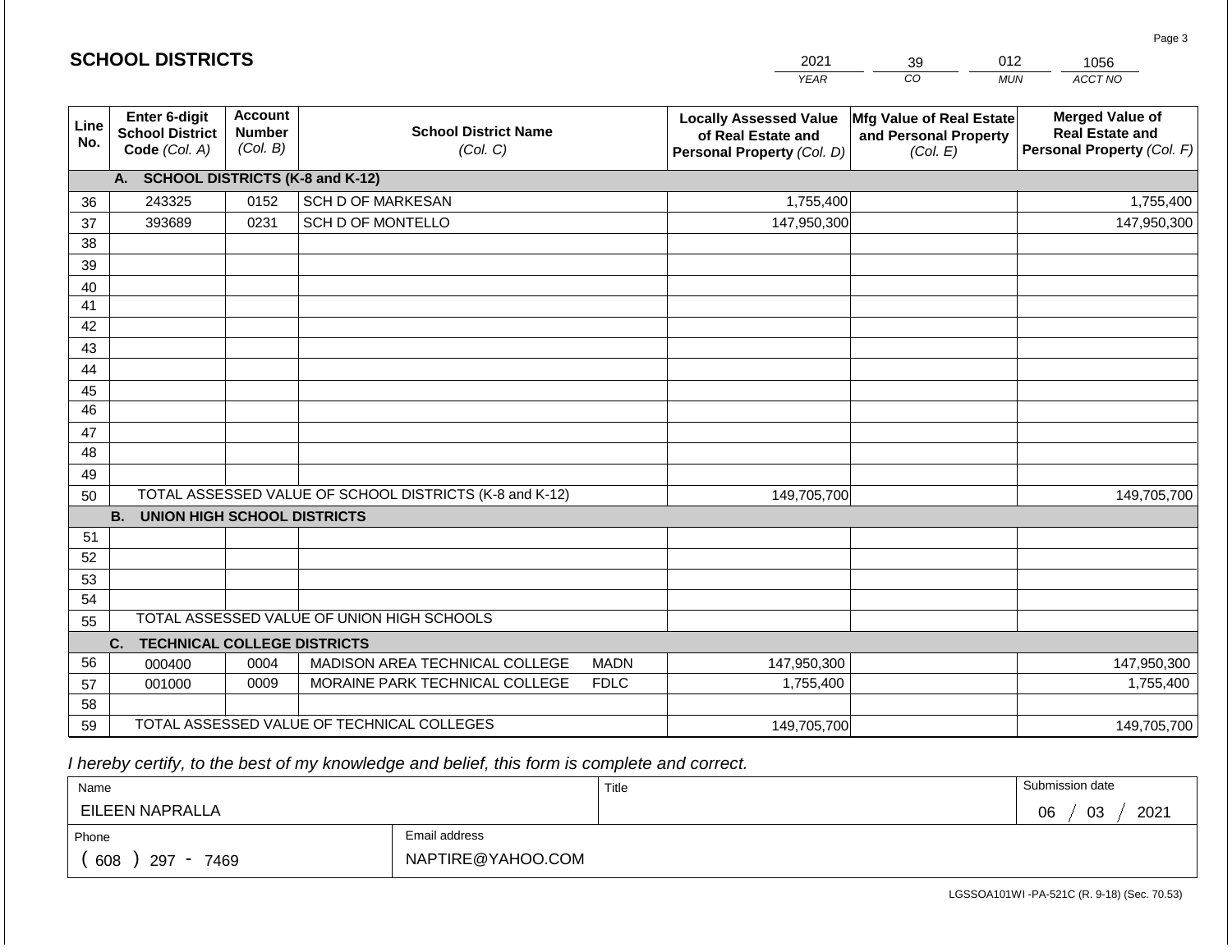## SCHOOL DISTRICTS

| 2021 | 39 | 012 | 1056 |
|---|---|---|---|
| YEAR | CO | MUN | ACCT NO |

| Line No. | Enter 6-digit School District Code (Col. A) | Account Number (Col. B) | School District Name (Col. C) | Locally Assessed Value of Real Estate and Personal Property (Col. D) | Mfg Value of Real Estate and Personal Property (Col. E) | Merged Value of Real Estate and Personal Property (Col. F) |
|---|---|---|---|---|---|---|
| | **A. SCHOOL DISTRICTS (K-8 and K-12)** | | | | | |
| 36 | 243325 | 0152 | SCH D OF MARKESAN | 1,755,400 | | 1,755,400 |
| 37 | 393689 | 0231 | SCH D OF MONTELLO | 147,950,300 | | 147,950,300 |
| 38 | | | | | | |
| 39 | | | | | | |
| 40 | | | | | | |
| 41 | | | | | | |
| 42 | | | | | | |
| 43 | | | | | | |
| 44 | | | | | | |
| 45 | | | | | | |
| 46 | | | | | | |
| 47 | | | | | | |
| 48 | | | | | | |
| 49 | | | | | | |
| 50 | TOTAL ASSESSED VALUE OF SCHOOL DISTRICTS (K-8 and K-12) | | | 149,705,700 | | 149,705,700 |
| | **B. UNION HIGH SCHOOL DISTRICTS** | | | | | |
| 51 | | | | | | |
| 52 | | | | | | |
| 53 | | | | | | |
| 54 | | | | | | |
| 55 | TOTAL ASSESSED VALUE OF UNION HIGH SCHOOLS | | | | | |
| | **C. TECHNICAL COLLEGE DISTRICTS** | | | | | |
| 56 | 000400 | 0004 | MADISON AREA TECHNICAL COLLEGE MADN | 147,950,300 | | 147,950,300 |
| 57 | 001000 | 0009 | MORAINE PARK TECHNICAL COLLEGE FDLC | 1,755,400 | | 1,755,400 |
| 58 | | | | | | |
| 59 | TOTAL ASSESSED VALUE OF TECHNICAL COLLEGES | | | 149,705,700 | | 149,705,700 |

*I hereby certify, to the best of my knowledge and belief, this form is complete and correct.*

| Name | Title | Submission date |
|---|---|---|
| EILEEN NAPRALLA | | 06 / 03 / 2021 |
| Phone | Email address | |
| ( 608 ) 297 - 7469 | NAPTIRE@YAHOO.COM | |

LGSSOA101WI -PA-521C (R. 9-18) (Sec. 70.53)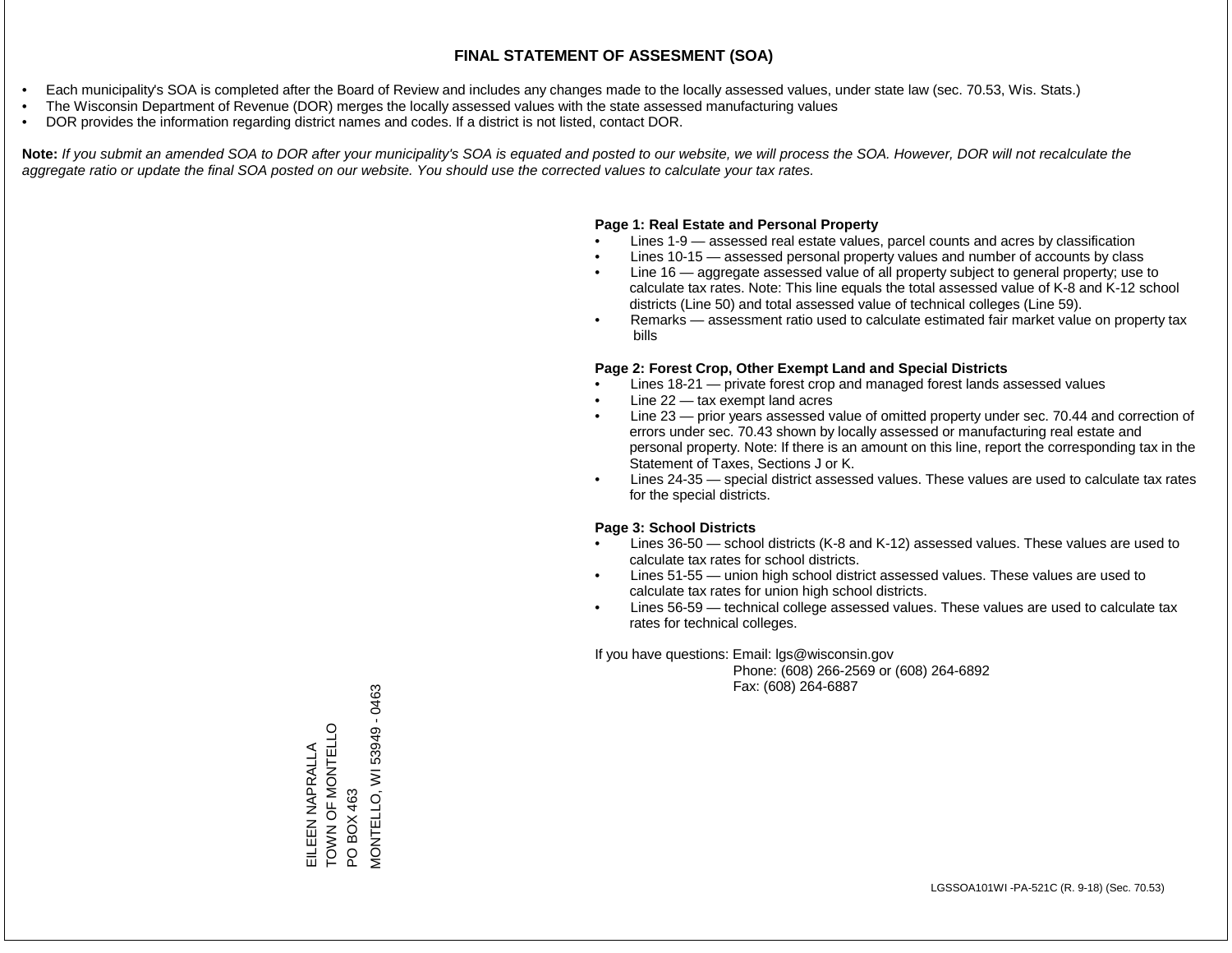# FINAL STATEMENT OF ASSESMENT (SOA)

- Each municipality's SOA is completed after the Board of Review and includes any changes made to the locally assessed values, under state law (sec. 70.53, Wis. Stats.)
- The Wisconsin Department of Revenue (DOR) merges the locally assessed values with the state assessed manufacturing values
- DOR provides the information regarding district names and codes. If a district is not listed, contact DOR.

**Note:** *If you submit an amended SOA to DOR after your municipality's SOA is equated and posted to our website, we will process the SOA. However, DOR will not recalculate the aggregate ratio or update the final SOA posted on our website. You should use the corrected values to calculate your tax rates.*

**Page 1: Real Estate and Personal Property**

- Lines 1-9 — assessed real estate values, parcel counts and acres by classification
- Lines 10-15 — assessed personal property values and number of accounts by class
- Line 16 — aggregate assessed value of all property subject to general property; use to calculate tax rates. Note: This line equals the total assessed value of K-8 and K-12 school districts (Line 50) and total assessed value of technical colleges (Line 59).
- Remarks — assessment ratio used to calculate estimated fair market value on property tax bills

**Page 2: Forest Crop, Other Exempt Land and Special Districts**

- Lines 18-21 — private forest crop and managed forest lands assessed values
- Line 22 — tax exempt land acres
- Line 23 — prior years assessed value of omitted property under sec. 70.44 and correction of errors under sec. 70.43 shown by locally assessed or manufacturing real estate and personal property. Note: If there is an amount on this line, report the corresponding tax in the Statement of Taxes, Sections J or K.
- Lines 24-35 — special district assessed values. These values are used to calculate tax rates for the special districts.

**Page 3: School Districts**

- Lines 36-50 — school districts (K-8 and K-12) assessed values. These values are used to calculate tax rates for school districts.
- Lines 51-55 — union high school district assessed values. These values are used to calculate tax rates for union high school districts.
- Lines 56-59 — technical college assessed values. These values are used to calculate tax rates for technical colleges.

If you have questions: Email: lgs@wisconsin.gov
Phone: (608) 266-2569 or (608) 264-6892
Fax: (608) 264-6887

EILEEN NAPRALLA
TOWN OF MONTELLO
PO BOX 463
MONTELLO, WI 53949 - 0463

LGSSOA101WI -PA-521C (R. 9-18) (Sec. 70.53)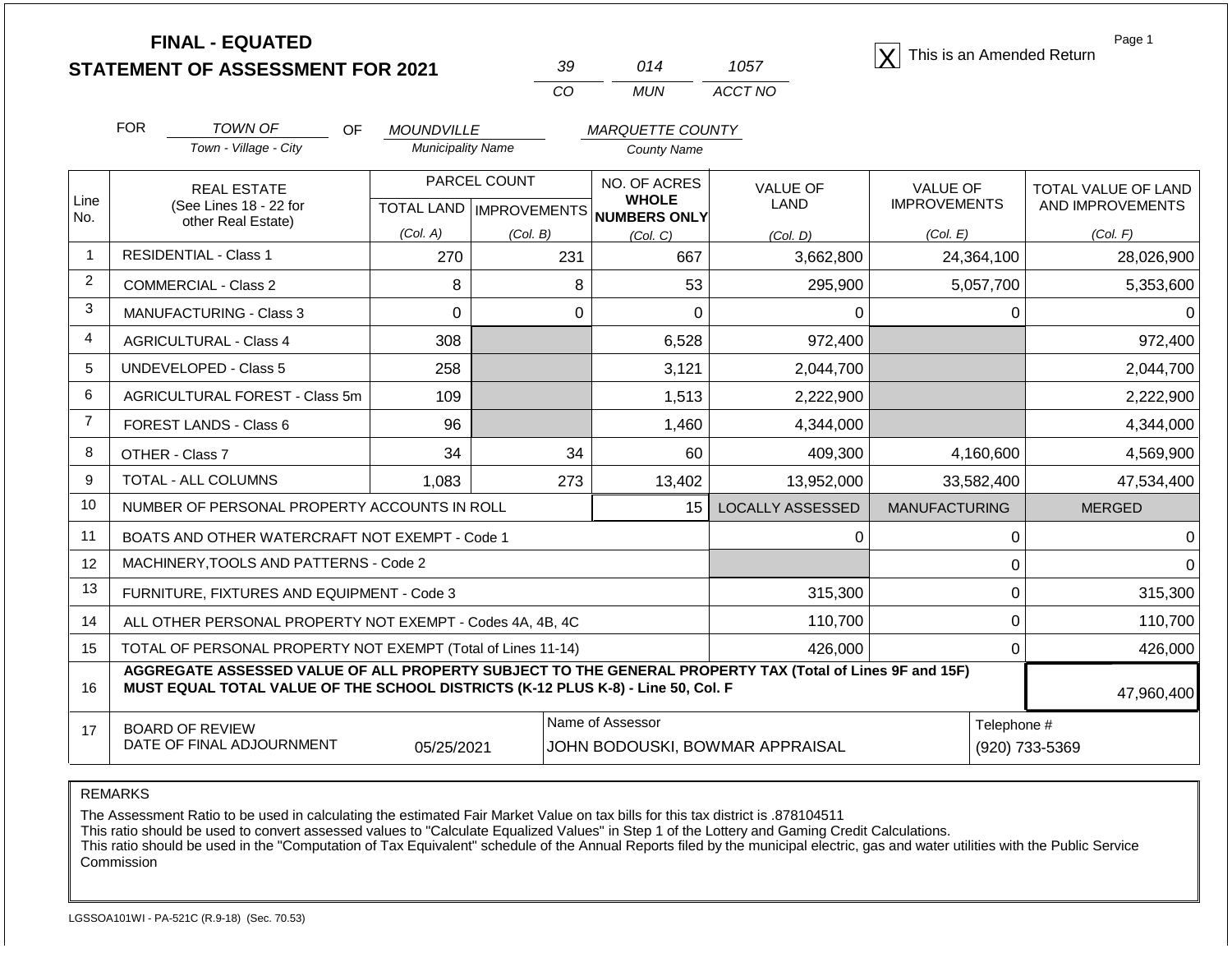# FINAL - EQUATED
# STATEMENT OF ASSESSMENT FOR 2021

| 39 | 014 | 1057 |
|---|---|---|
| CO | MUN | ACCT NO |

[X] This is an Amended Return

Page 1

FOR *TOWN OF* (Town - Village - City) OF *MOUNDVILLE* (Municipality Name) *MARQUETTE COUNTY* (County Name)

| Line No. | REAL ESTATE (See Lines 18 - 22 for other Real Estate) | PARCEL COUNT TOTAL LAND (Col. A) | PARCEL COUNT IMPROVEMENTS (Col. B) | NO. OF ACRES WHOLE NUMBERS ONLY (Col. C) | VALUE OF LAND (Col. D) | VALUE OF IMPROVEMENTS (Col. E) | TOTAL VALUE OF LAND AND IMPROVEMENTS (Col. F) |
|---|---|---|---|---|---|---|---|
| 1 | RESIDENTIAL - Class 1 | 270 | 231 | 667 | 3,662,800 | 24,364,100 | 28,026,900 |
| 2 | COMMERCIAL - Class 2 | 8 | 8 | 53 | 295,900 | 5,057,700 | 5,353,600 |
| 3 | MANUFACTURING - Class 3 | 0 | 0 | 0 | 0 | 0 | 0 |
| 4 | AGRICULTURAL - Class 4 | 308 | | 6,528 | 972,400 | | 972,400 |
| 5 | UNDEVELOPED - Class 5 | 258 | | 3,121 | 2,044,700 | | 2,044,700 |
| 6 | AGRICULTURAL FOREST - Class 5m | 109 | | 1,513 | 2,222,900 | | 2,222,900 |
| 7 | FOREST LANDS - Class 6 | 96 | | 1,460 | 4,344,000 | | 4,344,000 |
| 8 | OTHER - Class 7 | 34 | 34 | 60 | 409,300 | 4,160,600 | 4,569,900 |
| 9 | TOTAL - ALL COLUMNS | 1,083 | 273 | 13,402 | 13,952,000 | 33,582,400 | 47,534,400 |
| 10 | NUMBER OF PERSONAL PROPERTY ACCOUNTS IN ROLL | | | 15 | LOCALLY ASSESSED | MANUFACTURING | MERGED |
| 11 | BOATS AND OTHER WATERCRAFT NOT EXEMPT - Code 1 | | | | 0 | 0 | 0 |
| 12 | MACHINERY,TOOLS AND PATTERNS - Code 2 | | | | | 0 | 0 |
| 13 | FURNITURE, FIXTURES AND EQUIPMENT - Code 3 | | | | 315,300 | 0 | 315,300 |
| 14 | ALL OTHER PERSONAL PROPERTY NOT EXEMPT - Codes 4A, 4B, 4C | | | | 110,700 | 0 | 110,700 |
| 15 | TOTAL OF PERSONAL PROPERTY NOT EXEMPT (Total of Lines 11-14) | | | | 426,000 | 0 | 426,000 |
| 16 | AGGREGATE ASSESSED VALUE OF ALL PROPERTY SUBJECT TO THE GENERAL PROPERTY TAX (Total of Lines 9F and 15F) MUST EQUAL TOTAL VALUE OF THE SCHOOL DISTRICTS (K-12 PLUS K-8) - Line 50, Col. F | | | | | | 47,960,400 |
| 17 | BOARD OF REVIEW DATE OF FINAL ADJOURNMENT | 05/25/2021 | | Name of Assessor: JOHN BODOUSKI, BOWMAR APPRAISAL | | | Telephone #: (920) 733-5369 |

REMARKS

The Assessment Ratio to be used in calculating the estimated Fair Market Value on tax bills for this tax district is .878104511
This ratio should be used to convert assessed values to "Calculate Equalized Values" in Step 1 of the Lottery and Gaming Credit Calculations.
This ratio should be used in the "Computation of Tax Equivalent" schedule of the Annual Reports filed by the municipal electric, gas and water utilities with the Public Service Commission

LGSSOA101WI - PA-521C (R.9-18) (Sec. 70.53)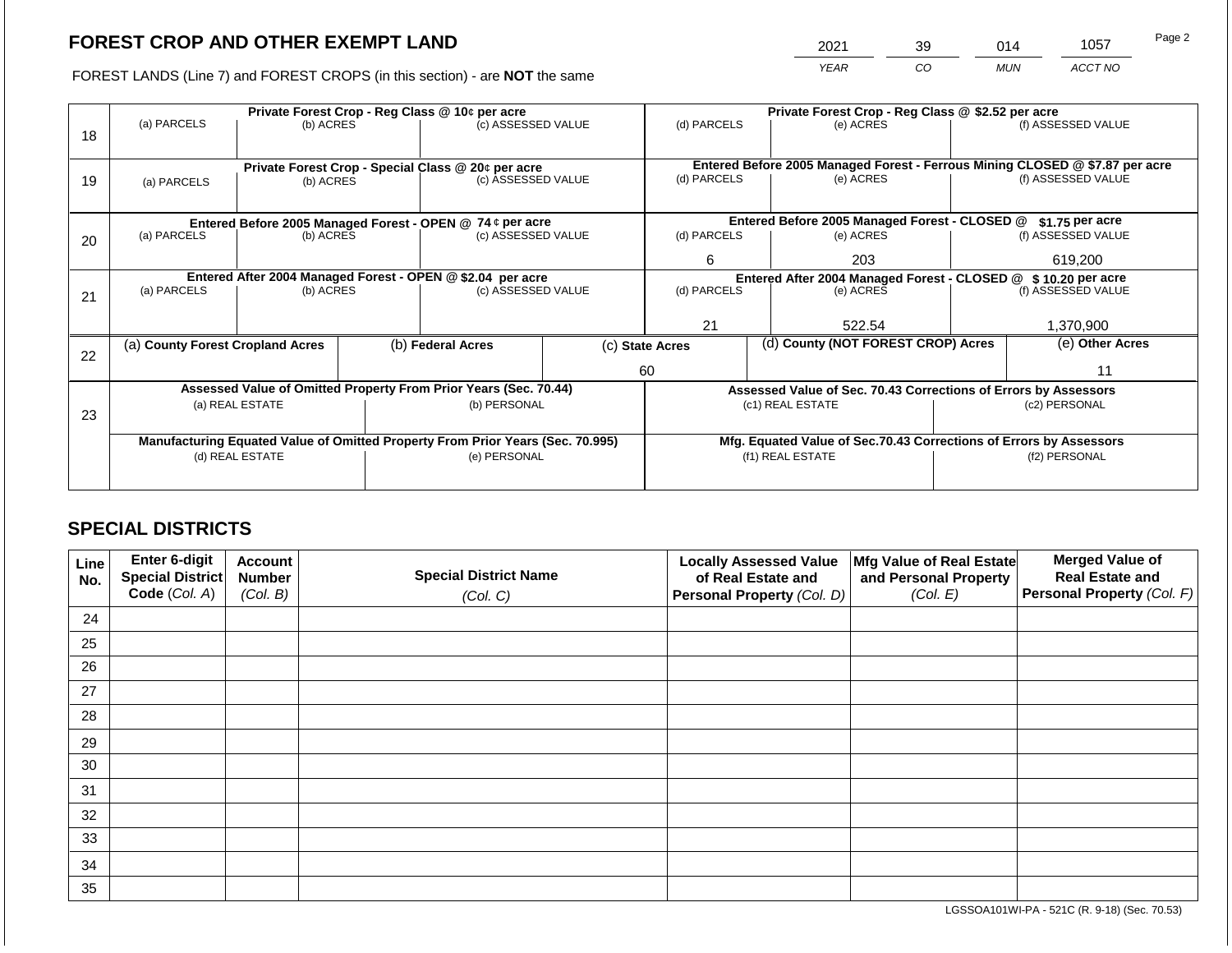## FOREST CROP AND OTHER EXEMPT LAND

FOREST LANDS (Line 7) and FOREST CROPS (in this section) - are **NOT** the same

| 2021 | 39 | 014 | 1057 |
|---|---|---|---|
| YEAR | CO | MUN | ACCT NO |

| Line | Private Forest Crop - Reg Class @ 10¢ per acre | | | Private Forest Crop - Reg Class @ $2.52 per acre | | |
|---|---|---|---|---|---|---|
| 18 | (a) PARCELS | (b) ACRES | (c) ASSESSED VALUE | (d) PARCELS | (e) ACRES | (f) ASSESSED VALUE |
| | | | | | | |
| | **Private Forest Crop - Special Class @ 20¢ per acre** | | | **Entered Before 2005 Managed Forest - Ferrous Mining CLOSED @ $7.87 per acre** | | |
| 19 | (a) PARCELS | (b) ACRES | (c) ASSESSED VALUE | (d) PARCELS | (e) ACRES | (f) ASSESSED VALUE |
| | | | | | | |
| | **Entered Before 2005 Managed Forest - OPEN @ 74 ¢ per acre** | | | **Entered Before 2005 Managed Forest - CLOSED @ $1.75 per acre** | | |
| 20 | (a) PARCELS | (b) ACRES | (c) ASSESSED VALUE | (d) PARCELS | (e) ACRES | (f) ASSESSED VALUE |
| | | | | 6 | 203 | 619,200 |
| | **Entered After 2004 Managed Forest - OPEN @ $2.04 per acre** | | | **Entered After 2004 Managed Forest - CLOSED @ $ 10.20 per acre** | | |
| 21 | (a) PARCELS | (b) ACRES | (c) ASSESSED VALUE | (d) PARCELS | (e) ACRES | (f) ASSESSED VALUE |
| | | | | 21 | 522.54 | 1,370,900 |

| Line | (a) County Forest Cropland Acres | (b) Federal Acres | (c) State Acres | (d) County (NOT FOREST CROP) Acres | (e) Other Acres |
|---|---|---|---|---|---|
| 22 | | | 60 | | 11 |

| Line | Assessed Value of Omitted Property From Prior Years (Sec. 70.44) | | Assessed Value of Sec. 70.43 Corrections of Errors by Assessors | |
|---|---|---|---|---|
| 23 | (a) REAL ESTATE | (b) PERSONAL | (c1) REAL ESTATE | (c2) PERSONAL |
| | | | | |
| | **Manufacturing Equated Value of Omitted Property From Prior Years (Sec. 70.995)** | | **Mfg. Equated Value of Sec.70.43 Corrections of Errors by Assessors** | |
| | (d) REAL ESTATE | (e) PERSONAL | (f1) REAL ESTATE | (f2) PERSONAL |
| | | | | |

## SPECIAL DISTRICTS

| Line No. | Enter 6-digit Special District Code (Col. A) | Account Number (Col. B) | Special District Name (Col. C) | Locally Assessed Value of Real Estate and Personal Property (Col. D) | Mfg Value of Real Estate and Personal Property (Col. E) | Merged Value of Real Estate and Personal Property (Col. F) |
|---|---|---|---|---|---|---|
| 24 | | | | | | |
| 25 | | | | | | |
| 26 | | | | | | |
| 27 | | | | | | |
| 28 | | | | | | |
| 29 | | | | | | |
| 30 | | | | | | |
| 31 | | | | | | |
| 32 | | | | | | |
| 33 | | | | | | |
| 34 | | | | | | |
| 35 | | | | | | |

LGSSOA101WI-PA - 521C (R. 9-18) (Sec. 70.53)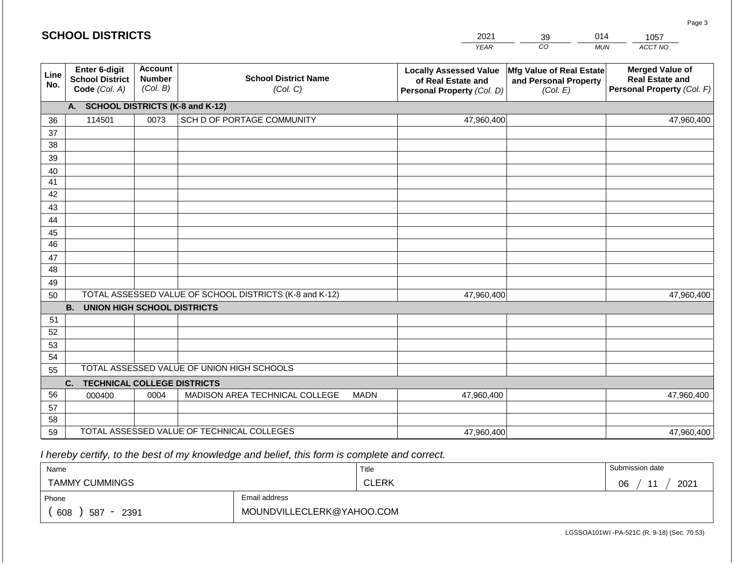## SCHOOL DISTRICTS

| 2021 | 39 | 014 | 1057 |
|---|---|---|---|
| *YEAR* | *CO* | *MUN* | *ACCT NO* |

| Line No. | Enter 6-digit School District Code *(Col. A)* | Account Number *(Col. B)* | School District Name *(Col. C)* | Locally Assessed Value of Real Estate and Personal Property *(Col. D)* | Mfg Value of Real Estate and Personal Property *(Col. E)* | Merged Value of Real Estate and Personal Property *(Col. F)* |
|---|---|---|---|---|---|---|
| | **A. SCHOOL DISTRICTS (K-8 and K-12)** | | | | | |
| 36 | 114501 | 0073 | SCH D OF PORTAGE COMMUNITY | 47,960,400 | | 47,960,400 |
| 37 | | | | | | |
| 38 | | | | | | |
| 39 | | | | | | |
| 40 | | | | | | |
| 41 | | | | | | |
| 42 | | | | | | |
| 43 | | | | | | |
| 44 | | | | | | |
| 45 | | | | | | |
| 46 | | | | | | |
| 47 | | | | | | |
| 48 | | | | | | |
| 49 | | | | | | |
| 50 | TOTAL ASSESSED VALUE OF SCHOOL DISTRICTS (K-8 and K-12) | | | 47,960,400 | | 47,960,400 |
| | **B. UNION HIGH SCHOOL DISTRICTS** | | | | | |
| 51 | | | | | | |
| 52 | | | | | | |
| 53 | | | | | | |
| 54 | | | | | | |
| 55 | TOTAL ASSESSED VALUE OF UNION HIGH SCHOOLS | | | | | |
| | **C. TECHNICAL COLLEGE DISTRICTS** | | | | | |
| 56 | 000400 | 0004 | MADISON AREA TECHNICAL COLLEGE MADN | 47,960,400 | | 47,960,400 |
| 57 | | | | | | |
| 58 | | | | | | |
| 59 | TOTAL ASSESSED VALUE OF TECHNICAL COLLEGES | | | 47,960,400 | | 47,960,400 |

*I hereby certify, to the best of my knowledge and belief, this form is complete and correct.*

| Name | Title | Submission date |
|---|---|---|
| TAMMY CUMMINGS | CLERK | 06 / 11 / 2021 |
| **Phone** | **Email address** | |
| ( 608 ) 587 - 2391 | MOUNDVILLECLERK@YAHOO.COM | |

LGSSOA101WI -PA-521C (R. 9-18) (Sec. 70.53)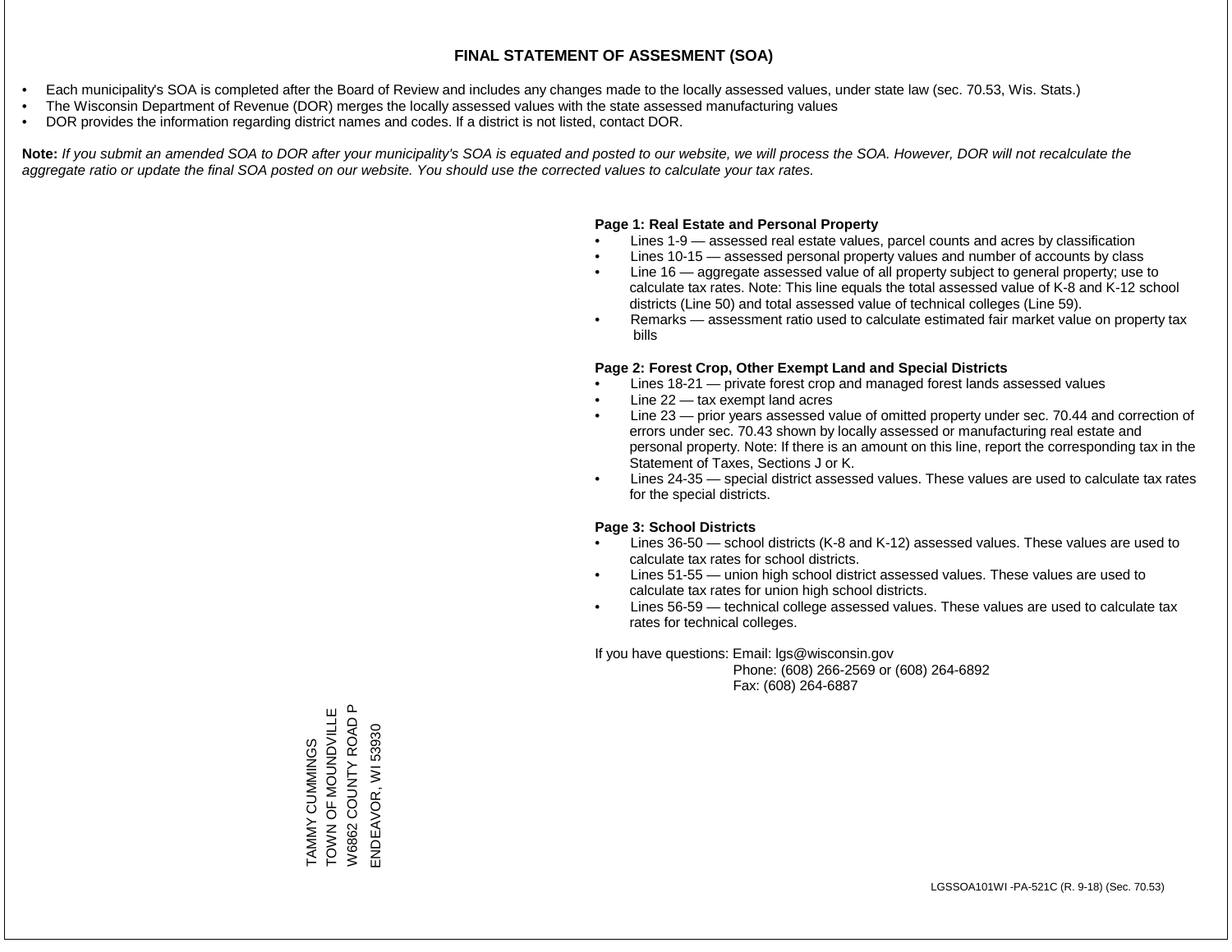# FINAL STATEMENT OF ASSESMENT (SOA)

- Each municipality's SOA is completed after the Board of Review and includes any changes made to the locally assessed values, under state law (sec. 70.53, Wis. Stats.)
- The Wisconsin Department of Revenue (DOR) merges the locally assessed values with the state assessed manufacturing values
- DOR provides the information regarding district names and codes. If a district is not listed, contact DOR.

**Note:** *If you submit an amended SOA to DOR after your municipality's SOA is equated and posted to our website, we will process the SOA. However, DOR will not recalculate the aggregate ratio or update the final SOA posted on our website. You should use the corrected values to calculate your tax rates.*

**Page 1: Real Estate and Personal Property**

- Lines 1-9 — assessed real estate values, parcel counts and acres by classification
- Lines 10-15 — assessed personal property values and number of accounts by class
- Line 16 — aggregate assessed value of all property subject to general property; use to calculate tax rates. Note: This line equals the total assessed value of K-8 and K-12 school districts (Line 50) and total assessed value of technical colleges (Line 59).
- Remarks — assessment ratio used to calculate estimated fair market value on property tax bills

**Page 2: Forest Crop, Other Exempt Land and Special Districts**

- Lines 18-21 — private forest crop and managed forest lands assessed values
- Line 22 — tax exempt land acres
- Line 23 — prior years assessed value of omitted property under sec. 70.44 and correction of errors under sec. 70.43 shown by locally assessed or manufacturing real estate and personal property. Note: If there is an amount on this line, report the corresponding tax in the Statement of Taxes, Sections J or K.
- Lines 24-35 — special district assessed values. These values are used to calculate tax rates for the special districts.

**Page 3: School Districts**

- Lines 36-50 — school districts (K-8 and K-12) assessed values. These values are used to calculate tax rates for school districts.
- Lines 51-55 — union high school district assessed values. These values are used to calculate tax rates for union high school districts.
- Lines 56-59 — technical college assessed values. These values are used to calculate tax rates for technical colleges.

If you have questions: Email: lgs@wisconsin.gov
Phone: (608) 266-2569 or (608) 264-6892
Fax: (608) 264-6887

TAMMY CUMMINGS
TOWN OF MOUNDVILLE
W6862 COUNTY ROAD P
ENDEAVOR, WI 53930

LGSSOA101WI -PA-521C (R. 9-18) (Sec. 70.53)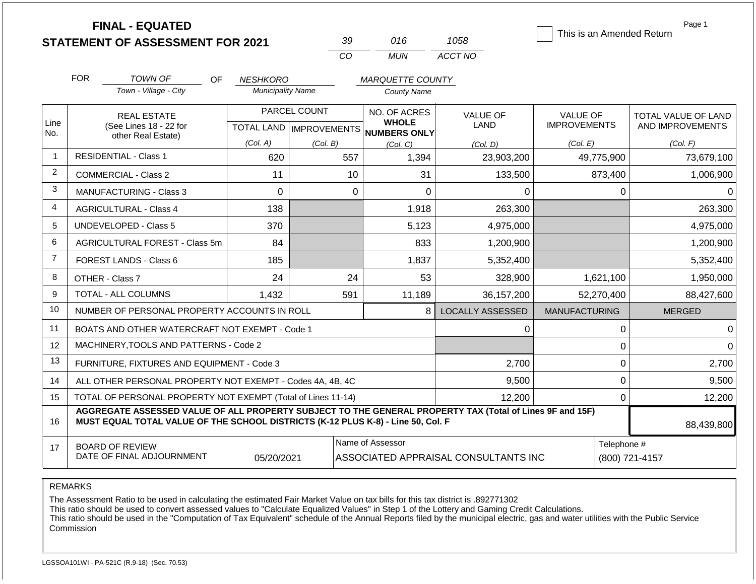# FINAL - EQUATED
# STATEMENT OF ASSESSMENT FOR 2021

| 39 | 016 | 1058 |
|---|---|---|
| CO | MUN | ACCT NO |

☐ This is an Amended Return

Page 1

FOR *TOWN OF* (Town - Village - City) OF *NESHKORO* (Municipality Name) *MARQUETTE COUNTY* (County Name)

| Line No. | REAL ESTATE (See Lines 18 - 22 for other Real Estate) | PARCEL COUNT TOTAL LAND (Col. A) | PARCEL COUNT IMPROVEMENTS (Col. B) | NO. OF ACRES WHOLE NUMBERS ONLY (Col. C) | VALUE OF LAND (Col. D) | VALUE OF IMPROVEMENTS (Col. E) | TOTAL VALUE OF LAND AND IMPROVEMENTS (Col. F) |
|---|---|---|---|---|---|---|---|
| 1 | RESIDENTIAL - Class 1 | 620 | 557 | 1,394 | 23,903,200 | 49,775,900 | 73,679,100 |
| 2 | COMMERCIAL - Class 2 | 11 | 10 | 31 | 133,500 | 873,400 | 1,006,900 |
| 3 | MANUFACTURING - Class 3 | 0 | 0 | 0 | 0 | 0 | 0 |
| 4 | AGRICULTURAL - Class 4 | 138 | | 1,918 | 263,300 | | 263,300 |
| 5 | UNDEVELOPED - Class 5 | 370 | | 5,123 | 4,975,000 | | 4,975,000 |
| 6 | AGRICULTURAL FOREST - Class 5m | 84 | | 833 | 1,200,900 | | 1,200,900 |
| 7 | FOREST LANDS - Class 6 | 185 | | 1,837 | 5,352,400 | | 5,352,400 |
| 8 | OTHER - Class 7 | 24 | 24 | 53 | 328,900 | 1,621,100 | 1,950,000 |
| 9 | TOTAL - ALL COLUMNS | 1,432 | 591 | 11,189 | 36,157,200 | 52,270,400 | 88,427,600 |
| 10 | NUMBER OF PERSONAL PROPERTY ACCOUNTS IN ROLL | | | 8 | LOCALLY ASSESSED | MANUFACTURING | MERGED |
| 11 | BOATS AND OTHER WATERCRAFT NOT EXEMPT - Code 1 | | | | 0 | 0 | 0 |
| 12 | MACHINERY,TOOLS AND PATTERNS - Code 2 | | | | | 0 | 0 |
| 13 | FURNITURE, FIXTURES AND EQUIPMENT - Code 3 | | | | 2,700 | 0 | 2,700 |
| 14 | ALL OTHER PERSONAL PROPERTY NOT EXEMPT - Codes 4A, 4B, 4C | | | | 9,500 | 0 | 9,500 |
| 15 | TOTAL OF PERSONAL PROPERTY NOT EXEMPT (Total of Lines 11-14) | | | | 12,200 | 0 | 12,200 |
| 16 | **AGGREGATE ASSESSED VALUE OF ALL PROPERTY SUBJECT TO THE GENERAL PROPERTY TAX (Total of Lines 9F and 15F) MUST EQUAL TOTAL VALUE OF THE SCHOOL DISTRICTS (K-12 PLUS K-8) - Line 50, Col. F** | | | | | | 88,439,800 |
| 17 | BOARD OF REVIEW DATE OF FINAL ADJOURNMENT | 05/20/2021 | Name of Assessor | ASSOCIATED APPRAISAL CONSULTANTS INC | | Telephone # | (800) 721-4157 |

REMARKS

The Assessment Ratio to be used in calculating the estimated Fair Market Value on tax bills for this tax district is .892771302
This ratio should be used to convert assessed values to "Calculate Equalized Values" in Step 1 of the Lottery and Gaming Credit Calculations.
This ratio should be used in the "Computation of Tax Equivalent" schedule of the Annual Reports filed by the municipal electric, gas and water utilities with the Public Service Commission

LGSSOA101WI - PA-521C (R.9-18) (Sec. 70.53)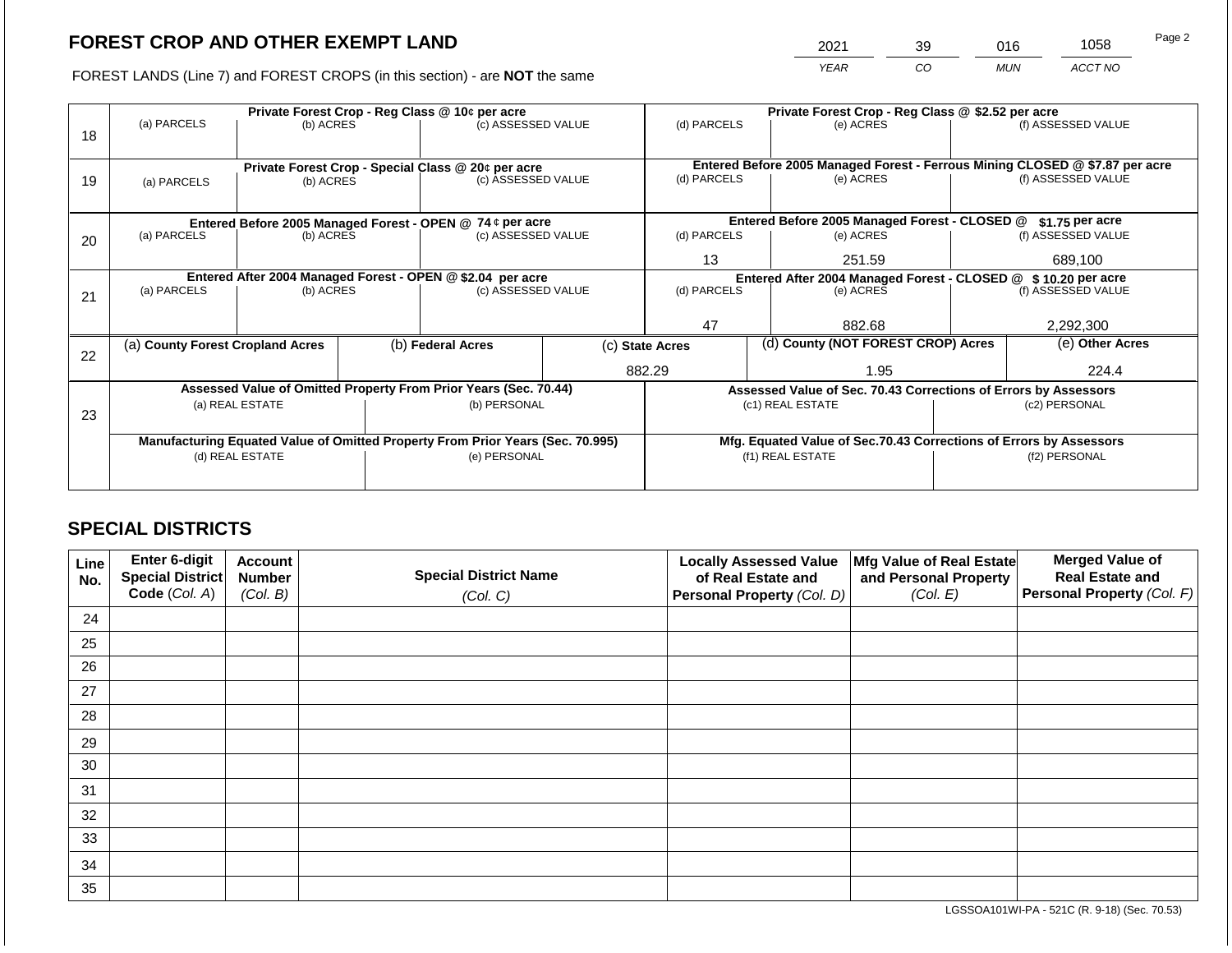## FOREST CROP AND OTHER EXEMPT LAND

FOREST LANDS (Line 7) and FOREST CROPS (in this section) - are **NOT** the same

| YEAR | CO | MUN | ACCT NO |
|---|---|---|---|
| 2021 | 39 | 016 | 1058 |

| Line | Private Forest Crop - Reg Class @ 10¢ per acre | | | Private Forest Crop - Reg Class @ $2.52 per acre | | |
|---|---|---|---|---|---|---|
| | (a) PARCELS | (b) ACRES | (c) ASSESSED VALUE | (d) PARCELS | (e) ACRES | (f) ASSESSED VALUE |
| 18 | | | | | | |
| | **Private Forest Crop - Special Class @ 20¢ per acre** | | | **Entered Before 2005 Managed Forest - Ferrous Mining CLOSED @ $7.87 per acre** | | |
| | (a) PARCELS | (b) ACRES | (c) ASSESSED VALUE | (d) PARCELS | (e) ACRES | (f) ASSESSED VALUE |
| 19 | | | | | | |
| | **Entered Before 2005 Managed Forest - OPEN @ 74 ¢ per acre** | | | **Entered Before 2005 Managed Forest - CLOSED @ $1.75 per acre** | | |
| | (a) PARCELS | (b) ACRES | (c) ASSESSED VALUE | (d) PARCELS | (e) ACRES | (f) ASSESSED VALUE |
| 20 | | | | 13 | 251.59 | 689,100 |
| | **Entered After 2004 Managed Forest - OPEN @ $2.04 per acre** | | | **Entered After 2004 Managed Forest - CLOSED @ $ 10.20 per acre** | | |
| | (a) PARCELS | (b) ACRES | (c) ASSESSED VALUE | (d) PARCELS | (e) ACRES | (f) ASSESSED VALUE |
| 21 | | | | 47 | 882.68 | 2,292,300 |

| Line | (a) County Forest Cropland Acres | (b) Federal Acres | (c) State Acres | (d) County (NOT FOREST CROP) Acres | (e) Other Acres |
|---|---|---|---|---|---|
| 22 | | | 882.29 | 1.95 | 224.4 |

| Line | Assessed Value of Omitted Property From Prior Years (Sec. 70.44) | | Assessed Value of Sec. 70.43 Corrections of Errors by Assessors | |
|---|---|---|---|---|
| | (a) REAL ESTATE | (b) PERSONAL | (c1) REAL ESTATE | (c2) PERSONAL |
| 23 | | | | |
| | **Manufacturing Equated Value of Omitted Property From Prior Years (Sec. 70.995)** | | **Mfg. Equated Value of Sec.70.43 Corrections of Errors by Assessors** | |
| | (d) REAL ESTATE | (e) PERSONAL | (f1) REAL ESTATE | (f2) PERSONAL |
| | | | | |

## SPECIAL DISTRICTS

| Line No. | Enter 6-digit Special District Code (Col. A) | Account Number (Col. B) | Special District Name (Col. C) | Locally Assessed Value of Real Estate and Personal Property (Col. D) | Mfg Value of Real Estate and Personal Property (Col. E) | Merged Value of Real Estate and Personal Property (Col. F) |
|---|---|---|---|---|---|---|
| 24 | | | | | | |
| 25 | | | | | | |
| 26 | | | | | | |
| 27 | | | | | | |
| 28 | | | | | | |
| 29 | | | | | | |
| 30 | | | | | | |
| 31 | | | | | | |
| 32 | | | | | | |
| 33 | | | | | | |
| 34 | | | | | | |
| 35 | | | | | | |

LGSSOA101WI-PA - 521C (R. 9-18) (Sec. 70.53)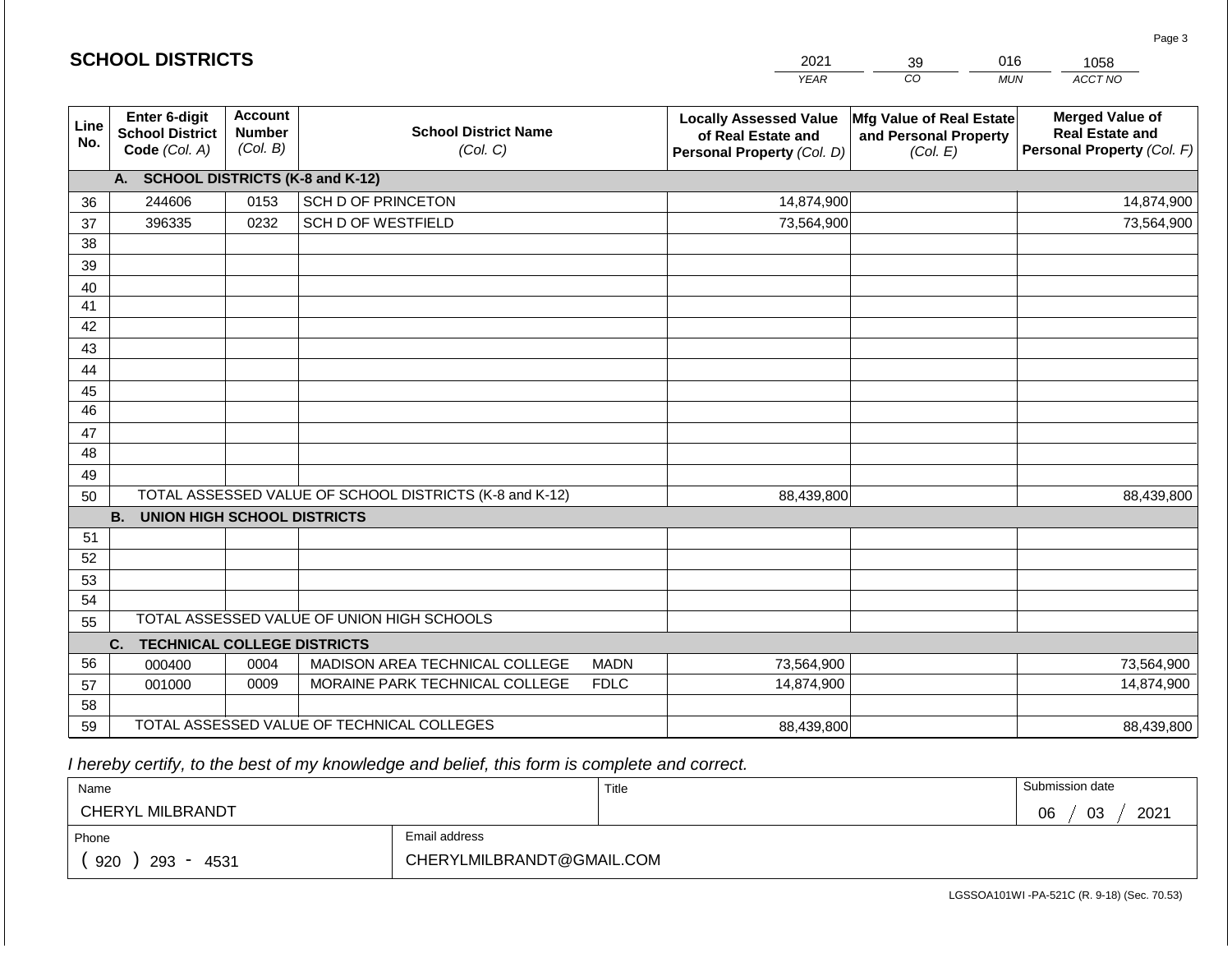## SCHOOL DISTRICTS

| 2021 | 39 | 016 | 1058 |
|---|---|---|---|
| *YEAR* | *CO* | *MUN* | *ACCT NO* |

| Line No. | Enter 6-digit School District Code *(Col. A)* | Account Number *(Col. B)* | School District Name *(Col. C)* | Locally Assessed Value of Real Estate and Personal Property *(Col. D)* | Mfg Value of Real Estate and Personal Property *(Col. E)* | Merged Value of Real Estate and Personal Property *(Col. F)* |
|---|---|---|---|---|---|---|
| | **A. SCHOOL DISTRICTS (K-8 and K-12)** | | | | | |
| 36 | 244606 | 0153 | SCH D OF PRINCETON | 14,874,900 | | 14,874,900 |
| 37 | 396335 | 0232 | SCH D OF WESTFIELD | 73,564,900 | | 73,564,900 |
| 38 | | | | | | |
| 39 | | | | | | |
| 40 | | | | | | |
| 41 | | | | | | |
| 42 | | | | | | |
| 43 | | | | | | |
| 44 | | | | | | |
| 45 | | | | | | |
| 46 | | | | | | |
| 47 | | | | | | |
| 48 | | | | | | |
| 49 | | | | | | |
| 50 | TOTAL ASSESSED VALUE OF SCHOOL DISTRICTS (K-8 and K-12) | | | 88,439,800 | | 88,439,800 |
| | **B. UNION HIGH SCHOOL DISTRICTS** | | | | | |
| 51 | | | | | | |
| 52 | | | | | | |
| 53 | | | | | | |
| 54 | | | | | | |
| 55 | TOTAL ASSESSED VALUE OF UNION HIGH SCHOOLS | | | | | |
| | **C. TECHNICAL COLLEGE DISTRICTS** | | | | | |
| 56 | 000400 | 0004 | MADISON AREA TECHNICAL COLLEGE MADN | 73,564,900 | | 73,564,900 |
| 57 | 001000 | 0009 | MORAINE PARK TECHNICAL COLLEGE FDLC | 14,874,900 | | 14,874,900 |
| 58 | | | | | | |
| 59 | TOTAL ASSESSED VALUE OF TECHNICAL COLLEGES | | | 88,439,800 | | 88,439,800 |

*I hereby certify, to the best of my knowledge and belief, this form is complete and correct.*

| Name | Title | Submission date |
|---|---|---|
| CHERYL MILBRANDT | | 06 / 03 / 2021 |

| Phone | Email address |
|---|---|
| ( 920 ) 293 - 4531 | CHERYLMILBRANDT@GMAIL.COM |

LGSSOA101WI -PA-521C (R. 9-18) (Sec. 70.53)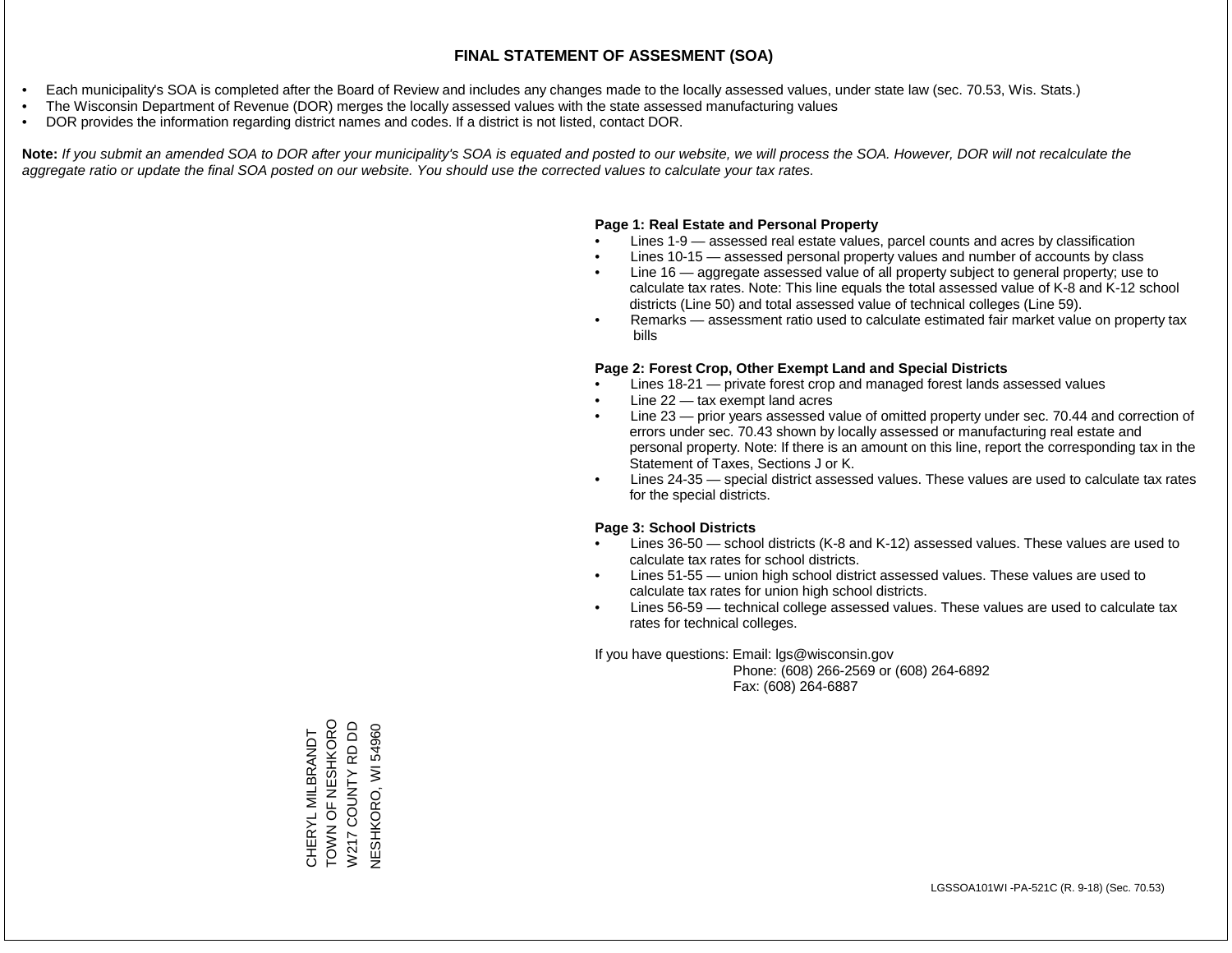# FINAL STATEMENT OF ASSESMENT (SOA)

- Each municipality's SOA is completed after the Board of Review and includes any changes made to the locally assessed values, under state law (sec. 70.53, Wis. Stats.)
- The Wisconsin Department of Revenue (DOR) merges the locally assessed values with the state assessed manufacturing values
- DOR provides the information regarding district names and codes. If a district is not listed, contact DOR.

**Note:** *If you submit an amended SOA to DOR after your municipality's SOA is equated and posted to our website, we will process the SOA. However, DOR will not recalculate the aggregate ratio or update the final SOA posted on our website. You should use the corrected values to calculate your tax rates.*

**Page 1: Real Estate and Personal Property**

- Lines 1-9 — assessed real estate values, parcel counts and acres by classification
- Lines 10-15 — assessed personal property values and number of accounts by class
- Line 16 — aggregate assessed value of all property subject to general property; use to calculate tax rates. Note: This line equals the total assessed value of K-8 and K-12 school districts (Line 50) and total assessed value of technical colleges (Line 59).
- Remarks — assessment ratio used to calculate estimated fair market value on property tax bills

**Page 2: Forest Crop, Other Exempt Land and Special Districts**

- Lines 18-21 — private forest crop and managed forest lands assessed values
- Line 22 — tax exempt land acres
- Line 23 — prior years assessed value of omitted property under sec. 70.44 and correction of errors under sec. 70.43 shown by locally assessed or manufacturing real estate and personal property. Note: If there is an amount on this line, report the corresponding tax in the Statement of Taxes, Sections J or K.
- Lines 24-35 — special district assessed values. These values are used to calculate tax rates for the special districts.

**Page 3: School Districts**

- Lines 36-50 — school districts (K-8 and K-12) assessed values. These values are used to calculate tax rates for school districts.
- Lines 51-55 — union high school district assessed values. These values are used to calculate tax rates for union high school districts.
- Lines 56-59 — technical college assessed values. These values are used to calculate tax rates for technical colleges.

If you have questions: Email: lgs@wisconsin.gov
Phone: (608) 266-2569 or (608) 264-6892
Fax: (608) 264-6887

CHERYL MILBRANDT
TOWN OF NESHKORO
W217 COUNTY RD DD
NESHKORO, WI 54960

LGSSOA101WI -PA-521C (R. 9-18) (Sec. 70.53)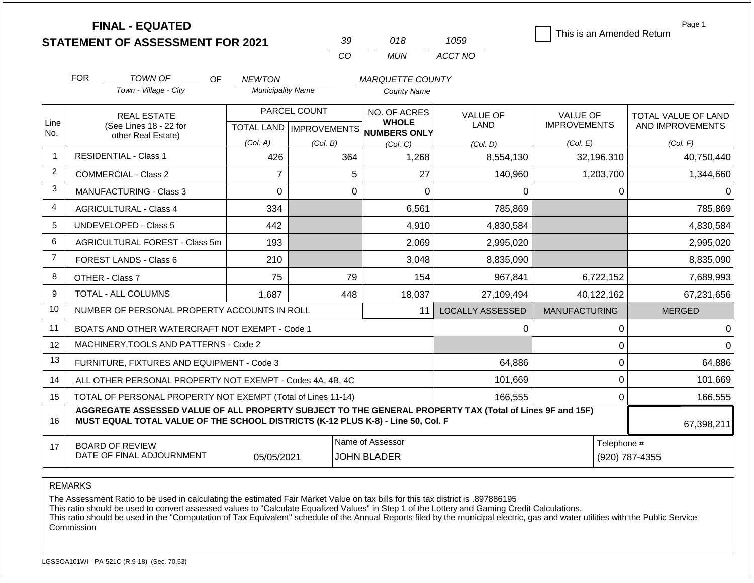# FINAL - EQUATED
## STATEMENT OF ASSESSMENT FOR 2021

| 39 | 018 | 1059 |
|---|---|---|
| CO | MUN | ACCT NO |

☐ This is an Amended Return

Page 1

FOR *TOWN OF* (Town - Village - City) OF *NEWTON* (Municipality Name) *MARQUETTE COUNTY* (County Name)

| Line No. | REAL ESTATE (See Lines 18 - 22 for other Real Estate) | PARCEL COUNT TOTAL LAND (Col. A) | PARCEL COUNT IMPROVEMENTS (Col. B) | NO. OF ACRES WHOLE NUMBERS ONLY (Col. C) | VALUE OF LAND (Col. D) | VALUE OF IMPROVEMENTS (Col. E) | TOTAL VALUE OF LAND AND IMPROVEMENTS (Col. F) |
|---|---|---|---|---|---|---|---|
| 1 | RESIDENTIAL - Class 1 | 426 | 364 | 1,268 | 8,554,130 | 32,196,310 | 40,750,440 |
| 2 | COMMERCIAL - Class 2 | 7 | 5 | 27 | 140,960 | 1,203,700 | 1,344,660 |
| 3 | MANUFACTURING - Class 3 | 0 | 0 | 0 | 0 | 0 | 0 |
| 4 | AGRICULTURAL - Class 4 | 334 | | 6,561 | 785,869 | | 785,869 |
| 5 | UNDEVELOPED - Class 5 | 442 | | 4,910 | 4,830,584 | | 4,830,584 |
| 6 | AGRICULTURAL FOREST - Class 5m | 193 | | 2,069 | 2,995,020 | | 2,995,020 |
| 7 | FOREST LANDS - Class 6 | 210 | | 3,048 | 8,835,090 | | 8,835,090 |
| 8 | OTHER - Class 7 | 75 | 79 | 154 | 967,841 | 6,722,152 | 7,689,993 |
| 9 | TOTAL - ALL COLUMNS | 1,687 | 448 | 18,037 | 27,109,494 | 40,122,162 | 67,231,656 |
| 10 | NUMBER OF PERSONAL PROPERTY ACCOUNTS IN ROLL | | | 11 | LOCALLY ASSESSED | MANUFACTURING | MERGED |
| 11 | BOATS AND OTHER WATERCRAFT NOT EXEMPT - Code 1 | | | | 0 | 0 | 0 |
| 12 | MACHINERY,TOOLS AND PATTERNS - Code 2 | | | | | 0 | 0 |
| 13 | FURNITURE, FIXTURES AND EQUIPMENT - Code 3 | | | | 64,886 | 0 | 64,886 |
| 14 | ALL OTHER PERSONAL PROPERTY NOT EXEMPT - Codes 4A, 4B, 4C | | | | 101,669 | 0 | 101,669 |
| 15 | TOTAL OF PERSONAL PROPERTY NOT EXEMPT (Total of Lines 11-14) | | | | 166,555 | 0 | 166,555 |
| 16 | **AGGREGATE ASSESSED VALUE OF ALL PROPERTY SUBJECT TO THE GENERAL PROPERTY TAX (Total of Lines 9F and 15F) MUST EQUAL TOTAL VALUE OF THE SCHOOL DISTRICTS (K-12 PLUS K-8) - Line 50, Col. F** | | | | | | 67,398,211 |
| 17 | BOARD OF REVIEW DATE OF FINAL ADJOURNMENT | 05/05/2021 | | Name of Assessor: JOHN BLADER | | Telephone #: (920) 787-4355 | |

REMARKS

The Assessment Ratio to be used in calculating the estimated Fair Market Value on tax bills for this tax district is .897886195
This ratio should be used to convert assessed values to "Calculate Equalized Values" in Step 1 of the Lottery and Gaming Credit Calculations.
This ratio should be used in the "Computation of Tax Equivalent" schedule of the Annual Reports filed by the municipal electric, gas and water utilities with the Public Service Commission

LGSSOA101WI - PA-521C (R.9-18) (Sec. 70.53)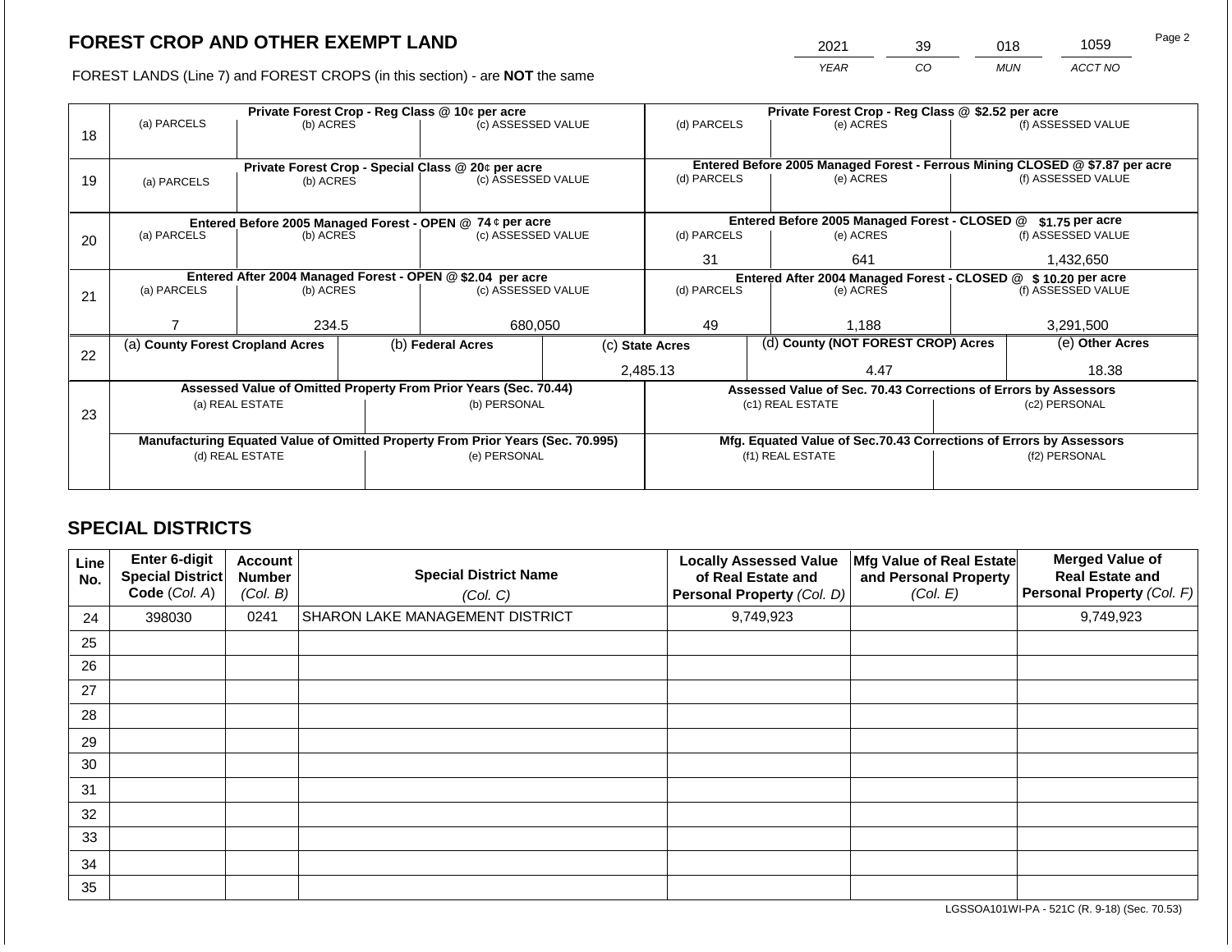## FOREST CROP AND OTHER EXEMPT LAND

FOREST LANDS (Line 7) and FOREST CROPS (in this section) - are **NOT** the same

| YEAR | CO | MUN | ACCT NO |
|---|---|---|---|
| 2021 | 39 | 018 | 1059 |

| Line | Private Forest Crop - Reg Class @ 10¢ per acre | | | Private Forest Crop - Reg Class @ $2.52 per acre | | |
|---|---|---|---|---|---|---|
| | (a) PARCELS | (b) ACRES | (c) ASSESSED VALUE | (d) PARCELS | (e) ACRES | (f) ASSESSED VALUE |
| 18 | | | | | | |
| | **Private Forest Crop - Special Class @ 20¢ per acre** | | | **Entered Before 2005 Managed Forest - Ferrous Mining CLOSED @ $7.87 per acre** | | |
| | (a) PARCELS | (b) ACRES | (c) ASSESSED VALUE | (d) PARCELS | (e) ACRES | (f) ASSESSED VALUE |
| 19 | | | | | | |
| | **Entered Before 2005 Managed Forest - OPEN @ 74 ¢ per acre** | | | **Entered Before 2005 Managed Forest - CLOSED @ $1.75 per acre** | | |
| | (a) PARCELS | (b) ACRES | (c) ASSESSED VALUE | (d) PARCELS | (e) ACRES | (f) ASSESSED VALUE |
| 20 | | | | 31 | 641 | 1,432,650 |
| | **Entered After 2004 Managed Forest - OPEN @ $2.04 per acre** | | | **Entered After 2004 Managed Forest - CLOSED @ $10.20 per acre** | | |
| | (a) PARCELS | (b) ACRES | (c) ASSESSED VALUE | (d) PARCELS | (e) ACRES | (f) ASSESSED VALUE |
| 21 | 7 | 234.5 | 680,050 | 49 | 1,188 | 3,291,500 |

| Line | (a) County Forest Cropland Acres | (b) Federal Acres | (c) State Acres | (d) County (NOT FOREST CROP) Acres | (e) Other Acres |
|---|---|---|---|---|---|
| 22 | | | 2,485.13 | 4.47 | 18.38 |

| Line | Assessed Value of Omitted Property From Prior Years (Sec. 70.44) | | Assessed Value of Sec. 70.43 Corrections of Errors by Assessors | |
|---|---|---|---|---|
| | (a) REAL ESTATE | (b) PERSONAL | (c1) REAL ESTATE | (c2) PERSONAL |
| 23 | | | | |
| | **Manufacturing Equated Value of Omitted Property From Prior Years (Sec. 70.995)** | | **Mfg. Equated Value of Sec.70.43 Corrections of Errors by Assessors** | |
| | (d) REAL ESTATE | (e) PERSONAL | (f1) REAL ESTATE | (f2) PERSONAL |
| | | | | |

## SPECIAL DISTRICTS

| Line No. | Enter 6-digit Special District Code (Col. A) | Account Number (Col. B) | Special District Name (Col. C) | Locally Assessed Value of Real Estate and Personal Property (Col. D) | Mfg Value of Real Estate and Personal Property (Col. E) | Merged Value of Real Estate and Personal Property (Col. F) |
|---|---|---|---|---|---|---|
| 24 | 398030 | 0241 | SHARON LAKE MANAGEMENT DISTRICT | 9,749,923 | | 9,749,923 |
| 25 | | | | | | |
| 26 | | | | | | |
| 27 | | | | | | |
| 28 | | | | | | |
| 29 | | | | | | |
| 30 | | | | | | |
| 31 | | | | | | |
| 32 | | | | | | |
| 33 | | | | | | |
| 34 | | | | | | |
| 35 | | | | | | |

LGSSOA101WI-PA - 521C (R. 9-18) (Sec. 70.53)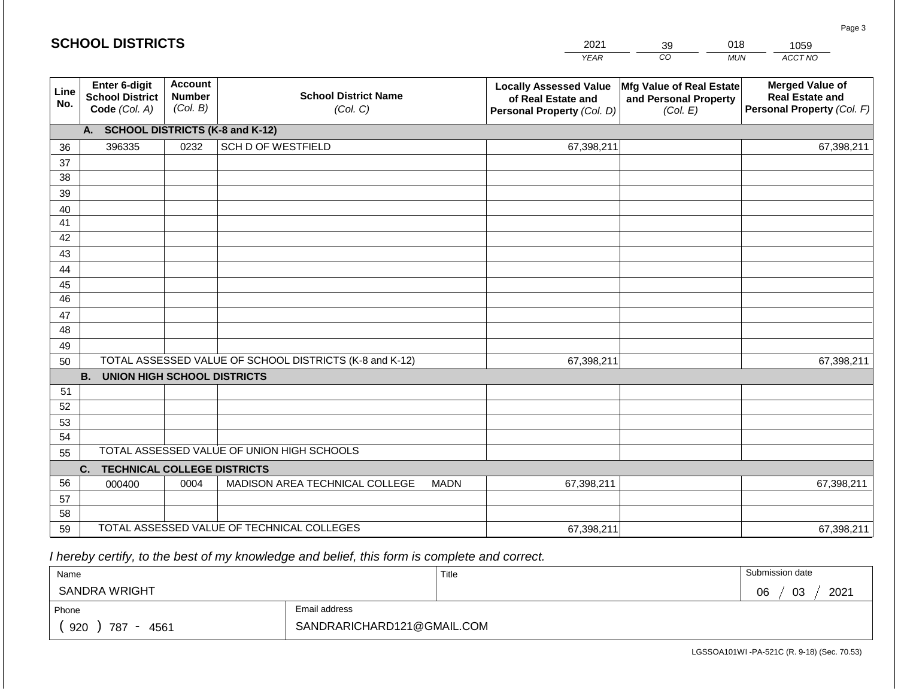## SCHOOL DISTRICTS

| 2021 | 39 | 018 | 1059 |
|---|---|---|---|
| YEAR | CO | MUN | ACCT NO |

| Line No. | Enter 6-digit School District Code (Col. A) | Account Number (Col. B) | School District Name (Col. C) | Locally Assessed Value of Real Estate and Personal Property (Col. D) | Mfg Value of Real Estate and Personal Property (Col. E) | Merged Value of Real Estate and Personal Property (Col. F) |
|---|---|---|---|---|---|---|
| | **A. SCHOOL DISTRICTS (K-8 and K-12)** | | | | | |
| 36 | 396335 | 0232 | SCH D OF WESTFIELD | 67,398,211 | | 67,398,211 |
| 37 | | | | | | |
| 38 | | | | | | |
| 39 | | | | | | |
| 40 | | | | | | |
| 41 | | | | | | |
| 42 | | | | | | |
| 43 | | | | | | |
| 44 | | | | | | |
| 45 | | | | | | |
| 46 | | | | | | |
| 47 | | | | | | |
| 48 | | | | | | |
| 49 | | | | | | |
| 50 | TOTAL ASSESSED VALUE OF SCHOOL DISTRICTS (K-8 and K-12) | | | 67,398,211 | | 67,398,211 |
| | **B. UNION HIGH SCHOOL DISTRICTS** | | | | | |
| 51 | | | | | | |
| 52 | | | | | | |
| 53 | | | | | | |
| 54 | | | | | | |
| 55 | TOTAL ASSESSED VALUE OF UNION HIGH SCHOOLS | | | | | |
| | **C. TECHNICAL COLLEGE DISTRICTS** | | | | | |
| 56 | 000400 | 0004 | MADISON AREA TECHNICAL COLLEGE MADN | 67,398,211 | | 67,398,211 |
| 57 | | | | | | |
| 58 | | | | | | |
| 59 | TOTAL ASSESSED VALUE OF TECHNICAL COLLEGES | | | 67,398,211 | | 67,398,211 |

*I hereby certify, to the best of my knowledge and belief, this form is complete and correct.*

| Name | | Title | Submission date |
|---|---|---|---|
| SANDRA WRIGHT | | | 06 / 03 / 2021 |
| Phone | Email address | | |
| ( 920 ) 787 - 4561 | SANDRARICHARD121@GMAIL.COM | | |

LGSSOA101WI -PA-521C (R. 9-18) (Sec. 70.53)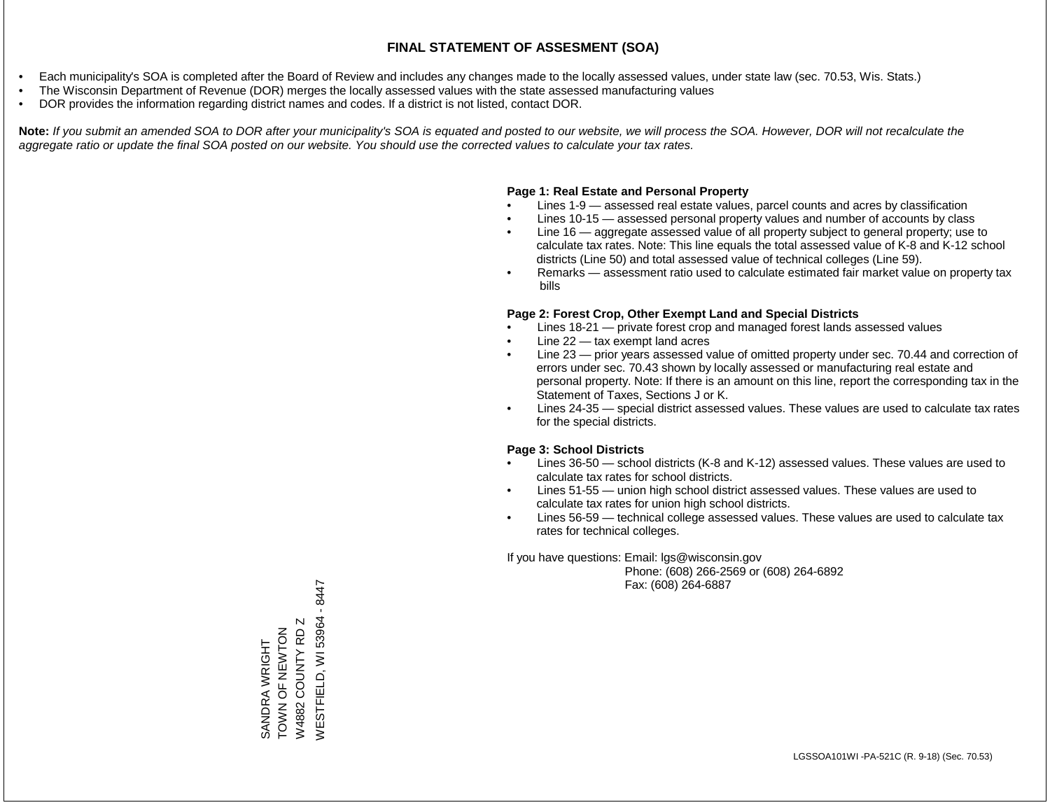# FINAL STATEMENT OF ASSESMENT (SOA)

- Each municipality's SOA is completed after the Board of Review and includes any changes made to the locally assessed values, under state law (sec. 70.53, Wis. Stats.)
- The Wisconsin Department of Revenue (DOR) merges the locally assessed values with the state assessed manufacturing values
- DOR provides the information regarding district names and codes. If a district is not listed, contact DOR.

**Note:** *If you submit an amended SOA to DOR after your municipality's SOA is equated and posted to our website, we will process the SOA. However, DOR will not recalculate the aggregate ratio or update the final SOA posted on our website. You should use the corrected values to calculate your tax rates.*

**Page 1: Real Estate and Personal Property**

- Lines 1-9 — assessed real estate values, parcel counts and acres by classification
- Lines 10-15 — assessed personal property values and number of accounts by class
- Line 16 — aggregate assessed value of all property subject to general property; use to calculate tax rates. Note: This line equals the total assessed value of K-8 and K-12 school districts (Line 50) and total assessed value of technical colleges (Line 59).
- Remarks — assessment ratio used to calculate estimated fair market value on property tax bills

**Page 2: Forest Crop, Other Exempt Land and Special Districts**

- Lines 18-21 — private forest crop and managed forest lands assessed values
- Line 22 — tax exempt land acres
- Line 23 — prior years assessed value of omitted property under sec. 70.44 and correction of errors under sec. 70.43 shown by locally assessed or manufacturing real estate and personal property. Note: If there is an amount on this line, report the corresponding tax in the Statement of Taxes, Sections J or K.
- Lines 24-35 — special district assessed values. These values are used to calculate tax rates for the special districts.

**Page 3: School Districts**

- Lines 36-50 — school districts (K-8 and K-12) assessed values. These values are used to calculate tax rates for school districts.
- Lines 51-55 — union high school district assessed values. These values are used to calculate tax rates for union high school districts.
- Lines 56-59 — technical college assessed values. These values are used to calculate tax rates for technical colleges.

If you have questions: Email: lgs@wisconsin.gov
Phone: (608) 266-2569 or (608) 264-6892
Fax: (608) 264-6887

SANDRA WRIGHT
TOWN OF NEWTON
W4882 COUNTY RD Z
WESTFIELD, WI 53964 - 8447

LGSSOA101WI -PA-521C (R. 9-18) (Sec. 70.53)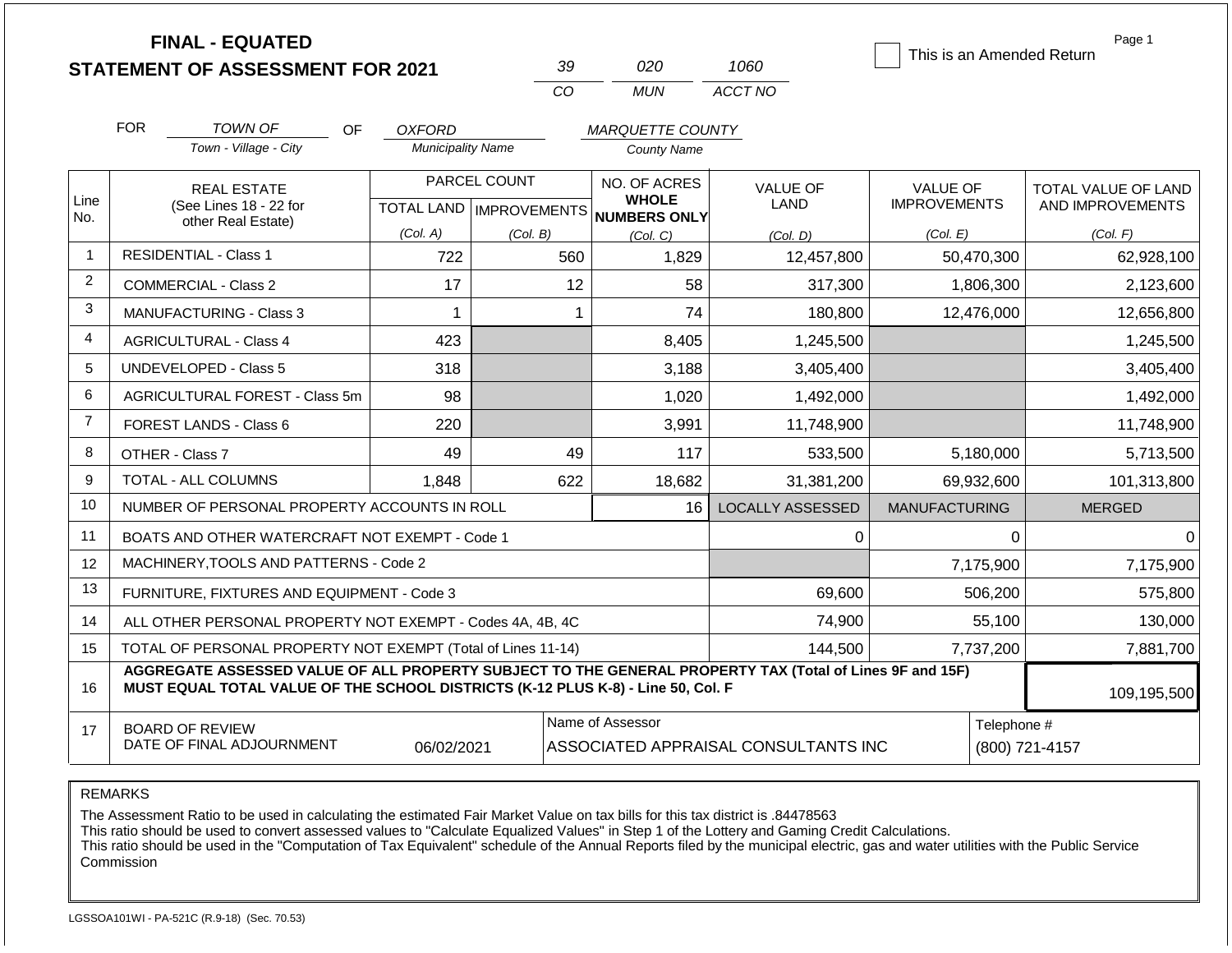**FINAL - EQUATED**
**STATEMENT OF ASSESSMENT FOR 2021**

| 39 | 020 | 1060 |
|---|---|---|
| CO | MUN | ACCT NO |

☐ This is an Amended Return

Page 1

FOR *TOWN OF* (Town - Village - City) OF *OXFORD* (Municipality Name) *MARQUETTE COUNTY* (County Name)

| Line No. | REAL ESTATE (See Lines 18 - 22 for other Real Estate) | PARCEL COUNT TOTAL LAND (Col. A) | PARCEL COUNT IMPROVEMENTS (Col. B) | NO. OF ACRES WHOLE NUMBERS ONLY (Col. C) | VALUE OF LAND (Col. D) | VALUE OF IMPROVEMENTS (Col. E) | TOTAL VALUE OF LAND AND IMPROVEMENTS (Col. F) |
|---|---|---|---|---|---|---|---|
| 1 | RESIDENTIAL - Class 1 | 722 | 560 | 1,829 | 12,457,800 | 50,470,300 | 62,928,100 |
| 2 | COMMERCIAL - Class 2 | 17 | 12 | 58 | 317,300 | 1,806,300 | 2,123,600 |
| 3 | MANUFACTURING - Class 3 | 1 | 1 | 74 | 180,800 | 12,476,000 | 12,656,800 |
| 4 | AGRICULTURAL - Class 4 | 423 | | 8,405 | 1,245,500 | | 1,245,500 |
| 5 | UNDEVELOPED - Class 5 | 318 | | 3,188 | 3,405,400 | | 3,405,400 |
| 6 | AGRICULTURAL FOREST - Class 5m | 98 | | 1,020 | 1,492,000 | | 1,492,000 |
| 7 | FOREST LANDS - Class 6 | 220 | | 3,991 | 11,748,900 | | 11,748,900 |
| 8 | OTHER - Class 7 | 49 | 49 | 117 | 533,500 | 5,180,000 | 5,713,500 |
| 9 | TOTAL - ALL COLUMNS | 1,848 | 622 | 18,682 | 31,381,200 | 69,932,600 | 101,313,800 |
| 10 | NUMBER OF PERSONAL PROPERTY ACCOUNTS IN ROLL | | | 16 | LOCALLY ASSESSED | MANUFACTURING | MERGED |
| 11 | BOATS AND OTHER WATERCRAFT NOT EXEMPT - Code 1 | | | | 0 | 0 | 0 |
| 12 | MACHINERY,TOOLS AND PATTERNS - Code 2 | | | | | 7,175,900 | 7,175,900 |
| 13 | FURNITURE, FIXTURES AND EQUIPMENT - Code 3 | | | | 69,600 | 506,200 | 575,800 |
| 14 | ALL OTHER PERSONAL PROPERTY NOT EXEMPT - Codes 4A, 4B, 4C | | | | 74,900 | 55,100 | 130,000 |
| 15 | TOTAL OF PERSONAL PROPERTY NOT EXEMPT (Total of Lines 11-14) | | | | 144,500 | 7,737,200 | 7,881,700 |
| 16 | **AGGREGATE ASSESSED VALUE OF ALL PROPERTY SUBJECT TO THE GENERAL PROPERTY TAX (Total of Lines 9F and 15F) MUST EQUAL TOTAL VALUE OF THE SCHOOL DISTRICTS (K-12 PLUS K-8) - Line 50, Col. F** | | | | | | 109,195,500 |
| 17 | BOARD OF REVIEW DATE OF FINAL ADJOURNMENT | 06/02/2021 | | Name of Assessor: ASSOCIATED APPRAISAL CONSULTANTS INC | | | Telephone #: (800) 721-4157 |

REMARKS

The Assessment Ratio to be used in calculating the estimated Fair Market Value on tax bills for this tax district is .84478563
This ratio should be used to convert assessed values to "Calculate Equalized Values" in Step 1 of the Lottery and Gaming Credit Calculations.
This ratio should be used in the "Computation of Tax Equivalent" schedule of the Annual Reports filed by the municipal electric, gas and water utilities with the Public Service Commission

LGSSOA101WI - PA-521C (R.9-18) (Sec. 70.53)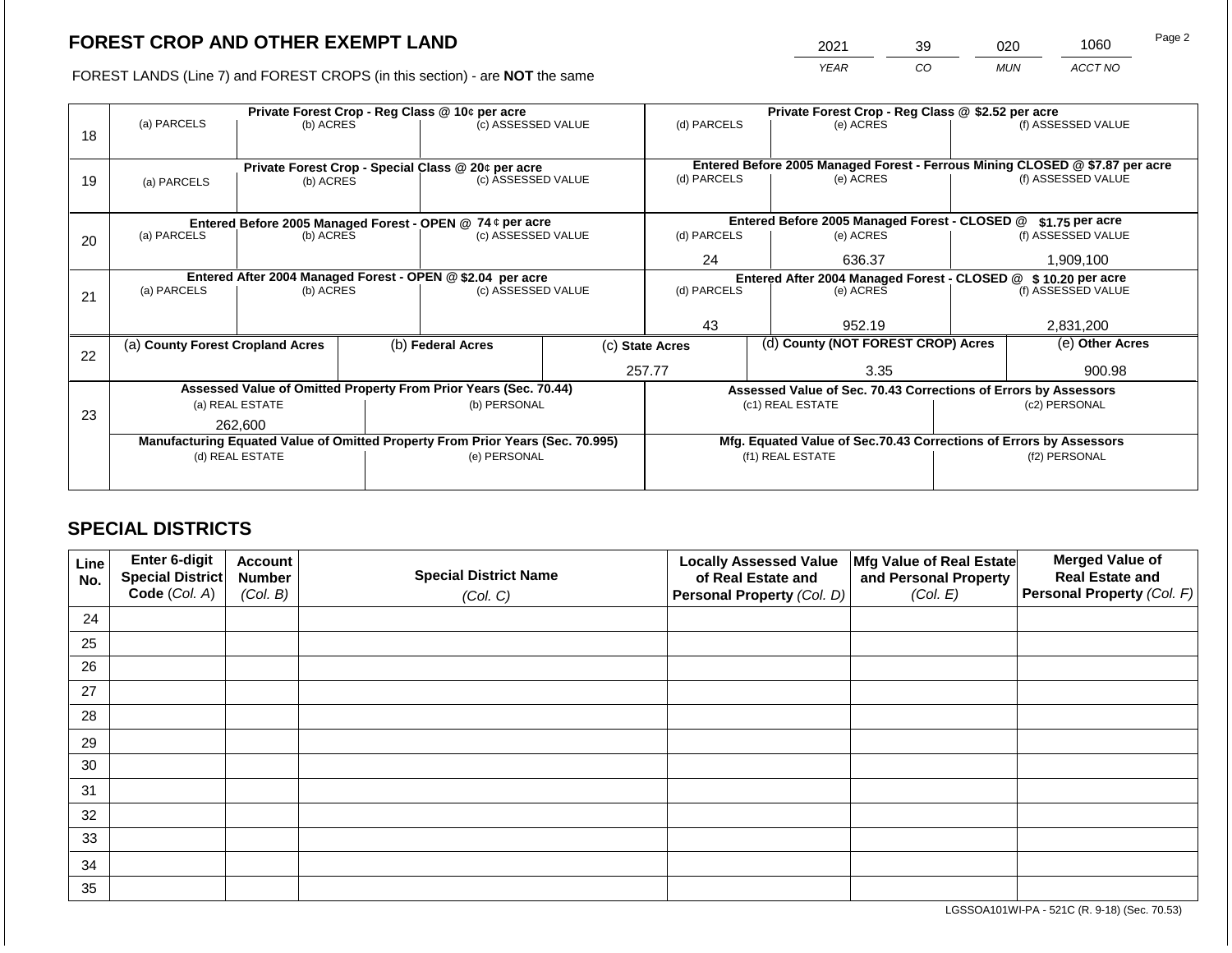# FOREST CROP AND OTHER EXEMPT LAND

FOREST LANDS (Line 7) and FOREST CROPS (in this section) - are **NOT** the same

| YEAR | CO | MUN | ACCT NO |
|---|---|---|---|
| 2021 | 39 | 020 | 1060 |

| Line | Private Forest Crop - Reg Class @ 10¢ per acre | | | Private Forest Crop - Reg Class @ $2.52 per acre | | |
|---|---|---|---|---|---|---|
| | (a) PARCELS | (b) ACRES | (c) ASSESSED VALUE | (d) PARCELS | (e) ACRES | (f) ASSESSED VALUE |
| 18 | | | | | | |
| | **Private Forest Crop - Special Class @ 20¢ per acre** | | | **Entered Before 2005 Managed Forest - Ferrous Mining CLOSED @ $7.87 per acre** | | |
| | (a) PARCELS | (b) ACRES | (c) ASSESSED VALUE | (d) PARCELS | (e) ACRES | (f) ASSESSED VALUE |
| 19 | | | | | | |
| | **Entered Before 2005 Managed Forest - OPEN @ 74 ¢ per acre** | | | **Entered Before 2005 Managed Forest - CLOSED @ $1.75 per acre** | | |
| | (a) PARCELS | (b) ACRES | (c) ASSESSED VALUE | (d) PARCELS | (e) ACRES | (f) ASSESSED VALUE |
| 20 | | | | 24 | 636.37 | 1,909,100 |
| | **Entered After 2004 Managed Forest - OPEN @ $2.04 per acre** | | | **Entered After 2004 Managed Forest - CLOSED @ $ 10.20 per acre** | | |
| | (a) PARCELS | (b) ACRES | (c) ASSESSED VALUE | (d) PARCELS | (e) ACRES | (f) ASSESSED VALUE |
| 21 | | | | 43 | 952.19 | 2,831,200 |

| Line | (a) County Forest Cropland Acres | (b) Federal Acres | (c) State Acres | (d) County (NOT FOREST CROP) Acres | (e) Other Acres |
|---|---|---|---|---|---|
| 22 | | | 257.77 | 3.35 | 900.98 |

| Line | Assessed Value of Omitted Property From Prior Years (Sec. 70.44) | | Assessed Value of Sec. 70.43 Corrections of Errors by Assessors | |
|---|---|---|---|---|
| | (a) REAL ESTATE | (b) PERSONAL | (c1) REAL ESTATE | (c2) PERSONAL |
| 23 | 262,600 | | | |
| | **Manufacturing Equated Value of Omitted Property From Prior Years (Sec. 70.995)** | | **Mfg. Equated Value of Sec.70.43 Corrections of Errors by Assessors** | |
| | (d) REAL ESTATE | (e) PERSONAL | (f1) REAL ESTATE | (f2) PERSONAL |
| | | | | |

## SPECIAL DISTRICTS

| Line No. | Enter 6-digit Special District Code (Col. A) | Account Number (Col. B) | Special District Name (Col. C) | Locally Assessed Value of Real Estate and Personal Property (Col. D) | Mfg Value of Real Estate and Personal Property (Col. E) | Merged Value of Real Estate and Personal Property (Col. F) |
|---|---|---|---|---|---|---|
| 24 | | | | | | |
| 25 | | | | | | |
| 26 | | | | | | |
| 27 | | | | | | |
| 28 | | | | | | |
| 29 | | | | | | |
| 30 | | | | | | |
| 31 | | | | | | |
| 32 | | | | | | |
| 33 | | | | | | |
| 34 | | | | | | |
| 35 | | | | | | |

LGSSOA101WI-PA - 521C (R. 9-18) (Sec. 70.53)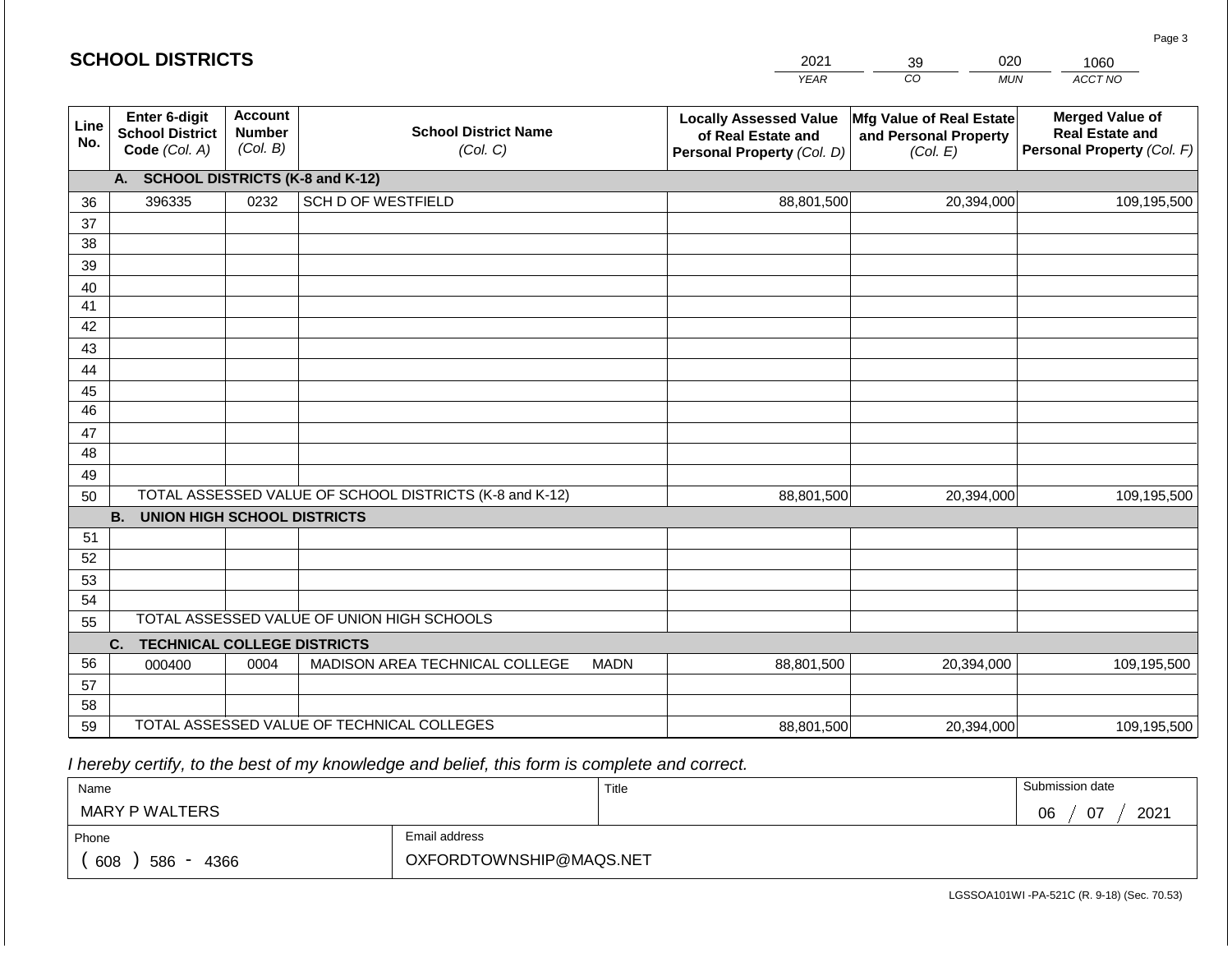## SCHOOL DISTRICTS

| 2021 | 39 | 020 | 1060 |
|---|---|---|---|
| YEAR | CO | MUN | ACCT NO |

| Line No. | Enter 6-digit School District Code *(Col. A)* | Account Number *(Col. B)* | School District Name *(Col. C)* | Locally Assessed Value of Real Estate and Personal Property *(Col. D)* | Mfg Value of Real Estate and Personal Property *(Col. E)* | Merged Value of Real Estate and Personal Property *(Col. F)* |
|---|---|---|---|---|---|---|
| | **A. SCHOOL DISTRICTS (K-8 and K-12)** | | | | | |
| 36 | 396335 | 0232 | SCH D OF WESTFIELD | 88,801,500 | 20,394,000 | 109,195,500 |
| 37 | | | | | | |
| 38 | | | | | | |
| 39 | | | | | | |
| 40 | | | | | | |
| 41 | | | | | | |
| 42 | | | | | | |
| 43 | | | | | | |
| 44 | | | | | | |
| 45 | | | | | | |
| 46 | | | | | | |
| 47 | | | | | | |
| 48 | | | | | | |
| 49 | | | | | | |
| 50 | TOTAL ASSESSED VALUE OF SCHOOL DISTRICTS (K-8 and K-12) | | | 88,801,500 | 20,394,000 | 109,195,500 |
| | **B. UNION HIGH SCHOOL DISTRICTS** | | | | | |
| 51 | | | | | | |
| 52 | | | | | | |
| 53 | | | | | | |
| 54 | | | | | | |
| 55 | TOTAL ASSESSED VALUE OF UNION HIGH SCHOOLS | | | | | |
| | **C. TECHNICAL COLLEGE DISTRICTS** | | | | | |
| 56 | 000400 | 0004 | MADISON AREA TECHNICAL COLLEGE MADN | 88,801,500 | 20,394,000 | 109,195,500 |
| 57 | | | | | | |
| 58 | | | | | | |
| 59 | TOTAL ASSESSED VALUE OF TECHNICAL COLLEGES | | | 88,801,500 | 20,394,000 | 109,195,500 |

*I hereby certify, to the best of my knowledge and belief, this form is complete and correct.*

| Name | Title | Submission date |
|---|---|---|
| MARY P WALTERS | | 06 / 07 / 2021 |

| Phone | Email address |
|---|---|
| ( 608 ) 586 - 4366 | OXFORDTOWNSHIP@MAQS.NET |

LGSSOA101WI -PA-521C (R. 9-18) (Sec. 70.53)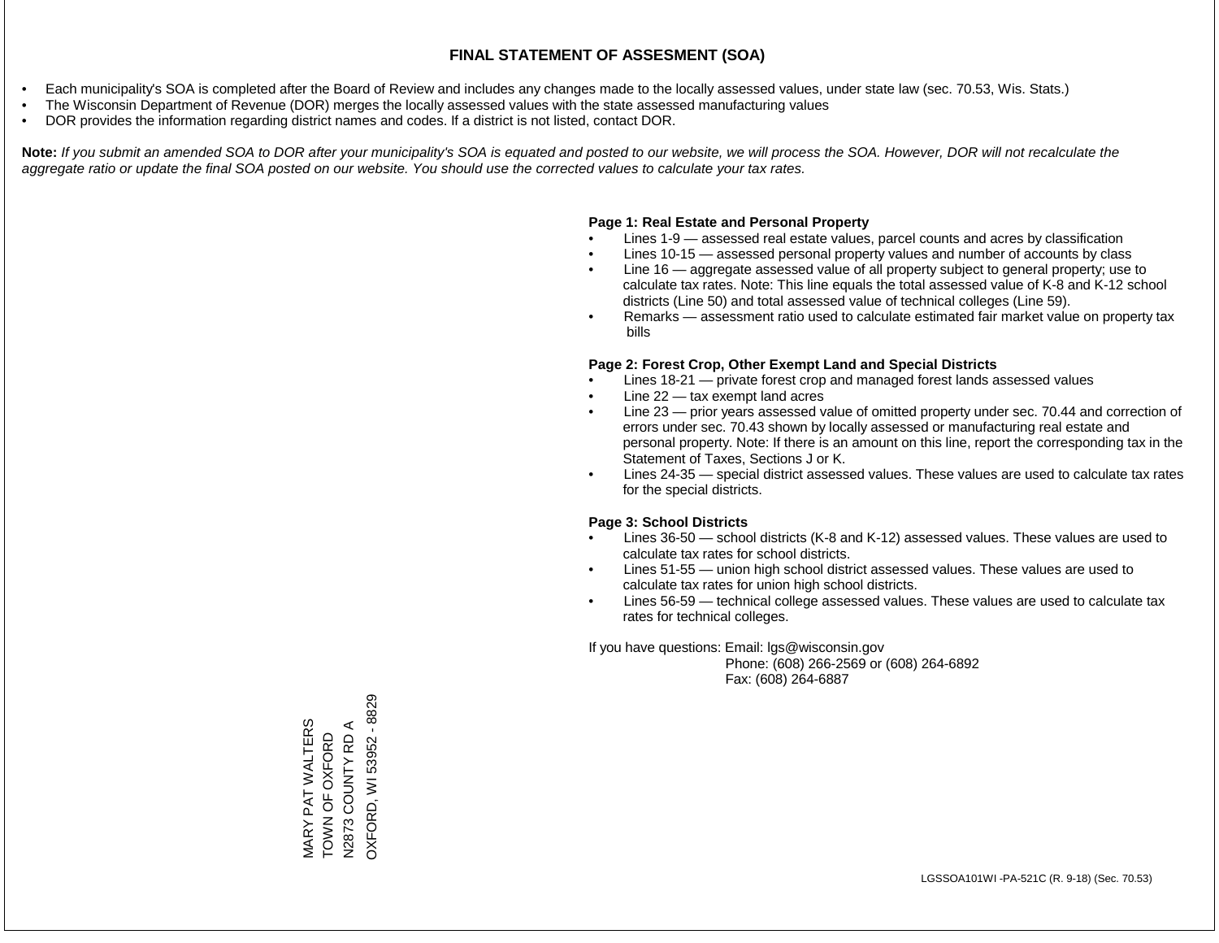# FINAL STATEMENT OF ASSESMENT (SOA)

- Each municipality's SOA is completed after the Board of Review and includes any changes made to the locally assessed values, under state law (sec. 70.53, Wis. Stats.)
- The Wisconsin Department of Revenue (DOR) merges the locally assessed values with the state assessed manufacturing values
- DOR provides the information regarding district names and codes. If a district is not listed, contact DOR.

**Note:** *If you submit an amended SOA to DOR after your municipality's SOA is equated and posted to our website, we will process the SOA. However, DOR will not recalculate the aggregate ratio or update the final SOA posted on our website. You should use the corrected values to calculate your tax rates.*

**Page 1: Real Estate and Personal Property**

- Lines 1-9 — assessed real estate values, parcel counts and acres by classification
- Lines 10-15 — assessed personal property values and number of accounts by class
- Line 16 — aggregate assessed value of all property subject to general property; use to calculate tax rates. Note: This line equals the total assessed value of K-8 and K-12 school districts (Line 50) and total assessed value of technical colleges (Line 59).
- Remarks — assessment ratio used to calculate estimated fair market value on property tax bills

**Page 2: Forest Crop, Other Exempt Land and Special Districts**

- Lines 18-21 — private forest crop and managed forest lands assessed values
- Line 22 — tax exempt land acres
- Line 23 — prior years assessed value of omitted property under sec. 70.44 and correction of errors under sec. 70.43 shown by locally assessed or manufacturing real estate and personal property. Note: If there is an amount on this line, report the corresponding tax in the Statement of Taxes, Sections J or K.
- Lines 24-35 — special district assessed values. These values are used to calculate tax rates for the special districts.

**Page 3: School Districts**

- Lines 36-50 — school districts (K-8 and K-12) assessed values. These values are used to calculate tax rates for school districts.
- Lines 51-55 — union high school district assessed values. These values are used to calculate tax rates for union high school districts.
- Lines 56-59 — technical college assessed values. These values are used to calculate tax rates for technical colleges.

If you have questions: Email: lgs@wisconsin.gov
Phone: (608) 266-2569 or (608) 264-6892
Fax: (608) 264-6887

MARY PAT WALTERS
TOWN OF OXFORD
N2873 COUNTY RD A
OXFORD, WI 53952 - 8829

LGSSOA101WI -PA-521C (R. 9-18) (Sec. 70.53)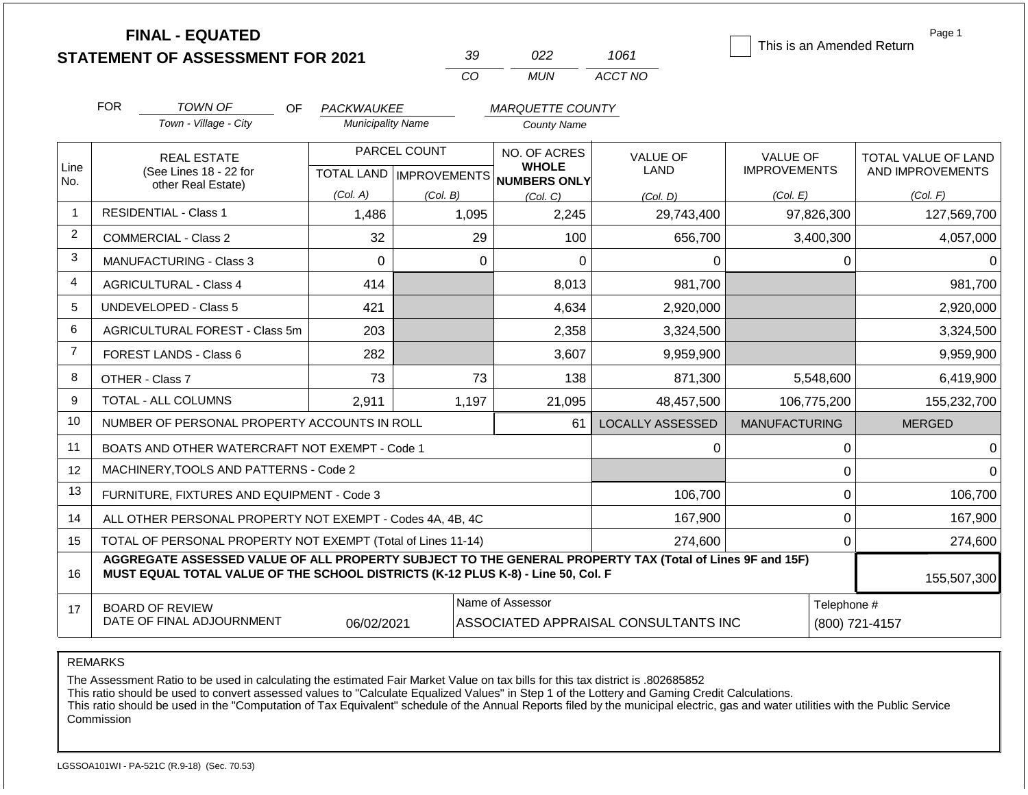# FINAL - EQUATED
## STATEMENT OF ASSESSMENT FOR 2021

| 39 | 022 | 1061 |
|---|---|---|
| CO | MUN | ACCT NO |

☐ This is an Amended Return

FOR *TOWN OF* (Town - Village - City) OF *PACKWAUKEE* (Municipality Name) *MARQUETTE COUNTY* (County Name)

| Line No. | REAL ESTATE (See Lines 18 - 22 for other Real Estate) | PARCEL COUNT TOTAL LAND (Col. A) | PARCEL COUNT IMPROVEMENTS (Col. B) | NO. OF ACRES WHOLE NUMBERS ONLY (Col. C) | VALUE OF LAND (Col. D) | VALUE OF IMPROVEMENTS (Col. E) | TOTAL VALUE OF LAND AND IMPROVEMENTS (Col. F) |
|---|---|---|---|---|---|---|---|
| 1 | RESIDENTIAL - Class 1 | 1,486 | 1,095 | 2,245 | 29,743,400 | 97,826,300 | 127,569,700 |
| 2 | COMMERCIAL - Class 2 | 32 | 29 | 100 | 656,700 | 3,400,300 | 4,057,000 |
| 3 | MANUFACTURING - Class 3 | 0 | 0 | 0 | 0 | 0 | 0 |
| 4 | AGRICULTURAL - Class 4 | 414 | | 8,013 | 981,700 | | 981,700 |
| 5 | UNDEVELOPED - Class 5 | 421 | | 4,634 | 2,920,000 | | 2,920,000 |
| 6 | AGRICULTURAL FOREST - Class 5m | 203 | | 2,358 | 3,324,500 | | 3,324,500 |
| 7 | FOREST LANDS - Class 6 | 282 | | 3,607 | 9,959,900 | | 9,959,900 |
| 8 | OTHER - Class 7 | 73 | 73 | 138 | 871,300 | 5,548,600 | 6,419,900 |
| 9 | TOTAL - ALL COLUMNS | 2,911 | 1,197 | 21,095 | 48,457,500 | 106,775,200 | 155,232,700 |
| 10 | NUMBER OF PERSONAL PROPERTY ACCOUNTS IN ROLL | | | 61 | LOCALLY ASSESSED | MANUFACTURING | MERGED |
| 11 | BOATS AND OTHER WATERCRAFT NOT EXEMPT - Code 1 | | | | 0 | 0 | 0 |
| 12 | MACHINERY,TOOLS AND PATTERNS - Code 2 | | | | | 0 | 0 |
| 13 | FURNITURE, FIXTURES AND EQUIPMENT - Code 3 | | | | 106,700 | 0 | 106,700 |
| 14 | ALL OTHER PERSONAL PROPERTY NOT EXEMPT - Codes 4A, 4B, 4C | | | | 167,900 | 0 | 167,900 |
| 15 | TOTAL OF PERSONAL PROPERTY NOT EXEMPT (Total of Lines 11-14) | | | | 274,600 | 0 | 274,600 |
| 16 | **AGGREGATE ASSESSED VALUE OF ALL PROPERTY SUBJECT TO THE GENERAL PROPERTY TAX (Total of Lines 9F and 15F) MUST EQUAL TOTAL VALUE OF THE SCHOOL DISTRICTS (K-12 PLUS K-8) - Line 50, Col. F** | | | | | | 155,507,300 |
| 17 | BOARD OF REVIEW DATE OF FINAL ADJOURNMENT | 06/02/2021 | | Name of Assessor: ASSOCIATED APPRAISAL CONSULTANTS INC | | | Telephone #: (800) 721-4157 |

REMARKS

The Assessment Ratio to be used in calculating the estimated Fair Market Value on tax bills for this tax district is .802685852
This ratio should be used to convert assessed values to "Calculate Equalized Values" in Step 1 of the Lottery and Gaming Credit Calculations.
This ratio should be used in the "Computation of Tax Equivalent" schedule of the Annual Reports filed by the municipal electric, gas and water utilities with the Public Service Commission

LGSSOA101WI - PA-521C (R.9-18) (Sec. 70.53)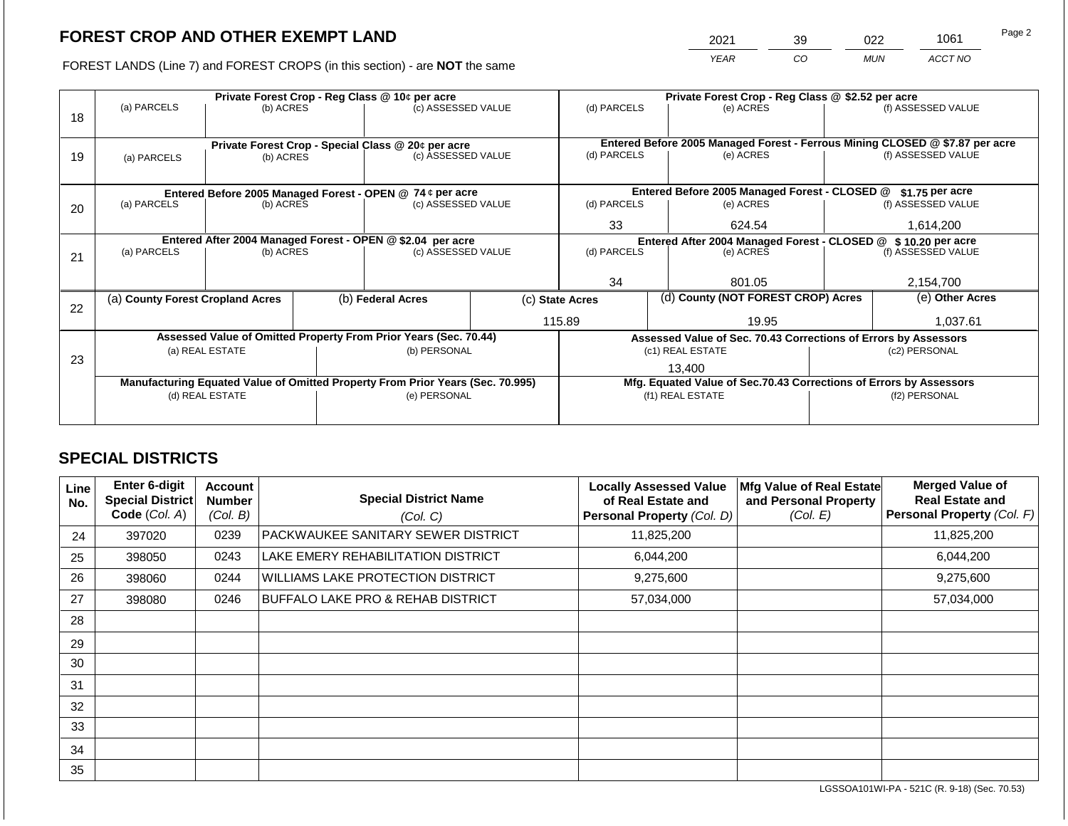# FOREST CROP AND OTHER EXEMPT LAND

| 2021 | 39 | 022 | 1061 |
|---|---|---|---|
| *YEAR* | *CO* | *MUN* | *ACCT NO* |

FOREST LANDS (Line 7) and FOREST CROPS (in this section) - are **NOT** the same

| Line | Private Forest Crop - Reg Class @ 10¢ per acre | | | Private Forest Crop - Reg Class @ $2.52 per acre | | |
|---|---|---|---|---|---|---|
| | (a) PARCELS | (b) ACRES | (c) ASSESSED VALUE | (d) PARCELS | (e) ACRES | (f) ASSESSED VALUE |
| 18 | | | | | | |
| | **Private Forest Crop - Special Class @ 20¢ per acre** | | | **Entered Before 2005 Managed Forest - Ferrous Mining CLOSED @ $7.87 per acre** | | |
| | (a) PARCELS | (b) ACRES | (c) ASSESSED VALUE | (d) PARCELS | (e) ACRES | (f) ASSESSED VALUE |
| 19 | | | | | | |
| | **Entered Before 2005 Managed Forest - OPEN @ 74 ¢ per acre** | | | **Entered Before 2005 Managed Forest - CLOSED @ $1.75 per acre** | | |
| | (a) PARCELS | (b) ACRES | (c) ASSESSED VALUE | (d) PARCELS | (e) ACRES | (f) ASSESSED VALUE |
| 20 | | | | 33 | 624.54 | 1,614,200 |
| | **Entered After 2004 Managed Forest - OPEN @ $2.04 per acre** | | | **Entered After 2004 Managed Forest - CLOSED @ $ 10.20 per acre** | | |
| | (a) PARCELS | (b) ACRES | (c) ASSESSED VALUE | (d) PARCELS | (e) ACRES | (f) ASSESSED VALUE |
| 21 | | | | 34 | 801.05 | 2,154,700 |

| Line | (a) County Forest Cropland Acres | (b) Federal Acres | (c) State Acres | (d) County (NOT FOREST CROP) Acres | (e) Other Acres |
|---|---|---|---|---|---|
| 22 | | | 115.89 | 19.95 | 1,037.61 |

| Line | Assessed Value of Omitted Property From Prior Years (Sec. 70.44) | | Assessed Value of Sec. 70.43 Corrections of Errors by Assessors | |
|---|---|---|---|---|
| | (a) REAL ESTATE | (b) PERSONAL | (c1) REAL ESTATE | (c2) PERSONAL |
| 23 | | | 13,400 | |
| | **Manufacturing Equated Value of Omitted Property From Prior Years (Sec. 70.995)** | | **Mfg. Equated Value of Sec.70.43 Corrections of Errors by Assessors** | |
| | (d) REAL ESTATE | (e) PERSONAL | (f1) REAL ESTATE | (f2) PERSONAL |
| | | | | |

# SPECIAL DISTRICTS

| Line No. | Enter 6-digit Special District Code *(Col. A)* | Account Number *(Col. B)* | Special District Name *(Col. C)* | Locally Assessed Value of Real Estate and Personal Property *(Col. D)* | Mfg Value of Real Estate and Personal Property *(Col. E)* | Merged Value of Real Estate and Personal Property *(Col. F)* |
|---|---|---|---|---|---|---|
| 24 | 397020 | 0239 | PACKWAUKEE SANITARY SEWER DISTRICT | 11,825,200 | | 11,825,200 |
| 25 | 398050 | 0243 | LAKE EMERY REHABILITATION DISTRICT | 6,044,200 | | 6,044,200 |
| 26 | 398060 | 0244 | WILLIAMS LAKE PROTECTION DISTRICT | 9,275,600 | | 9,275,600 |
| 27 | 398080 | 0246 | BUFFALO LAKE PRO & REHAB DISTRICT | 57,034,000 | | 57,034,000 |
| 28 | | | | | | |
| 29 | | | | | | |
| 30 | | | | | | |
| 31 | | | | | | |
| 32 | | | | | | |
| 33 | | | | | | |
| 34 | | | | | | |
| 35 | | | | | | |

LGSSOA101WI-PA - 521C (R. 9-18) (Sec. 70.53)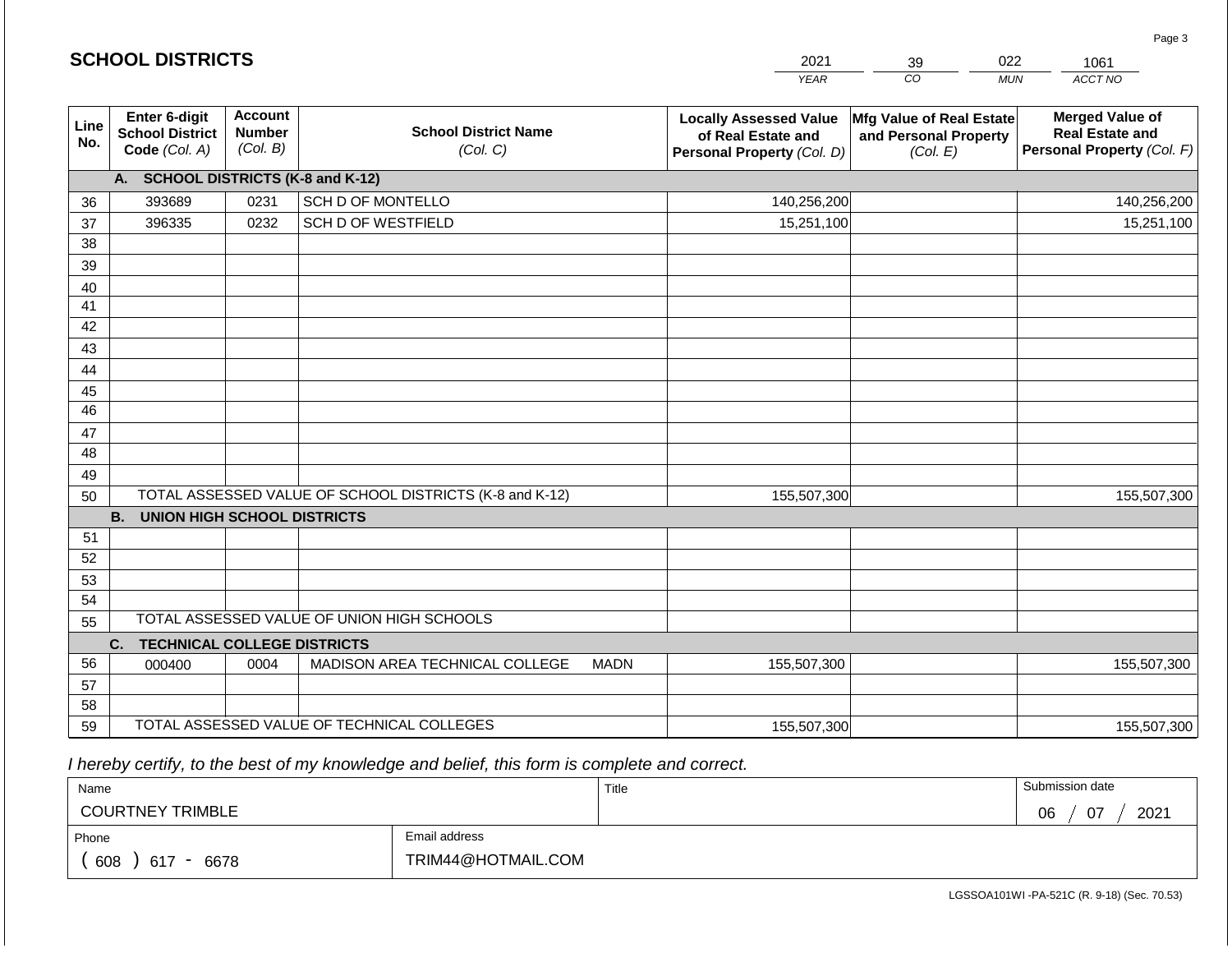## SCHOOL DISTRICTS

| 2021 | 39 | 022 | 1061 |
|---|---|---|---|
| YEAR | CO | MUN | ACCT NO |

| Line No. | Enter 6-digit School District Code (Col. A) | Account Number (Col. B) | School District Name (Col. C) | Locally Assessed Value of Real Estate and Personal Property (Col. D) | Mfg Value of Real Estate and Personal Property (Col. E) | Merged Value of Real Estate and Personal Property (Col. F) |
|---|---|---|---|---|---|---|
| | **A. SCHOOL DISTRICTS (K-8 and K-12)** | | | | | |
| 36 | 393689 | 0231 | SCH D OF MONTELLO | 140,256,200 | | 140,256,200 |
| 37 | 396335 | 0232 | SCH D OF WESTFIELD | 15,251,100 | | 15,251,100 |
| 38 | | | | | | |
| 39 | | | | | | |
| 40 | | | | | | |
| 41 | | | | | | |
| 42 | | | | | | |
| 43 | | | | | | |
| 44 | | | | | | |
| 45 | | | | | | |
| 46 | | | | | | |
| 47 | | | | | | |
| 48 | | | | | | |
| 49 | | | | | | |
| 50 | TOTAL ASSESSED VALUE OF SCHOOL DISTRICTS (K-8 and K-12) | | | 155,507,300 | | 155,507,300 |
| | **B. UNION HIGH SCHOOL DISTRICTS** | | | | | |
| 51 | | | | | | |
| 52 | | | | | | |
| 53 | | | | | | |
| 54 | | | | | | |
| 55 | TOTAL ASSESSED VALUE OF UNION HIGH SCHOOLS | | | | | |
| | **C. TECHNICAL COLLEGE DISTRICTS** | | | | | |
| 56 | 000400 | 0004 | MADISON AREA TECHNICAL COLLEGE MADN | 155,507,300 | | 155,507,300 |
| 57 | | | | | | |
| 58 | | | | | | |
| 59 | TOTAL ASSESSED VALUE OF TECHNICAL COLLEGES | | | 155,507,300 | | 155,507,300 |

*I hereby certify, to the best of my knowledge and belief, this form is complete and correct.*

| Name | Title | Submission date |
|---|---|---|
| COURTNEY TRIMBLE | | 06 / 07 / 2021 |
| Phone | Email address | |
| ( 608 ) 617 - 6678 | TRIM44@HOTMAIL.COM | |

LGSSOA101WI -PA-521C (R. 9-18) (Sec. 70.53)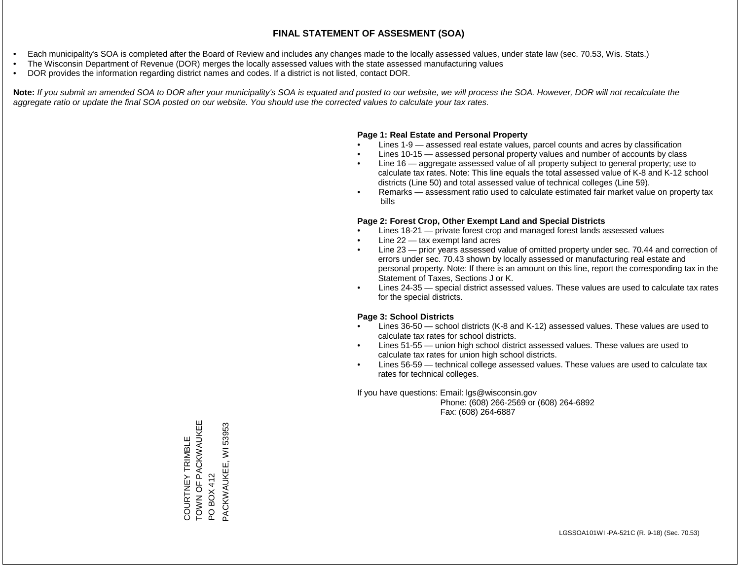# FINAL STATEMENT OF ASSESMENT (SOA)

- Each municipality's SOA is completed after the Board of Review and includes any changes made to the locally assessed values, under state law (sec. 70.53, Wis. Stats.)
- The Wisconsin Department of Revenue (DOR) merges the locally assessed values with the state assessed manufacturing values
- DOR provides the information regarding district names and codes. If a district is not listed, contact DOR.

**Note:** *If you submit an amended SOA to DOR after your municipality's SOA is equated and posted to our website, we will process the SOA. However, DOR will not recalculate the aggregate ratio or update the final SOA posted on our website. You should use the corrected values to calculate your tax rates.*

**Page 1: Real Estate and Personal Property**

- Lines 1-9 — assessed real estate values, parcel counts and acres by classification
- Lines 10-15 — assessed personal property values and number of accounts by class
- Line 16 — aggregate assessed value of all property subject to general property; use to calculate tax rates. Note: This line equals the total assessed value of K-8 and K-12 school districts (Line 50) and total assessed value of technical colleges (Line 59).
- Remarks — assessment ratio used to calculate estimated fair market value on property tax bills

**Page 2: Forest Crop, Other Exempt Land and Special Districts**

- Lines 18-21 — private forest crop and managed forest lands assessed values
- Line 22 — tax exempt land acres
- Line 23 — prior years assessed value of omitted property under sec. 70.44 and correction of errors under sec. 70.43 shown by locally assessed or manufacturing real estate and personal property. Note: If there is an amount on this line, report the corresponding tax in the Statement of Taxes, Sections J or K.
- Lines 24-35 — special district assessed values. These values are used to calculate tax rates for the special districts.

**Page 3: School Districts**

- Lines 36-50 — school districts (K-8 and K-12) assessed values. These values are used to calculate tax rates for school districts.
- Lines 51-55 — union high school district assessed values. These values are used to calculate tax rates for union high school districts.
- Lines 56-59 — technical college assessed values. These values are used to calculate tax rates for technical colleges.

If you have questions: Email: lgs@wisconsin.gov
Phone: (608) 266-2569 or (608) 264-6892
Fax: (608) 264-6887

COURTNEY TRIMBLE
TOWN OF PACKWAUKEE
PO BOX 412
PACKWAUKEE, WI 53953

LGSSOA101WI -PA-521C (R. 9-18) (Sec. 70.53)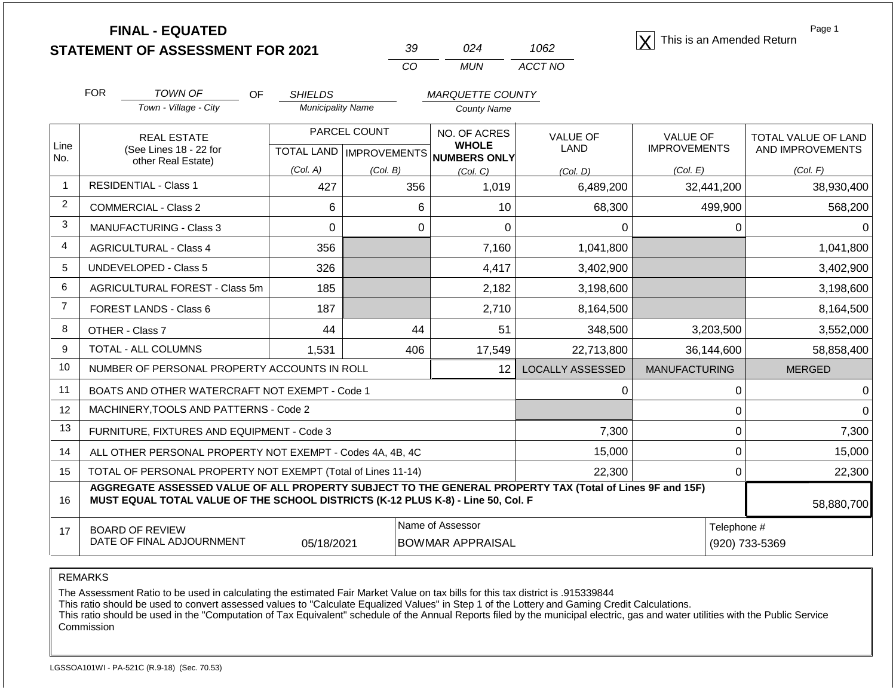**FINAL - EQUATED**
**STATEMENT OF ASSESSMENT FOR 2021**

| 39 | 024 | 1062 |
|---|---|---|
| CO | MUN | ACCT NO |

[X] This is an Amended Return

Page 1

FOR *TOWN OF* (Town - Village - City) OF *SHIELDS* (Municipality Name) *MARQUETTE COUNTY* (County Name)

| Line No. | REAL ESTATE (See Lines 18 - 22 for other Real Estate) | PARCEL COUNT TOTAL LAND (Col. A) | PARCEL COUNT IMPROVEMENTS (Col. B) | NO. OF ACRES WHOLE NUMBERS ONLY (Col. C) | VALUE OF LAND (Col. D) | VALUE OF IMPROVEMENTS (Col. E) | TOTAL VALUE OF LAND AND IMPROVEMENTS (Col. F) |
|---|---|---|---|---|---|---|---|
| 1 | RESIDENTIAL - Class 1 | 427 | 356 | 1,019 | 6,489,200 | 32,441,200 | 38,930,400 |
| 2 | COMMERCIAL - Class 2 | 6 | 6 | 10 | 68,300 | 499,900 | 568,200 |
| 3 | MANUFACTURING - Class 3 | 0 | 0 | 0 | 0 | 0 | 0 |
| 4 | AGRICULTURAL - Class 4 | 356 | | 7,160 | 1,041,800 | | 1,041,800 |
| 5 | UNDEVELOPED - Class 5 | 326 | | 4,417 | 3,402,900 | | 3,402,900 |
| 6 | AGRICULTURAL FOREST - Class 5m | 185 | | 2,182 | 3,198,600 | | 3,198,600 |
| 7 | FOREST LANDS - Class 6 | 187 | | 2,710 | 8,164,500 | | 8,164,500 |
| 8 | OTHER - Class 7 | 44 | 44 | 51 | 348,500 | 3,203,500 | 3,552,000 |
| 9 | TOTAL - ALL COLUMNS | 1,531 | 406 | 17,549 | 22,713,800 | 36,144,600 | 58,858,400 |
| 10 | NUMBER OF PERSONAL PROPERTY ACCOUNTS IN ROLL | | | 12 | LOCALLY ASSESSED | MANUFACTURING | MERGED |
| 11 | BOATS AND OTHER WATERCRAFT NOT EXEMPT - Code 1 | | | | 0 | 0 | 0 |
| 12 | MACHINERY,TOOLS AND PATTERNS - Code 2 | | | | | 0 | 0 |
| 13 | FURNITURE, FIXTURES AND EQUIPMENT - Code 3 | | | | 7,300 | 0 | 7,300 |
| 14 | ALL OTHER PERSONAL PROPERTY NOT EXEMPT - Codes 4A, 4B, 4C | | | | 15,000 | 0 | 15,000 |
| 15 | TOTAL OF PERSONAL PROPERTY NOT EXEMPT (Total of Lines 11-14) | | | | 22,300 | 0 | 22,300 |
| 16 | **AGGREGATE ASSESSED VALUE OF ALL PROPERTY SUBJECT TO THE GENERAL PROPERTY TAX (Total of Lines 9F and 15F) MUST EQUAL TOTAL VALUE OF THE SCHOOL DISTRICTS (K-12 PLUS K-8) - Line 50, Col. F** | | | | | | 58,880,700 |
| 17 | BOARD OF REVIEW DATE OF FINAL ADJOURNMENT | 05/18/2021 | | Name of Assessor: BOWMAR APPRAISAL | | Telephone #: (920) 733-5369 | |

REMARKS

The Assessment Ratio to be used in calculating the estimated Fair Market Value on tax bills for this tax district is .915339844
This ratio should be used to convert assessed values to "Calculate Equalized Values" in Step 1 of the Lottery and Gaming Credit Calculations.
This ratio should be used in the "Computation of Tax Equivalent" schedule of the Annual Reports filed by the municipal electric, gas and water utilities with the Public Service Commission

LGSSOA101WI - PA-521C (R.9-18) (Sec. 70.53)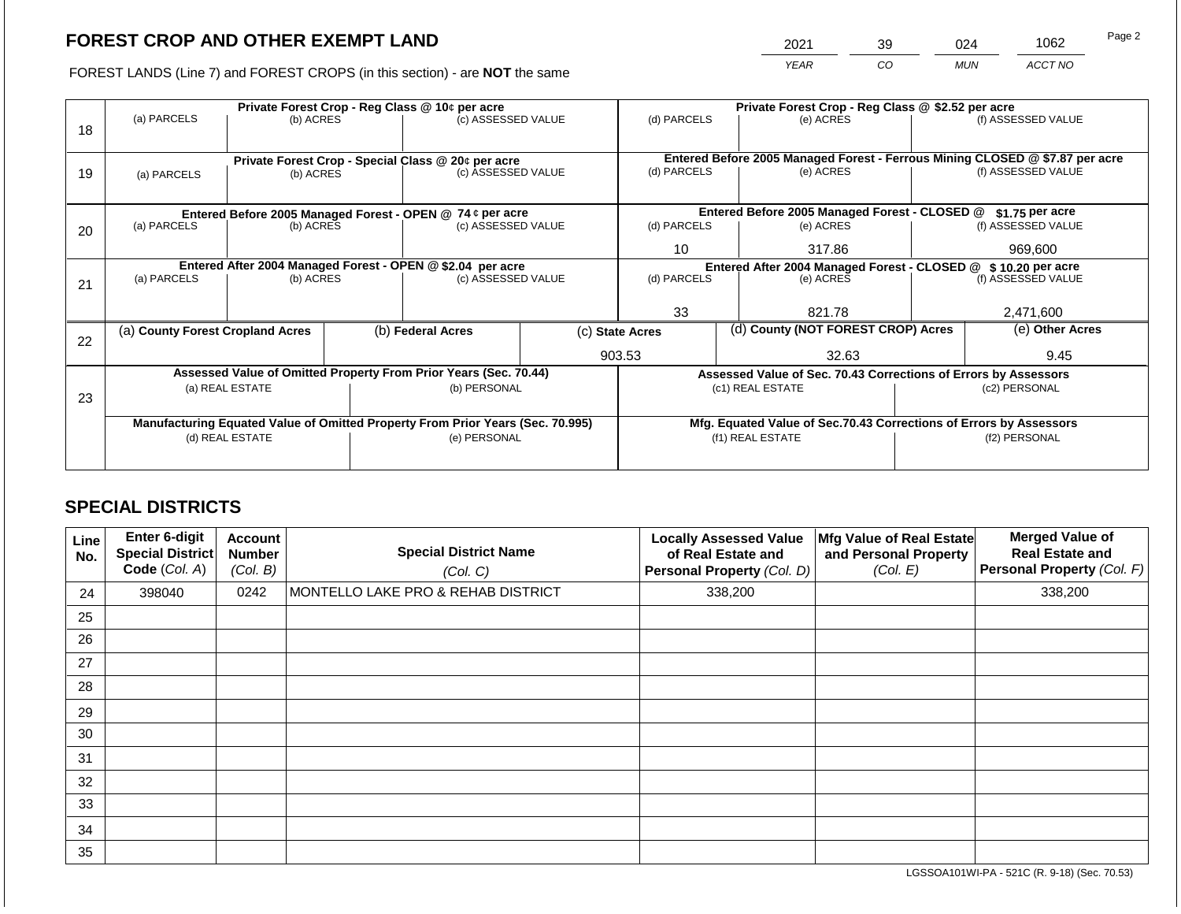# FOREST CROP AND OTHER EXEMPT LAND

FOREST LANDS (Line 7) and FOREST CROPS (in this section) - are **NOT** the same

| 2021 | 39 | 024 | 1062 |
|---|---|---|---|
| YEAR | CO | MUN | ACCT NO |

| Line | Private Forest Crop - Reg Class @ 10¢ per acre | | | Private Forest Crop - Reg Class @ $2.52 per acre | | |
|---|---|---|---|---|---|---|
| | (a) PARCELS | (b) ACRES | (c) ASSESSED VALUE | (d) PARCELS | (e) ACRES | (f) ASSESSED VALUE |
| 18 | | | | | | |
| | **Private Forest Crop - Special Class @ 20¢ per acre** | | | **Entered Before 2005 Managed Forest - Ferrous Mining CLOSED @ $7.87 per acre** | | |
| 19 | (a) PARCELS | (b) ACRES | (c) ASSESSED VALUE | (d) PARCELS | (e) ACRES | (f) ASSESSED VALUE |
| | | | | | | |
| | **Entered Before 2005 Managed Forest - OPEN @ 74 ¢ per acre** | | | **Entered Before 2005 Managed Forest - CLOSED @ $1.75 per acre** | | |
| 20 | (a) PARCELS | (b) ACRES | (c) ASSESSED VALUE | (d) PARCELS | (e) ACRES | (f) ASSESSED VALUE |
| | | | | 10 | 317.86 | 969,600 |
| | **Entered After 2004 Managed Forest - OPEN @ $2.04 per acre** | | | **Entered After 2004 Managed Forest - CLOSED @ $ 10.20 per acre** | | |
| 21 | (a) PARCELS | (b) ACRES | (c) ASSESSED VALUE | (d) PARCELS | (e) ACRES | (f) ASSESSED VALUE |
| | | | | 33 | 821.78 | 2,471,600 |

| Line | (a) County Forest Cropland Acres | (b) Federal Acres | (c) State Acres | (d) County (NOT FOREST CROP) Acres | (e) Other Acres |
|---|---|---|---|---|---|
| 22 | | | 903.53 | 32.63 | 9.45 |

| Line | Assessed Value of Omitted Property From Prior Years (Sec. 70.44) | | Assessed Value of Sec. 70.43 Corrections of Errors by Assessors | |
|---|---|---|---|---|
| 23 | (a) REAL ESTATE | (b) PERSONAL | (c1) REAL ESTATE | (c2) PERSONAL |
| | | | | |
| | **Manufacturing Equated Value of Omitted Property From Prior Years (Sec. 70.995)** | | **Mfg. Equated Value of Sec.70.43 Corrections of Errors by Assessors** | |
| | (d) REAL ESTATE | (e) PERSONAL | (f1) REAL ESTATE | (f2) PERSONAL |
| | | | | |

## SPECIAL DISTRICTS

| Line No. | Enter 6-digit Special District Code (Col. A) | Account Number (Col. B) | Special District Name (Col. C) | Locally Assessed Value of Real Estate and Personal Property (Col. D) | Mfg Value of Real Estate and Personal Property (Col. E) | Merged Value of Real Estate and Personal Property (Col. F) |
|---|---|---|---|---|---|---|
| 24 | 398040 | 0242 | MONTELLO LAKE PRO & REHAB DISTRICT | 338,200 | | 338,200 |
| 25 | | | | | | |
| 26 | | | | | | |
| 27 | | | | | | |
| 28 | | | | | | |
| 29 | | | | | | |
| 30 | | | | | | |
| 31 | | | | | | |
| 32 | | | | | | |
| 33 | | | | | | |
| 34 | | | | | | |
| 35 | | | | | | |

LGSSOA101WI-PA - 521C (R. 9-18) (Sec. 70.53)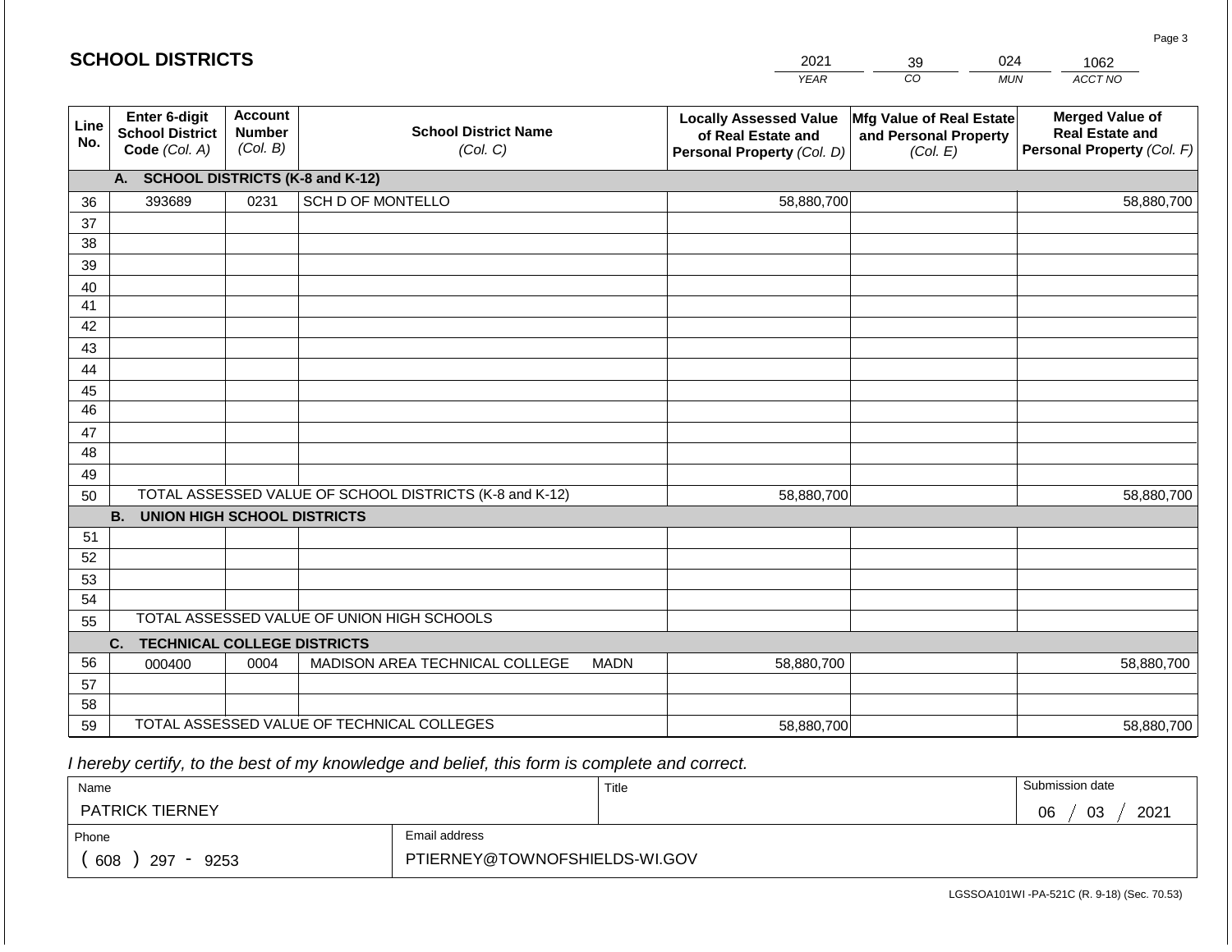## SCHOOL DISTRICTS

| 2021 | 39 | 024 | 1062 |
|---|---|---|---|
| YEAR | CO | MUN | ACCT NO |

| Line No. | Enter 6-digit School District Code *(Col. A)* | Account Number *(Col. B)* | School District Name *(Col. C)* | Locally Assessed Value of Real Estate and Personal Property *(Col. D)* | Mfg Value of Real Estate and Personal Property *(Col. E)* | Merged Value of Real Estate and Personal Property *(Col. F)* |
|---|---|---|---|---|---|---|
| | **A. SCHOOL DISTRICTS (K-8 and K-12)** | | | | | |
| 36 | 393689 | 0231 | SCH D OF MONTELLO | 58,880,700 | | 58,880,700 |
| 37 | | | | | | |
| 38 | | | | | | |
| 39 | | | | | | |
| 40 | | | | | | |
| 41 | | | | | | |
| 42 | | | | | | |
| 43 | | | | | | |
| 44 | | | | | | |
| 45 | | | | | | |
| 46 | | | | | | |
| 47 | | | | | | |
| 48 | | | | | | |
| 49 | | | | | | |
| 50 | TOTAL ASSESSED VALUE OF SCHOOL DISTRICTS (K-8 and K-12) | | | 58,880,700 | | 58,880,700 |
| | **B. UNION HIGH SCHOOL DISTRICTS** | | | | | |
| 51 | | | | | | |
| 52 | | | | | | |
| 53 | | | | | | |
| 54 | | | | | | |
| 55 | TOTAL ASSESSED VALUE OF UNION HIGH SCHOOLS | | | | | |
| | **C. TECHNICAL COLLEGE DISTRICTS** | | | | | |
| 56 | 000400 | 0004 | MADISON AREA TECHNICAL COLLEGE MADN | 58,880,700 | | 58,880,700 |
| 57 | | | | | | |
| 58 | | | | | | |
| 59 | TOTAL ASSESSED VALUE OF TECHNICAL COLLEGES | | | 58,880,700 | | 58,880,700 |

*I hereby certify, to the best of my knowledge and belief, this form is complete and correct.*

| Name | Title | Submission date |
|---|---|---|
| PATRICK TIERNEY | | 06 / 03 / 2021 |

| Phone | Email address |
|---|---|
| ( 608 ) 297 - 9253 | PTIERNEY@TOWNOFSHIELDS-WI.GOV |

LGSSOA101WI -PA-521C (R. 9-18) (Sec. 70.53)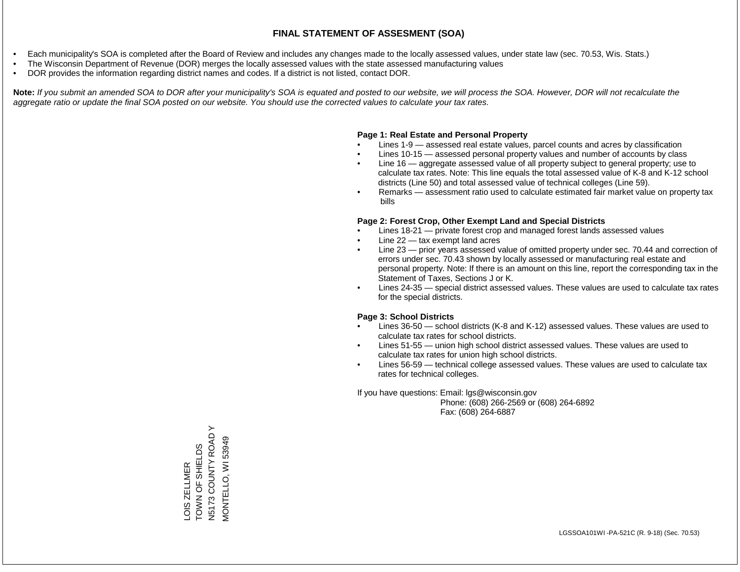# FINAL STATEMENT OF ASSESMENT (SOA)

- Each municipality's SOA is completed after the Board of Review and includes any changes made to the locally assessed values, under state law (sec. 70.53, Wis. Stats.)
- The Wisconsin Department of Revenue (DOR) merges the locally assessed values with the state assessed manufacturing values
- DOR provides the information regarding district names and codes. If a district is not listed, contact DOR.

**Note:** *If you submit an amended SOA to DOR after your municipality's SOA is equated and posted to our website, we will process the SOA. However, DOR will not recalculate the aggregate ratio or update the final SOA posted on our website. You should use the corrected values to calculate your tax rates.*

**Page 1: Real Estate and Personal Property**

- Lines 1-9 — assessed real estate values, parcel counts and acres by classification
- Lines 10-15 — assessed personal property values and number of accounts by class
- Line 16 — aggregate assessed value of all property subject to general property; use to calculate tax rates. Note: This line equals the total assessed value of K-8 and K-12 school districts (Line 50) and total assessed value of technical colleges (Line 59).
- Remarks — assessment ratio used to calculate estimated fair market value on property tax bills

**Page 2: Forest Crop, Other Exempt Land and Special Districts**

- Lines 18-21 — private forest crop and managed forest lands assessed values
- Line 22 — tax exempt land acres
- Line 23 — prior years assessed value of omitted property under sec. 70.44 and correction of errors under sec. 70.43 shown by locally assessed or manufacturing real estate and personal property. Note: If there is an amount on this line, report the corresponding tax in the Statement of Taxes, Sections J or K.
- Lines 24-35 — special district assessed values. These values are used to calculate tax rates for the special districts.

**Page 3: School Districts**

- Lines 36-50 — school districts (K-8 and K-12) assessed values. These values are used to calculate tax rates for school districts.
- Lines 51-55 — union high school district assessed values. These values are used to calculate tax rates for union high school districts.
- Lines 56-59 — technical college assessed values. These values are used to calculate tax rates for technical colleges.

If you have questions: Email: lgs@wisconsin.gov
Phone: (608) 266-2569 or (608) 264-6892
Fax: (608) 264-6887

LOIS ZELLMER
TOWN OF SHIELDS
N5173 COUNTY ROAD Y
MONTELLO, WI 53949

LGSSOA101WI -PA-521C (R. 9-18) (Sec. 70.53)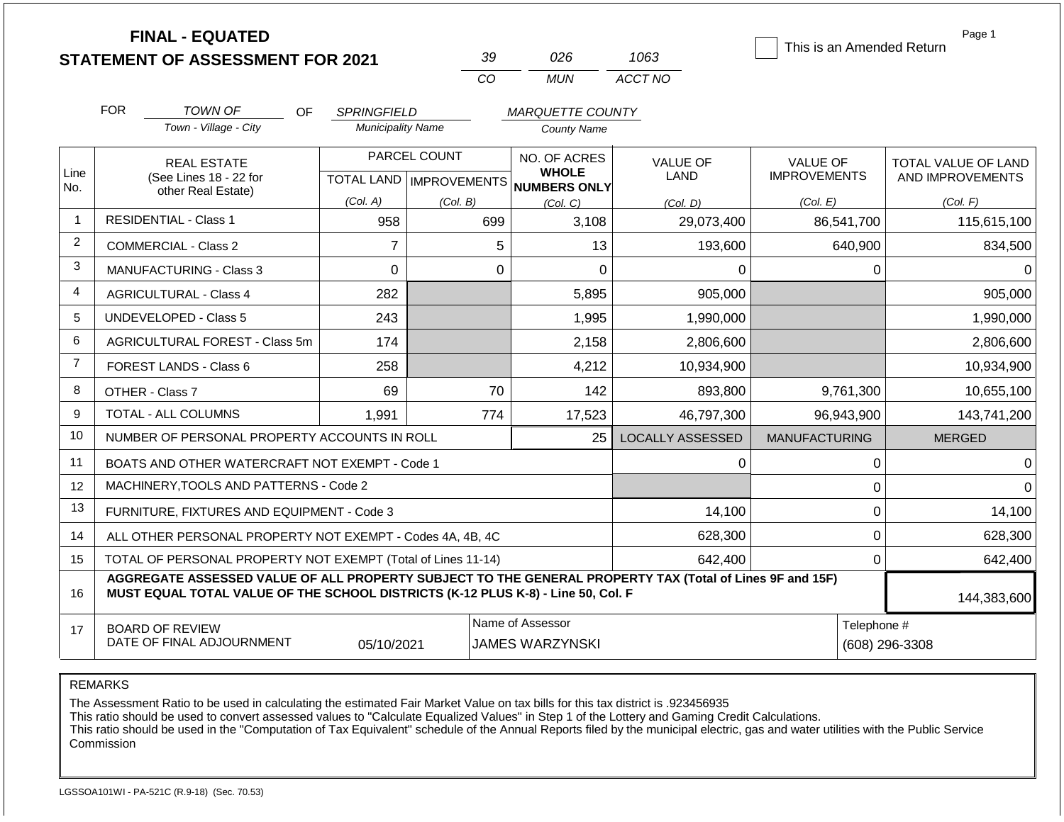# FINAL - EQUATED
## STATEMENT OF ASSESSMENT FOR 2021

| 39 | 026 | 1063 |
|---|---|---|
| CO | MUN | ACCT NO |

☐ This is an Amended Return

Page 1

FOR *TOWN OF* (Town - Village - City) OF *SPRINGFIELD* (Municipality Name) *MARQUETTE COUNTY* (County Name)

| Line No. | REAL ESTATE (See Lines 18 - 22 for other Real Estate) | PARCEL COUNT TOTAL LAND (Col. A) | PARCEL COUNT IMPROVEMENTS (Col. B) | NO. OF ACRES WHOLE NUMBERS ONLY (Col. C) | VALUE OF LAND (Col. D) | VALUE OF IMPROVEMENTS (Col. E) | TOTAL VALUE OF LAND AND IMPROVEMENTS (Col. F) |
|---|---|---|---|---|---|---|---|
| 1 | RESIDENTIAL - Class 1 | 958 | 699 | 3,108 | 29,073,400 | 86,541,700 | 115,615,100 |
| 2 | COMMERCIAL - Class 2 | 7 | 5 | 13 | 193,600 | 640,900 | 834,500 |
| 3 | MANUFACTURING - Class 3 | 0 | 0 | 0 | 0 | 0 | 0 |
| 4 | AGRICULTURAL - Class 4 | 282 | | 5,895 | 905,000 | | 905,000 |
| 5 | UNDEVELOPED - Class 5 | 243 | | 1,995 | 1,990,000 | | 1,990,000 |
| 6 | AGRICULTURAL FOREST - Class 5m | 174 | | 2,158 | 2,806,600 | | 2,806,600 |
| 7 | FOREST LANDS - Class 6 | 258 | | 4,212 | 10,934,900 | | 10,934,900 |
| 8 | OTHER - Class 7 | 69 | 70 | 142 | 893,800 | 9,761,300 | 10,655,100 |
| 9 | TOTAL - ALL COLUMNS | 1,991 | 774 | 17,523 | 46,797,300 | 96,943,900 | 143,741,200 |
| 10 | NUMBER OF PERSONAL PROPERTY ACCOUNTS IN ROLL | | | 25 | LOCALLY ASSESSED | MANUFACTURING | MERGED |
| 11 | BOATS AND OTHER WATERCRAFT NOT EXEMPT - Code 1 | | | | 0 | 0 | 0 |
| 12 | MACHINERY,TOOLS AND PATTERNS - Code 2 | | | | | 0 | 0 |
| 13 | FURNITURE, FIXTURES AND EQUIPMENT - Code 3 | | | | 14,100 | 0 | 14,100 |
| 14 | ALL OTHER PERSONAL PROPERTY NOT EXEMPT - Codes 4A, 4B, 4C | | | | 628,300 | 0 | 628,300 |
| 15 | TOTAL OF PERSONAL PROPERTY NOT EXEMPT (Total of Lines 11-14) | | | | 642,400 | 0 | 642,400 |
| 16 | **AGGREGATE ASSESSED VALUE OF ALL PROPERTY SUBJECT TO THE GENERAL PROPERTY TAX (Total of Lines 9F and 15F) MUST EQUAL TOTAL VALUE OF THE SCHOOL DISTRICTS (K-12 PLUS K-8) - Line 50, Col. F** | | | | | | 144,383,600 |
| 17 | BOARD OF REVIEW DATE OF FINAL ADJOURNMENT | 05/10/2021 | | Name of Assessor: JAMES WARZYNSKI | | | Telephone #: (608) 296-3308 |

REMARKS

The Assessment Ratio to be used in calculating the estimated Fair Market Value on tax bills for this tax district is .923456935
This ratio should be used to convert assessed values to "Calculate Equalized Values" in Step 1 of the Lottery and Gaming Credit Calculations.
This ratio should be used in the "Computation of Tax Equivalent" schedule of the Annual Reports filed by the municipal electric, gas and water utilities with the Public Service Commission

LGSSOA101WI - PA-521C (R.9-18) (Sec. 70.53)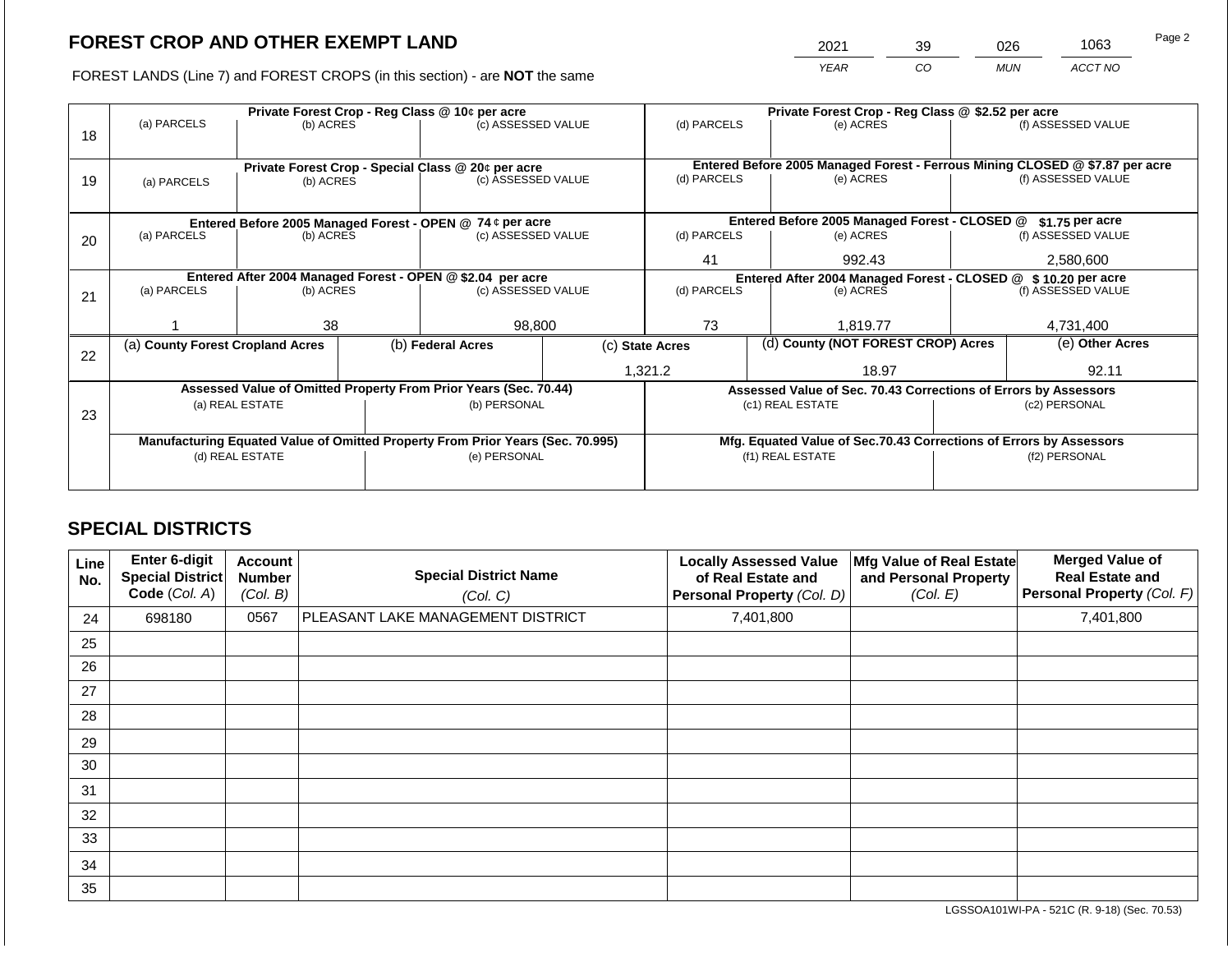## FOREST CROP AND OTHER EXEMPT LAND

FOREST LANDS (Line 7) and FOREST CROPS (in this section) - are **NOT** the same

| YEAR | CO | MUN | ACCT NO |
|---|---|---|---|
| 2021 | 39 | 026 | 1063 |

| Line | Private Forest Crop - Reg Class @ 10¢ per acre (a) PARCELS | (b) ACRES | (c) ASSESSED VALUE | Private Forest Crop - Reg Class @ $2.52 per acre (d) PARCELS | (e) ACRES | (f) ASSESSED VALUE |
|---|---|---|---|---|---|---|
| 18 | | | | | | |

| Line | Private Forest Crop - Special Class @ 20¢ per acre (a) PARCELS | (b) ACRES | (c) ASSESSED VALUE | Entered Before 2005 Managed Forest - Ferrous Mining CLOSED @ $7.87 per acre (d) PARCELS | (e) ACRES | (f) ASSESSED VALUE |
|---|---|---|---|---|---|---|
| 19 | | | | | | |

| Line | Entered Before 2005 Managed Forest - OPEN @ 74 ¢ per acre (a) PARCELS | (b) ACRES | (c) ASSESSED VALUE | Entered Before 2005 Managed Forest - CLOSED @ $1.75 per acre (d) PARCELS | (e) ACRES | (f) ASSESSED VALUE |
|---|---|---|---|---|---|---|
| 20 | | | | 41 | 992.43 | 2,580,600 |

| Line | Entered After 2004 Managed Forest - OPEN @ $2.04 per acre (a) PARCELS | (b) ACRES | (c) ASSESSED VALUE | Entered After 2004 Managed Forest - CLOSED @ $ 10.20 per acre (d) PARCELS | (e) ACRES | (f) ASSESSED VALUE |
|---|---|---|---|---|---|---|
| 21 | 1 | 38 | 98,800 | 73 | 1,819.77 | 4,731,400 |

| Line | (a) County Forest Cropland Acres | (b) Federal Acres | (c) State Acres | (d) County (NOT FOREST CROP) Acres | (e) Other Acres |
|---|---|---|---|---|---|
| 22 | | | 1,321.2 | 18.97 | 92.11 |

| Line | Assessed Value of Omitted Property From Prior Years (Sec. 70.44) (a) REAL ESTATE | (b) PERSONAL | Assessed Value of Sec. 70.43 Corrections of Errors by Assessors (c1) REAL ESTATE | (c2) PERSONAL |
|---|---|---|---|---|
| 23 | | | | |
| | **Manufacturing Equated Value of Omitted Property From Prior Years (Sec. 70.995)** (d) REAL ESTATE | (e) PERSONAL | **Mfg. Equated Value of Sec.70.43 Corrections of Errors by Assessors** (f1) REAL ESTATE | (f2) PERSONAL |
| | | | | |

## SPECIAL DISTRICTS

| Line No. | Enter 6-digit Special District Code (Col. A) | Account Number (Col. B) | Special District Name (Col. C) | Locally Assessed Value of Real Estate and Personal Property (Col. D) | Mfg Value of Real Estate and Personal Property (Col. E) | Merged Value of Real Estate and Personal Property (Col. F) |
|---|---|---|---|---|---|---|
| 24 | 698180 | 0567 | PLEASANT LAKE MANAGEMENT DISTRICT | 7,401,800 | | 7,401,800 |
| 25 | | | | | | |
| 26 | | | | | | |
| 27 | | | | | | |
| 28 | | | | | | |
| 29 | | | | | | |
| 30 | | | | | | |
| 31 | | | | | | |
| 32 | | | | | | |
| 33 | | | | | | |
| 34 | | | | | | |
| 35 | | | | | | |

LGSSOA101WI-PA - 521C (R. 9-18) (Sec. 70.53)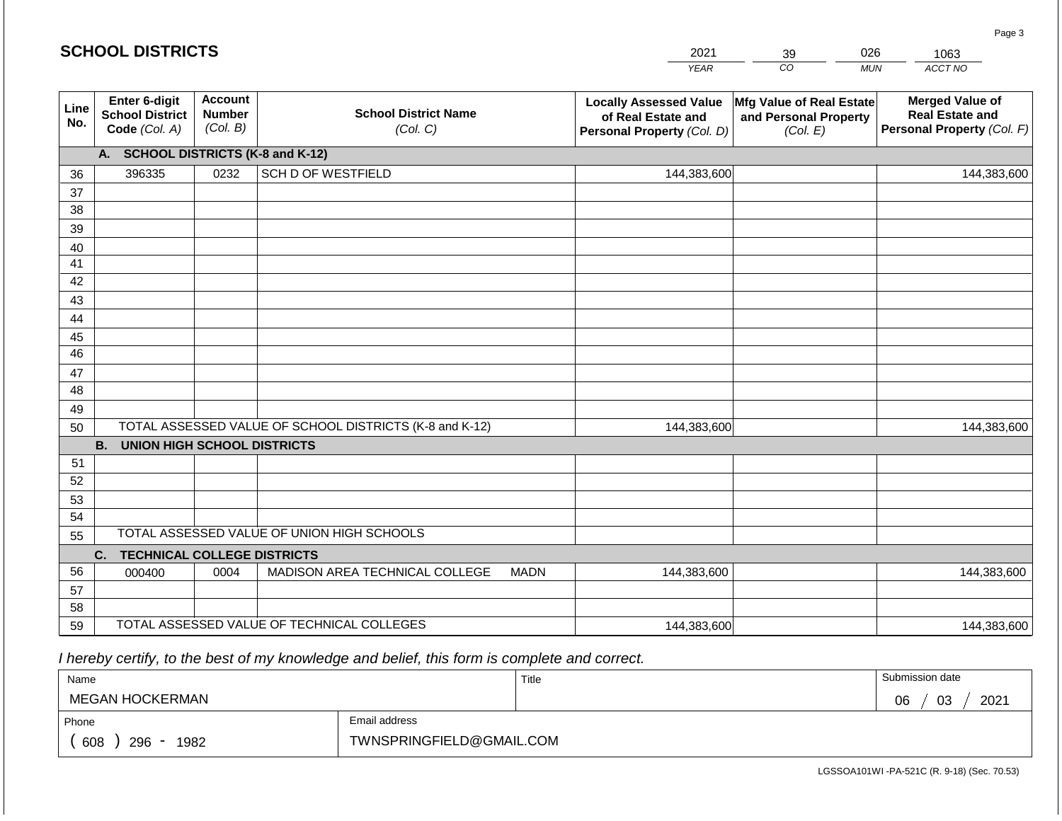## SCHOOL DISTRICTS

| 2021 | 39 | 026 | 1063 |
|---|---|---|---|
| YEAR | CO | MUN | ACCT NO |

| Line No. | Enter 6-digit School District Code (Col. A) | Account Number (Col. B) | School District Name (Col. C) | Locally Assessed Value of Real Estate and Personal Property (Col. D) | Mfg Value of Real Estate and Personal Property (Col. E) | Merged Value of Real Estate and Personal Property (Col. F) |
|---|---|---|---|---|---|---|
| | **A. SCHOOL DISTRICTS (K-8 and K-12)** | | | | | |
| 36 | 396335 | 0232 | SCH D OF WESTFIELD | 144,383,600 | | 144,383,600 |
| 37 | | | | | | |
| 38 | | | | | | |
| 39 | | | | | | |
| 40 | | | | | | |
| 41 | | | | | | |
| 42 | | | | | | |
| 43 | | | | | | |
| 44 | | | | | | |
| 45 | | | | | | |
| 46 | | | | | | |
| 47 | | | | | | |
| 48 | | | | | | |
| 49 | | | | | | |
| 50 | TOTAL ASSESSED VALUE OF SCHOOL DISTRICTS (K-8 and K-12) | | | 144,383,600 | | 144,383,600 |
| | **B. UNION HIGH SCHOOL DISTRICTS** | | | | | |
| 51 | | | | | | |
| 52 | | | | | | |
| 53 | | | | | | |
| 54 | | | | | | |
| 55 | TOTAL ASSESSED VALUE OF UNION HIGH SCHOOLS | | | | | |
| | **C. TECHNICAL COLLEGE DISTRICTS** | | | | | |
| 56 | 000400 | 0004 | MADISON AREA TECHNICAL COLLEGE MADN | 144,383,600 | | 144,383,600 |
| 57 | | | | | | |
| 58 | | | | | | |
| 59 | TOTAL ASSESSED VALUE OF TECHNICAL COLLEGES | | | 144,383,600 | | 144,383,600 |

*I hereby certify, to the best of my knowledge and belief, this form is complete and correct.*

| Name | | Title | Submission date |
|---|---|---|---|
| MEGAN HOCKERMAN | | | 06 / 03 / 2021 |
| Phone | Email address | | |
| ( 608 ) 296 - 1982 | TWNSPRINGFIELD@GMAIL.COM | | |

LGSSOA101WI -PA-521C (R. 9-18) (Sec. 70.53)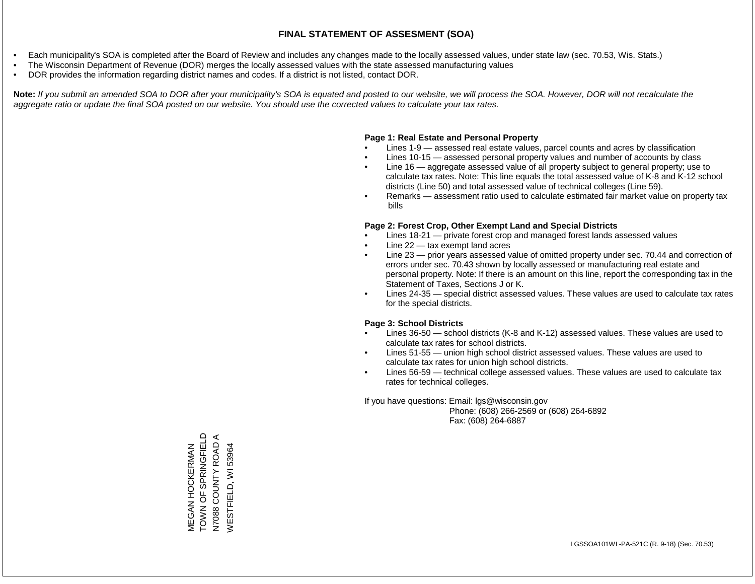# FINAL STATEMENT OF ASSESMENT (SOA)

- Each municipality's SOA is completed after the Board of Review and includes any changes made to the locally assessed values, under state law (sec. 70.53, Wis. Stats.)
- The Wisconsin Department of Revenue (DOR) merges the locally assessed values with the state assessed manufacturing values
- DOR provides the information regarding district names and codes. If a district is not listed, contact DOR.

**Note:** *If you submit an amended SOA to DOR after your municipality's SOA is equated and posted to our website, we will process the SOA. However, DOR will not recalculate the aggregate ratio or update the final SOA posted on our website. You should use the corrected values to calculate your tax rates.*

**Page 1: Real Estate and Personal Property**

- Lines 1-9 — assessed real estate values, parcel counts and acres by classification
- Lines 10-15 — assessed personal property values and number of accounts by class
- Line 16 — aggregate assessed value of all property subject to general property; use to calculate tax rates. Note: This line equals the total assessed value of K-8 and K-12 school districts (Line 50) and total assessed value of technical colleges (Line 59).
- Remarks — assessment ratio used to calculate estimated fair market value on property tax bills

**Page 2: Forest Crop, Other Exempt Land and Special Districts**

- Lines 18-21 — private forest crop and managed forest lands assessed values
- Line 22 — tax exempt land acres
- Line 23 — prior years assessed value of omitted property under sec. 70.44 and correction of errors under sec. 70.43 shown by locally assessed or manufacturing real estate and personal property. Note: If there is an amount on this line, report the corresponding tax in the Statement of Taxes, Sections J or K.
- Lines 24-35 — special district assessed values. These values are used to calculate tax rates for the special districts.

**Page 3: School Districts**

- Lines 36-50 — school districts (K-8 and K-12) assessed values. These values are used to calculate tax rates for school districts.
- Lines 51-55 — union high school district assessed values. These values are used to calculate tax rates for union high school districts.
- Lines 56-59 — technical college assessed values. These values are used to calculate tax rates for technical colleges.

If you have questions: Email: lgs@wisconsin.gov
Phone: (608) 266-2569 or (608) 264-6892
Fax: (608) 264-6887

MEGAN HOCKERMAN
TOWN OF SPRINGFIELD
N7088 COUNTY ROAD A
WESTFIELD, WI 53964

LGSSOA101WI -PA-521C (R. 9-18) (Sec. 70.53)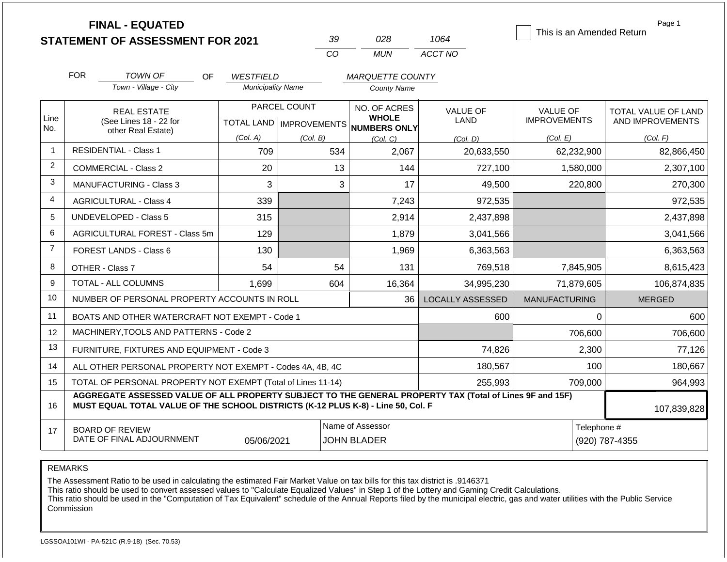**FINAL - EQUATED**
**STATEMENT OF ASSESSMENT FOR 2021**

| 39 | 028 | 1064 |
|---|---|---|
| CO | MUN | ACCT NO |

☐ This is an Amended Return

Page 1

FOR *TOWN OF* (Town - Village - City) OF *WESTFIELD* (Municipality Name) *MARQUETTE COUNTY* (County Name)

| Line No. | REAL ESTATE (See Lines 18 - 22 for other Real Estate) | PARCEL COUNT TOTAL LAND (Col. A) | PARCEL COUNT IMPROVEMENTS (Col. B) | NO. OF ACRES WHOLE NUMBERS ONLY (Col. C) | VALUE OF LAND (Col. D) | VALUE OF IMPROVEMENTS (Col. E) | TOTAL VALUE OF LAND AND IMPROVEMENTS (Col. F) |
|---|---|---|---|---|---|---|---|
| 1 | RESIDENTIAL - Class 1 | 709 | 534 | 2,067 | 20,633,550 | 62,232,900 | 82,866,450 |
| 2 | COMMERCIAL - Class 2 | 20 | 13 | 144 | 727,100 | 1,580,000 | 2,307,100 |
| 3 | MANUFACTURING - Class 3 | 3 | 3 | 17 | 49,500 | 220,800 | 270,300 |
| 4 | AGRICULTURAL - Class 4 | 339 | | 7,243 | 972,535 | | 972,535 |
| 5 | UNDEVELOPED - Class 5 | 315 | | 2,914 | 2,437,898 | | 2,437,898 |
| 6 | AGRICULTURAL FOREST - Class 5m | 129 | | 1,879 | 3,041,566 | | 3,041,566 |
| 7 | FOREST LANDS - Class 6 | 130 | | 1,969 | 6,363,563 | | 6,363,563 |
| 8 | OTHER - Class 7 | 54 | 54 | 131 | 769,518 | 7,845,905 | 8,615,423 |
| 9 | TOTAL - ALL COLUMNS | 1,699 | 604 | 16,364 | 34,995,230 | 71,879,605 | 106,874,835 |
| 10 | NUMBER OF PERSONAL PROPERTY ACCOUNTS IN ROLL | | | 36 | LOCALLY ASSESSED | MANUFACTURING | MERGED |
| 11 | BOATS AND OTHER WATERCRAFT NOT EXEMPT - Code 1 | | | | 600 | 0 | 600 |
| 12 | MACHINERY,TOOLS AND PATTERNS - Code 2 | | | | | 706,600 | 706,600 |
| 13 | FURNITURE, FIXTURES AND EQUIPMENT - Code 3 | | | | 74,826 | 2,300 | 77,126 |
| 14 | ALL OTHER PERSONAL PROPERTY NOT EXEMPT - Codes 4A, 4B, 4C | | | | 180,567 | 100 | 180,667 |
| 15 | TOTAL OF PERSONAL PROPERTY NOT EXEMPT (Total of Lines 11-14) | | | | 255,993 | 709,000 | 964,993 |
| 16 | **AGGREGATE ASSESSED VALUE OF ALL PROPERTY SUBJECT TO THE GENERAL PROPERTY TAX (Total of Lines 9F and 15F) MUST EQUAL TOTAL VALUE OF THE SCHOOL DISTRICTS (K-12 PLUS K-8) - Line 50, Col. F** | | | | | | 107,839,828 |
| 17 | BOARD OF REVIEW DATE OF FINAL ADJOURNMENT | 05/06/2021 | | Name of Assessor: JOHN BLADER | | | Telephone #: (920) 787-4355 |

REMARKS

The Assessment Ratio to be used in calculating the estimated Fair Market Value on tax bills for this tax district is .9146371
This ratio should be used to convert assessed values to "Calculate Equalized Values" in Step 1 of the Lottery and Gaming Credit Calculations.
This ratio should be used in the "Computation of Tax Equivalent" schedule of the Annual Reports filed by the municipal electric, gas and water utilities with the Public Service Commission

LGSSOA101WI - PA-521C (R.9-18) (Sec. 70.53)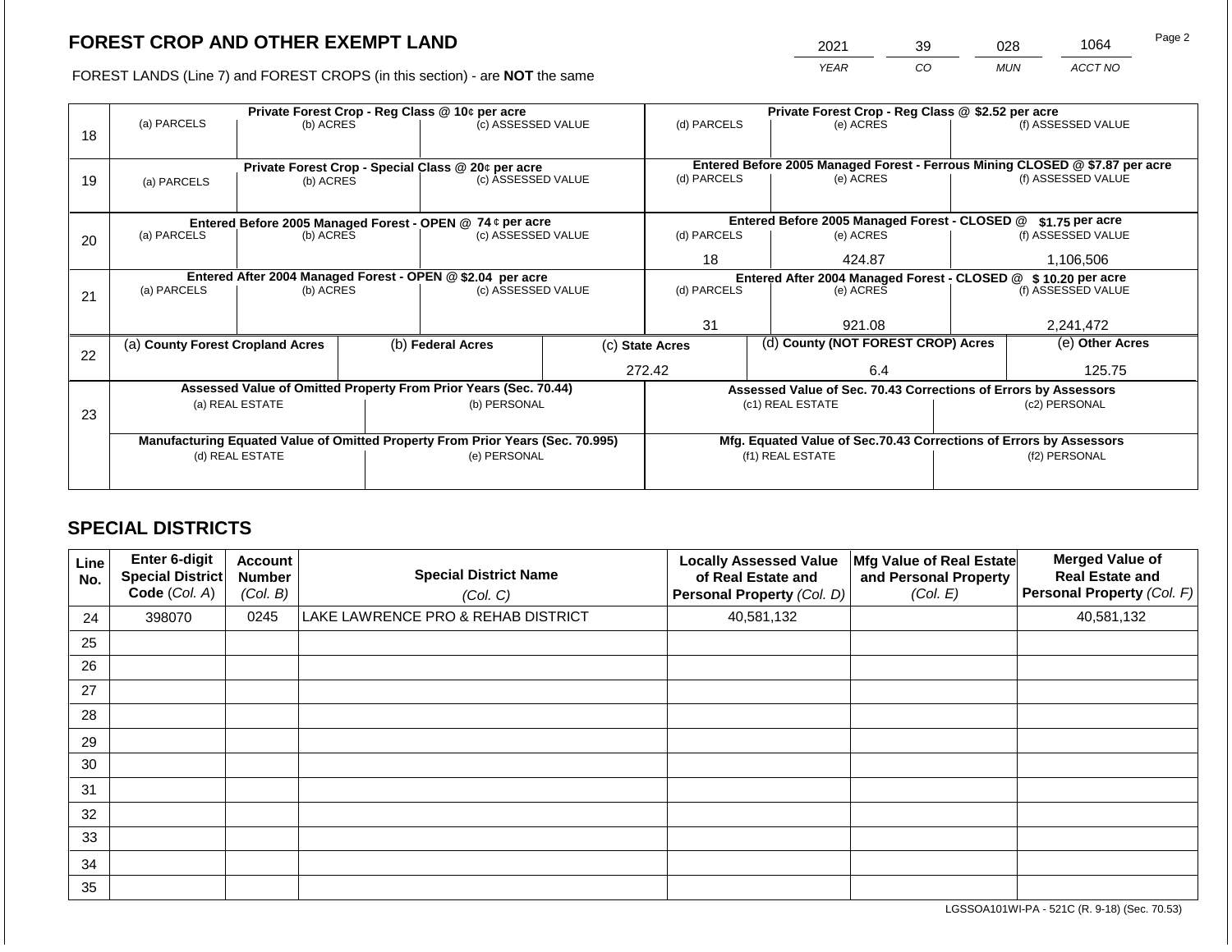# FOREST CROP AND OTHER EXEMPT LAND

| 2021 | 39 | 028 | 1064 |
|---|---|---|---|
| *YEAR* | *CO* | *MUN* | *ACCT NO* |

FOREST LANDS (Line 7) and FOREST CROPS (in this section) - are **NOT** the same

| Line | Private Forest Crop - Reg Class @ 10¢ per acre | | | Private Forest Crop - Reg Class @ $2.52 per acre | | |
|---|---|---|---|---|---|---|
| | (a) PARCELS | (b) ACRES | (c) ASSESSED VALUE | (d) PARCELS | (e) ACRES | (f) ASSESSED VALUE |
| 18 | | | | | | |
| | **Private Forest Crop - Special Class @ 20¢ per acre** | | | **Entered Before 2005 Managed Forest - Ferrous Mining CLOSED @ $7.87 per acre** | | |
| 19 | (a) PARCELS | (b) ACRES | (c) ASSESSED VALUE | (d) PARCELS | (e) ACRES | (f) ASSESSED VALUE |
| | **Entered Before 2005 Managed Forest - OPEN @ 74 ¢ per acre** | | | **Entered Before 2005 Managed Forest - CLOSED @ $1.75 per acre** | | |
| | (a) PARCELS | (b) ACRES | (c) ASSESSED VALUE | (d) PARCELS | (e) ACRES | (f) ASSESSED VALUE |
| 20 | | | | 18 | 424.87 | 1,106,506 |
| | **Entered After 2004 Managed Forest - OPEN @ $2.04 per acre** | | | **Entered After 2004 Managed Forest - CLOSED @ $ 10.20 per acre** | | |
| | (a) PARCELS | (b) ACRES | (c) ASSESSED VALUE | (d) PARCELS | (e) ACRES | (f) ASSESSED VALUE |
| 21 | | | | 31 | 921.08 | 2,241,472 |

| Line | (a) County Forest Cropland Acres | (b) Federal Acres | (c) State Acres | (d) County (NOT FOREST CROP) Acres | (e) Other Acres |
|---|---|---|---|---|---|
| 22 | | | 272.42 | 6.4 | 125.75 |

| Line | Assessed Value of Omitted Property From Prior Years (Sec. 70.44) | | Assessed Value of Sec. 70.43 Corrections of Errors by Assessors | |
|---|---|---|---|---|
| | (a) REAL ESTATE | (b) PERSONAL | (c1) REAL ESTATE | (c2) PERSONAL |
| 23 | | | | |
| | **Manufacturing Equated Value of Omitted Property From Prior Years (Sec. 70.995)** | | **Mfg. Equated Value of Sec.70.43 Corrections of Errors by Assessors** | |
| | (d) REAL ESTATE | (e) PERSONAL | (f1) REAL ESTATE | (f2) PERSONAL |
| | | | | |

## SPECIAL DISTRICTS

| Line No. | Enter 6-digit Special District Code (Col. A) | Account Number (Col. B) | Special District Name (Col. C) | Locally Assessed Value of Real Estate and Personal Property (Col. D) | Mfg Value of Real Estate and Personal Property (Col. E) | Merged Value of Real Estate and Personal Property (Col. F) |
|---|---|---|---|---|---|---|
| 24 | 398070 | 0245 | LAKE LAWRENCE PRO & REHAB DISTRICT | 40,581,132 | | 40,581,132 |
| 25 | | | | | | |
| 26 | | | | | | |
| 27 | | | | | | |
| 28 | | | | | | |
| 29 | | | | | | |
| 30 | | | | | | |
| 31 | | | | | | |
| 32 | | | | | | |
| 33 | | | | | | |
| 34 | | | | | | |
| 35 | | | | | | |

LGSSOA101WI-PA - 521C (R. 9-18) (Sec. 70.53)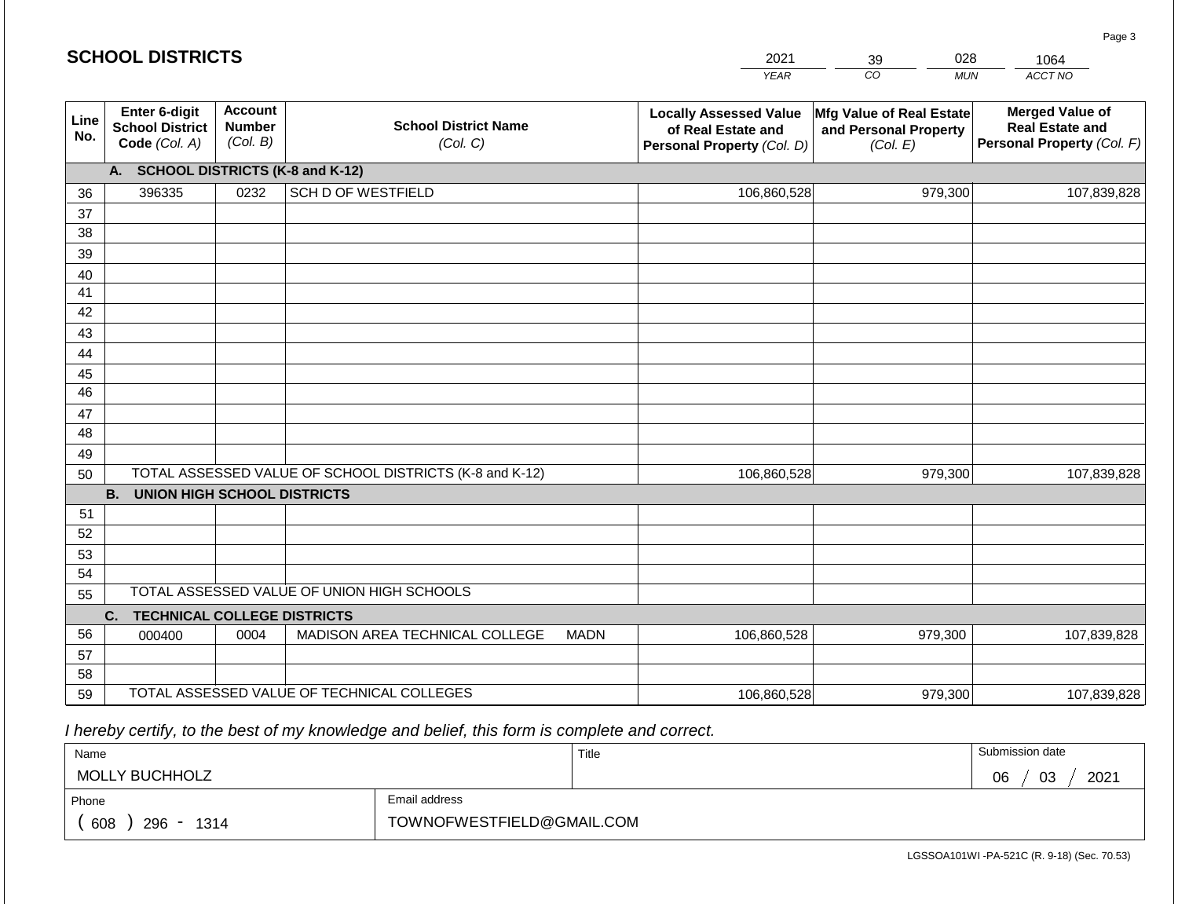## SCHOOL DISTRICTS

| 2021 | 39 | 028 | 1064 |
|---|---|---|---|
| *YEAR* | *CO* | *MUN* | *ACCT NO* |

| Line No. | Enter 6-digit School District Code *(Col. A)* | Account Number *(Col. B)* | School District Name *(Col. C)* | Locally Assessed Value of Real Estate and Personal Property *(Col. D)* | Mfg Value of Real Estate and Personal Property *(Col. E)* | Merged Value of Real Estate and Personal Property *(Col. F)* |
|---|---|---|---|---|---|---|
| | **A. SCHOOL DISTRICTS (K-8 and K-12)** | | | | | |
| 36 | 396335 | 0232 | SCH D OF WESTFIELD | 106,860,528 | 979,300 | 107,839,828 |
| 37 | | | | | | |
| 38 | | | | | | |
| 39 | | | | | | |
| 40 | | | | | | |
| 41 | | | | | | |
| 42 | | | | | | |
| 43 | | | | | | |
| 44 | | | | | | |
| 45 | | | | | | |
| 46 | | | | | | |
| 47 | | | | | | |
| 48 | | | | | | |
| 49 | | | | | | |
| 50 | TOTAL ASSESSED VALUE OF SCHOOL DISTRICTS (K-8 and K-12) | | | 106,860,528 | 979,300 | 107,839,828 |
| | **B. UNION HIGH SCHOOL DISTRICTS** | | | | | |
| 51 | | | | | | |
| 52 | | | | | | |
| 53 | | | | | | |
| 54 | | | | | | |
| 55 | TOTAL ASSESSED VALUE OF UNION HIGH SCHOOLS | | | | | |
| | **C. TECHNICAL COLLEGE DISTRICTS** | | | | | |
| 56 | 000400 | 0004 | MADISON AREA TECHNICAL COLLEGE MADN | 106,860,528 | 979,300 | 107,839,828 |
| 57 | | | | | | |
| 58 | | | | | | |
| 59 | TOTAL ASSESSED VALUE OF TECHNICAL COLLEGES | | | 106,860,528 | 979,300 | 107,839,828 |

*I hereby certify, to the best of my knowledge and belief, this form is complete and correct.*

| Name | Title | Submission date |
|---|---|---|
| MOLLY BUCHHOLZ | | 06 / 03 / 2021 |
| **Phone** | **Email address** | |
| ( 608 ) 296 - 1314 | TOWNOFWESTFIELD@GMAIL.COM | |

LGSSOA101WI -PA-521C (R. 9-18) (Sec. 70.53)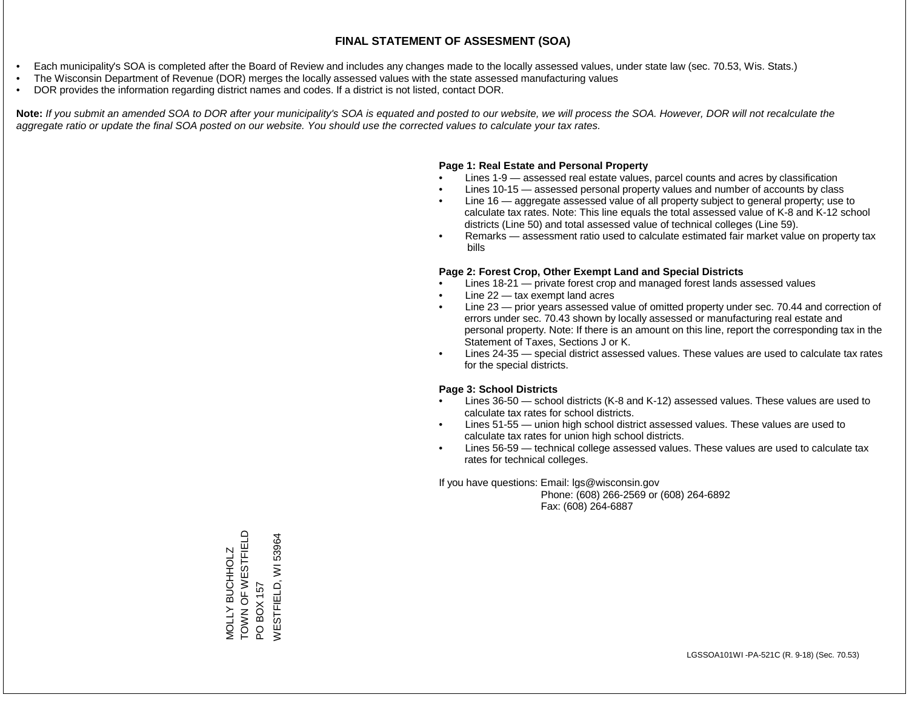# FINAL STATEMENT OF ASSESMENT (SOA)

- Each municipality's SOA is completed after the Board of Review and includes any changes made to the locally assessed values, under state law (sec. 70.53, Wis. Stats.)
- The Wisconsin Department of Revenue (DOR) merges the locally assessed values with the state assessed manufacturing values
- DOR provides the information regarding district names and codes. If a district is not listed, contact DOR.

**Note:** *If you submit an amended SOA to DOR after your municipality's SOA is equated and posted to our website, we will process the SOA. However, DOR will not recalculate the aggregate ratio or update the final SOA posted on our website. You should use the corrected values to calculate your tax rates.*

**Page 1: Real Estate and Personal Property**

- Lines 1-9 — assessed real estate values, parcel counts and acres by classification
- Lines 10-15 — assessed personal property values and number of accounts by class
- Line 16 — aggregate assessed value of all property subject to general property; use to calculate tax rates. Note: This line equals the total assessed value of K-8 and K-12 school districts (Line 50) and total assessed value of technical colleges (Line 59).
- Remarks — assessment ratio used to calculate estimated fair market value on property tax bills

**Page 2: Forest Crop, Other Exempt Land and Special Districts**

- Lines 18-21 — private forest crop and managed forest lands assessed values
- Line 22 — tax exempt land acres
- Line 23 — prior years assessed value of omitted property under sec. 70.44 and correction of errors under sec. 70.43 shown by locally assessed or manufacturing real estate and personal property. Note: If there is an amount on this line, report the corresponding tax in the Statement of Taxes, Sections J or K.
- Lines 24-35 — special district assessed values. These values are used to calculate tax rates for the special districts.

**Page 3: School Districts**

- Lines 36-50 — school districts (K-8 and K-12) assessed values. These values are used to calculate tax rates for school districts.
- Lines 51-55 — union high school district assessed values. These values are used to calculate tax rates for union high school districts.
- Lines 56-59 — technical college assessed values. These values are used to calculate tax rates for technical colleges.

If you have questions: Email: lgs@wisconsin.gov
Phone: (608) 266-2569 or (608) 264-6892
Fax: (608) 264-6887

MOLLY BUCHHOLZ
TOWN OF WESTFIELD
PO BOX 157
WESTFIELD, WI 53964

LGSSOA101WI -PA-521C (R. 9-18) (Sec. 70.53)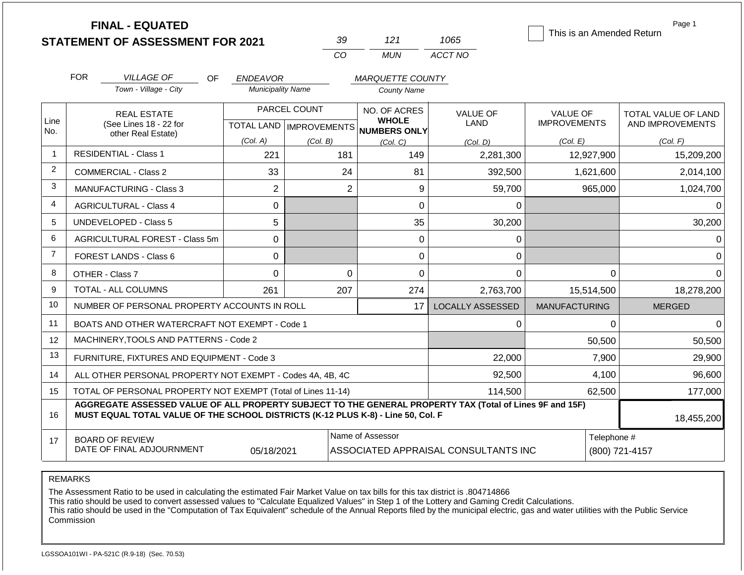# FINAL - EQUATED
## STATEMENT OF ASSESSMENT FOR 2021

| 39 | 121 | 1065 |
|---|---|---|
| CO | MUN | ACCT NO |

☐ This is an Amended Return

Page 1

FOR *VILLAGE OF* (Town - Village - City) OF *ENDEAVOR* (Municipality Name) *MARQUETTE COUNTY* (County Name)

| Line No. | REAL ESTATE (See Lines 18 - 22 for other Real Estate) | PARCEL COUNT TOTAL LAND (Col. A) | PARCEL COUNT IMPROVEMENTS (Col. B) | NO. OF ACRES WHOLE NUMBERS ONLY (Col. C) | VALUE OF LAND (Col. D) | VALUE OF IMPROVEMENTS (Col. E) | TOTAL VALUE OF LAND AND IMPROVEMENTS (Col. F) |
|---|---|---|---|---|---|---|---|
| 1 | RESIDENTIAL - Class 1 | 221 | 181 | 149 | 2,281,300 | 12,927,900 | 15,209,200 |
| 2 | COMMERCIAL - Class 2 | 33 | 24 | 81 | 392,500 | 1,621,600 | 2,014,100 |
| 3 | MANUFACTURING - Class 3 | 2 | 2 | 9 | 59,700 | 965,000 | 1,024,700 |
| 4 | AGRICULTURAL - Class 4 | 0 | | 0 | 0 | | 0 |
| 5 | UNDEVELOPED - Class 5 | 5 | | 35 | 30,200 | | 30,200 |
| 6 | AGRICULTURAL FOREST - Class 5m | 0 | | 0 | 0 | | 0 |
| 7 | FOREST LANDS - Class 6 | 0 | | 0 | 0 | | 0 |
| 8 | OTHER - Class 7 | 0 | 0 | 0 | 0 | 0 | 0 |
| 9 | TOTAL - ALL COLUMNS | 261 | 207 | 274 | 2,763,700 | 15,514,500 | 18,278,200 |
| 10 | NUMBER OF PERSONAL PROPERTY ACCOUNTS IN ROLL | | | 17 | LOCALLY ASSESSED | MANUFACTURING | MERGED |
| 11 | BOATS AND OTHER WATERCRAFT NOT EXEMPT - Code 1 | | | | 0 | 0 | 0 |
| 12 | MACHINERY,TOOLS AND PATTERNS - Code 2 | | | | | 50,500 | 50,500 |
| 13 | FURNITURE, FIXTURES AND EQUIPMENT - Code 3 | | | | 22,000 | 7,900 | 29,900 |
| 14 | ALL OTHER PERSONAL PROPERTY NOT EXEMPT - Codes 4A, 4B, 4C | | | | 92,500 | 4,100 | 96,600 |
| 15 | TOTAL OF PERSONAL PROPERTY NOT EXEMPT (Total of Lines 11-14) | | | | 114,500 | 62,500 | 177,000 |
| 16 | **AGGREGATE ASSESSED VALUE OF ALL PROPERTY SUBJECT TO THE GENERAL PROPERTY TAX (Total of Lines 9F and 15F) MUST EQUAL TOTAL VALUE OF THE SCHOOL DISTRICTS (K-12 PLUS K-8) - Line 50, Col. F** | | | | | | 18,455,200 |
| 17 | BOARD OF REVIEW DATE OF FINAL ADJOURNMENT | 05/18/2021 | Name of Assessor | ASSOCIATED APPRAISAL CONSULTANTS INC | | Telephone # | (800) 721-4157 |

REMARKS

The Assessment Ratio to be used in calculating the estimated Fair Market Value on tax bills for this tax district is .804714866
This ratio should be used to convert assessed values to "Calculate Equalized Values" in Step 1 of the Lottery and Gaming Credit Calculations.
This ratio should be used in the "Computation of Tax Equivalent" schedule of the Annual Reports filed by the municipal electric, gas and water utilities with the Public Service Commission

LGSSOA101WI - PA-521C (R.9-18) (Sec. 70.53)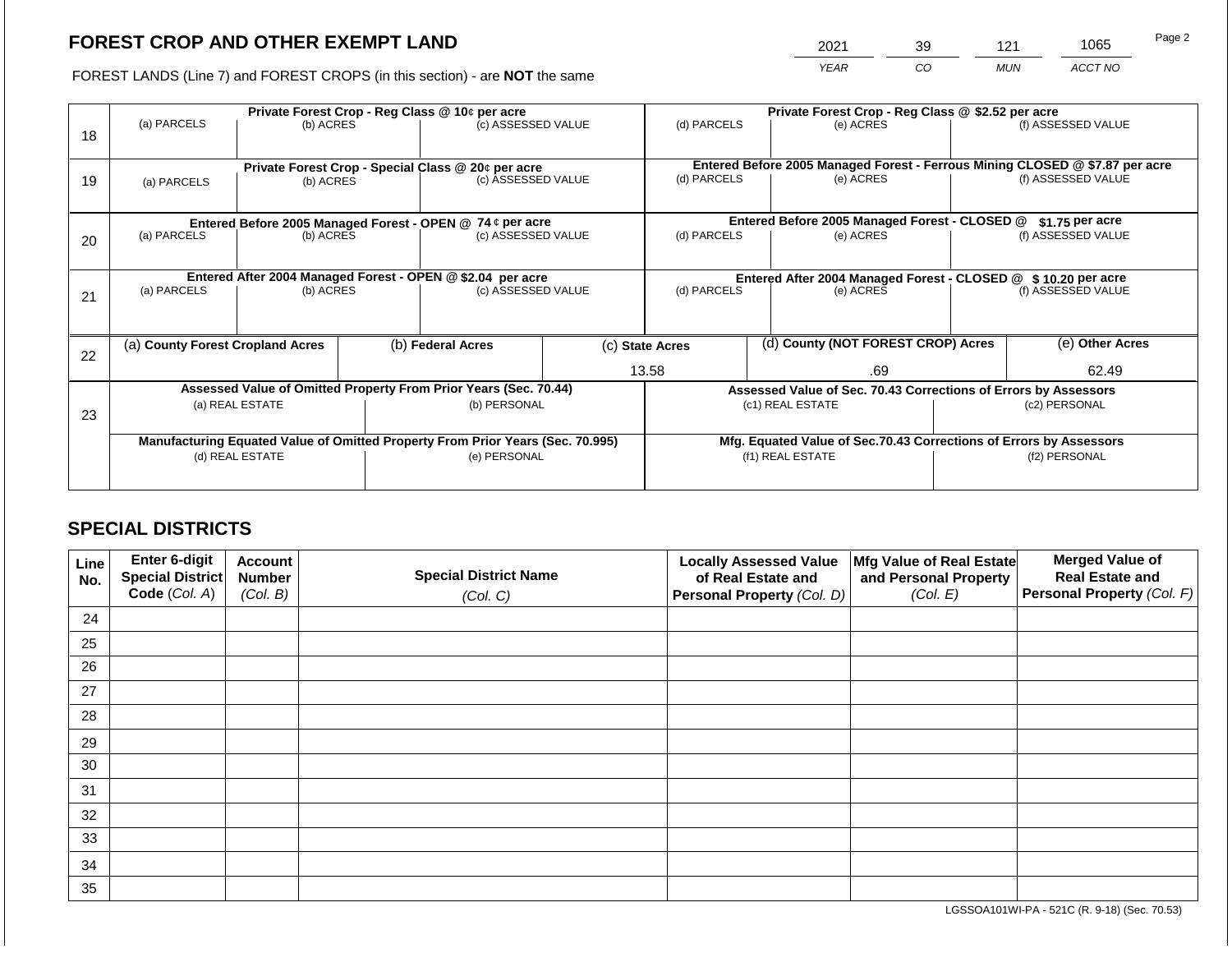## FOREST CROP AND OTHER EXEMPT LAND

FOREST LANDS (Line 7) and FOREST CROPS (in this section) - are **NOT** the same

| 2021 | 39 | 121 | 1065 |
|---|---|---|---|
| YEAR | CO | MUN | ACCT NO |

| Line | Private Forest Crop - Reg Class @ 10¢ per acre | | | Private Forest Crop - Reg Class @ $2.52 per acre | | |
|---|---|---|---|---|---|---|
| | (a) PARCELS | (b) ACRES | (c) ASSESSED VALUE | (d) PARCELS | (e) ACRES | (f) ASSESSED VALUE |
| 18 | | | | | | |
| | **Private Forest Crop - Special Class @ 20¢ per acre** | | | **Entered Before 2005 Managed Forest - Ferrous Mining CLOSED @ $7.87 per acre** | | |
| 19 | (a) PARCELS | (b) ACRES | (c) ASSESSED VALUE | (d) PARCELS | (e) ACRES | (f) ASSESSED VALUE |
| | **Entered Before 2005 Managed Forest - OPEN @ 74 ¢ per acre** | | | **Entered Before 2005 Managed Forest - CLOSED @ $1.75 per acre** | | |
| 20 | (a) PARCELS | (b) ACRES | (c) ASSESSED VALUE | (d) PARCELS | (e) ACRES | (f) ASSESSED VALUE |
| | **Entered After 2004 Managed Forest - OPEN @ $2.04 per acre** | | | **Entered After 2004 Managed Forest - CLOSED @ $ 10.20 per acre** | | |
| 21 | (a) PARCELS | (b) ACRES | (c) ASSESSED VALUE | (d) PARCELS | (e) ACRES | (f) ASSESSED VALUE |

| Line | (a) County Forest Cropland Acres | (b) Federal Acres | (c) State Acres | (d) County (NOT FOREST CROP) Acres | (e) Other Acres |
|---|---|---|---|---|---|
| 22 | | | 13.58 | .69 | 62.49 |

| Line | Assessed Value of Omitted Property From Prior Years (Sec. 70.44) | | Assessed Value of Sec. 70.43 Corrections of Errors by Assessors | |
|---|---|---|---|---|
| 23 | (a) REAL ESTATE | (b) PERSONAL | (c1) REAL ESTATE | (c2) PERSONAL |
| | **Manufacturing Equated Value of Omitted Property From Prior Years (Sec. 70.995)** | | **Mfg. Equated Value of Sec.70.43 Corrections of Errors by Assessors** | |
| | (d) REAL ESTATE | (e) PERSONAL | (f1) REAL ESTATE | (f2) PERSONAL |

## SPECIAL DISTRICTS

| Line No. | Enter 6-digit Special District Code (Col. A) | Account Number (Col. B) | Special District Name (Col. C) | Locally Assessed Value of Real Estate and Personal Property (Col. D) | Mfg Value of Real Estate and Personal Property (Col. E) | Merged Value of Real Estate and Personal Property (Col. F) |
|---|---|---|---|---|---|---|
| 24 | | | | | | |
| 25 | | | | | | |
| 26 | | | | | | |
| 27 | | | | | | |
| 28 | | | | | | |
| 29 | | | | | | |
| 30 | | | | | | |
| 31 | | | | | | |
| 32 | | | | | | |
| 33 | | | | | | |
| 34 | | | | | | |
| 35 | | | | | | |

LGSSOA101WI-PA - 521C (R. 9-18) (Sec. 70.53)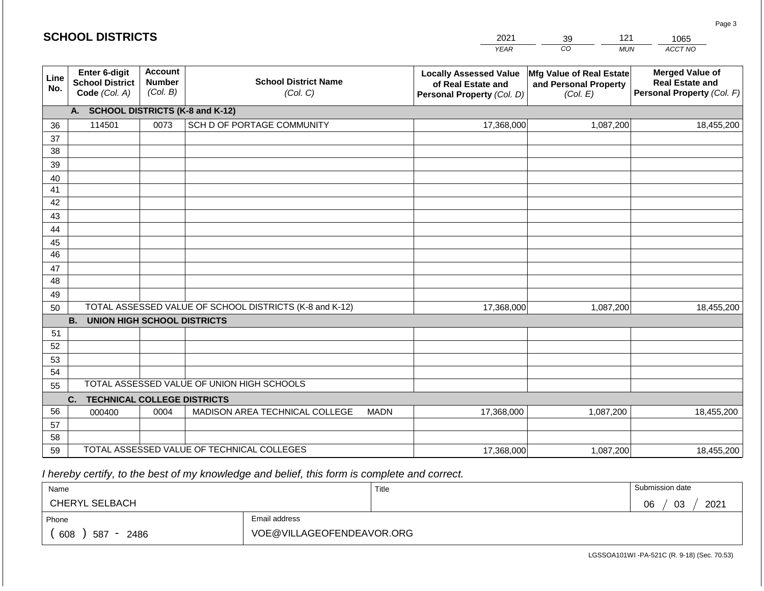## SCHOOL DISTRICTS

| 2021 | 39 | 121 | 1065 |
|---|---|---|---|
| *YEAR* | *CO* | *MUN* | *ACCT NO* |

| Line No. | Enter 6-digit School District Code *(Col. A)* | Account Number *(Col. B)* | School District Name *(Col. C)* | Locally Assessed Value of Real Estate and Personal Property *(Col. D)* | Mfg Value of Real Estate and Personal Property *(Col. E)* | Merged Value of Real Estate and Personal Property *(Col. F)* |
|---|---|---|---|---|---|---|
| | **A. SCHOOL DISTRICTS (K-8 and K-12)** | | | | | |
| 36 | 114501 | 0073 | SCH D OF PORTAGE COMMUNITY | 17,368,000 | 1,087,200 | 18,455,200 |
| 37 | | | | | | |
| 38 | | | | | | |
| 39 | | | | | | |
| 40 | | | | | | |
| 41 | | | | | | |
| 42 | | | | | | |
| 43 | | | | | | |
| 44 | | | | | | |
| 45 | | | | | | |
| 46 | | | | | | |
| 47 | | | | | | |
| 48 | | | | | | |
| 49 | | | | | | |
| 50 | TOTAL ASSESSED VALUE OF SCHOOL DISTRICTS (K-8 and K-12) | | | 17,368,000 | 1,087,200 | 18,455,200 |
| | **B. UNION HIGH SCHOOL DISTRICTS** | | | | | |
| 51 | | | | | | |
| 52 | | | | | | |
| 53 | | | | | | |
| 54 | | | | | | |
| 55 | TOTAL ASSESSED VALUE OF UNION HIGH SCHOOLS | | | | | |
| | **C. TECHNICAL COLLEGE DISTRICTS** | | | | | |
| 56 | 000400 | 0004 | MADISON AREA TECHNICAL COLLEGE MADN | 17,368,000 | 1,087,200 | 18,455,200 |
| 57 | | | | | | |
| 58 | | | | | | |
| 59 | TOTAL ASSESSED VALUE OF TECHNICAL COLLEGES | | | 17,368,000 | 1,087,200 | 18,455,200 |

*I hereby certify, to the best of my knowledge and belief, this form is complete and correct.*

| Name | Title | Submission date |
|---|---|---|
| CHERYL SELBACH | | 06 / 03 / 2021 |
| **Phone** | **Email address** | |
| ( 608 ) 587 - 2486 | VOE@VILLAGEOFENDEAVOR.ORG | |

LGSSOA101WI -PA-521C (R. 9-18) (Sec. 70.53)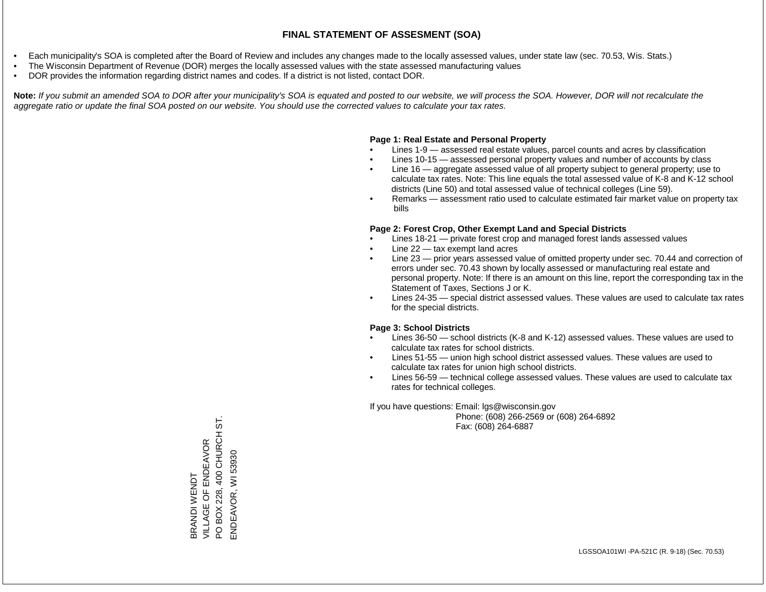# FINAL STATEMENT OF ASSESMENT (SOA)

- Each municipality's SOA is completed after the Board of Review and includes any changes made to the locally assessed values, under state law (sec. 70.53, Wis. Stats.)
- The Wisconsin Department of Revenue (DOR) merges the locally assessed values with the state assessed manufacturing values
- DOR provides the information regarding district names and codes. If a district is not listed, contact DOR.

**Note:** *If you submit an amended SOA to DOR after your municipality's SOA is equated and posted to our website, we will process the SOA. However, DOR will not recalculate the aggregate ratio or update the final SOA posted on our website. You should use the corrected values to calculate your tax rates.*

**Page 1: Real Estate and Personal Property**

- Lines 1-9 — assessed real estate values, parcel counts and acres by classification
- Lines 10-15 — assessed personal property values and number of accounts by class
- Line 16 — aggregate assessed value of all property subject to general property; use to calculate tax rates. Note: This line equals the total assessed value of K-8 and K-12 school districts (Line 50) and total assessed value of technical colleges (Line 59).
- Remarks — assessment ratio used to calculate estimated fair market value on property tax bills

**Page 2: Forest Crop, Other Exempt Land and Special Districts**

- Lines 18-21 — private forest crop and managed forest lands assessed values
- Line 22 — tax exempt land acres
- Line 23 — prior years assessed value of omitted property under sec. 70.44 and correction of errors under sec. 70.43 shown by locally assessed or manufacturing real estate and personal property. Note: If there is an amount on this line, report the corresponding tax in the Statement of Taxes, Sections J or K.
- Lines 24-35 — special district assessed values. These values are used to calculate tax rates for the special districts.

**Page 3: School Districts**

- Lines 36-50 — school districts (K-8 and K-12) assessed values. These values are used to calculate tax rates for school districts.
- Lines 51-55 — union high school district assessed values. These values are used to calculate tax rates for union high school districts.
- Lines 56-59 — technical college assessed values. These values are used to calculate tax rates for technical colleges.

If you have questions: Email: lgs@wisconsin.gov
Phone: (608) 266-2569 or (608) 264-6892
Fax: (608) 264-6887

BRANDI WENDT
VILLAGE OF ENDEAVOR
PO BOX 228, 400 CHURCH ST.
ENDEAVOR, WI 53930

LGSSOA101WI -PA-521C (R. 9-18) (Sec. 70.53)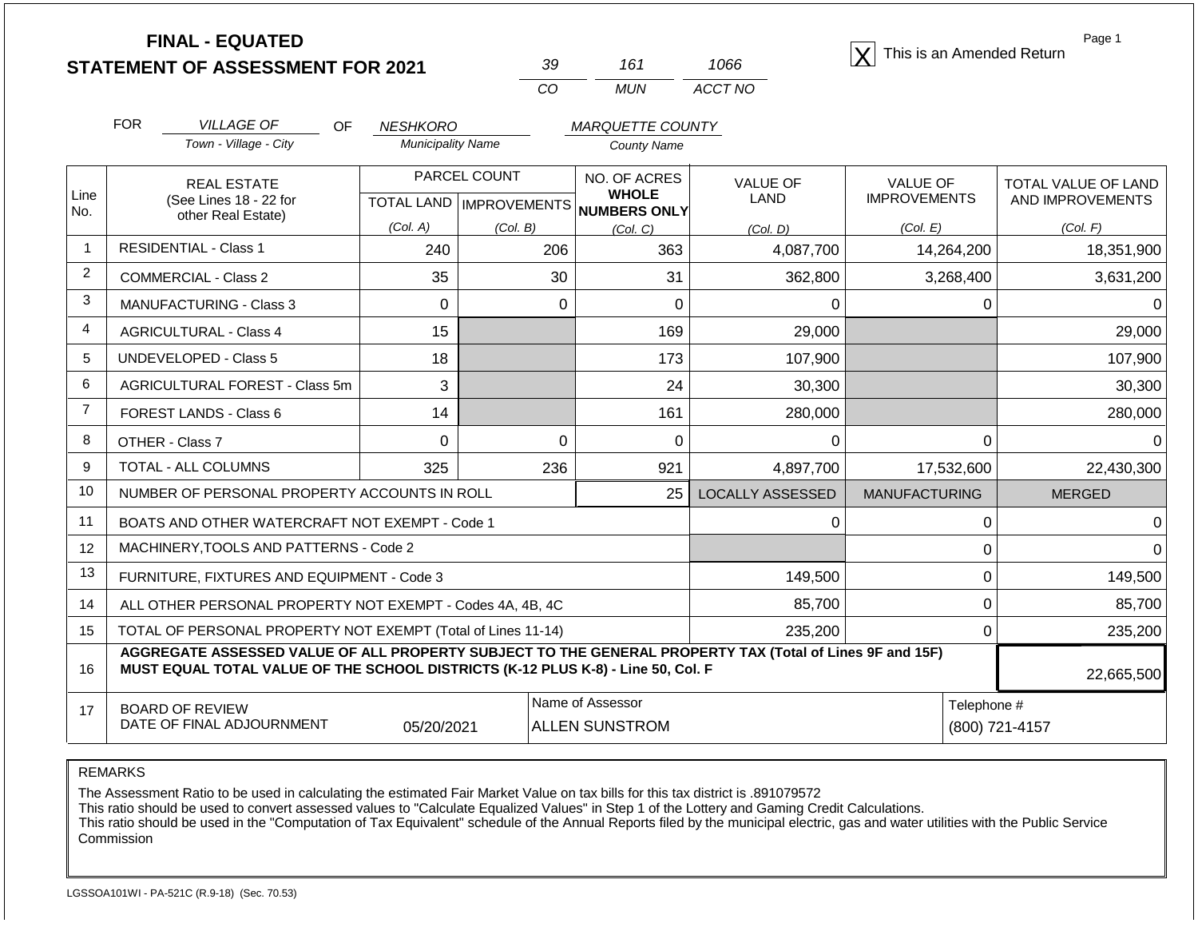# FINAL - EQUATED
## STATEMENT OF ASSESSMENT FOR 2021

| 39 | 161 | 1066 |
|---|---|---|
| CO | MUN | ACCT NO |

[X] This is an Amended Return

Page 1

FOR *VILLAGE OF* (Town - Village - City) OF *NESHKORO* (Municipality Name) *MARQUETTE COUNTY* (County Name)

| Line No. | REAL ESTATE (See Lines 18 - 22 for other Real Estate) | PARCEL COUNT TOTAL LAND (Col. A) | PARCEL COUNT IMPROVEMENTS (Col. B) | NO. OF ACRES WHOLE NUMBERS ONLY (Col. C) | VALUE OF LAND (Col. D) | VALUE OF IMPROVEMENTS (Col. E) | TOTAL VALUE OF LAND AND IMPROVEMENTS (Col. F) |
|---|---|---|---|---|---|---|---|
| 1 | RESIDENTIAL - Class 1 | 240 | 206 | 363 | 4,087,700 | 14,264,200 | 18,351,900 |
| 2 | COMMERCIAL - Class 2 | 35 | 30 | 31 | 362,800 | 3,268,400 | 3,631,200 |
| 3 | MANUFACTURING - Class 3 | 0 | 0 | 0 | 0 | 0 | 0 |
| 4 | AGRICULTURAL - Class 4 | 15 | | 169 | 29,000 | | 29,000 |
| 5 | UNDEVELOPED - Class 5 | 18 | | 173 | 107,900 | | 107,900 |
| 6 | AGRICULTURAL FOREST - Class 5m | 3 | | 24 | 30,300 | | 30,300 |
| 7 | FOREST LANDS - Class 6 | 14 | | 161 | 280,000 | | 280,000 |
| 8 | OTHER - Class 7 | 0 | 0 | 0 | 0 | 0 | 0 |
| 9 | TOTAL - ALL COLUMNS | 325 | 236 | 921 | 4,897,700 | 17,532,600 | 22,430,300 |
| 10 | NUMBER OF PERSONAL PROPERTY ACCOUNTS IN ROLL | | | 25 | LOCALLY ASSESSED | MANUFACTURING | MERGED |
| 11 | BOATS AND OTHER WATERCRAFT NOT EXEMPT - Code 1 | | | | 0 | 0 | 0 |
| 12 | MACHINERY,TOOLS AND PATTERNS - Code 2 | | | | | 0 | 0 |
| 13 | FURNITURE, FIXTURES AND EQUIPMENT - Code 3 | | | | 149,500 | 0 | 149,500 |
| 14 | ALL OTHER PERSONAL PROPERTY NOT EXEMPT - Codes 4A, 4B, 4C | | | | 85,700 | 0 | 85,700 |
| 15 | TOTAL OF PERSONAL PROPERTY NOT EXEMPT (Total of Lines 11-14) | | | | 235,200 | 0 | 235,200 |
| 16 | **AGGREGATE ASSESSED VALUE OF ALL PROPERTY SUBJECT TO THE GENERAL PROPERTY TAX (Total of Lines 9F and 15F) MUST EQUAL TOTAL VALUE OF THE SCHOOL DISTRICTS (K-12 PLUS K-8) - Line 50, Col. F** | | | | | | 22,665,500 |
| 17 | BOARD OF REVIEW DATE OF FINAL ADJOURNMENT | 05/20/2021 | | Name of Assessor: ALLEN SUNSTROM | | Telephone #: (800) 721-4157 | |

REMARKS

The Assessment Ratio to be used in calculating the estimated Fair Market Value on tax bills for this tax district is .891079572
This ratio should be used to convert assessed values to "Calculate Equalized Values" in Step 1 of the Lottery and Gaming Credit Calculations.
This ratio should be used in the "Computation of Tax Equivalent" schedule of the Annual Reports filed by the municipal electric, gas and water utilities with the Public Service Commission

LGSSOA101WI - PA-521C (R.9-18) (Sec. 70.53)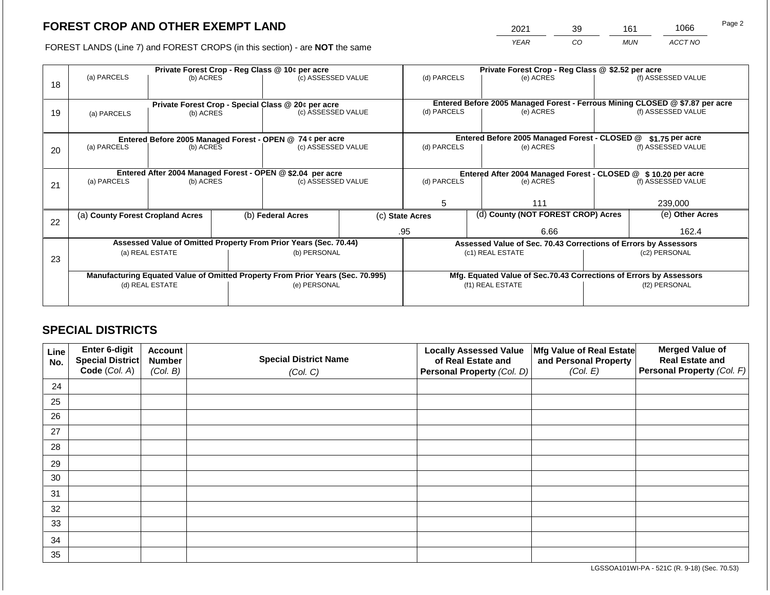## FOREST CROP AND OTHER EXEMPT LAND

FOREST LANDS (Line 7) and FOREST CROPS (in this section) - are **NOT** the same

| YEAR | CO | MUN | ACCT NO |
|---|---|---|---|
| 2021 | 39 | 161 | 1066 |

| Line | Private Forest Crop - Reg Class @ 10¢ per acre | | | Private Forest Crop - Reg Class @ $2.52 per acre | | |
|---|---|---|---|---|---|---|
| 18 | (a) PARCELS | (b) ACRES | (c) ASSESSED VALUE | (d) PARCELS | (e) ACRES | (f) ASSESSED VALUE |
| | | | | | | |
| | **Private Forest Crop - Special Class @ 20¢ per acre** | | | **Entered Before 2005 Managed Forest - Ferrous Mining CLOSED @ $7.87 per acre** | | |
| 19 | (a) PARCELS | (b) ACRES | (c) ASSESSED VALUE | (d) PARCELS | (e) ACRES | (f) ASSESSED VALUE |
| | | | | | | |
| | **Entered Before 2005 Managed Forest - OPEN @ 74 ¢ per acre** | | | **Entered Before 2005 Managed Forest - CLOSED @ $1.75 per acre** | | |
| 20 | (a) PARCELS | (b) ACRES | (c) ASSESSED VALUE | (d) PARCELS | (e) ACRES | (f) ASSESSED VALUE |
| | | | | | | |
| | **Entered After 2004 Managed Forest - OPEN @ $2.04 per acre** | | | **Entered After 2004 Managed Forest - CLOSED @ $ 10.20 per acre** | | |
| 21 | (a) PARCELS | (b) ACRES | (c) ASSESSED VALUE | (d) PARCELS | (e) ACRES | (f) ASSESSED VALUE |
| | | | | 5 | 111 | 239,000 |

| Line | (a) County Forest Cropland Acres | (b) Federal Acres | (c) State Acres | (d) County (NOT FOREST CROP) Acres | (e) Other Acres |
|---|---|---|---|---|---|
| 22 | | | .95 | 6.66 | 162.4 |

| Line | Assessed Value of Omitted Property From Prior Years (Sec. 70.44) | | Assessed Value of Sec. 70.43 Corrections of Errors by Assessors | |
|---|---|---|---|---|
| 23 | (a) REAL ESTATE | (b) PERSONAL | (c1) REAL ESTATE | (c2) PERSONAL |
| | | | | |
| | **Manufacturing Equated Value of Omitted Property From Prior Years (Sec. 70.995)** | | **Mfg. Equated Value of Sec.70.43 Corrections of Errors by Assessors** | |
| | (d) REAL ESTATE | (e) PERSONAL | (f1) REAL ESTATE | (f2) PERSONAL |
| | | | | |

## SPECIAL DISTRICTS

| Line No. | Enter 6-digit Special District Code (Col. A) | Account Number (Col. B) | Special District Name (Col. C) | Locally Assessed Value of Real Estate and Personal Property (Col. D) | Mfg Value of Real Estate and Personal Property (Col. E) | Merged Value of Real Estate and Personal Property (Col. F) |
|---|---|---|---|---|---|---|
| 24 | | | | | | |
| 25 | | | | | | |
| 26 | | | | | | |
| 27 | | | | | | |
| 28 | | | | | | |
| 29 | | | | | | |
| 30 | | | | | | |
| 31 | | | | | | |
| 32 | | | | | | |
| 33 | | | | | | |
| 34 | | | | | | |
| 35 | | | | | | |

LGSSOA101WI-PA - 521C (R. 9-18) (Sec. 70.53)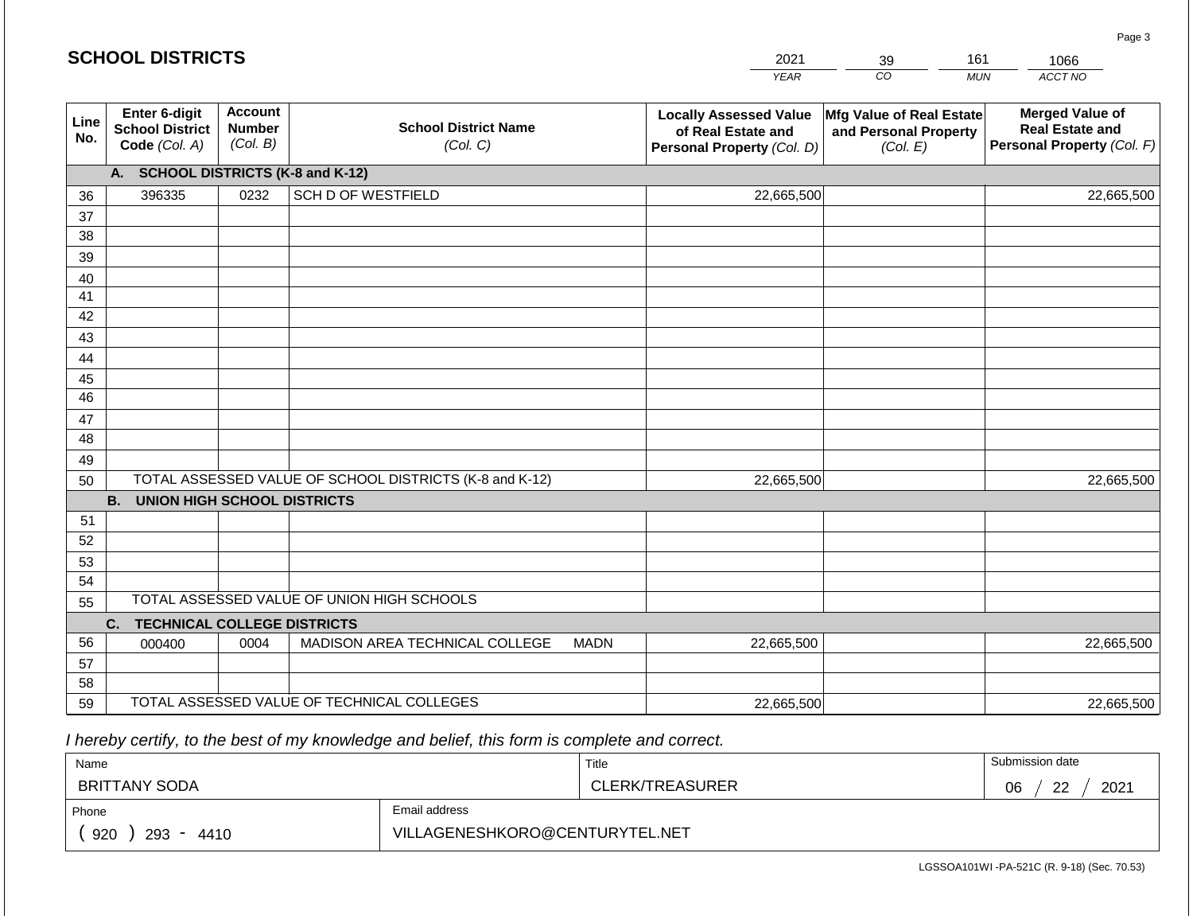## SCHOOL DISTRICTS

| 2021 | 39 | 161 | 1066 |
|---|---|---|---|
| YEAR | CO | MUN | ACCT NO |

| Line No. | Enter 6-digit School District Code (Col. A) | Account Number (Col. B) | School District Name (Col. C) | Locally Assessed Value of Real Estate and Personal Property (Col. D) | Mfg Value of Real Estate and Personal Property (Col. E) | Merged Value of Real Estate and Personal Property (Col. F) |
|---|---|---|---|---|---|---|
| | **A. SCHOOL DISTRICTS (K-8 and K-12)** | | | | | |
| 36 | 396335 | 0232 | SCH D OF WESTFIELD | 22,665,500 | | 22,665,500 |
| 37 | | | | | | |
| 38 | | | | | | |
| 39 | | | | | | |
| 40 | | | | | | |
| 41 | | | | | | |
| 42 | | | | | | |
| 43 | | | | | | |
| 44 | | | | | | |
| 45 | | | | | | |
| 46 | | | | | | |
| 47 | | | | | | |
| 48 | | | | | | |
| 49 | | | | | | |
| 50 | TOTAL ASSESSED VALUE OF SCHOOL DISTRICTS (K-8 and K-12) | | | 22,665,500 | | 22,665,500 |
| | **B. UNION HIGH SCHOOL DISTRICTS** | | | | | |
| 51 | | | | | | |
| 52 | | | | | | |
| 53 | | | | | | |
| 54 | | | | | | |
| 55 | TOTAL ASSESSED VALUE OF UNION HIGH SCHOOLS | | | | | |
| | **C. TECHNICAL COLLEGE DISTRICTS** | | | | | |
| 56 | 000400 | 0004 | MADISON AREA TECHNICAL COLLEGE MADN | 22,665,500 | | 22,665,500 |
| 57 | | | | | | |
| 58 | | | | | | |
| 59 | TOTAL ASSESSED VALUE OF TECHNICAL COLLEGES | | | 22,665,500 | | 22,665,500 |

*I hereby certify, to the best of my knowledge and belief, this form is complete and correct.*

| Name | Title | Submission date |
|---|---|---|
| BRITTANY SODA | CLERK/TREASURER | 06 / 22 / 2021 |
| Phone | Email address | |
| ( 920 ) 293 - 4410 | VILLAGENESHKORO@CENTURYTEL.NET | |

LGSSOA101WI -PA-521C (R. 9-18) (Sec. 70.53)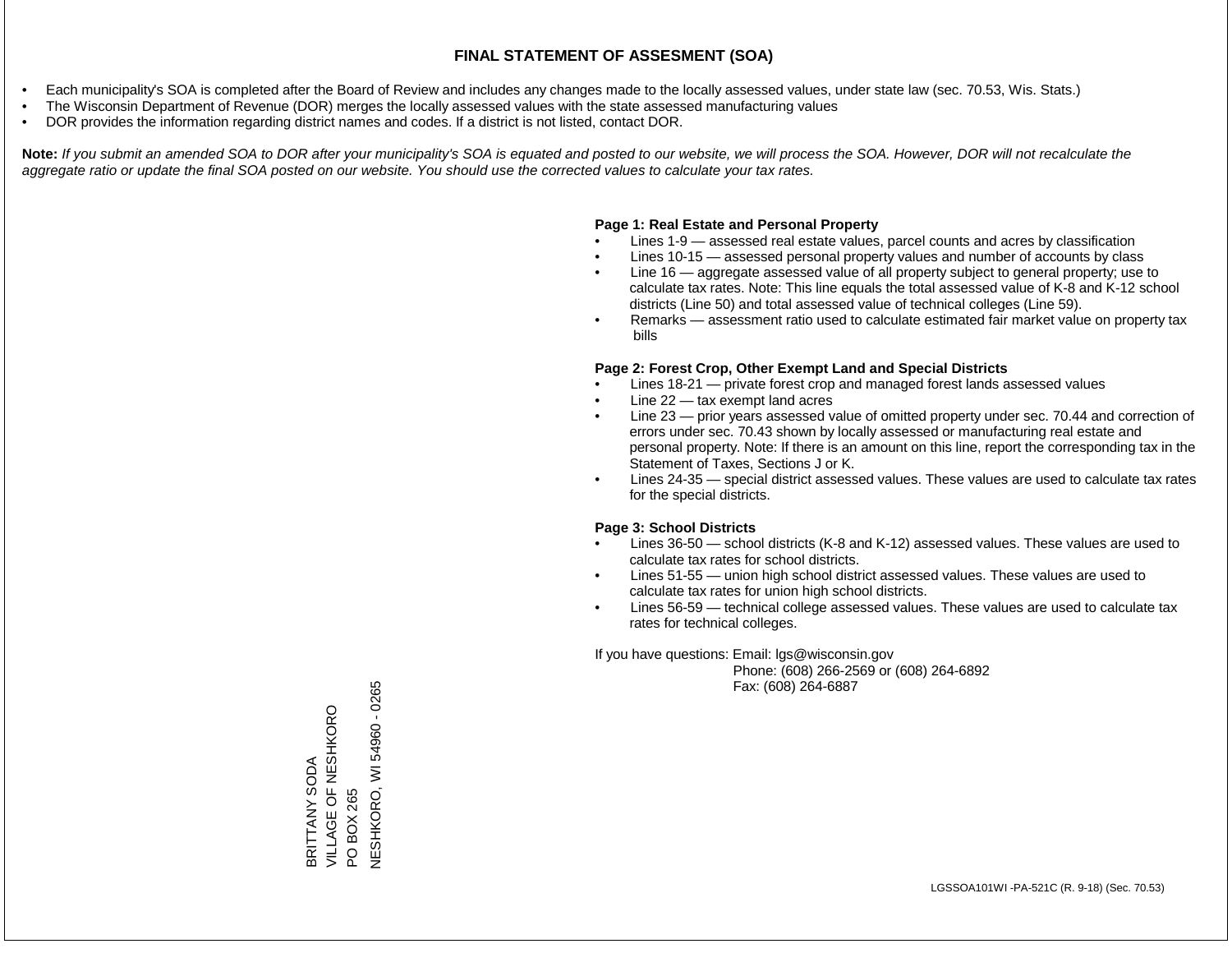# FINAL STATEMENT OF ASSESMENT (SOA)

- Each municipality's SOA is completed after the Board of Review and includes any changes made to the locally assessed values, under state law (sec. 70.53, Wis. Stats.)
- The Wisconsin Department of Revenue (DOR) merges the locally assessed values with the state assessed manufacturing values
- DOR provides the information regarding district names and codes. If a district is not listed, contact DOR.

**Note:** *If you submit an amended SOA to DOR after your municipality's SOA is equated and posted to our website, we will process the SOA. However, DOR will not recalculate the aggregate ratio or update the final SOA posted on our website. You should use the corrected values to calculate your tax rates.*

**Page 1: Real Estate and Personal Property**

- Lines 1-9 — assessed real estate values, parcel counts and acres by classification
- Lines 10-15 — assessed personal property values and number of accounts by class
- Line 16 — aggregate assessed value of all property subject to general property; use to calculate tax rates. Note: This line equals the total assessed value of K-8 and K-12 school districts (Line 50) and total assessed value of technical colleges (Line 59).
- Remarks — assessment ratio used to calculate estimated fair market value on property tax bills

**Page 2: Forest Crop, Other Exempt Land and Special Districts**

- Lines 18-21 — private forest crop and managed forest lands assessed values
- Line 22 — tax exempt land acres
- Line 23 — prior years assessed value of omitted property under sec. 70.44 and correction of errors under sec. 70.43 shown by locally assessed or manufacturing real estate and personal property. Note: If there is an amount on this line, report the corresponding tax in the Statement of Taxes, Sections J or K.
- Lines 24-35 — special district assessed values. These values are used to calculate tax rates for the special districts.

**Page 3: School Districts**

- Lines 36-50 — school districts (K-8 and K-12) assessed values. These values are used to calculate tax rates for school districts.
- Lines 51-55 — union high school district assessed values. These values are used to calculate tax rates for union high school districts.
- Lines 56-59 — technical college assessed values. These values are used to calculate tax rates for technical colleges.

If you have questions: Email: lgs@wisconsin.gov
Phone: (608) 266-2569 or (608) 264-6892
Fax: (608) 264-6887

BRITTANY SODA
VILLAGE OF NESHKORO
PO BOX 265
NESHKORO, WI 54960 - 0265

LGSSOA101WI -PA-521C (R. 9-18) (Sec. 70.53)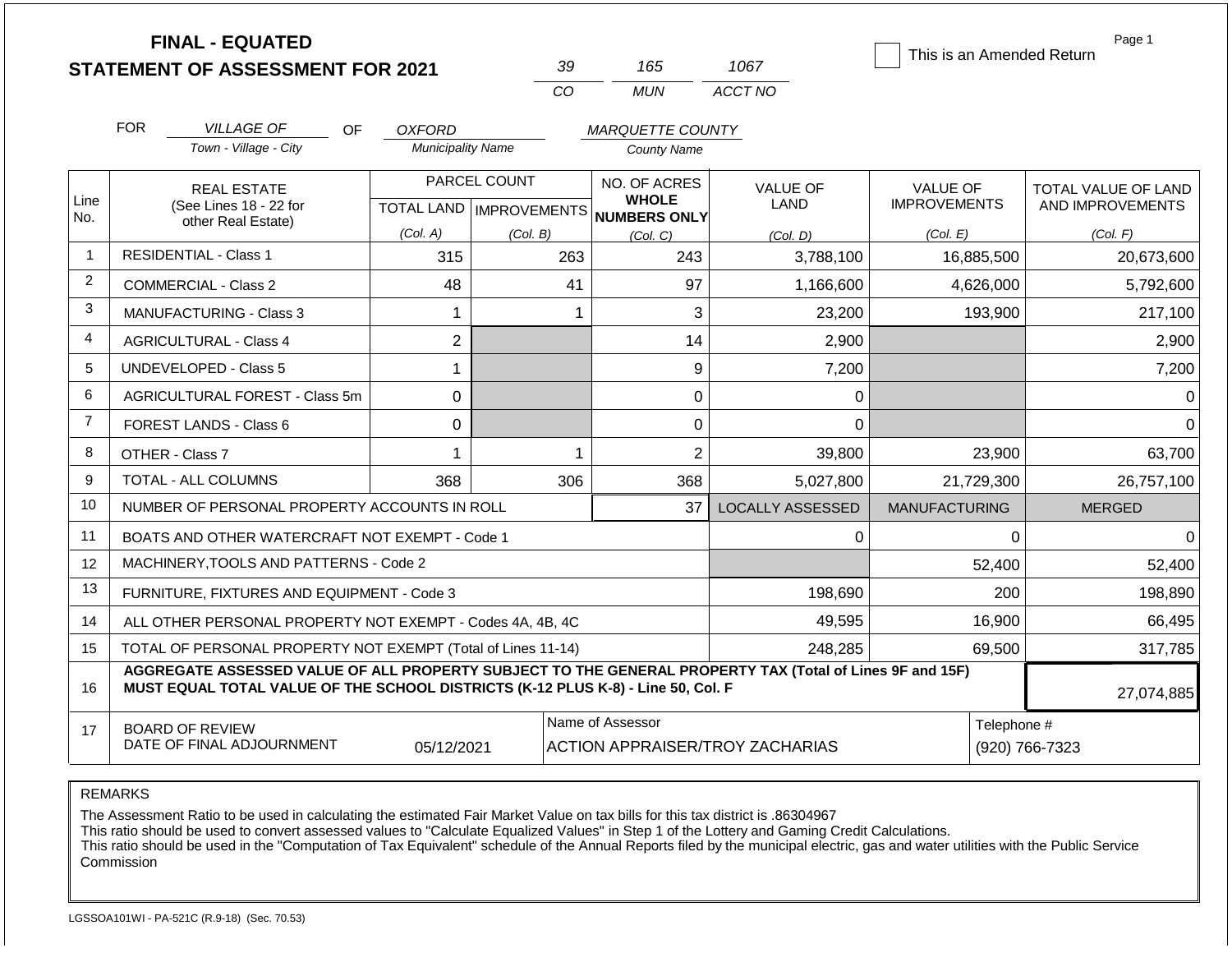# FINAL - EQUATED
## STATEMENT OF ASSESSMENT FOR 2021

| 39 | 165 | 1067 |
|---|---|---|
| CO | MUN | ACCT NO |

☐ This is an Amended Return

Page 1

FOR *VILLAGE OF* (Town - Village - City) OF *OXFORD* (Municipality Name) *MARQUETTE COUNTY* (County Name)

| Line No. | REAL ESTATE (See Lines 18 - 22 for other Real Estate) | PARCEL COUNT TOTAL LAND (Col. A) | PARCEL COUNT IMPROVEMENTS (Col. B) | NO. OF ACRES WHOLE NUMBERS ONLY (Col. C) | VALUE OF LAND (Col. D) | VALUE OF IMPROVEMENTS (Col. E) | TOTAL VALUE OF LAND AND IMPROVEMENTS (Col. F) |
|---|---|---|---|---|---|---|---|
| 1 | RESIDENTIAL - Class 1 | 315 | 263 | 243 | 3,788,100 | 16,885,500 | 20,673,600 |
| 2 | COMMERCIAL - Class 2 | 48 | 41 | 97 | 1,166,600 | 4,626,000 | 5,792,600 |
| 3 | MANUFACTURING - Class 3 | 1 | 1 | 3 | 23,200 | 193,900 | 217,100 |
| 4 | AGRICULTURAL - Class 4 | 2 | | 14 | 2,900 | | 2,900 |
| 5 | UNDEVELOPED - Class 5 | 1 | | 9 | 7,200 | | 7,200 |
| 6 | AGRICULTURAL FOREST - Class 5m | 0 | | 0 | 0 | | 0 |
| 7 | FOREST LANDS - Class 6 | 0 | | 0 | 0 | | 0 |
| 8 | OTHER - Class 7 | 1 | 1 | 2 | 39,800 | 23,900 | 63,700 |
| 9 | TOTAL - ALL COLUMNS | 368 | 306 | 368 | 5,027,800 | 21,729,300 | 26,757,100 |
| 10 | NUMBER OF PERSONAL PROPERTY ACCOUNTS IN ROLL | | | 37 | LOCALLY ASSESSED | MANUFACTURING | MERGED |
| 11 | BOATS AND OTHER WATERCRAFT NOT EXEMPT - Code 1 | | | | 0 | 0 | 0 |
| 12 | MACHINERY,TOOLS AND PATTERNS - Code 2 | | | | | 52,400 | 52,400 |
| 13 | FURNITURE, FIXTURES AND EQUIPMENT - Code 3 | | | | 198,690 | 200 | 198,890 |
| 14 | ALL OTHER PERSONAL PROPERTY NOT EXEMPT - Codes 4A, 4B, 4C | | | | 49,595 | 16,900 | 66,495 |
| 15 | TOTAL OF PERSONAL PROPERTY NOT EXEMPT (Total of Lines 11-14) | | | | 248,285 | 69,500 | 317,785 |
| 16 | **AGGREGATE ASSESSED VALUE OF ALL PROPERTY SUBJECT TO THE GENERAL PROPERTY TAX (Total of Lines 9F and 15F) MUST EQUAL TOTAL VALUE OF THE SCHOOL DISTRICTS (K-12 PLUS K-8) - Line 50, Col. F** | | | | | | 27,074,885 |
| 17 | BOARD OF REVIEW DATE OF FINAL ADJOURNMENT | 05/12/2021 | | Name of Assessor: ACTION APPRAISER/TROY ZACHARIAS | | | Telephone #: (920) 766-7323 |

REMARKS

The Assessment Ratio to be used in calculating the estimated Fair Market Value on tax bills for this tax district is .86304967
This ratio should be used to convert assessed values to "Calculate Equalized Values" in Step 1 of the Lottery and Gaming Credit Calculations.
This ratio should be used in the "Computation of Tax Equivalent" schedule of the Annual Reports filed by the municipal electric, gas and water utilities with the Public Service Commission

LGSSOA101WI - PA-521C (R.9-18) (Sec. 70.53)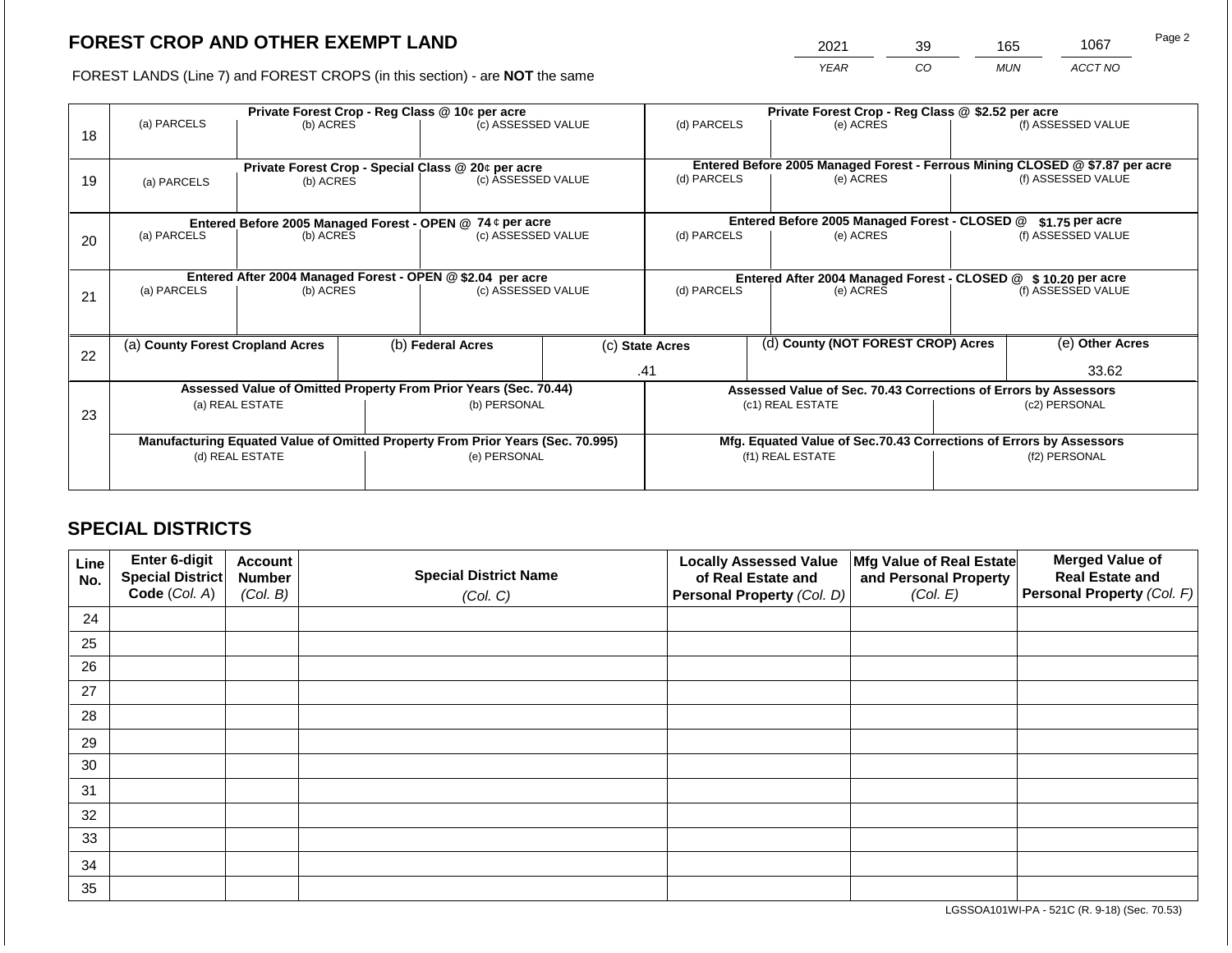## FOREST CROP AND OTHER EXEMPT LAND

FOREST LANDS (Line 7) and FOREST CROPS (in this section) - are **NOT** the same

| 2021 | 39 | 165 | 1067 |
|---|---|---|---|
| YEAR | CO | MUN | ACCT NO |

Page 2

| Line | Private Forest Crop - Reg Class @ 10¢ per acre | | | Private Forest Crop - Reg Class @ $2.52 per acre | | |
|---|---|---|---|---|---|---|
| | (a) PARCELS | (b) ACRES | (c) ASSESSED VALUE | (d) PARCELS | (e) ACRES | (f) ASSESSED VALUE |
| 18 | | | | | | |
| | **Private Forest Crop - Special Class @ 20¢ per acre** | | | **Entered Before 2005 Managed Forest - Ferrous Mining CLOSED @ $7.87 per acre** | | |
| 19 | (a) PARCELS | (b) ACRES | (c) ASSESSED VALUE | (d) PARCELS | (e) ACRES | (f) ASSESSED VALUE |
| | | | | | | |
| | **Entered Before 2005 Managed Forest - OPEN @ 74 ¢ per acre** | | | **Entered Before 2005 Managed Forest - CLOSED @ $1.75 per acre** | | |
| 20 | (a) PARCELS | (b) ACRES | (c) ASSESSED VALUE | (d) PARCELS | (e) ACRES | (f) ASSESSED VALUE |
| | | | | | | |
| | **Entered After 2004 Managed Forest - OPEN @ $2.04 per acre** | | | **Entered After 2004 Managed Forest - CLOSED @ $ 10.20 per acre** | | |
| 21 | (a) PARCELS | (b) ACRES | (c) ASSESSED VALUE | (d) PARCELS | (e) ACRES | (f) ASSESSED VALUE |
| | | | | | | |

| Line | (a) County Forest Cropland Acres | (b) Federal Acres | (c) State Acres | (d) County (NOT FOREST CROP) Acres | (e) Other Acres |
|---|---|---|---|---|---|
| 22 | | | .41 | | 33.62 |

| Line | Assessed Value of Omitted Property From Prior Years (Sec. 70.44) | | Assessed Value of Sec. 70.43 Corrections of Errors by Assessors | |
|---|---|---|---|---|
| 23 | (a) REAL ESTATE | (b) PERSONAL | (c1) REAL ESTATE | (c2) PERSONAL |
| | | | | |
| | **Manufacturing Equated Value of Omitted Property From Prior Years (Sec. 70.995)** | | **Mfg. Equated Value of Sec.70.43 Corrections of Errors by Assessors** | |
| | (d) REAL ESTATE | (e) PERSONAL | (f1) REAL ESTATE | (f2) PERSONAL |
| | | | | |

## SPECIAL DISTRICTS

| Line No. | Enter 6-digit Special District Code (Col. A) | Account Number (Col. B) | Special District Name (Col. C) | Locally Assessed Value of Real Estate and Personal Property (Col. D) | Mfg Value of Real Estate and Personal Property (Col. E) | Merged Value of Real Estate and Personal Property (Col. F) |
|---|---|---|---|---|---|---|
| 24 | | | | | | |
| 25 | | | | | | |
| 26 | | | | | | |
| 27 | | | | | | |
| 28 | | | | | | |
| 29 | | | | | | |
| 30 | | | | | | |
| 31 | | | | | | |
| 32 | | | | | | |
| 33 | | | | | | |
| 34 | | | | | | |
| 35 | | | | | | |

LGSSOA101WI-PA - 521C (R. 9-18) (Sec. 70.53)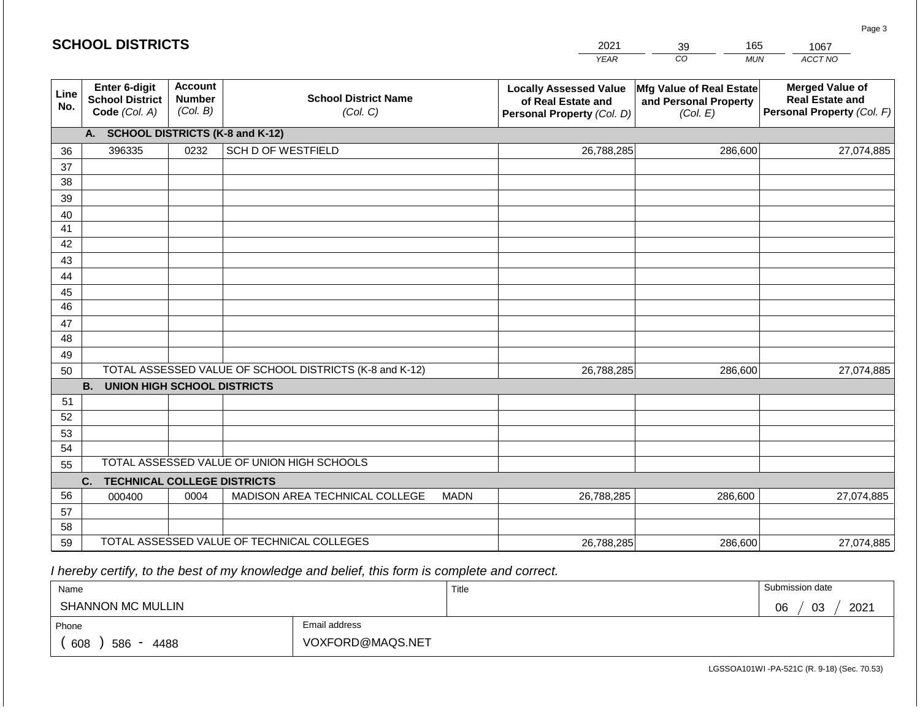## SCHOOL DISTRICTS

| 2021 | 39 | 165 | 1067 |
|---|---|---|---|
| YEAR | CO | MUN | ACCT NO |

| Line No. | Enter 6-digit School District Code (Col. A) | Account Number (Col. B) | School District Name (Col. C) | Locally Assessed Value of Real Estate and Personal Property (Col. D) | Mfg Value of Real Estate and Personal Property (Col. E) | Merged Value of Real Estate and Personal Property (Col. F) |
|---|---|---|---|---|---|---|
| | **A. SCHOOL DISTRICTS (K-8 and K-12)** | | | | | |
| 36 | 396335 | 0232 | SCH D OF WESTFIELD | 26,788,285 | 286,600 | 27,074,885 |
| 37 | | | | | | |
| 38 | | | | | | |
| 39 | | | | | | |
| 40 | | | | | | |
| 41 | | | | | | |
| 42 | | | | | | |
| 43 | | | | | | |
| 44 | | | | | | |
| 45 | | | | | | |
| 46 | | | | | | |
| 47 | | | | | | |
| 48 | | | | | | |
| 49 | | | | | | |
| 50 | TOTAL ASSESSED VALUE OF SCHOOL DISTRICTS (K-8 and K-12) | | | 26,788,285 | 286,600 | 27,074,885 |
| | **B. UNION HIGH SCHOOL DISTRICTS** | | | | | |
| 51 | | | | | | |
| 52 | | | | | | |
| 53 | | | | | | |
| 54 | | | | | | |
| 55 | TOTAL ASSESSED VALUE OF UNION HIGH SCHOOLS | | | | | |
| | **C. TECHNICAL COLLEGE DISTRICTS** | | | | | |
| 56 | 000400 | 0004 | MADISON AREA TECHNICAL COLLEGE MADN | 26,788,285 | 286,600 | 27,074,885 |
| 57 | | | | | | |
| 58 | | | | | | |
| 59 | TOTAL ASSESSED VALUE OF TECHNICAL COLLEGES | | | 26,788,285 | 286,600 | 27,074,885 |

*I hereby certify, to the best of my knowledge and belief, this form is complete and correct.*

| Name | Title | Submission date |
|---|---|---|
| SHANNON MC MULLIN | | 06 / 03 / 2021 |

| Phone | Email address |
|---|---|
| ( 608 ) 586 - 4488 | VOXFORD@MAQS.NET |

LGSSOA101WI -PA-521C (R. 9-18) (Sec. 70.53)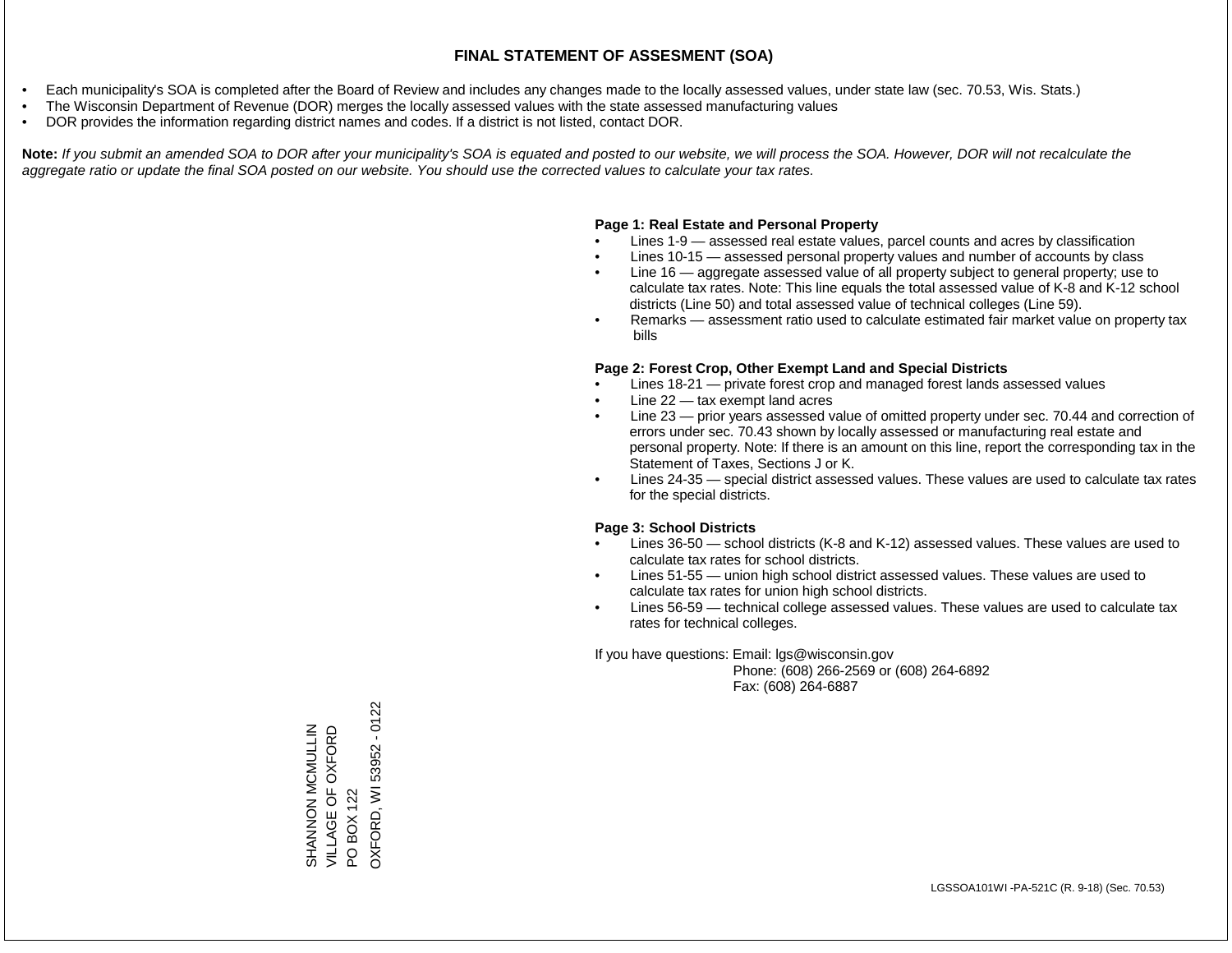# FINAL STATEMENT OF ASSESMENT (SOA)

- Each municipality's SOA is completed after the Board of Review and includes any changes made to the locally assessed values, under state law (sec. 70.53, Wis. Stats.)
- The Wisconsin Department of Revenue (DOR) merges the locally assessed values with the state assessed manufacturing values
- DOR provides the information regarding district names and codes. If a district is not listed, contact DOR.

**Note:** *If you submit an amended SOA to DOR after your municipality's SOA is equated and posted to our website, we will process the SOA. However, DOR will not recalculate the aggregate ratio or update the final SOA posted on our website. You should use the corrected values to calculate your tax rates.*

**Page 1: Real Estate and Personal Property**

- Lines 1-9 — assessed real estate values, parcel counts and acres by classification
- Lines 10-15 — assessed personal property values and number of accounts by class
- Line 16 — aggregate assessed value of all property subject to general property; use to calculate tax rates. Note: This line equals the total assessed value of K-8 and K-12 school districts (Line 50) and total assessed value of technical colleges (Line 59).
- Remarks — assessment ratio used to calculate estimated fair market value on property tax bills

**Page 2: Forest Crop, Other Exempt Land and Special Districts**

- Lines 18-21 — private forest crop and managed forest lands assessed values
- Line 22 — tax exempt land acres
- Line 23 — prior years assessed value of omitted property under sec. 70.44 and correction of errors under sec. 70.43 shown by locally assessed or manufacturing real estate and personal property. Note: If there is an amount on this line, report the corresponding tax in the Statement of Taxes, Sections J or K.
- Lines 24-35 — special district assessed values. These values are used to calculate tax rates for the special districts.

**Page 3: School Districts**

- Lines 36-50 — school districts (K-8 and K-12) assessed values. These values are used to calculate tax rates for school districts.
- Lines 51-55 — union high school district assessed values. These values are used to calculate tax rates for union high school districts.
- Lines 56-59 — technical college assessed values. These values are used to calculate tax rates for technical colleges.

If you have questions: Email: lgs@wisconsin.gov
Phone: (608) 266-2569 or (608) 264-6892
Fax: (608) 264-6887

SHANNON MCMULLIN
VILLAGE OF OXFORD
PO BOX 122
OXFORD, WI 53952 - 0122

LGSSOA101WI -PA-521C (R. 9-18) (Sec. 70.53)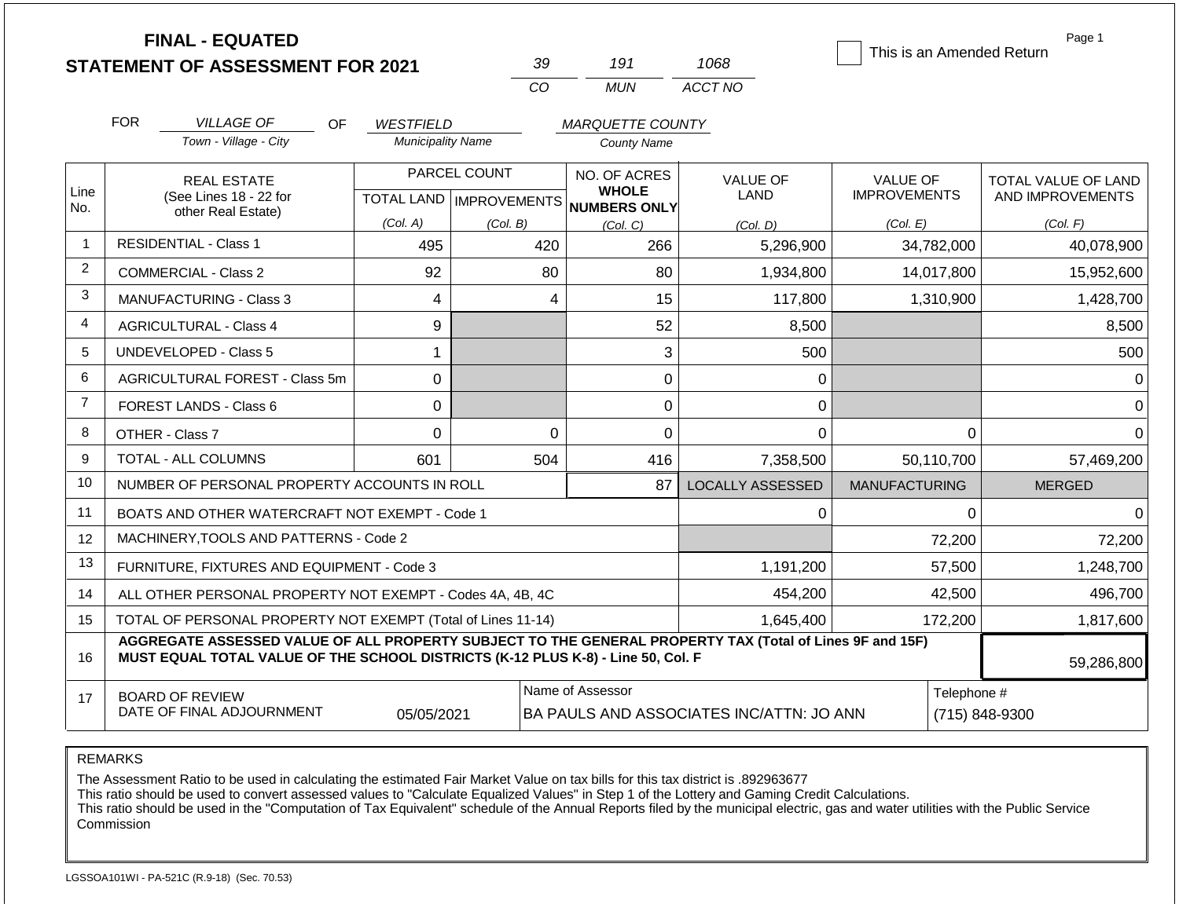**FINAL - EQUATED**
**STATEMENT OF ASSESSMENT FOR 2021**

| 39 | 191 | 1068 |
|---|---|---|
| CO | MUN | ACCT NO |

☐ This is an Amended Return

Page 1

FOR *VILLAGE OF* (Town - Village - City) OF *WESTFIELD* (Municipality Name) *MARQUETTE COUNTY* (County Name)

| Line No. | REAL ESTATE (See Lines 18 - 22 for other Real Estate) | PARCEL COUNT TOTAL LAND (Col. A) | PARCEL COUNT IMPROVEMENTS (Col. B) | NO. OF ACRES WHOLE NUMBERS ONLY (Col. C) | VALUE OF LAND (Col. D) | VALUE OF IMPROVEMENTS (Col. E) | TOTAL VALUE OF LAND AND IMPROVEMENTS (Col. F) |
|---|---|---|---|---|---|---|---|
| 1 | RESIDENTIAL - Class 1 | 495 | 420 | 266 | 5,296,900 | 34,782,000 | 40,078,900 |
| 2 | COMMERCIAL - Class 2 | 92 | 80 | 80 | 1,934,800 | 14,017,800 | 15,952,600 |
| 3 | MANUFACTURING - Class 3 | 4 | 4 | 15 | 117,800 | 1,310,900 | 1,428,700 |
| 4 | AGRICULTURAL - Class 4 | 9 | | 52 | 8,500 | | 8,500 |
| 5 | UNDEVELOPED - Class 5 | 1 | | 3 | 500 | | 500 |
| 6 | AGRICULTURAL FOREST - Class 5m | 0 | | 0 | 0 | | 0 |
| 7 | FOREST LANDS - Class 6 | 0 | | 0 | 0 | | 0 |
| 8 | OTHER - Class 7 | 0 | 0 | 0 | 0 | 0 | 0 |
| 9 | TOTAL - ALL COLUMNS | 601 | 504 | 416 | 7,358,500 | 50,110,700 | 57,469,200 |
| 10 | NUMBER OF PERSONAL PROPERTY ACCOUNTS IN ROLL | | | 87 | LOCALLY ASSESSED | MANUFACTURING | MERGED |
| 11 | BOATS AND OTHER WATERCRAFT NOT EXEMPT - Code 1 | | | | 0 | 0 | 0 |
| 12 | MACHINERY,TOOLS AND PATTERNS - Code 2 | | | | | 72,200 | 72,200 |
| 13 | FURNITURE, FIXTURES AND EQUIPMENT - Code 3 | | | | 1,191,200 | 57,500 | 1,248,700 |
| 14 | ALL OTHER PERSONAL PROPERTY NOT EXEMPT - Codes 4A, 4B, 4C | | | | 454,200 | 42,500 | 496,700 |
| 15 | TOTAL OF PERSONAL PROPERTY NOT EXEMPT (Total of Lines 11-14) | | | | 1,645,400 | 172,200 | 1,817,600 |
| 16 | **AGGREGATE ASSESSED VALUE OF ALL PROPERTY SUBJECT TO THE GENERAL PROPERTY TAX (Total of Lines 9F and 15F) MUST EQUAL TOTAL VALUE OF THE SCHOOL DISTRICTS (K-12 PLUS K-8) - Line 50, Col. F** | | | | | | 59,286,800 |
| 17 | BOARD OF REVIEW DATE OF FINAL ADJOURNMENT | 05/05/2021 | | Name of Assessor: BA PAULS AND ASSOCIATES INC/ATTN: JO ANN | | | Telephone #: (715) 848-9300 |

REMARKS

The Assessment Ratio to be used in calculating the estimated Fair Market Value on tax bills for this tax district is .892963677
This ratio should be used to convert assessed values to "Calculate Equalized Values" in Step 1 of the Lottery and Gaming Credit Calculations.
This ratio should be used in the "Computation of Tax Equivalent" schedule of the Annual Reports filed by the municipal electric, gas and water utilities with the Public Service Commission

LGSSOA101WI - PA-521C (R.9-18) (Sec. 70.53)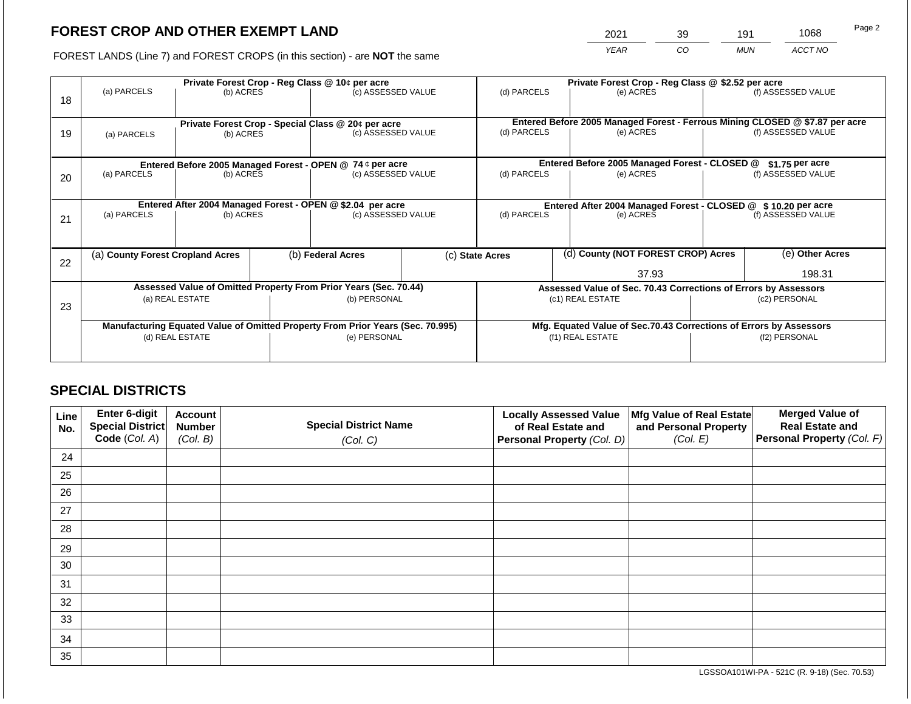## FOREST CROP AND OTHER EXEMPT LAND

FOREST LANDS (Line 7) and FOREST CROPS (in this section) - are **NOT** the same

| YEAR | CO | MUN | ACCT NO |
|---|---|---|---|
| 2021 | 39 | 191 | 1068 |

| Line | Private Forest Crop - Reg Class @ 10¢ per acre | | | Private Forest Crop - Reg Class @ $2.52 per acre | | |
|---|---|---|---|---|---|---|
| | (a) PARCELS | (b) ACRES | (c) ASSESSED VALUE | (d) PARCELS | (e) ACRES | (f) ASSESSED VALUE |
| 18 | | | | | | |
| | **Private Forest Crop - Special Class @ 20¢ per acre** | | | **Entered Before 2005 Managed Forest - Ferrous Mining CLOSED @ $7.87 per acre** | | |
| 19 | (a) PARCELS | (b) ACRES | (c) ASSESSED VALUE | (d) PARCELS | (e) ACRES | (f) ASSESSED VALUE |
| | **Entered Before 2005 Managed Forest - OPEN @ 74 ¢ per acre** | | | **Entered Before 2005 Managed Forest - CLOSED @ $1.75 per acre** | | |
| 20 | (a) PARCELS | (b) ACRES | (c) ASSESSED VALUE | (d) PARCELS | (e) ACRES | (f) ASSESSED VALUE |
| | **Entered After 2004 Managed Forest - OPEN @ $2.04 per acre** | | | **Entered After 2004 Managed Forest - CLOSED @ $ 10.20 per acre** | | |
| 21 | (a) PARCELS | (b) ACRES | (c) ASSESSED VALUE | (d) PARCELS | (e) ACRES | (f) ASSESSED VALUE |

| Line | (a) County Forest Cropland Acres | (b) Federal Acres | (c) State Acres | (d) County (NOT FOREST CROP) Acres | (e) Other Acres |
|---|---|---|---|---|---|
| 22 | | | | 37.93 | 198.31 |

| Line | Assessed Value of Omitted Property From Prior Years (Sec. 70.44) | | Assessed Value of Sec. 70.43 Corrections of Errors by Assessors | |
|---|---|---|---|---|
| 23 | (a) REAL ESTATE | (b) PERSONAL | (c1) REAL ESTATE | (c2) PERSONAL |
| | | | | |
| | **Manufacturing Equated Value of Omitted Property From Prior Years (Sec. 70.995)** | | **Mfg. Equated Value of Sec.70.43 Corrections of Errors by Assessors** | |
| | (d) REAL ESTATE | (e) PERSONAL | (f1) REAL ESTATE | (f2) PERSONAL |
| | | | | |

## SPECIAL DISTRICTS

| Line No. | Enter 6-digit Special District Code (Col. A) | Account Number (Col. B) | Special District Name (Col. C) | Locally Assessed Value of Real Estate and Personal Property (Col. D) | Mfg Value of Real Estate and Personal Property (Col. E) | Merged Value of Real Estate and Personal Property (Col. F) |
|---|---|---|---|---|---|---|
| 24 | | | | | | |
| 25 | | | | | | |
| 26 | | | | | | |
| 27 | | | | | | |
| 28 | | | | | | |
| 29 | | | | | | |
| 30 | | | | | | |
| 31 | | | | | | |
| 32 | | | | | | |
| 33 | | | | | | |
| 34 | | | | | | |
| 35 | | | | | | |

LGSSOA101WI-PA - 521C (R. 9-18) (Sec. 70.53)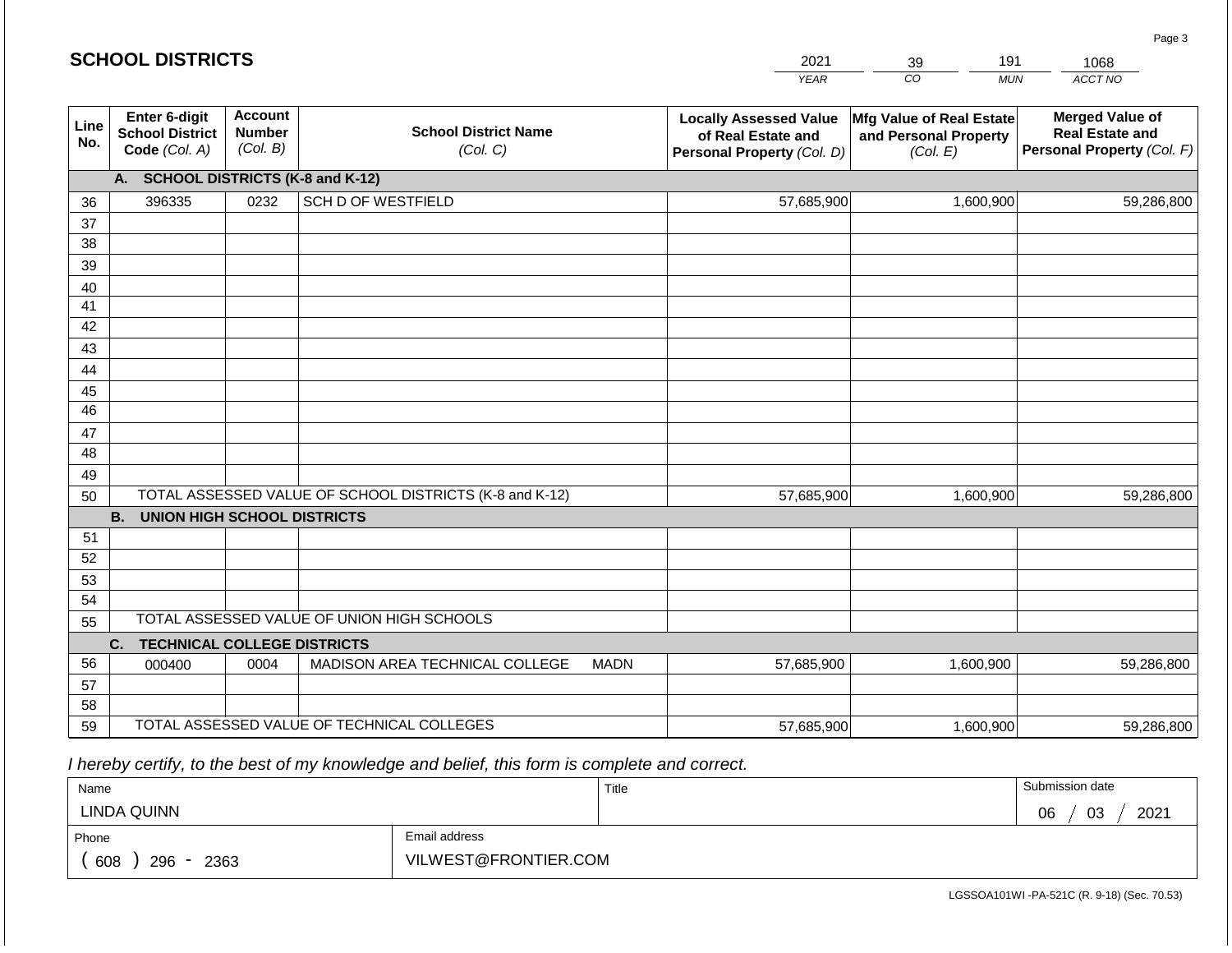## SCHOOL DISTRICTS

| 2021 | 39 | 191 | 1068 |
|---|---|---|---|
| YEAR | CO | MUN | ACCT NO |

| Line No. | Enter 6-digit School District Code (Col. A) | Account Number (Col. B) | School District Name (Col. C) | Locally Assessed Value of Real Estate and Personal Property (Col. D) | Mfg Value of Real Estate and Personal Property (Col. E) | Merged Value of Real Estate and Personal Property (Col. F) |
|---|---|---|---|---|---|---|
| | **A. SCHOOL DISTRICTS (K-8 and K-12)** | | | | | |
| 36 | 396335 | 0232 | SCH D OF WESTFIELD | 57,685,900 | 1,600,900 | 59,286,800 |
| 37 | | | | | | |
| 38 | | | | | | |
| 39 | | | | | | |
| 40 | | | | | | |
| 41 | | | | | | |
| 42 | | | | | | |
| 43 | | | | | | |
| 44 | | | | | | |
| 45 | | | | | | |
| 46 | | | | | | |
| 47 | | | | | | |
| 48 | | | | | | |
| 49 | | | | | | |
| 50 | TOTAL ASSESSED VALUE OF SCHOOL DISTRICTS (K-8 and K-12) | | | 57,685,900 | 1,600,900 | 59,286,800 |
| | **B. UNION HIGH SCHOOL DISTRICTS** | | | | | |
| 51 | | | | | | |
| 52 | | | | | | |
| 53 | | | | | | |
| 54 | | | | | | |
| 55 | TOTAL ASSESSED VALUE OF UNION HIGH SCHOOLS | | | | | |
| | **C. TECHNICAL COLLEGE DISTRICTS** | | | | | |
| 56 | 000400 | 0004 | MADISON AREA TECHNICAL COLLEGE MADN | 57,685,900 | 1,600,900 | 59,286,800 |
| 57 | | | | | | |
| 58 | | | | | | |
| 59 | TOTAL ASSESSED VALUE OF TECHNICAL COLLEGES | | | 57,685,900 | 1,600,900 | 59,286,800 |

*I hereby certify, to the best of my knowledge and belief, this form is complete and correct.*

| Name | Title | Submission date |
|---|---|---|
| LINDA QUINN | | 06 / 03 / 2021 |

| Phone | Email address |
|---|---|
| ( 608 ) 296 - 2363 | VILWEST@FRONTIER.COM |

LGSSOA101WI -PA-521C (R. 9-18) (Sec. 70.53)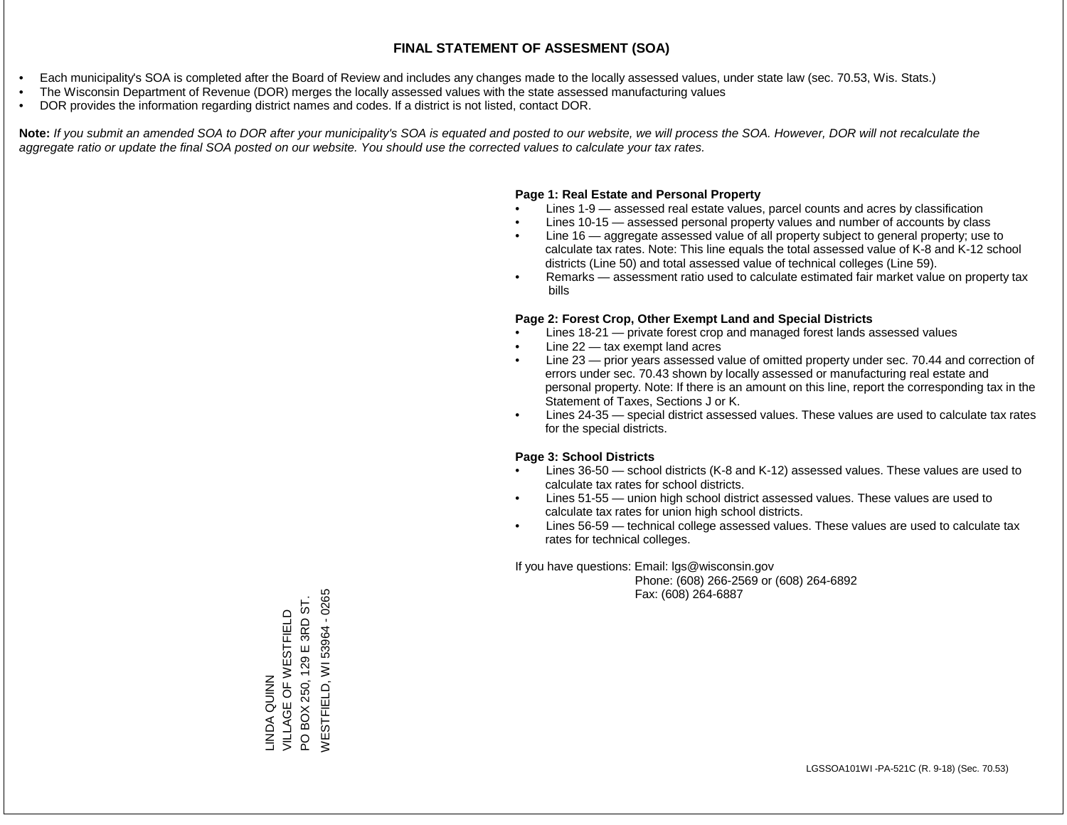# FINAL STATEMENT OF ASSESMENT (SOA)

- Each municipality's SOA is completed after the Board of Review and includes any changes made to the locally assessed values, under state law (sec. 70.53, Wis. Stats.)
- The Wisconsin Department of Revenue (DOR) merges the locally assessed values with the state assessed manufacturing values
- DOR provides the information regarding district names and codes. If a district is not listed, contact DOR.

**Note:** *If you submit an amended SOA to DOR after your municipality's SOA is equated and posted to our website, we will process the SOA. However, DOR will not recalculate the aggregate ratio or update the final SOA posted on our website. You should use the corrected values to calculate your tax rates.*

**Page 1: Real Estate and Personal Property**

- Lines 1-9 — assessed real estate values, parcel counts and acres by classification
- Lines 10-15 — assessed personal property values and number of accounts by class
- Line 16 — aggregate assessed value of all property subject to general property; use to calculate tax rates. Note: This line equals the total assessed value of K-8 and K-12 school districts (Line 50) and total assessed value of technical colleges (Line 59).
- Remarks — assessment ratio used to calculate estimated fair market value on property tax bills

**Page 2: Forest Crop, Other Exempt Land and Special Districts**

- Lines 18-21 — private forest crop and managed forest lands assessed values
- Line 22 — tax exempt land acres
- Line 23 — prior years assessed value of omitted property under sec. 70.44 and correction of errors under sec. 70.43 shown by locally assessed or manufacturing real estate and personal property. Note: If there is an amount on this line, report the corresponding tax in the Statement of Taxes, Sections J or K.
- Lines 24-35 — special district assessed values. These values are used to calculate tax rates for the special districts.

**Page 3: School Districts**

- Lines 36-50 — school districts (K-8 and K-12) assessed values. These values are used to calculate tax rates for school districts.
- Lines 51-55 — union high school district assessed values. These values are used to calculate tax rates for union high school districts.
- Lines 56-59 — technical college assessed values. These values are used to calculate tax rates for technical colleges.

If you have questions: Email: lgs@wisconsin.gov
Phone: (608) 266-2569 or (608) 264-6892
Fax: (608) 264-6887

LINDA QUINN
VILLAGE OF WESTFIELD
PO BOX 250, 129 E 3RD ST.
WESTFIELD, WI 53964 - 0265

LGSSOA101WI -PA-521C (R. 9-18) (Sec. 70.53)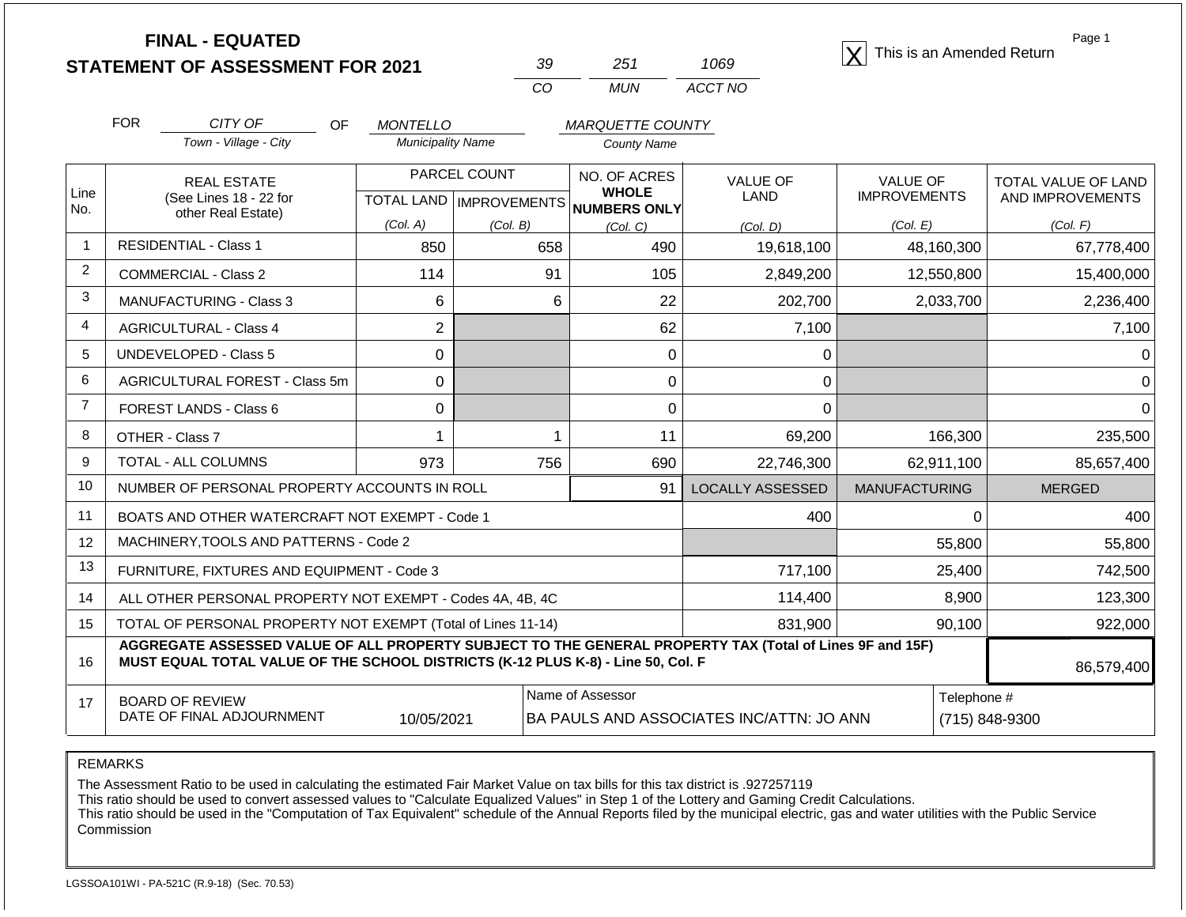# FINAL - EQUATED
## STATEMENT OF ASSESSMENT FOR 2021

| 39 | 251 | 1069 |
|---|---|---|
| CO | MUN | ACCT NO |

[X] This is an Amended Return

FOR *CITY OF* (Town - Village - City) OF *MONTELLO* (Municipality Name) *MARQUETTE COUNTY* (County Name)

| Line No. | REAL ESTATE (See Lines 18 - 22 for other Real Estate) | PARCEL COUNT TOTAL LAND (Col. A) | PARCEL COUNT IMPROVEMENTS (Col. B) | NO. OF ACRES WHOLE NUMBERS ONLY (Col. C) | VALUE OF LAND (Col. D) | VALUE OF IMPROVEMENTS (Col. E) | TOTAL VALUE OF LAND AND IMPROVEMENTS (Col. F) |
|---|---|---|---|---|---|---|---|
| 1 | RESIDENTIAL - Class 1 | 850 | 658 | 490 | 19,618,100 | 48,160,300 | 67,778,400 |
| 2 | COMMERCIAL - Class 2 | 114 | 91 | 105 | 2,849,200 | 12,550,800 | 15,400,000 |
| 3 | MANUFACTURING - Class 3 | 6 | 6 | 22 | 202,700 | 2,033,700 | 2,236,400 |
| 4 | AGRICULTURAL - Class 4 | 2 | | 62 | 7,100 | | 7,100 |
| 5 | UNDEVELOPED - Class 5 | 0 | | 0 | 0 | | 0 |
| 6 | AGRICULTURAL FOREST - Class 5m | 0 | | 0 | 0 | | 0 |
| 7 | FOREST LANDS - Class 6 | 0 | | 0 | 0 | | 0 |
| 8 | OTHER - Class 7 | 1 | 1 | 11 | 69,200 | 166,300 | 235,500 |
| 9 | TOTAL - ALL COLUMNS | 973 | 756 | 690 | 22,746,300 | 62,911,100 | 85,657,400 |
| 10 | NUMBER OF PERSONAL PROPERTY ACCOUNTS IN ROLL | | | 91 | LOCALLY ASSESSED | MANUFACTURING | MERGED |
| 11 | BOATS AND OTHER WATERCRAFT NOT EXEMPT - Code 1 | | | | 400 | 0 | 400 |
| 12 | MACHINERY,TOOLS AND PATTERNS - Code 2 | | | | | 55,800 | 55,800 |
| 13 | FURNITURE, FIXTURES AND EQUIPMENT - Code 3 | | | | 717,100 | 25,400 | 742,500 |
| 14 | ALL OTHER PERSONAL PROPERTY NOT EXEMPT - Codes 4A, 4B, 4C | | | | 114,400 | 8,900 | 123,300 |
| 15 | TOTAL OF PERSONAL PROPERTY NOT EXEMPT (Total of Lines 11-14) | | | | 831,900 | 90,100 | 922,000 |
| 16 | **AGGREGATE ASSESSED VALUE OF ALL PROPERTY SUBJECT TO THE GENERAL PROPERTY TAX (Total of Lines 9F and 15F) MUST EQUAL TOTAL VALUE OF THE SCHOOL DISTRICTS (K-12 PLUS K-8) - Line 50, Col. F** | | | | | | 86,579,400 |
| 17 | BOARD OF REVIEW DATE OF FINAL ADJOURNMENT | 10/05/2021 | | Name of Assessor: BA PAULS AND ASSOCIATES INC/ATTN: JO ANN | | | Telephone #: (715) 848-9300 |

REMARKS

The Assessment Ratio to be used in calculating the estimated Fair Market Value on tax bills for this tax district is .927257119
This ratio should be used to convert assessed values to "Calculate Equalized Values" in Step 1 of the Lottery and Gaming Credit Calculations.
This ratio should be used in the "Computation of Tax Equivalent" schedule of the Annual Reports filed by the municipal electric, gas and water utilities with the Public Service Commission

LGSSOA101WI - PA-521C (R.9-18) (Sec. 70.53)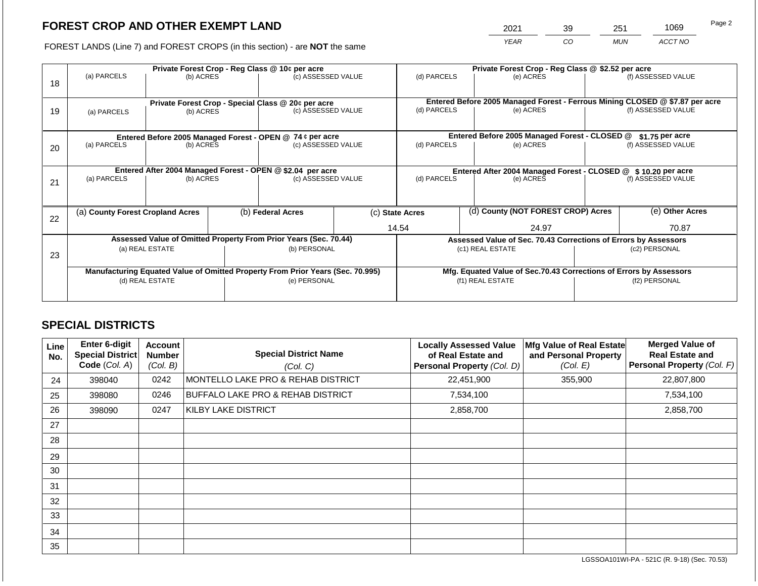## FOREST CROP AND OTHER EXEMPT LAND

| 2021 | 39 | 251 | 1069 |
|---|---|---|---|
| YEAR | CO | MUN | ACCT NO |

FOREST LANDS (Line 7) and FOREST CROPS (in this section) - are **NOT** the same

| Line | Private Forest Crop - Reg Class @ 10¢ per acre | | | Private Forest Crop - Reg Class @ $2.52 per acre | | |
|---|---|---|---|---|---|---|
| 18 | (a) PARCELS | (b) ACRES | (c) ASSESSED VALUE | (d) PARCELS | (e) ACRES | (f) ASSESSED VALUE |
| | **Private Forest Crop - Special Class @ 20¢ per acre** | | | **Entered Before 2005 Managed Forest - Ferrous Mining CLOSED @ $7.87 per acre** | | |
| 19 | (a) PARCELS | (b) ACRES | (c) ASSESSED VALUE | (d) PARCELS | (e) ACRES | (f) ASSESSED VALUE |
| | **Entered Before 2005 Managed Forest - OPEN @ 74 ¢ per acre** | | | **Entered Before 2005 Managed Forest - CLOSED @ $1.75 per acre** | | |
| 20 | (a) PARCELS | (b) ACRES | (c) ASSESSED VALUE | (d) PARCELS | (e) ACRES | (f) ASSESSED VALUE |
| | **Entered After 2004 Managed Forest - OPEN @ $2.04 per acre** | | | **Entered After 2004 Managed Forest - CLOSED @ $ 10.20 per acre** | | |
| 21 | (a) PARCELS | (b) ACRES | (c) ASSESSED VALUE | (d) PARCELS | (e) ACRES | (f) ASSESSED VALUE |

| Line | (a) County Forest Cropland Acres | (b) Federal Acres | (c) State Acres | (d) County (NOT FOREST CROP) Acres | (e) Other Acres |
|---|---|---|---|---|---|
| 22 | | | 14.54 | 24.97 | 70.87 |

| Line | Assessed Value of Omitted Property From Prior Years (Sec. 70.44) | | Assessed Value of Sec. 70.43 Corrections of Errors by Assessors | |
|---|---|---|---|---|
| 23 | (a) REAL ESTATE | (b) PERSONAL | (c1) REAL ESTATE | (c2) PERSONAL |
| | **Manufacturing Equated Value of Omitted Property From Prior Years (Sec. 70.995)** | | **Mfg. Equated Value of Sec.70.43 Corrections of Errors by Assessors** | |
| | (d) REAL ESTATE | (e) PERSONAL | (f1) REAL ESTATE | (f2) PERSONAL |

## SPECIAL DISTRICTS

| Line No. | Enter 6-digit Special District Code (Col. A) | Account Number (Col. B) | Special District Name (Col. C) | Locally Assessed Value of Real Estate and Personal Property (Col. D) | Mfg Value of Real Estate and Personal Property (Col. E) | Merged Value of Real Estate and Personal Property (Col. F) |
|---|---|---|---|---|---|---|
| 24 | 398040 | 0242 | MONTELLO LAKE PRO & REHAB DISTRICT | 22,451,900 | 355,900 | 22,807,800 |
| 25 | 398080 | 0246 | BUFFALO LAKE PRO & REHAB DISTRICT | 7,534,100 | | 7,534,100 |
| 26 | 398090 | 0247 | KILBY LAKE DISTRICT | 2,858,700 | | 2,858,700 |
| 27 | | | | | | |
| 28 | | | | | | |
| 29 | | | | | | |
| 30 | | | | | | |
| 31 | | | | | | |
| 32 | | | | | | |
| 33 | | | | | | |
| 34 | | | | | | |
| 35 | | | | | | |

LGSSOA101WI-PA - 521C (R. 9-18) (Sec. 70.53)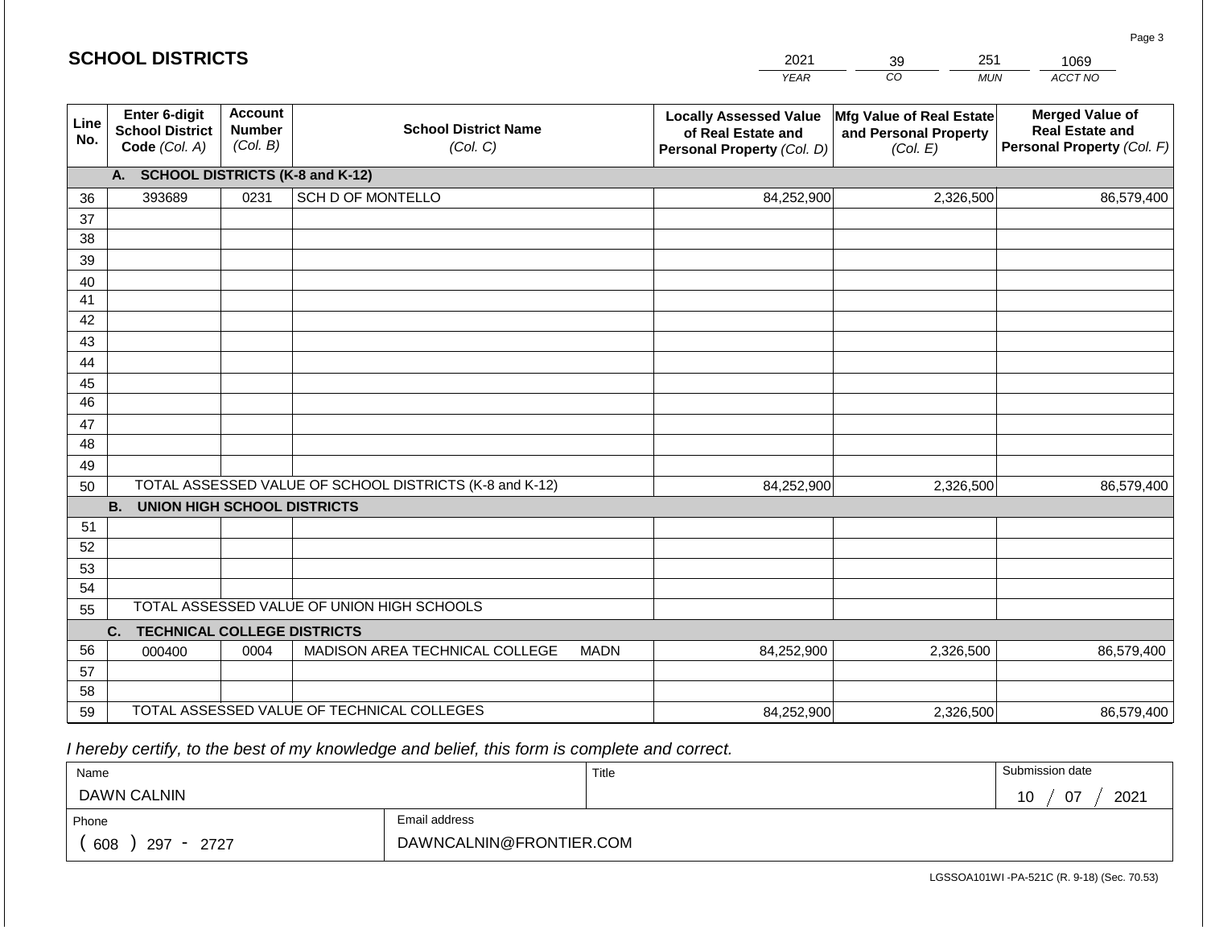# SCHOOL DISTRICTS

| 2021 | 39 | 251 | 1069 |
|---|---|---|---|
| *YEAR* | *CO* | *MUN* | *ACCT NO* |

| Line No. | Enter 6-digit School District Code *(Col. A)* | Account Number *(Col. B)* | School District Name *(Col. C)* | Locally Assessed Value of Real Estate and Personal Property *(Col. D)* | Mfg Value of Real Estate and Personal Property *(Col. E)* | Merged Value of Real Estate and Personal Property *(Col. F)* |
|---|---|---|---|---|---|---|
| | **A. SCHOOL DISTRICTS (K-8 and K-12)** | | | | | |
| 36 | 393689 | 0231 | SCH D OF MONTELLO | 84,252,900 | 2,326,500 | 86,579,400 |
| 37 | | | | | | |
| 38 | | | | | | |
| 39 | | | | | | |
| 40 | | | | | | |
| 41 | | | | | | |
| 42 | | | | | | |
| 43 | | | | | | |
| 44 | | | | | | |
| 45 | | | | | | |
| 46 | | | | | | |
| 47 | | | | | | |
| 48 | | | | | | |
| 49 | | | | | | |
| 50 | TOTAL ASSESSED VALUE OF SCHOOL DISTRICTS (K-8 and K-12) | | | 84,252,900 | 2,326,500 | 86,579,400 |
| | **B. UNION HIGH SCHOOL DISTRICTS** | | | | | |
| 51 | | | | | | |
| 52 | | | | | | |
| 53 | | | | | | |
| 54 | | | | | | |
| 55 | TOTAL ASSESSED VALUE OF UNION HIGH SCHOOLS | | | | | |
| | **C. TECHNICAL COLLEGE DISTRICTS** | | | | | |
| 56 | 000400 | 0004 | MADISON AREA TECHNICAL COLLEGE MADN | 84,252,900 | 2,326,500 | 86,579,400 |
| 57 | | | | | | |
| 58 | | | | | | |
| 59 | TOTAL ASSESSED VALUE OF TECHNICAL COLLEGES | | | 84,252,900 | 2,326,500 | 86,579,400 |

*I hereby certify, to the best of my knowledge and belief, this form is complete and correct.*

| Name | Title | Submission date |
|---|---|---|
| DAWN CALNIN | | 10 / 07 / 2021 |
| **Phone** | **Email address** | |
| ( 608 ) 297 - 2727 | DAWNCALNIN@FRONTIER.COM | |

LGSSOA101WI -PA-521C (R. 9-18) (Sec. 70.53)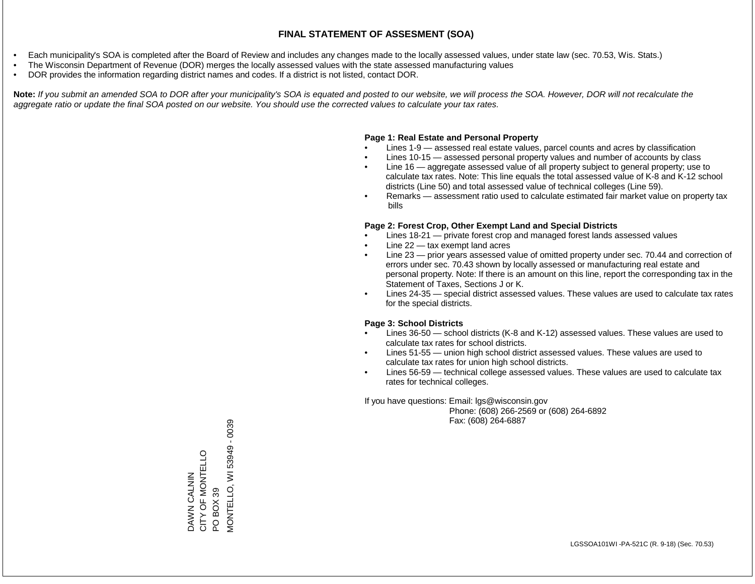# FINAL STATEMENT OF ASSESMENT (SOA)

- Each municipality's SOA is completed after the Board of Review and includes any changes made to the locally assessed values, under state law (sec. 70.53, Wis. Stats.)
- The Wisconsin Department of Revenue (DOR) merges the locally assessed values with the state assessed manufacturing values
- DOR provides the information regarding district names and codes. If a district is not listed, contact DOR.

**Note:** *If you submit an amended SOA to DOR after your municipality's SOA is equated and posted to our website, we will process the SOA. However, DOR will not recalculate the aggregate ratio or update the final SOA posted on our website. You should use the corrected values to calculate your tax rates.*

**Page 1: Real Estate and Personal Property**

- Lines 1-9 — assessed real estate values, parcel counts and acres by classification
- Lines 10-15 — assessed personal property values and number of accounts by class
- Line 16 — aggregate assessed value of all property subject to general property; use to calculate tax rates. Note: This line equals the total assessed value of K-8 and K-12 school districts (Line 50) and total assessed value of technical colleges (Line 59).
- Remarks — assessment ratio used to calculate estimated fair market value on property tax bills

**Page 2: Forest Crop, Other Exempt Land and Special Districts**

- Lines 18-21 — private forest crop and managed forest lands assessed values
- Line 22 — tax exempt land acres
- Line 23 — prior years assessed value of omitted property under sec. 70.44 and correction of errors under sec. 70.43 shown by locally assessed or manufacturing real estate and personal property. Note: If there is an amount on this line, report the corresponding tax in the Statement of Taxes, Sections J or K.
- Lines 24-35 — special district assessed values. These values are used to calculate tax rates for the special districts.

**Page 3: School Districts**

- Lines 36-50 — school districts (K-8 and K-12) assessed values. These values are used to calculate tax rates for school districts.
- Lines 51-55 — union high school district assessed values. These values are used to calculate tax rates for union high school districts.
- Lines 56-59 — technical college assessed values. These values are used to calculate tax rates for technical colleges.

If you have questions: Email: lgs@wisconsin.gov
Phone: (608) 266-2569 or (608) 264-6892
Fax: (608) 264-6887

DAWN CALNIN
CITY OF MONTELLO
PO BOX 39
MONTELLO, WI 53949 - 0039

LGSSOA101WI -PA-521C (R. 9-18) (Sec. 70.53)